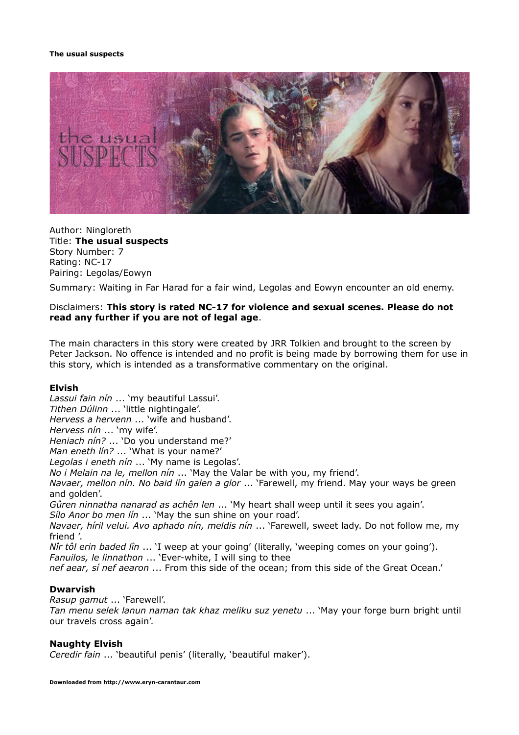**The usual suspects**

Author: Ningloreth
Title: **The usual suspects**
Story Number: 7
Rating: NC-17
Pairing: Legolas/Eowyn

Summary: Waiting in Far Harad for a fair wind, Legolas and Eowyn encounter an old enemy.

Disclaimers: **This story is rated NC-17 for violence and sexual scenes. Please do not read any further if you are not of legal age**.

The main characters in this story were created by JRR Tolkien and brought to the screen by Peter Jackson. No offence is intended and no profit is being made by borrowing them for use in this story, which is intended as a transformative commentary on the original.

**Elvish**

*Lassui fain nín* ... 'my beautiful Lassui'.
*Tithen Dúlinn* ... 'little nightingale'.
*Hervess a hervenn* ... 'wife and husband'.
*Hervess nín* ... 'my wife'.
*Heniach nín?* ... 'Do you understand me?'
*Man eneth lín?* ... 'What is your name?'
*Legolas i eneth nín* ... 'My name is Legolas'.
*No i Melain na le, mellon nín* ... 'May the Valar be with you, my friend'.
*Navaer, mellon nín. No baid lín galen a glor* ... 'Farewell, my friend. May your ways be green and golden'.
*Gûren ninnatha nanarad as achên len* ... 'My heart shall weep until it sees you again'.
*Sílo Anor bo men lín* ... 'May the sun shine on your road'.
*Navaer, híril velui. Avo aphado nín, meldis nín* ... 'Farewell, sweet lady. Do not follow me, my friend '.
*Nîr tôl erin baded lîn* ... 'I weep at your going' (literally, 'weeping comes on your going').
*Fanuilos, le linnathon* ... 'Ever-white, I will sing to thee
*nef aear, sí nef aearon* ... From this side of the ocean; from this side of the Great Ocean.'

**Dwarvish**

*Rasup gamut* ... 'Farewell'.
*Tan menu selek lanun naman tak khaz meliku suz yenetu* ... 'May your forge burn bright until our travels cross again'.

**Naughty Elvish**

*Ceredir fain* ... 'beautiful penis' (literally, 'beautiful maker').

**Downloaded from http://www.eryn-carantaur.com**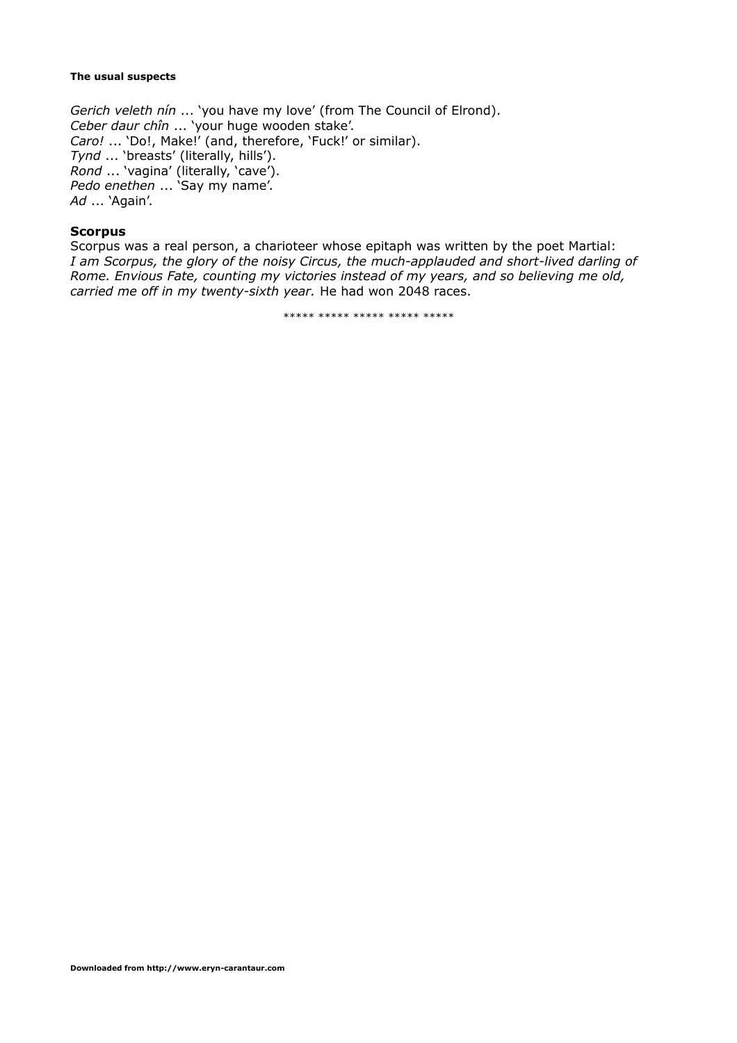**The usual suspects**

*Gerich veleth nín* ... 'you have my love' (from The Council of Elrond).
*Ceber daur chîn* ... 'your huge wooden stake'.
*Caro!* ... 'Do!, Make!' (and, therefore, 'Fuck!' or similar).
*Tynd* ... 'breasts' (literally, hills').
*Rond* ... 'vagina' (literally, 'cave').
*Pedo enethen* ... 'Say my name'.
*Ad* ... 'Again'.

## Scorpus

Scorpus was a real person, a charioteer whose epitaph was written by the poet Martial: *I am Scorpus, the glory of the noisy Circus, the much-applauded and short-lived darling of Rome. Envious Fate, counting my victories instead of my years, and so believing me old, carried me off in my twenty-sixth year.* He had won 2048 races.

***** ***** ***** ***** *****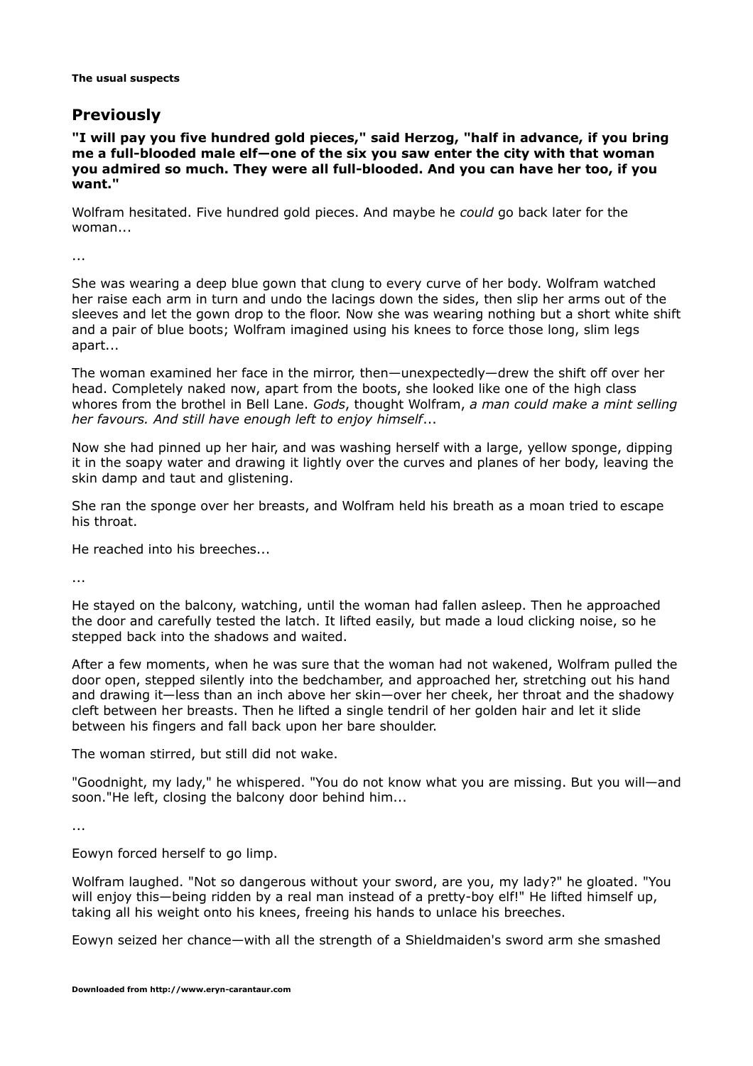## Previously

**"I will pay you five hundred gold pieces," said Herzog, "half in advance, if you bring me a full-blooded male elf—one of the six you saw enter the city with that woman you admired so much. They were all full-blooded. And you can have her too, if you want."**

Wolfram hesitated. Five hundred gold pieces. And maybe he *could* go back later for the woman...

...

She was wearing a deep blue gown that clung to every curve of her body. Wolfram watched her raise each arm in turn and undo the lacings down the sides, then slip her arms out of the sleeves and let the gown drop to the floor. Now she was wearing nothing but a short white shift and a pair of blue boots; Wolfram imagined using his knees to force those long, slim legs apart...

The woman examined her face in the mirror, then—unexpectedly—drew the shift off over her head. Completely naked now, apart from the boots, she looked like one of the high class whores from the brothel in Bell Lane. *Gods*, thought Wolfram, *a man could make a mint selling her favours. And still have enough left to enjoy himself*...

Now she had pinned up her hair, and was washing herself with a large, yellow sponge, dipping it in the soapy water and drawing it lightly over the curves and planes of her body, leaving the skin damp and taut and glistening.

She ran the sponge over her breasts, and Wolfram held his breath as a moan tried to escape his throat.

He reached into his breeches...

...

He stayed on the balcony, watching, until the woman had fallen asleep. Then he approached the door and carefully tested the latch. It lifted easily, but made a loud clicking noise, so he stepped back into the shadows and waited.

After a few moments, when he was sure that the woman had not wakened, Wolfram pulled the door open, stepped silently into the bedchamber, and approached her, stretching out his hand and drawing it—less than an inch above her skin—over her cheek, her throat and the shadowy cleft between her breasts. Then he lifted a single tendril of her golden hair and let it slide between his fingers and fall back upon her bare shoulder.

The woman stirred, but still did not wake.

"Goodnight, my lady," he whispered. "You do not know what you are missing. But you will—and soon."He left, closing the balcony door behind him...

...

Eowyn forced herself to go limp.

Wolfram laughed. "Not so dangerous without your sword, are you, my lady?" he gloated. "You will enjoy this—being ridden by a real man instead of a pretty-boy elf!" He lifted himself up, taking all his weight onto his knees, freeing his hands to unlace his breeches.

Eowyn seized her chance—with all the strength of a Shieldmaiden's sword arm she smashed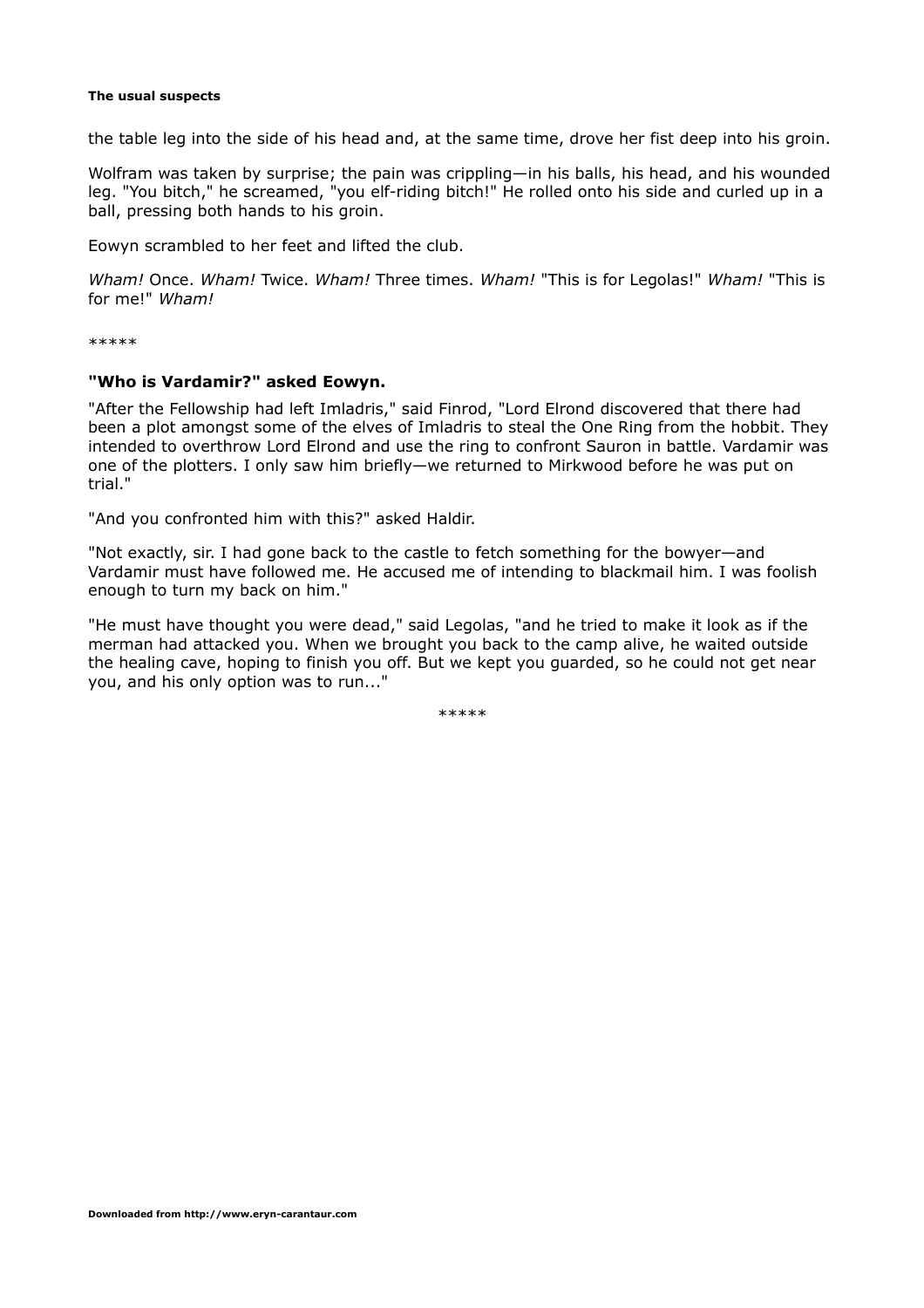the table leg into the side of his head and, at the same time, drove her fist deep into his groin.

Wolfram was taken by surprise; the pain was crippling—in his balls, his head, and his wounded leg. "You bitch," he screamed, "you elf-riding bitch!" He rolled onto his side and curled up in a ball, pressing both hands to his groin.

Eowyn scrambled to her feet and lifted the club.

*Wham!* Once. *Wham!* Twice. *Wham!* Three times. *Wham!* "This is for Legolas!" *Wham!* "This is for me!" *Wham!*

*****

**"Who is Vardamir?" asked Eowyn.**

"After the Fellowship had left Imladris," said Finrod, "Lord Elrond discovered that there had been a plot amongst some of the elves of Imladris to steal the One Ring from the hobbit. They intended to overthrow Lord Elrond and use the ring to confront Sauron in battle. Vardamir was one of the plotters. I only saw him briefly—we returned to Mirkwood before he was put on trial."

"And you confronted him with this?" asked Haldir.

"Not exactly, sir. I had gone back to the castle to fetch something for the bowyer—and Vardamir must have followed me. He accused me of intending to blackmail him. I was foolish enough to turn my back on him."

"He must have thought you were dead," said Legolas, "and he tried to make it look as if the merman had attacked you. When we brought you back to the camp alive, he waited outside the healing cave, hoping to finish you off. But we kept you guarded, so he could not get near you, and his only option was to run..."

*****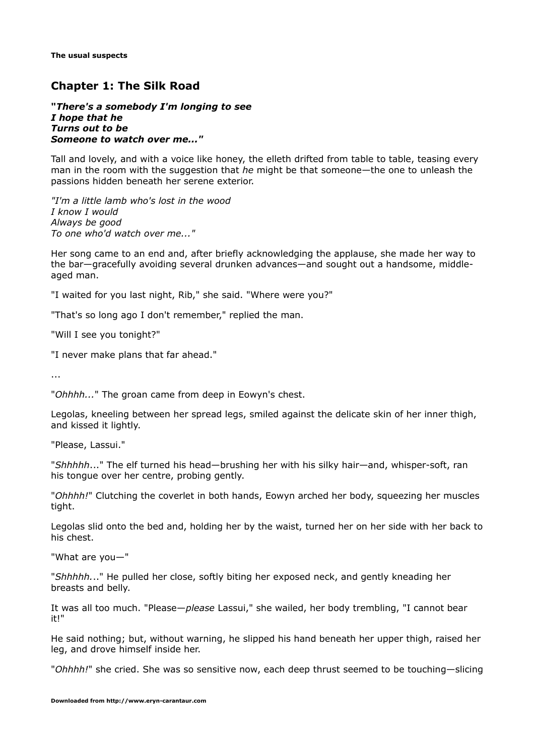## Chapter 1: The Silk Road

***"There's a somebody I'm longing to see***
***I hope that he***
***Turns out to be***
***Someone to watch over me..."***

Tall and lovely, and with a voice like honey, the elleth drifted from table to table, teasing every man in the room with the suggestion that *he* might be that someone—the one to unleash the passions hidden beneath her serene exterior.

*"I'm a little lamb who's lost in the wood*
*I know I would*
*Always be good*
*To one who'd watch over me..."*

Her song came to an end and, after briefly acknowledging the applause, she made her way to the bar—gracefully avoiding several drunken advances—and sought out a handsome, middle-aged man.

"I waited for you last night, Rib," she said. "Where were you?"

"That's so long ago I don't remember," replied the man.

"Will I see you tonight?"

"I never make plans that far ahead."

...

"*Ohhhh...*" The groan came from deep in Eowyn's chest.

Legolas, kneeling between her spread legs, smiled against the delicate skin of her inner thigh, and kissed it lightly.

"Please, Lassui."

"*Shhhhh*..." The elf turned his head—brushing her with his silky hair—and, whisper-soft, ran his tongue over her centre, probing gently.

"*Ohhhh!*" Clutching the coverlet in both hands, Eowyn arched her body, squeezing her muscles tight.

Legolas slid onto the bed and, holding her by the waist, turned her on her side with her back to his chest.

"What are you—"

"*Shhhhh*..." He pulled her close, softly biting her exposed neck, and gently kneading her breasts and belly.

It was all too much. "Please—*please* Lassui," she wailed, her body trembling, "I cannot bear it!"

He said nothing; but, without warning, he slipped his hand beneath her upper thigh, raised her leg, and drove himself inside her.

"*Ohhhh!*" she cried. She was so sensitive now, each deep thrust seemed to be touching—slicing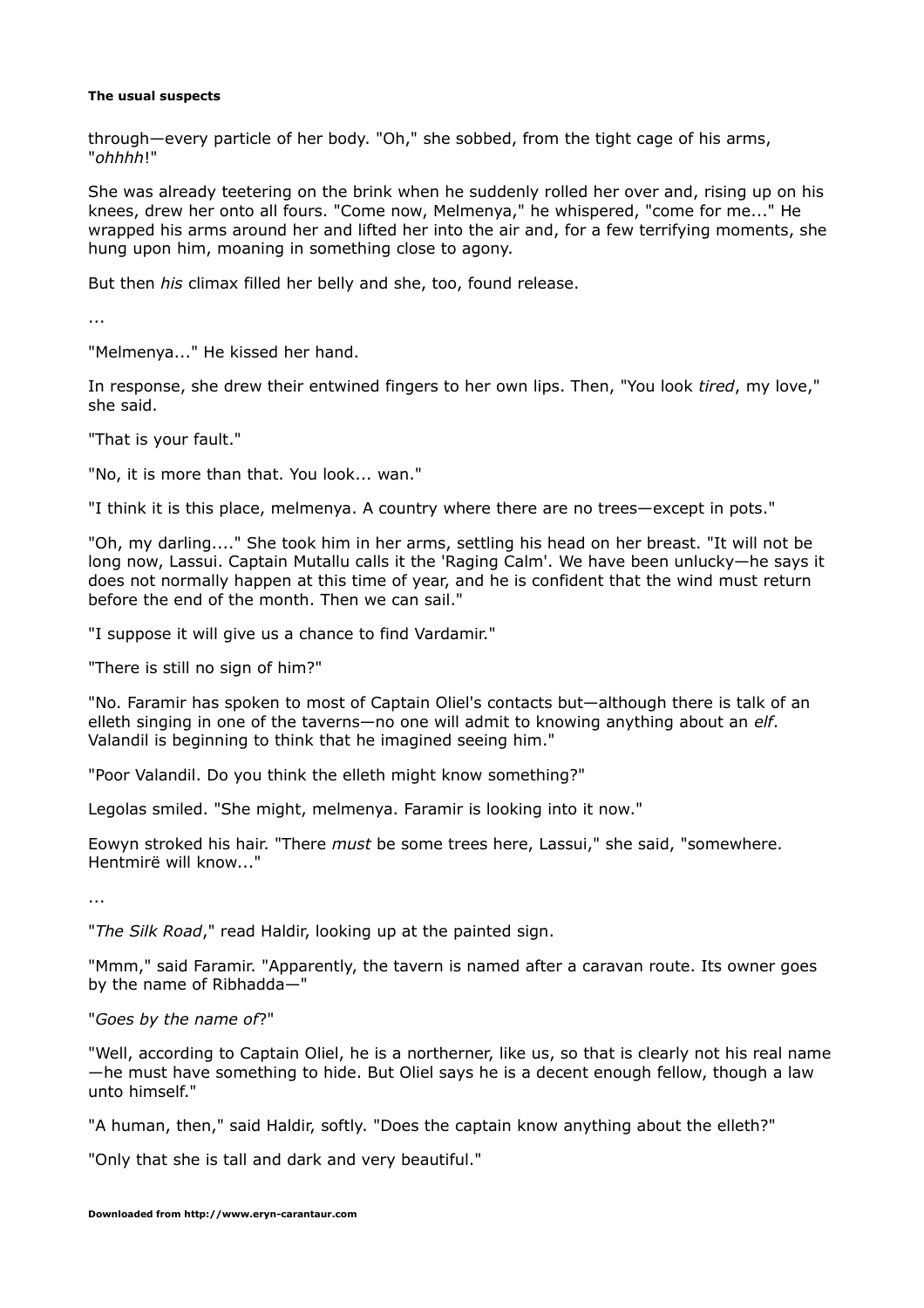through—every particle of her body. "Oh," she sobbed, from the tight cage of his arms, "*ohhhh*!"

She was already teetering on the brink when he suddenly rolled her over and, rising up on his knees, drew her onto all fours. "Come now, Melmenya," he whispered, "come for me..." He wrapped his arms around her and lifted her into the air and, for a few terrifying moments, she hung upon him, moaning in something close to agony.

But then *his* climax filled her belly and she, too, found release.

...

"Melmenya..." He kissed her hand.

In response, she drew their entwined fingers to her own lips. Then, "You look *tired*, my love," she said.

"That is your fault."

"No, it is more than that. You look... wan."

"I think it is this place, melmenya. A country where there are no trees—except in pots."

"Oh, my darling...." She took him in her arms, settling his head on her breast. "It will not be long now, Lassui. Captain Mutallu calls it the 'Raging Calm'. We have been unlucky—he says it does not normally happen at this time of year, and he is confident that the wind must return before the end of the month. Then we can sail."

"I suppose it will give us a chance to find Vardamir."

"There is still no sign of him?"

"No. Faramir has spoken to most of Captain Oliel's contacts but—although there is talk of an elleth singing in one of the taverns—no one will admit to knowing anything about an *elf*. Valandil is beginning to think that he imagined seeing him."

"Poor Valandil. Do you think the elleth might know something?"

Legolas smiled. "She might, melmenya. Faramir is looking into it now."

Eowyn stroked his hair. "There *must* be some trees here, Lassui," she said, "somewhere. Hentmirë will know..."

...

"*The Silk Road*," read Haldir, looking up at the painted sign.

"Mmm," said Faramir. "Apparently, the tavern is named after a caravan route. Its owner goes by the name of Ribhadda—"

"*Goes by the name of*?"

"Well, according to Captain Oliel, he is a northerner, like us, so that is clearly not his real name—he must have something to hide. But Oliel says he is a decent enough fellow, though a law unto himself."

"A human, then," said Haldir, softly. "Does the captain know anything about the elleth?"

"Only that she is tall and dark and very beautiful."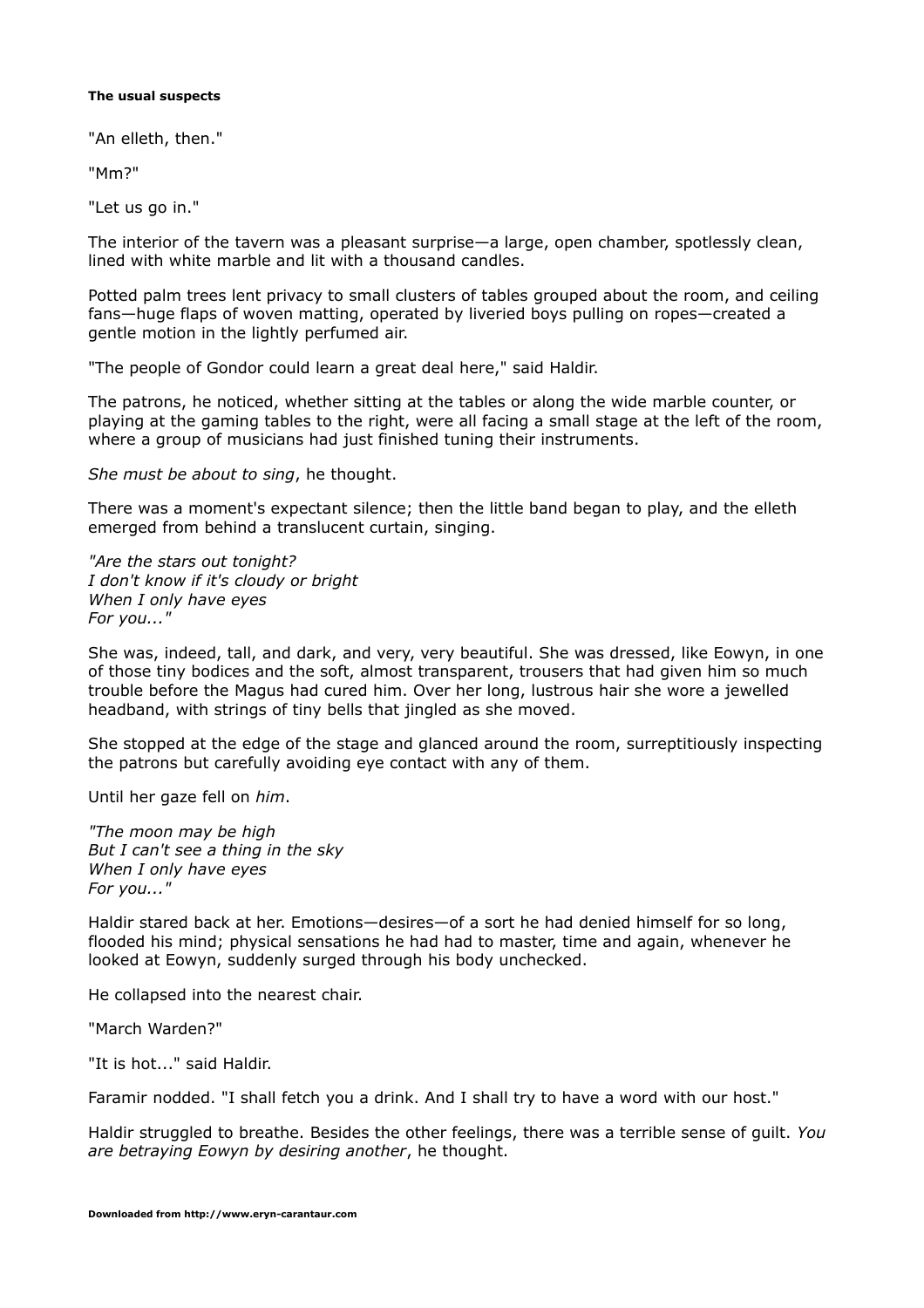**The usual suspects**

"An elleth, then."

"Mm?"

"Let us go in."

The interior of the tavern was a pleasant surprise—a large, open chamber, spotlessly clean, lined with white marble and lit with a thousand candles.

Potted palm trees lent privacy to small clusters of tables grouped about the room, and ceiling fans—huge flaps of woven matting, operated by liveried boys pulling on ropes—created a gentle motion in the lightly perfumed air.

"The people of Gondor could learn a great deal here," said Haldir.

The patrons, he noticed, whether sitting at the tables or along the wide marble counter, or playing at the gaming tables to the right, were all facing a small stage at the left of the room, where a group of musicians had just finished tuning their instruments.

*She must be about to sing*, he thought.

There was a moment's expectant silence; then the little band began to play, and the elleth emerged from behind a translucent curtain, singing.

*"Are the stars out tonight?*  
*I don't know if it's cloudy or bright*  
*When I only have eyes*  
*For you..."*

She was, indeed, tall, and dark, and very, very beautiful. She was dressed, like Eowyn, in one of those tiny bodices and the soft, almost transparent, trousers that had given him so much trouble before the Magus had cured him. Over her long, lustrous hair she wore a jewelled headband, with strings of tiny bells that jingled as she moved.

She stopped at the edge of the stage and glanced around the room, surreptitiously inspecting the patrons but carefully avoiding eye contact with any of them.

Until her gaze fell on *him*.

*"The moon may be high*  
*But I can't see a thing in the sky*  
*When I only have eyes*  
*For you..."*

Haldir stared back at her. Emotions—desires—of a sort he had denied himself for so long, flooded his mind; physical sensations he had had to master, time and again, whenever he looked at Eowyn, suddenly surged through his body unchecked.

He collapsed into the nearest chair.

"March Warden?"

"It is hot..." said Haldir.

Faramir nodded. "I shall fetch you a drink. And I shall try to have a word with our host."

Haldir struggled to breathe. Besides the other feelings, there was a terrible sense of guilt. *You are betraying Eowyn by desiring another*, he thought.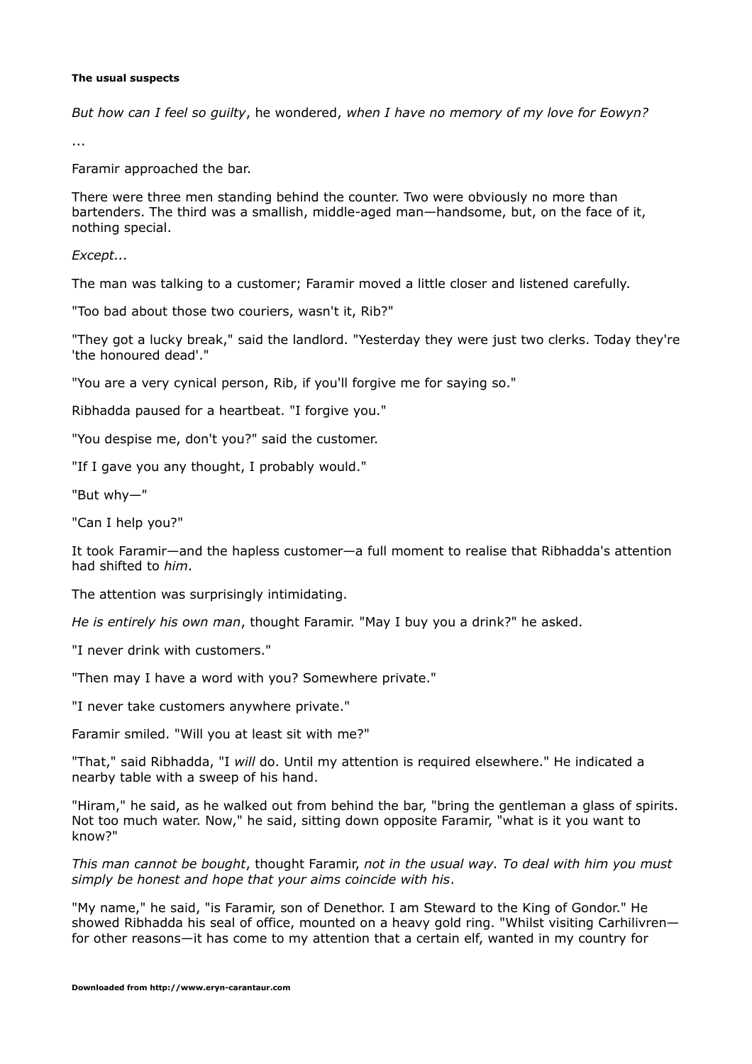**The usual suspects**

*But how can I feel so guilty*, he wondered, *when I have no memory of my love for Eowyn?*

...

Faramir approached the bar.

There were three men standing behind the counter. Two were obviously no more than bartenders. The third was a smallish, middle-aged man—handsome, but, on the face of it, nothing special.

*Except...*

The man was talking to a customer; Faramir moved a little closer and listened carefully.

"Too bad about those two couriers, wasn't it, Rib?"

"They got a lucky break," said the landlord. "Yesterday they were just two clerks. Today they're 'the honoured dead'."

"You are a very cynical person, Rib, if you'll forgive me for saying so."

Ribhadda paused for a heartbeat. "I forgive you."

"You despise me, don't you?" said the customer.

"If I gave you any thought, I probably would."

"But why—"

"Can I help you?"

It took Faramir—and the hapless customer—a full moment to realise that Ribhadda's attention had shifted to *him*.

The attention was surprisingly intimidating.

*He is entirely his own man*, thought Faramir. "May I buy you a drink?" he asked.

"I never drink with customers."

"Then may I have a word with you? Somewhere private."

"I never take customers anywhere private."

Faramir smiled. "Will you at least sit with me?"

"That," said Ribhadda, "I *will* do. Until my attention is required elsewhere." He indicated a nearby table with a sweep of his hand.

"Hiram," he said, as he walked out from behind the bar, "bring the gentleman a glass of spirits. Not too much water. Now," he said, sitting down opposite Faramir, "what is it you want to know?"

*This man cannot be bought*, thought Faramir, *not in the usual way. To deal with him you must simply be honest and hope that your aims coincide with his*.

"My name," he said, "is Faramir, son of Denethor. I am Steward to the King of Gondor." He showed Ribhadda his seal of office, mounted on a heavy gold ring. "Whilst visiting Carhilivren—for other reasons—it has come to my attention that a certain elf, wanted in my country for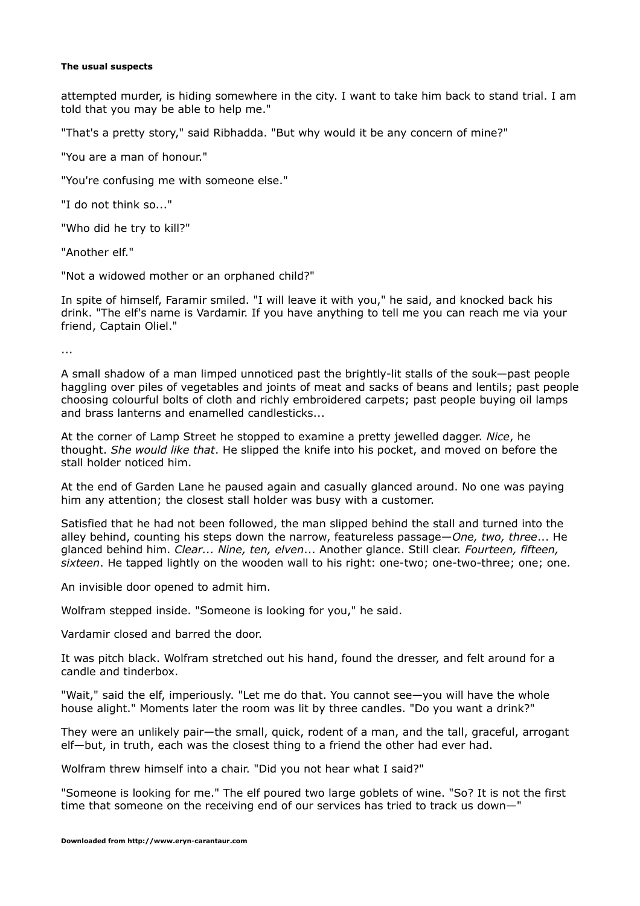attempted murder, is hiding somewhere in the city. I want to take him back to stand trial. I am told that you may be able to help me."

"That's a pretty story," said Ribhadda. "But why would it be any concern of mine?"

"You are a man of honour."

"You're confusing me with someone else."

"I do not think so..."

"Who did he try to kill?"

"Another elf."

"Not a widowed mother or an orphaned child?"

In spite of himself, Faramir smiled. "I will leave it with you," he said, and knocked back his drink. "The elf's name is Vardamir. If you have anything to tell me you can reach me via your friend, Captain Oliel."

...

A small shadow of a man limped unnoticed past the brightly-lit stalls of the souk—past people haggling over piles of vegetables and joints of meat and sacks of beans and lentils; past people choosing colourful bolts of cloth and richly embroidered carpets; past people buying oil lamps and brass lanterns and enamelled candlesticks...

At the corner of Lamp Street he stopped to examine a pretty jewelled dagger. *Nice*, he thought. *She would like that*. He slipped the knife into his pocket, and moved on before the stall holder noticed him.

At the end of Garden Lane he paused again and casually glanced around. No one was paying him any attention; the closest stall holder was busy with a customer.

Satisfied that he had not been followed, the man slipped behind the stall and turned into the alley behind, counting his steps down the narrow, featureless passage—*One, two, three*... He glanced behind him. *Clear... Nine, ten, elven*... Another glance. Still clear. *Fourteen, fifteen, sixteen*. He tapped lightly on the wooden wall to his right: one-two; one-two-three; one; one.

An invisible door opened to admit him.

Wolfram stepped inside. "Someone is looking for you," he said.

Vardamir closed and barred the door.

It was pitch black. Wolfram stretched out his hand, found the dresser, and felt around for a candle and tinderbox.

"Wait," said the elf, imperiously. "Let me do that. You cannot see—you will have the whole house alight." Moments later the room was lit by three candles. "Do you want a drink?"

They were an unlikely pair—the small, quick, rodent of a man, and the tall, graceful, arrogant elf—but, in truth, each was the closest thing to a friend the other had ever had.

Wolfram threw himself into a chair. "Did you not hear what I said?"

"Someone is looking for me." The elf poured two large goblets of wine. "So? It is not the first time that someone on the receiving end of our services has tried to track us down—"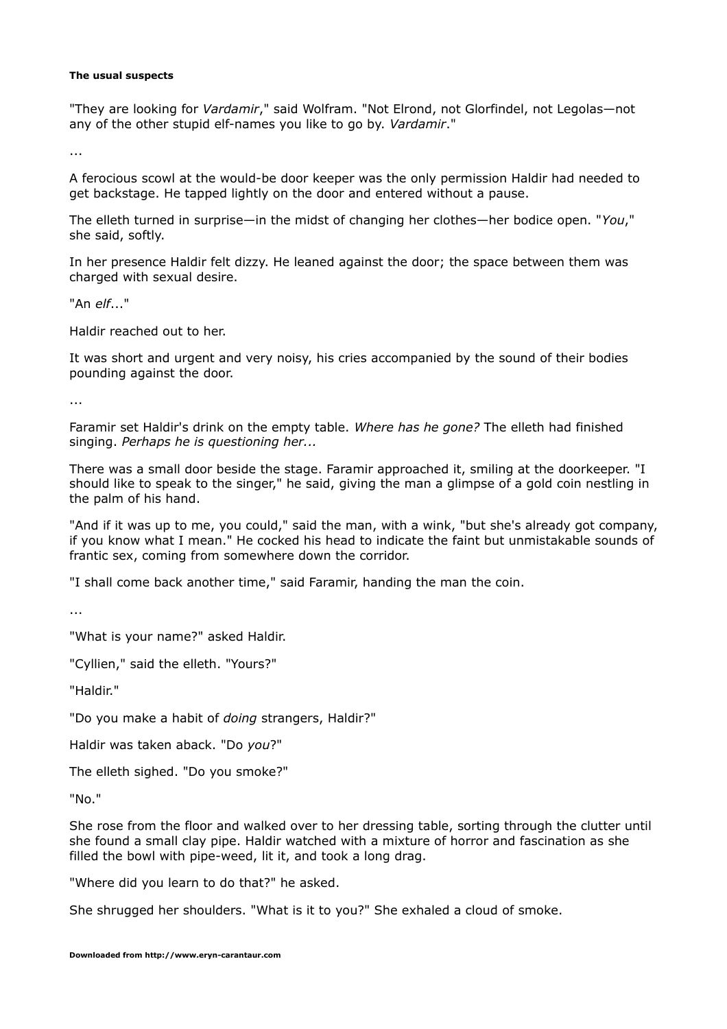**The usual suspects**

"They are looking for *Vardamir*," said Wolfram. "Not Elrond, not Glorfindel, not Legolas—not any of the other stupid elf-names you like to go by. *Vardamir*."

...

A ferocious scowl at the would-be door keeper was the only permission Haldir had needed to get backstage. He tapped lightly on the door and entered without a pause.

The elleth turned in surprise—in the midst of changing her clothes—her bodice open. "*You*," she said, softly.

In her presence Haldir felt dizzy. He leaned against the door; the space between them was charged with sexual desire.

"An *elf*..."

Haldir reached out to her.

It was short and urgent and very noisy, his cries accompanied by the sound of their bodies pounding against the door.

...

Faramir set Haldir's drink on the empty table. *Where has he gone?* The elleth had finished singing. *Perhaps he is questioning her...*

There was a small door beside the stage. Faramir approached it, smiling at the doorkeeper. "I should like to speak to the singer," he said, giving the man a glimpse of a gold coin nestling in the palm of his hand.

"And if it was up to me, you could," said the man, with a wink, "but she's already got company, if you know what I mean." He cocked his head to indicate the faint but unmistakable sounds of frantic sex, coming from somewhere down the corridor.

"I shall come back another time," said Faramir, handing the man the coin.

...

"What is your name?" asked Haldir.

"Cyllien," said the elleth. "Yours?"

"Haldir."

"Do you make a habit of *doing* strangers, Haldir?"

Haldir was taken aback. "Do *you*?"

The elleth sighed. "Do you smoke?"

"No."

She rose from the floor and walked over to her dressing table, sorting through the clutter until she found a small clay pipe. Haldir watched with a mixture of horror and fascination as she filled the bowl with pipe-weed, lit it, and took a long drag.

"Where did you learn to do that?" he asked.

She shrugged her shoulders. "What is it to you?" She exhaled a cloud of smoke.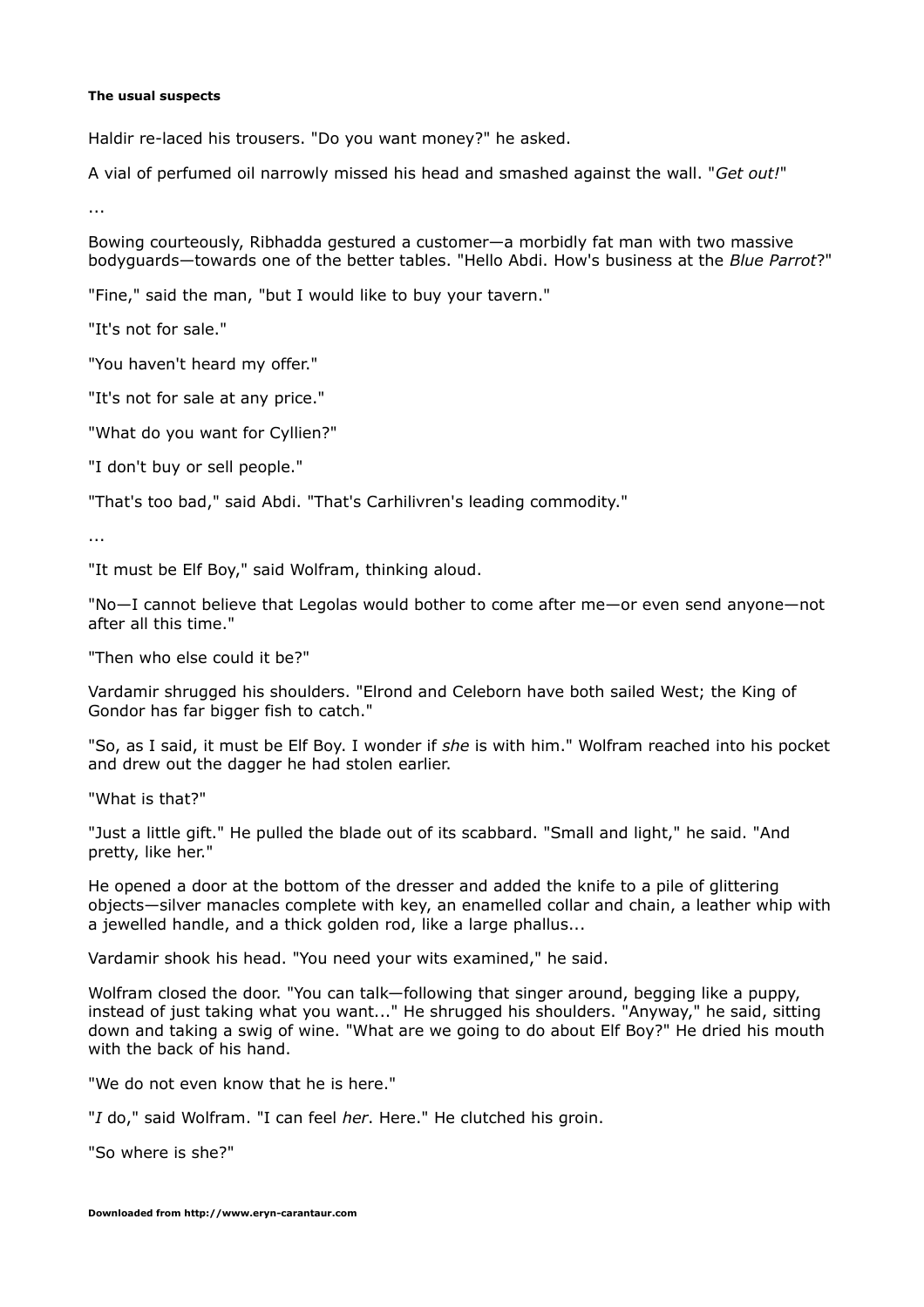**The usual suspects**

Haldir re-laced his trousers. "Do you want money?" he asked.

A vial of perfumed oil narrowly missed his head and smashed against the wall. "*Get out!*"

...

Bowing courteously, Ribhadda gestured a customer—a morbidly fat man with two massive bodyguards—towards one of the better tables. "Hello Abdi. How's business at the *Blue Parrot*?"

"Fine," said the man, "but I would like to buy your tavern."

"It's not for sale."

"You haven't heard my offer."

"It's not for sale at any price."

"What do you want for Cyllien?"

"I don't buy or sell people."

"That's too bad," said Abdi. "That's Carhilivren's leading commodity."

...

"It must be Elf Boy," said Wolfram, thinking aloud.

"No—I cannot believe that Legolas would bother to come after me—or even send anyone—not after all this time."

"Then who else could it be?"

Vardamir shrugged his shoulders. "Elrond and Celeborn have both sailed West; the King of Gondor has far bigger fish to catch."

"So, as I said, it must be Elf Boy. I wonder if *she* is with him." Wolfram reached into his pocket and drew out the dagger he had stolen earlier.

"What is that?"

"Just a little gift." He pulled the blade out of its scabbard. "Small and light," he said. "And pretty, like her."

He opened a door at the bottom of the dresser and added the knife to a pile of glittering objects—silver manacles complete with key, an enamelled collar and chain, a leather whip with a jewelled handle, and a thick golden rod, like a large phallus...

Vardamir shook his head. "You need your wits examined," he said.

Wolfram closed the door. "You can talk—following that singer around, begging like a puppy, instead of just taking what you want..." He shrugged his shoulders. "Anyway," he said, sitting down and taking a swig of wine. "What are we going to do about Elf Boy?" He dried his mouth with the back of his hand.

"We do not even know that he is here."

"*I* do," said Wolfram. "I can feel *her*. Here." He clutched his groin.

"So where is she?"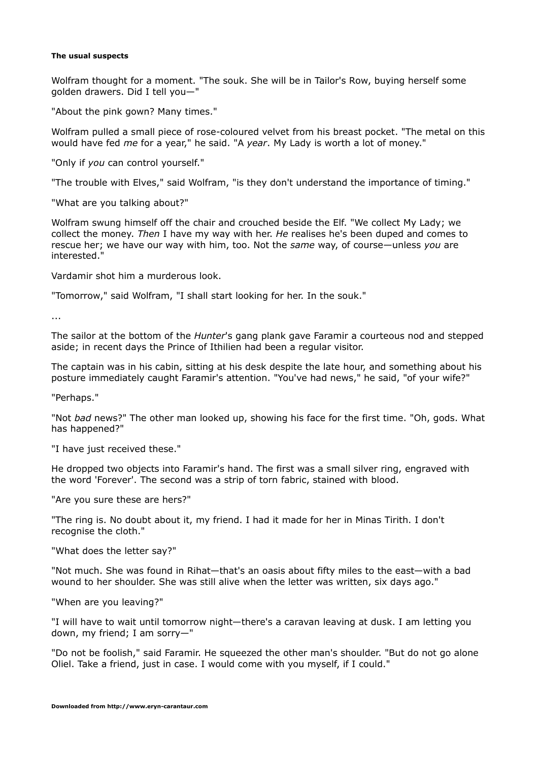Wolfram thought for a moment. "The souk. She will be in Tailor's Row, buying herself some golden drawers. Did I tell you—"

"About the pink gown? Many times."

Wolfram pulled a small piece of rose-coloured velvet from his breast pocket. "The metal on this would have fed *me* for a year," he said. "A *year*. My Lady is worth a lot of money."

"Only if *you* can control yourself."

"The trouble with Elves," said Wolfram, "is they don't understand the importance of timing."

"What are you talking about?"

Wolfram swung himself off the chair and crouched beside the Elf. "We collect My Lady; we collect the money. *Then* I have my way with her. *He* realises he's been duped and comes to rescue her; we have our way with him, too. Not the *same* way, of course—unless *you* are interested."

Vardamir shot him a murderous look.

"Tomorrow," said Wolfram, "I shall start looking for her. In the souk."

...

The sailor at the bottom of the *Hunter*'s gang plank gave Faramir a courteous nod and stepped aside; in recent days the Prince of Ithilien had been a regular visitor.

The captain was in his cabin, sitting at his desk despite the late hour, and something about his posture immediately caught Faramir's attention. "You've had news," he said, "of your wife?"

"Perhaps."

"Not *bad* news?" The other man looked up, showing his face for the first time. "Oh, gods. What has happened?"

"I have just received these."

He dropped two objects into Faramir's hand. The first was a small silver ring, engraved with the word 'Forever'. The second was a strip of torn fabric, stained with blood.

"Are you sure these are hers?"

"The ring is. No doubt about it, my friend. I had it made for her in Minas Tirith. I don't recognise the cloth."

"What does the letter say?"

"Not much. She was found in Rihat—that's an oasis about fifty miles to the east—with a bad wound to her shoulder. She was still alive when the letter was written, six days ago."

"When are you leaving?"

"I will have to wait until tomorrow night—there's a caravan leaving at dusk. I am letting you down, my friend; I am sorry—"

"Do not be foolish," said Faramir. He squeezed the other man's shoulder. "But do not go alone Oliel. Take a friend, just in case. I would come with you myself, if I could."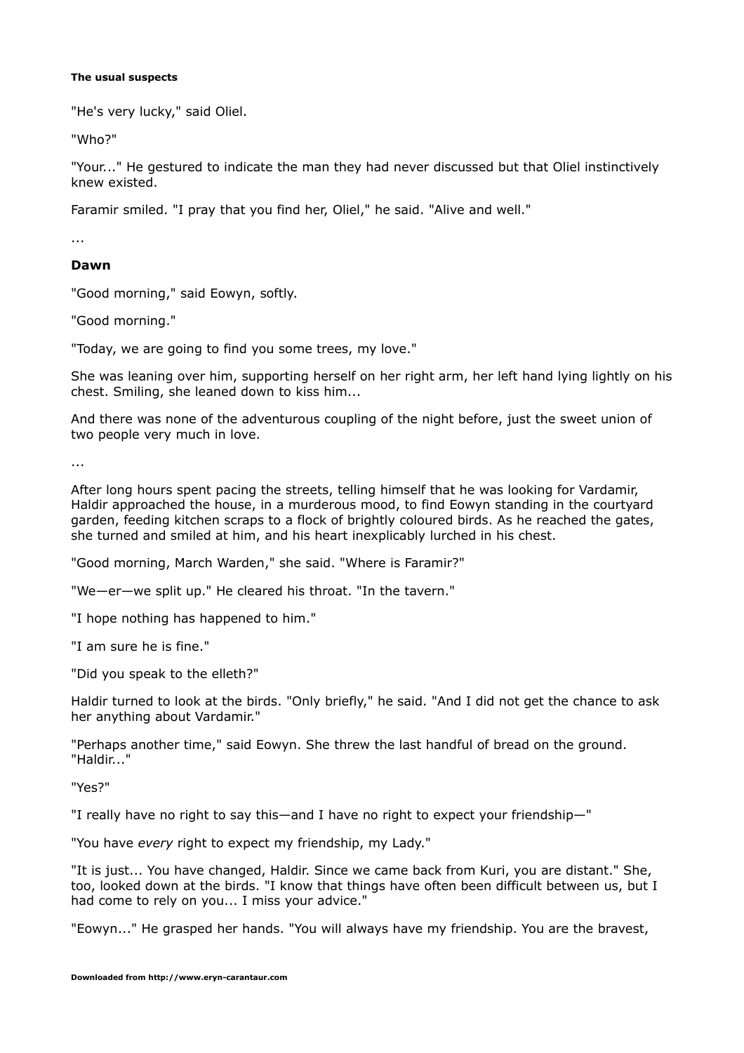**The usual suspects**

"He's very lucky," said Oliel.

"Who?"

"Your..." He gestured to indicate the man they had never discussed but that Oliel instinctively knew existed.

Faramir smiled. "I pray that you find her, Oliel," he said. "Alive and well."

...

**Dawn**

"Good morning," said Eowyn, softly.

"Good morning."

"Today, we are going to find you some trees, my love."

She was leaning over him, supporting herself on her right arm, her left hand lying lightly on his chest. Smiling, she leaned down to kiss him...

And there was none of the adventurous coupling of the night before, just the sweet union of two people very much in love.

...

After long hours spent pacing the streets, telling himself that he was looking for Vardamir, Haldir approached the house, in a murderous mood, to find Eowyn standing in the courtyard garden, feeding kitchen scraps to a flock of brightly coloured birds. As he reached the gates, she turned and smiled at him, and his heart inexplicably lurched in his chest.

"Good morning, March Warden," she said. "Where is Faramir?"

"We—er—we split up." He cleared his throat. "In the tavern."

"I hope nothing has happened to him."

"I am sure he is fine."

"Did you speak to the elleth?"

Haldir turned to look at the birds. "Only briefly," he said. "And I did not get the chance to ask her anything about Vardamir."

"Perhaps another time," said Eowyn. She threw the last handful of bread on the ground. "Haldir..."

"Yes?"

"I really have no right to say this—and I have no right to expect your friendship—"

"You have *every* right to expect my friendship, my Lady."

"It is just... You have changed, Haldir. Since we came back from Kuri, you are distant." She, too, looked down at the birds. "I know that things have often been difficult between us, but I had come to rely on you... I miss your advice."

"Eowyn..." He grasped her hands. "You will always have my friendship. You are the bravest,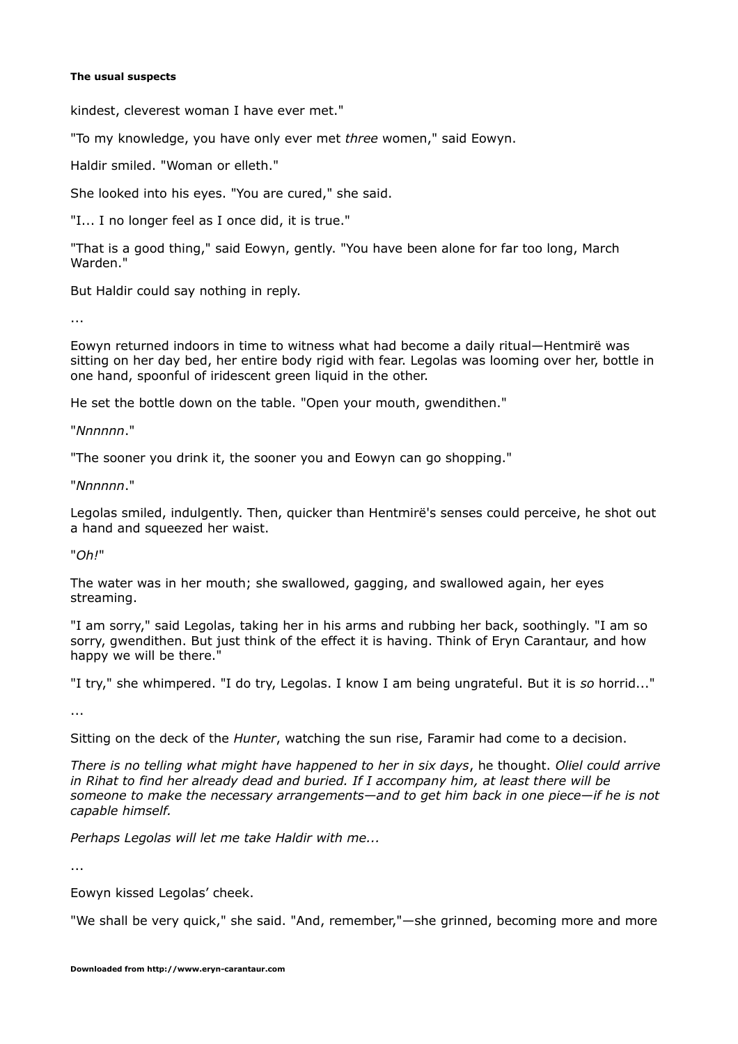kindest, cleverest woman I have ever met."

"To my knowledge, you have only ever met *three* women," said Eowyn.

Haldir smiled. "Woman or elleth."

She looked into his eyes. "You are cured," she said.

"I... I no longer feel as I once did, it is true."

"That is a good thing," said Eowyn, gently. "You have been alone for far too long, March Warden."

But Haldir could say nothing in reply.

...

Eowyn returned indoors in time to witness what had become a daily ritual—Hentmirë was sitting on her day bed, her entire body rigid with fear. Legolas was looming over her, bottle in one hand, spoonful of iridescent green liquid in the other.

He set the bottle down on the table. "Open your mouth, gwendithen."

"*Nnnnnn*."

"The sooner you drink it, the sooner you and Eowyn can go shopping."

"*Nnnnnn*."

Legolas smiled, indulgently. Then, quicker than Hentmirë's senses could perceive, he shot out a hand and squeezed her waist.

"*Oh!*"

The water was in her mouth; she swallowed, gagging, and swallowed again, her eyes streaming.

"I am sorry," said Legolas, taking her in his arms and rubbing her back, soothingly. "I am so sorry, gwendithen. But just think of the effect it is having. Think of Eryn Carantaur, and how happy we will be there."

"I try," she whimpered. "I do try, Legolas. I know I am being ungrateful. But it is *so* horrid..."

...

Sitting on the deck of the *Hunter*, watching the sun rise, Faramir had come to a decision.

*There is no telling what might have happened to her in six days*, he thought. *Oliel could arrive in Rihat to find her already dead and buried. If I accompany him, at least there will be someone to make the necessary arrangements—and to get him back in one piece—if he is not capable himself.*

*Perhaps Legolas will let me take Haldir with me...*

...

Eowyn kissed Legolas' cheek.

"We shall be very quick," she said. "And, remember,"—she grinned, becoming more and more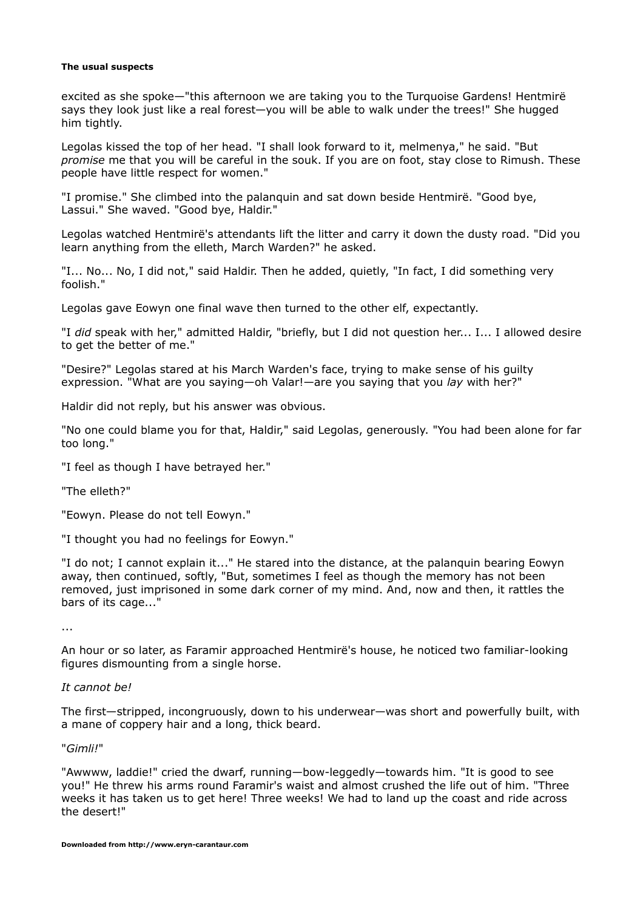excited as she spoke—"this afternoon we are taking you to the Turquoise Gardens! Hentmirë says they look just like a real forest—you will be able to walk under the trees!" She hugged him tightly.

Legolas kissed the top of her head. "I shall look forward to it, melmenya," he said. "But *promise* me that you will be careful in the souk. If you are on foot, stay close to Rimush. These people have little respect for women."

"I promise." She climbed into the palanquin and sat down beside Hentmirë. "Good bye, Lassui." She waved. "Good bye, Haldir."

Legolas watched Hentmirë's attendants lift the litter and carry it down the dusty road. "Did you learn anything from the elleth, March Warden?" he asked.

"I... No... No, I did not," said Haldir. Then he added, quietly, "In fact, I did something very foolish."

Legolas gave Eowyn one final wave then turned to the other elf, expectantly.

"I *did* speak with her," admitted Haldir, "briefly, but I did not question her... I... I allowed desire to get the better of me."

"Desire?" Legolas stared at his March Warden's face, trying to make sense of his guilty expression. "What are you saying—oh Valar!—are you saying that you *lay* with her?"

Haldir did not reply, but his answer was obvious.

"No one could blame you for that, Haldir," said Legolas, generously. "You had been alone for far too long."

"I feel as though I have betrayed her."

"The elleth?"

"Eowyn. Please do not tell Eowyn."

"I thought you had no feelings for Eowyn."

"I do not; I cannot explain it..." He stared into the distance, at the palanquin bearing Eowyn away, then continued, softly, "But, sometimes I feel as though the memory has not been removed, just imprisoned in some dark corner of my mind. And, now and then, it rattles the bars of its cage..."

...

An hour or so later, as Faramir approached Hentmirë's house, he noticed two familiar-looking figures dismounting from a single horse.

*It cannot be!*

The first—stripped, incongruously, down to his underwear—was short and powerfully built, with a mane of coppery hair and a long, thick beard.

"*Gimli!*"

"Awwww, laddie!" cried the dwarf, running—bow-leggedly—towards him. "It is good to see you!" He threw his arms round Faramir's waist and almost crushed the life out of him. "Three weeks it has taken us to get here! Three weeks! We had to land up the coast and ride across the desert!"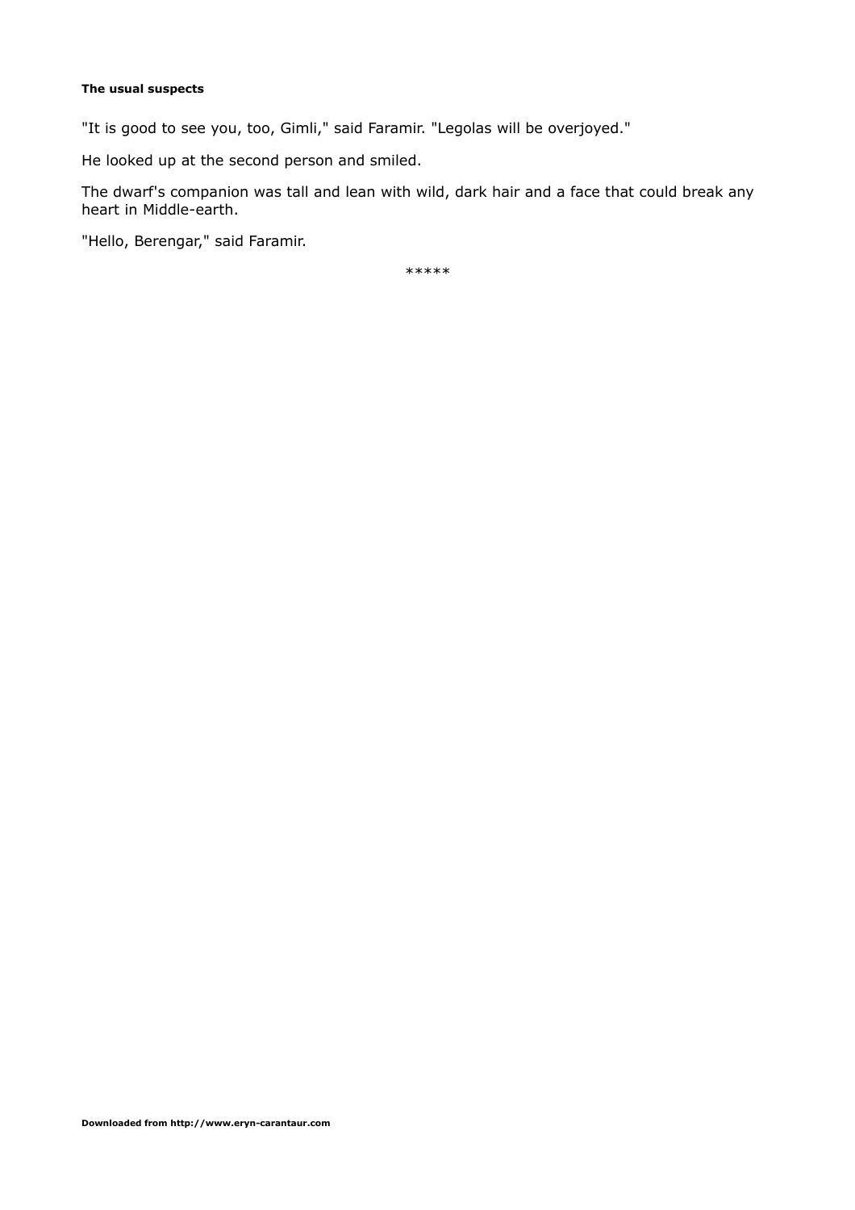**The usual suspects**

"It is good to see you, too, Gimli," said Faramir. "Legolas will be overjoyed."

He looked up at the second person and smiled.

The dwarf's companion was tall and lean with wild, dark hair and a face that could break any heart in Middle-earth.

"Hello, Berengar," said Faramir.

*****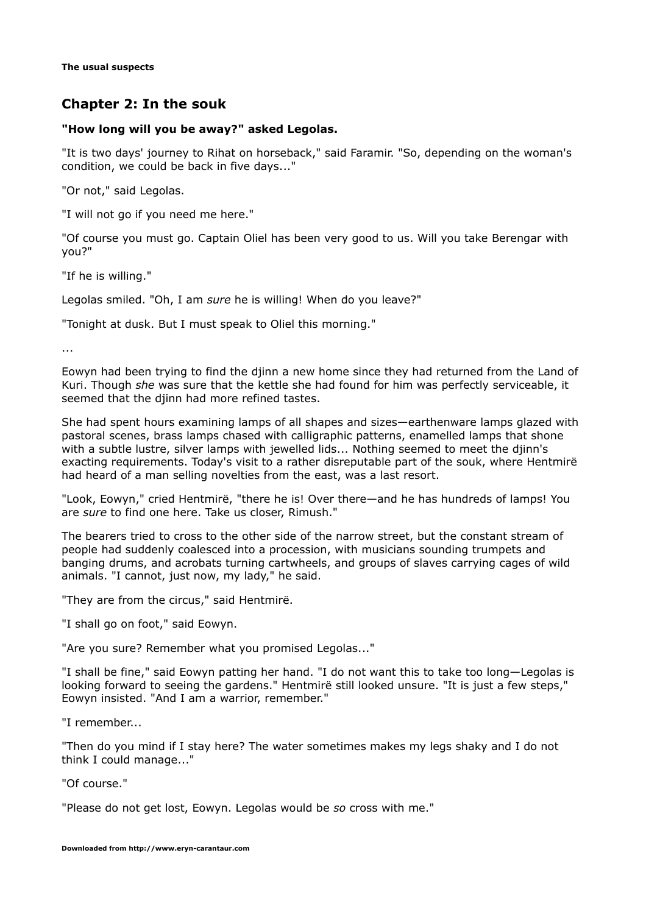## Chapter 2: In the souk

**"How long will you be away?" asked Legolas.**

"It is two days' journey to Rihat on horseback," said Faramir. "So, depending on the woman's condition, we could be back in five days..."

"Or not," said Legolas.

"I will not go if you need me here."

"Of course you must go. Captain Oliel has been very good to us. Will you take Berengar with you?"

"If he is willing."

Legolas smiled. "Oh, I am *sure* he is willing! When do you leave?"

"Tonight at dusk. But I must speak to Oliel this morning."

...

Eowyn had been trying to find the djinn a new home since they had returned from the Land of Kuri. Though *she* was sure that the kettle she had found for him was perfectly serviceable, it seemed that the djinn had more refined tastes.

She had spent hours examining lamps of all shapes and sizes—earthenware lamps glazed with pastoral scenes, brass lamps chased with calligraphic patterns, enamelled lamps that shone with a subtle lustre, silver lamps with jewelled lids... Nothing seemed to meet the djinn's exacting requirements. Today's visit to a rather disreputable part of the souk, where Hentmirë had heard of a man selling novelties from the east, was a last resort.

"Look, Eowyn," cried Hentmirë, "there he is! Over there—and he has hundreds of lamps! You are *sure* to find one here. Take us closer, Rimush."

The bearers tried to cross to the other side of the narrow street, but the constant stream of people had suddenly coalesced into a procession, with musicians sounding trumpets and banging drums, and acrobats turning cartwheels, and groups of slaves carrying cages of wild animals. "I cannot, just now, my lady," he said.

"They are from the circus," said Hentmirë.

"I shall go on foot," said Eowyn.

"Are you sure? Remember what you promised Legolas..."

"I shall be fine," said Eowyn patting her hand. "I do not want this to take too long—Legolas is looking forward to seeing the gardens." Hentmirë still looked unsure. "It is just a few steps," Eowyn insisted. "And I am a warrior, remember."

"I remember...

"Then do you mind if I stay here? The water sometimes makes my legs shaky and I do not think I could manage..."

"Of course."

"Please do not get lost, Eowyn. Legolas would be *so* cross with me."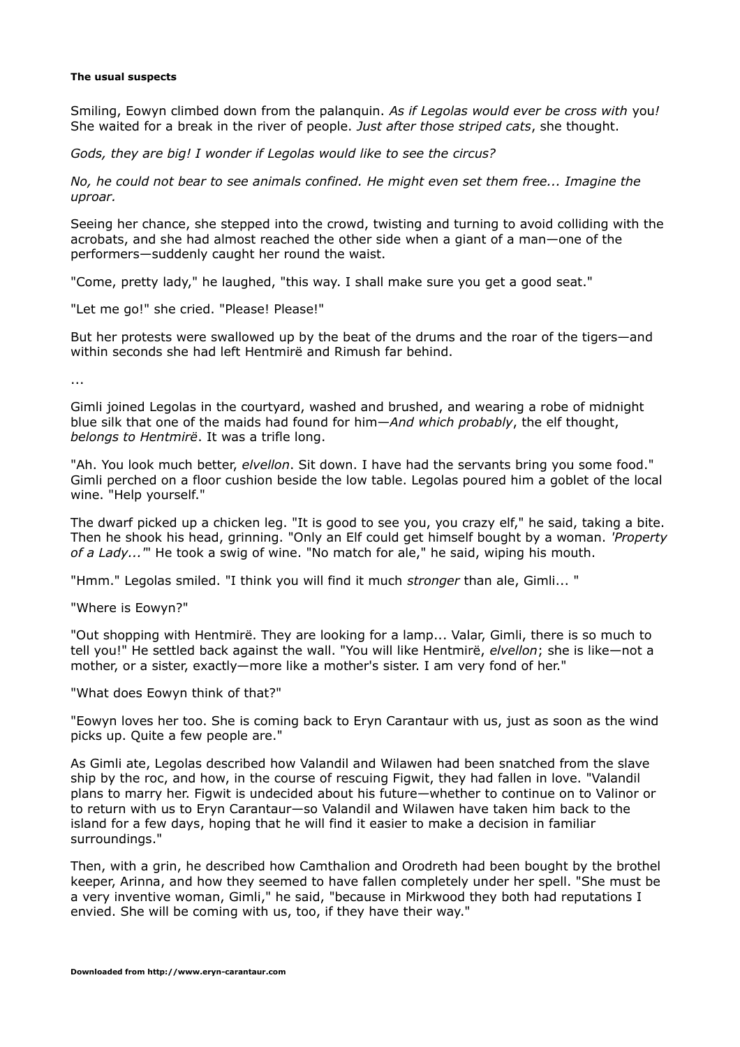**The usual suspects**

Smiling, Eowyn climbed down from the palanquin. *As if Legolas would ever be cross with* you*!* She waited for a break in the river of people. *Just after those striped cats*, she thought.

*Gods, they are big! I wonder if Legolas would like to see the circus?*

*No, he could not bear to see animals confined. He might even set them free... Imagine the uproar.*

Seeing her chance, she stepped into the crowd, twisting and turning to avoid colliding with the acrobats, and she had almost reached the other side when a giant of a man—one of the performers—suddenly caught her round the waist.

"Come, pretty lady," he laughed, "this way. I shall make sure you get a good seat."

"Let me go!" she cried. "Please! Please!"

But her protests were swallowed up by the beat of the drums and the roar of the tigers—and within seconds she had left Hentmirë and Rimush far behind.

...

Gimli joined Legolas in the courtyard, washed and brushed, and wearing a robe of midnight blue silk that one of the maids had found for him—*And which probably*, the elf thought, *belongs to Hentmirë*. It was a trifle long.

"Ah. You look much better, *elvellon*. Sit down. I have had the servants bring you some food." Gimli perched on a floor cushion beside the low table. Legolas poured him a goblet of the local wine. "Help yourself."

The dwarf picked up a chicken leg. "It is good to see you, you crazy elf," he said, taking a bite. Then he shook his head, grinning. "Only an Elf could get himself bought by a woman. *'Property of a Lady...'*" He took a swig of wine. "No match for ale," he said, wiping his mouth.

"Hmm." Legolas smiled. "I think you will find it much *stronger* than ale, Gimli... "

"Where is Eowyn?"

"Out shopping with Hentmirë. They are looking for a lamp... Valar, Gimli, there is so much to tell you!" He settled back against the wall. "You will like Hentmirë, *elvellon*; she is like—not a mother, or a sister, exactly—more like a mother's sister. I am very fond of her."

"What does Eowyn think of that?"

"Eowyn loves her too. She is coming back to Eryn Carantaur with us, just as soon as the wind picks up. Quite a few people are."

As Gimli ate, Legolas described how Valandil and Wilawen had been snatched from the slave ship by the roc, and how, in the course of rescuing Figwit, they had fallen in love. "Valandil plans to marry her. Figwit is undecided about his future—whether to continue on to Valinor or to return with us to Eryn Carantaur—so Valandil and Wilawen have taken him back to the island for a few days, hoping that he will find it easier to make a decision in familiar surroundings."

Then, with a grin, he described how Camthalion and Orodreth had been bought by the brothel keeper, Arinna, and how they seemed to have fallen completely under her spell. "She must be a very inventive woman, Gimli," he said, "because in Mirkwood they both had reputations I envied. She will be coming with us, too, if they have their way."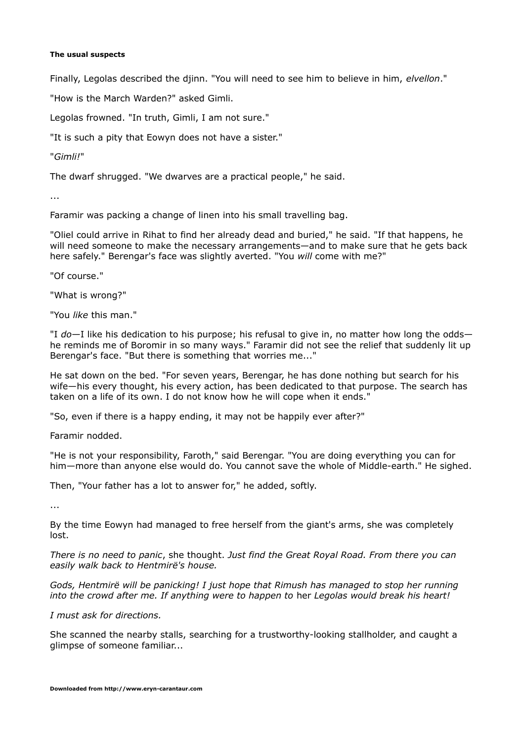**The usual suspects**

Finally, Legolas described the djinn. "You will need to see him to believe in him, *elvellon*."

"How is the March Warden?" asked Gimli.

Legolas frowned. "In truth, Gimli, I am not sure."

"It is such a pity that Eowyn does not have a sister."

"*Gimli!*"

The dwarf shrugged. "We dwarves are a practical people," he said.

...

Faramir was packing a change of linen into his small travelling bag.

"Oliel could arrive in Rihat to find her already dead and buried," he said. "If that happens, he will need someone to make the necessary arrangements—and to make sure that he gets back here safely." Berengar's face was slightly averted. "You *will* come with me?"

"Of course."

"What is wrong?"

"You *like* this man."

"I *do*—I like his dedication to his purpose; his refusal to give in, no matter how long the odds—he reminds me of Boromir in so many ways." Faramir did not see the relief that suddenly lit up Berengar's face. "But there is something that worries me..."

He sat down on the bed. "For seven years, Berengar, he has done nothing but search for his wife—his every thought, his every action, has been dedicated to that purpose. The search has taken on a life of its own. I do not know how he will cope when it ends."

"So, even if there is a happy ending, it may not be happily ever after?"

Faramir nodded.

"He is not your responsibility, Faroth," said Berengar. "You are doing everything you can for him—more than anyone else would do. You cannot save the whole of Middle-earth." He sighed.

Then, "Your father has a lot to answer for," he added, softly.

...

By the time Eowyn had managed to free herself from the giant's arms, she was completely lost.

*There is no need to panic*, she thought. *Just find the Great Royal Road. From there you can easily walk back to Hentmirë's house.*

*Gods, Hentmirë will be panicking! I just hope that Rimush has managed to stop her running into the crowd after me. If anything were to happen to* her *Legolas would break his heart!*

*I must ask for directions.*

She scanned the nearby stalls, searching for a trustworthy-looking stallholder, and caught a glimpse of someone familiar...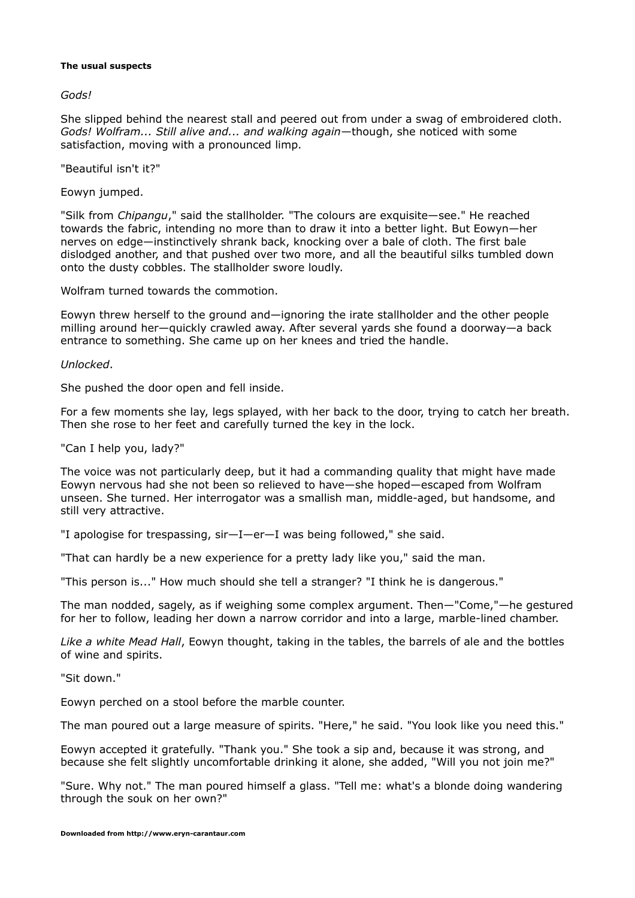**The usual suspects**

*Gods!*

She slipped behind the nearest stall and peered out from under a swag of embroidered cloth. *Gods! Wolfram... Still alive and... and walking again*—though, she noticed with some satisfaction, moving with a pronounced limp.

"Beautiful isn't it?"

Eowyn jumped.

"Silk from *Chipangu*," said the stallholder. "The colours are exquisite—see." He reached towards the fabric, intending no more than to draw it into a better light. But Eowyn—her nerves on edge—instinctively shrank back, knocking over a bale of cloth. The first bale dislodged another, and that pushed over two more, and all the beautiful silks tumbled down onto the dusty cobbles. The stallholder swore loudly.

Wolfram turned towards the commotion.

Eowyn threw herself to the ground and—ignoring the irate stallholder and the other people milling around her—quickly crawled away. After several yards she found a doorway—a back entrance to something. She came up on her knees and tried the handle.

*Unlocked*.

She pushed the door open and fell inside.

For a few moments she lay, legs splayed, with her back to the door, trying to catch her breath. Then she rose to her feet and carefully turned the key in the lock.

"Can I help you, lady?"

The voice was not particularly deep, but it had a commanding quality that might have made Eowyn nervous had she not been so relieved to have—she hoped—escaped from Wolfram unseen. She turned. Her interrogator was a smallish man, middle-aged, but handsome, and still very attractive.

"I apologise for trespassing, sir—I—er—I was being followed," she said.

"That can hardly be a new experience for a pretty lady like you," said the man.

"This person is..." How much should she tell a stranger? "I think he is dangerous."

The man nodded, sagely, as if weighing some complex argument. Then—"Come,"—he gestured for her to follow, leading her down a narrow corridor and into a large, marble-lined chamber.

*Like a white Mead Hall*, Eowyn thought, taking in the tables, the barrels of ale and the bottles of wine and spirits.

"Sit down."

Eowyn perched on a stool before the marble counter.

The man poured out a large measure of spirits. "Here," he said. "You look like you need this."

Eowyn accepted it gratefully. "Thank you." She took a sip and, because it was strong, and because she felt slightly uncomfortable drinking it alone, she added, "Will you not join me?"

"Sure. Why not." The man poured himself a glass. "Tell me: what's a blonde doing wandering through the souk on her own?"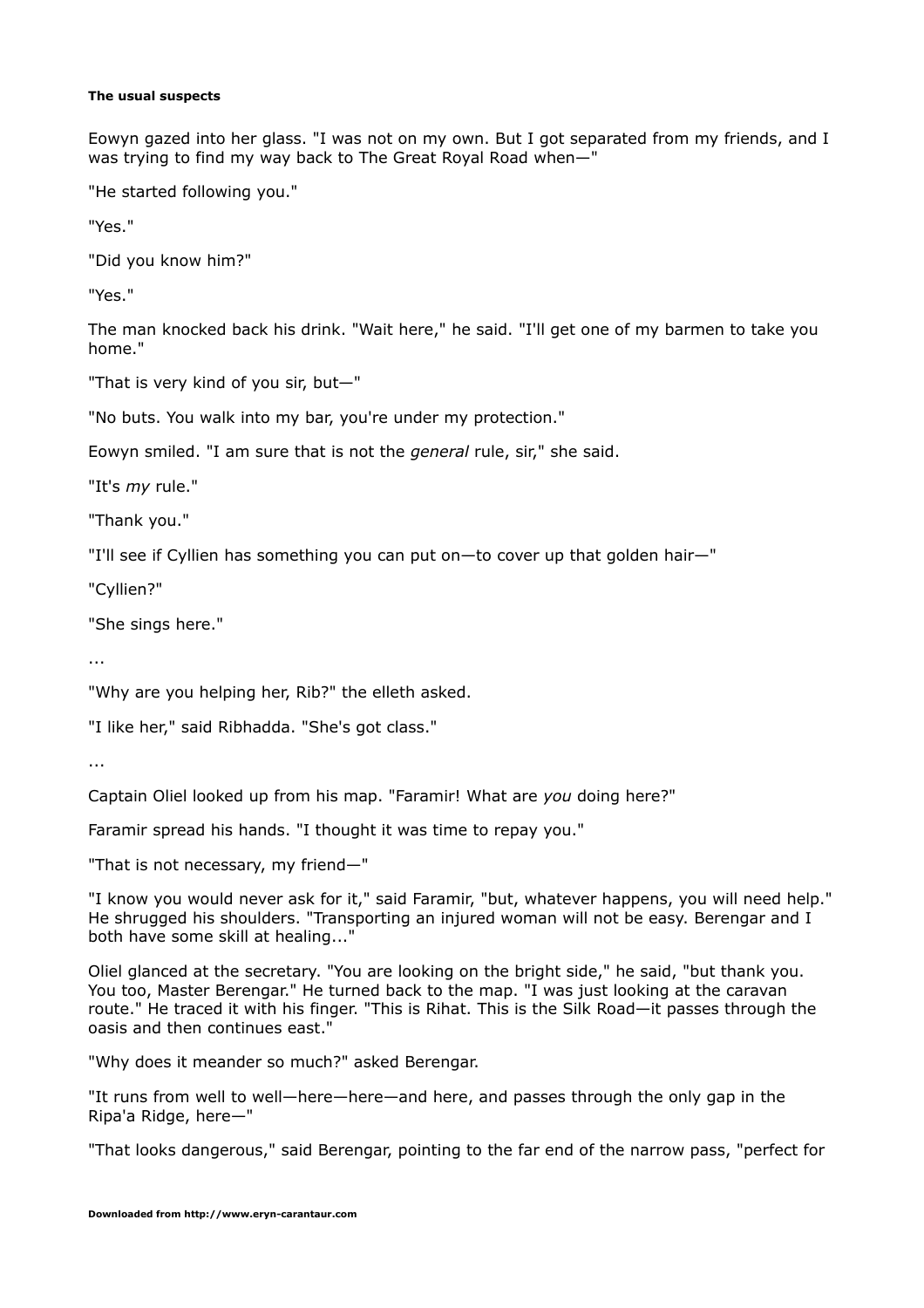**The usual suspects**

Eowyn gazed into her glass. "I was not on my own. But I got separated from my friends, and I was trying to find my way back to The Great Royal Road when—"

"He started following you."

"Yes."

"Did you know him?"

"Yes."

The man knocked back his drink. "Wait here," he said. "I'll get one of my barmen to take you home."

"That is very kind of you sir, but—"

"No buts. You walk into my bar, you're under my protection."

Eowyn smiled. "I am sure that is not the *general* rule, sir," she said.

"It's *my* rule."

"Thank you."

"I'll see if Cyllien has something you can put on—to cover up that golden hair—"

"Cyllien?"

"She sings here."

...

"Why are you helping her, Rib?" the elleth asked.

"I like her," said Ribhadda. "She's got class."

...

Captain Oliel looked up from his map. "Faramir! What are *you* doing here?"

Faramir spread his hands. "I thought it was time to repay you."

"That is not necessary, my friend—"

"I know you would never ask for it," said Faramir, "but, whatever happens, you will need help." He shrugged his shoulders. "Transporting an injured woman will not be easy. Berengar and I both have some skill at healing..."

Oliel glanced at the secretary. "You are looking on the bright side," he said, "but thank you. You too, Master Berengar." He turned back to the map. "I was just looking at the caravan route." He traced it with his finger. "This is Rihat. This is the Silk Road—it passes through the oasis and then continues east."

"Why does it meander so much?" asked Berengar.

"It runs from well to well—here—here—and here, and passes through the only gap in the Ripa'a Ridge, here—"

"That looks dangerous," said Berengar, pointing to the far end of the narrow pass, "perfect for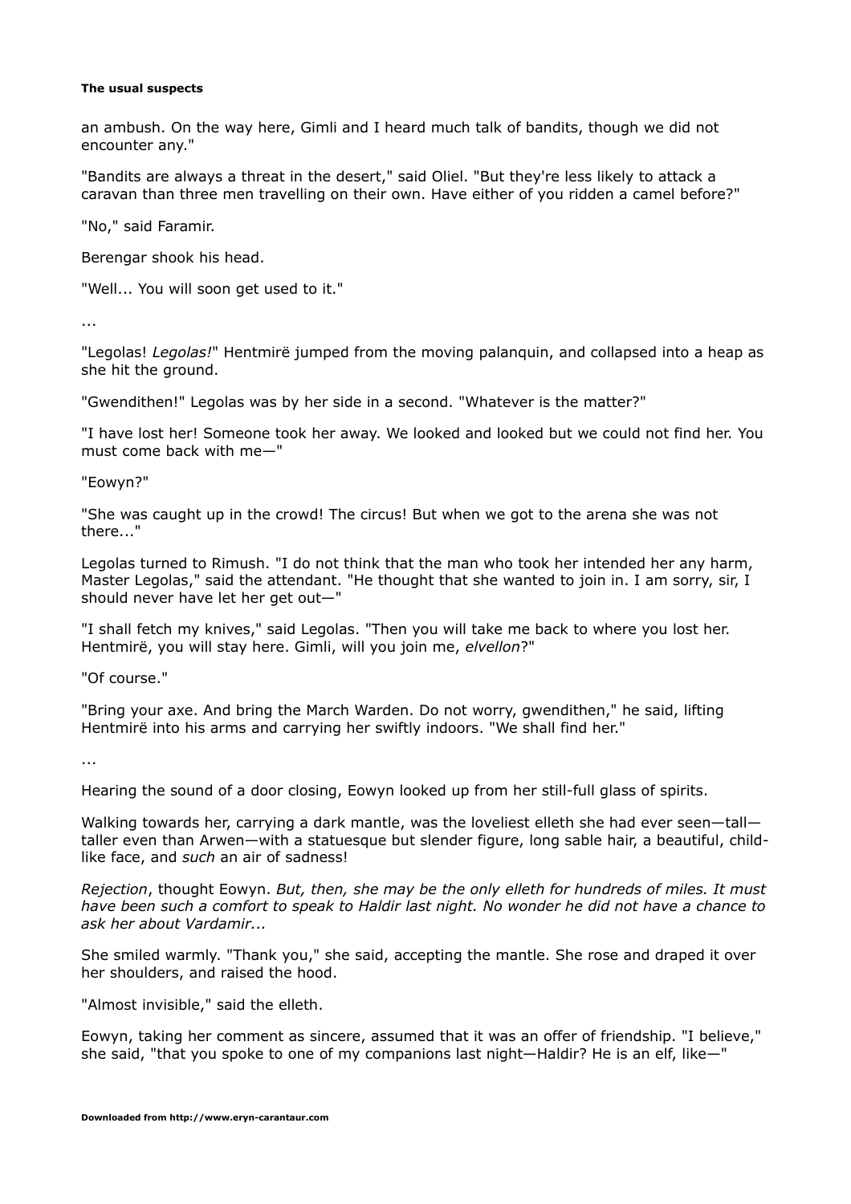an ambush. On the way here, Gimli and I heard much talk of bandits, though we did not encounter any."

"Bandits are always a threat in the desert," said Oliel. "But they're less likely to attack a caravan than three men travelling on their own. Have either of you ridden a camel before?"

"No," said Faramir.

Berengar shook his head.

"Well... You will soon get used to it."

...

"Legolas! *Legolas!*" Hentmirë jumped from the moving palanquin, and collapsed into a heap as she hit the ground.

"Gwendithen!" Legolas was by her side in a second. "Whatever is the matter?"

"I have lost her! Someone took her away. We looked and looked but we could not find her. You must come back with me—"

"Eowyn?"

"She was caught up in the crowd! The circus! But when we got to the arena she was not there..."

Legolas turned to Rimush. "I do not think that the man who took her intended her any harm, Master Legolas," said the attendant. "He thought that she wanted to join in. I am sorry, sir, I should never have let her get out—"

"I shall fetch my knives," said Legolas. "Then you will take me back to where you lost her. Hentmirë, you will stay here. Gimli, will you join me, *elvellon*?"

"Of course."

"Bring your axe. And bring the March Warden. Do not worry, gwendithen," he said, lifting Hentmirë into his arms and carrying her swiftly indoors. "We shall find her."

...

Hearing the sound of a door closing, Eowyn looked up from her still-full glass of spirits.

Walking towards her, carrying a dark mantle, was the loveliest elleth she had ever seen—tall—taller even than Arwen—with a statuesque but slender figure, long sable hair, a beautiful, child-like face, and *such* an air of sadness!

*Rejection*, thought Eowyn. *But, then, she may be the only elleth for hundreds of miles. It must have been such a comfort to speak to Haldir last night. No wonder he did not have a chance to ask her about Vardamir...*

She smiled warmly. "Thank you," she said, accepting the mantle. She rose and draped it over her shoulders, and raised the hood.

"Almost invisible," said the elleth.

Eowyn, taking her comment as sincere, assumed that it was an offer of friendship. "I believe," she said, "that you spoke to one of my companions last night—Haldir? He is an elf, like—"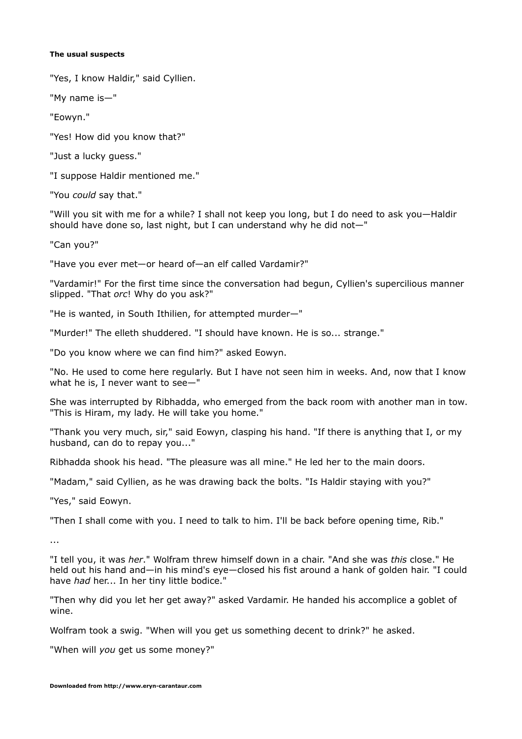#### The usual suspects

"Yes, I know Haldir," said Cyllien.

"My name is—"

"Eowyn."

"Yes! How did you know that?"

"Just a lucky guess."

"I suppose Haldir mentioned me."

"You *could* say that."

"Will you sit with me for a while? I shall not keep you long, but I do need to ask you—Haldir should have done so, last night, but I can understand why he did not—"

"Can you?"

"Have you ever met—or heard of—an elf called Vardamir?"

"Vardamir!" For the first time since the conversation had begun, Cyllien's supercilious manner slipped. "That *orc*! Why do you ask?"

"He is wanted, in South Ithilien, for attempted murder—"

"Murder!" The elleth shuddered. "I should have known. He is so... strange."

"Do you know where we can find him?" asked Eowyn.

"No. He used to come here regularly. But I have not seen him in weeks. And, now that I know what he is, I never want to see—"

She was interrupted by Ribhadda, who emerged from the back room with another man in tow. "This is Hiram, my lady. He will take you home."

"Thank you very much, sir," said Eowyn, clasping his hand. "If there is anything that I, or my husband, can do to repay you..."

Ribhadda shook his head. "The pleasure was all mine." He led her to the main doors.

"Madam," said Cyllien, as he was drawing back the bolts. "Is Haldir staying with you?"

"Yes," said Eowyn.

"Then I shall come with you. I need to talk to him. I'll be back before opening time, Rib."

...

"I tell you, it was *her*." Wolfram threw himself down in a chair. "And she was *this* close." He held out his hand and—in his mind's eye—closed his fist around a hank of golden hair. "I could have *had* her... In her tiny little bodice."

"Then why did you let her get away?" asked Vardamir. He handed his accomplice a goblet of wine.

Wolfram took a swig. "When will you get us something decent to drink?" he asked.

"When will *you* get us some money?"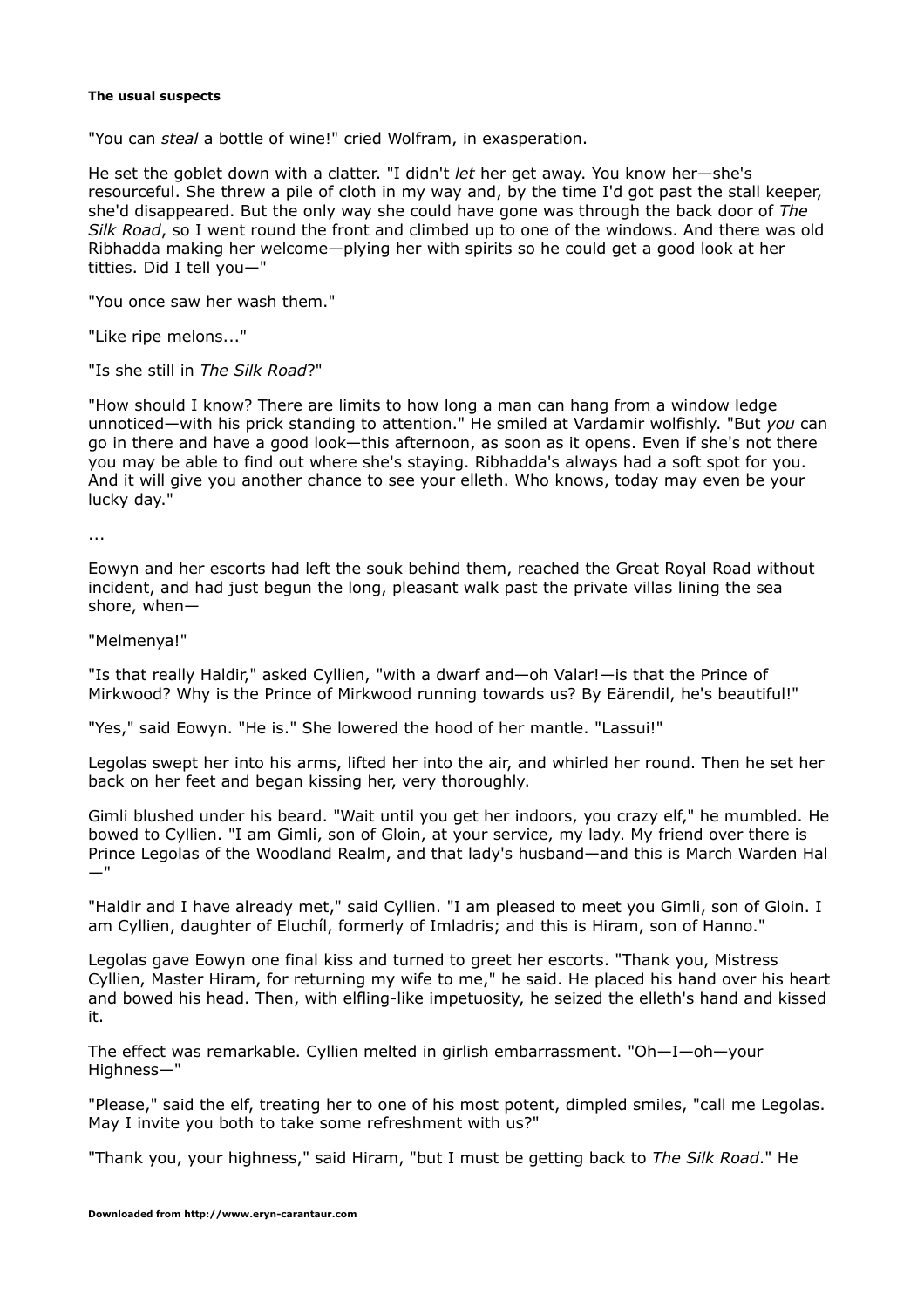**The usual suspects**

"You can *steal* a bottle of wine!" cried Wolfram, in exasperation.

He set the goblet down with a clatter. "I didn't *let* her get away. You know her—she's resourceful. She threw a pile of cloth in my way and, by the time I'd got past the stall keeper, she'd disappeared. But the only way she could have gone was through the back door of *The Silk Road*, so I went round the front and climbed up to one of the windows. And there was old Ribhadda making her welcome—plying her with spirits so he could get a good look at her titties. Did I tell you—"

"You once saw her wash them."

"Like ripe melons..."

"Is she still in *The Silk Road*?"

"How should I know? There are limits to how long a man can hang from a window ledge unnoticed—with his prick standing to attention." He smiled at Vardamir wolfishly. "But *you* can go in there and have a good look—this afternoon, as soon as it opens. Even if she's not there you may be able to find out where she's staying. Ribhadda's always had a soft spot for you. And it will give you another chance to see your elleth. Who knows, today may even be your lucky day."

...

Eowyn and her escorts had left the souk behind them, reached the Great Royal Road without incident, and had just begun the long, pleasant walk past the private villas lining the sea shore, when—

"Melmenya!"

"Is that really Haldir," asked Cyllien, "with a dwarf and—oh Valar!—is that the Prince of Mirkwood? Why is the Prince of Mirkwood running towards us? By Eärendil, he's beautiful!"

"Yes," said Eowyn. "He is." She lowered the hood of her mantle. "Lassui!"

Legolas swept her into his arms, lifted her into the air, and whirled her round. Then he set her back on her feet and began kissing her, very thoroughly.

Gimli blushed under his beard. "Wait until you get her indoors, you crazy elf," he mumbled. He bowed to Cyllien. "I am Gimli, son of Gloin, at your service, my lady. My friend over there is Prince Legolas of the Woodland Realm, and that lady's husband—and this is March Warden Hal—"

"Haldir and I have already met," said Cyllien. "I am pleased to meet you Gimli, son of Gloin. I am Cyllien, daughter of Eluchíl, formerly of Imladris; and this is Hiram, son of Hanno."

Legolas gave Eowyn one final kiss and turned to greet her escorts. "Thank you, Mistress Cyllien, Master Hiram, for returning my wife to me," he said. He placed his hand over his heart and bowed his head. Then, with elfling-like impetuosity, he seized the elleth's hand and kissed it.

The effect was remarkable. Cyllien melted in girlish embarrassment. "Oh—I—oh—your Highness—"

"Please," said the elf, treating her to one of his most potent, dimpled smiles, "call me Legolas. May I invite you both to take some refreshment with us?"

"Thank you, your highness," said Hiram, "but I must be getting back to *The Silk Road*." He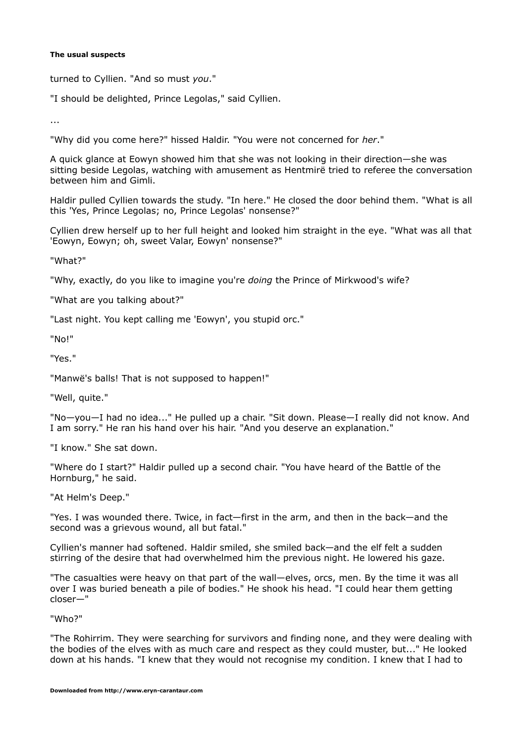turned to Cyllien. "And so must *you*."

"I should be delighted, Prince Legolas," said Cyllien.

...

"Why did you come here?" hissed Haldir. "You were not concerned for *her*."

A quick glance at Eowyn showed him that she was not looking in their direction—she was sitting beside Legolas, watching with amusement as Hentmirë tried to referee the conversation between him and Gimli.

Haldir pulled Cyllien towards the study. "In here." He closed the door behind them. "What is all this 'Yes, Prince Legolas; no, Prince Legolas' nonsense?"

Cyllien drew herself up to her full height and looked him straight in the eye. "What was all that 'Eowyn, Eowyn; oh, sweet Valar, Eowyn' nonsense?"

"What?"

"Why, exactly, do you like to imagine you're *doing* the Prince of Mirkwood's wife?

"What are you talking about?"

"Last night. You kept calling me 'Eowyn', you stupid orc."

"No!"

"Yes."

"Manwë's balls! That is not supposed to happen!"

"Well, quite."

"No—you—I had no idea..." He pulled up a chair. "Sit down. Please—I really did not know. And I am sorry." He ran his hand over his hair. "And you deserve an explanation."

"I know." She sat down.

"Where do I start?" Haldir pulled up a second chair. "You have heard of the Battle of the Hornburg," he said.

"At Helm's Deep."

"Yes. I was wounded there. Twice, in fact—first in the arm, and then in the back—and the second was a grievous wound, all but fatal."

Cyllien's manner had softened. Haldir smiled, she smiled back—and the elf felt a sudden stirring of the desire that had overwhelmed him the previous night. He lowered his gaze.

"The casualties were heavy on that part of the wall—elves, orcs, men. By the time it was all over I was buried beneath a pile of bodies." He shook his head. "I could hear them getting closer—"

"Who?"

"The Rohirrim. They were searching for survivors and finding none, and they were dealing with the bodies of the elves with as much care and respect as they could muster, but..." He looked down at his hands. "I knew that they would not recognise my condition. I knew that I had to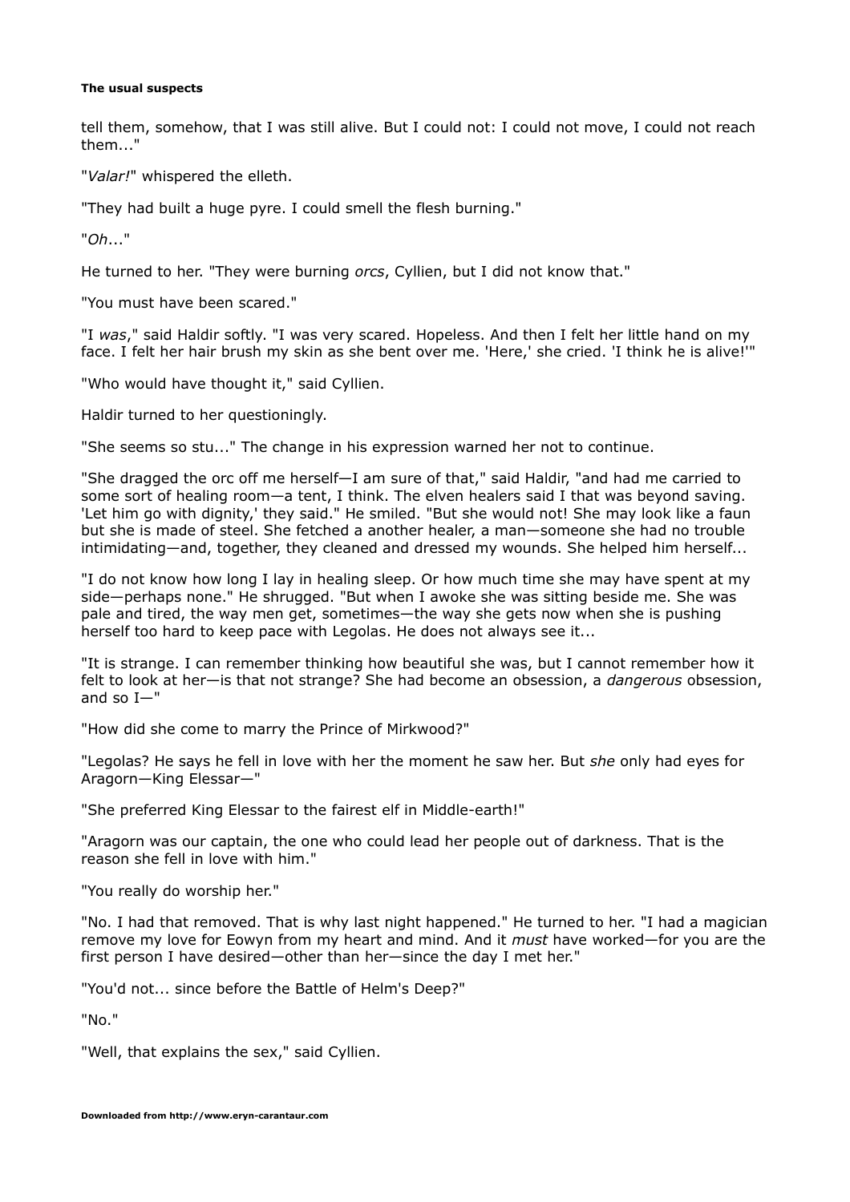tell them, somehow, that I was still alive. But I could not: I could not move, I could not reach them..."

"*Valar!*" whispered the elleth.

"They had built a huge pyre. I could smell the flesh burning."

"*Oh*..."

He turned to her. "They were burning *orcs*, Cyllien, but I did not know that."

"You must have been scared."

"I *was*," said Haldir softly. "I was very scared. Hopeless. And then I felt her little hand on my face. I felt her hair brush my skin as she bent over me. 'Here,' she cried. 'I think he is alive!'"

"Who would have thought it," said Cyllien.

Haldir turned to her questioningly.

"She seems so stu..." The change in his expression warned her not to continue.

"She dragged the orc off me herself—I am sure of that," said Haldir, "and had me carried to some sort of healing room—a tent, I think. The elven healers said I that was beyond saving. 'Let him go with dignity,' they said." He smiled. "But she would not! She may look like a faun but she is made of steel. She fetched a another healer, a man—someone she had no trouble intimidating—and, together, they cleaned and dressed my wounds. She helped him herself...

"I do not know how long I lay in healing sleep. Or how much time she may have spent at my side—perhaps none." He shrugged. "But when I awoke she was sitting beside me. She was pale and tired, the way men get, sometimes—the way she gets now when she is pushing herself too hard to keep pace with Legolas. He does not always see it...

"It is strange. I can remember thinking how beautiful she was, but I cannot remember how it felt to look at her—is that not strange? She had become an obsession, a *dangerous* obsession, and so I—"

"How did she come to marry the Prince of Mirkwood?"

"Legolas? He says he fell in love with her the moment he saw her. But *she* only had eyes for Aragorn—King Elessar—"

"She preferred King Elessar to the fairest elf in Middle-earth!"

"Aragorn was our captain, the one who could lead her people out of darkness. That is the reason she fell in love with him."

"You really do worship her."

"No. I had that removed. That is why last night happened." He turned to her. "I had a magician remove my love for Eowyn from my heart and mind. And it *must* have worked—for you are the first person I have desired—other than her—since the day I met her."

"You'd not... since before the Battle of Helm's Deep?"

"No."

"Well, that explains the sex," said Cyllien.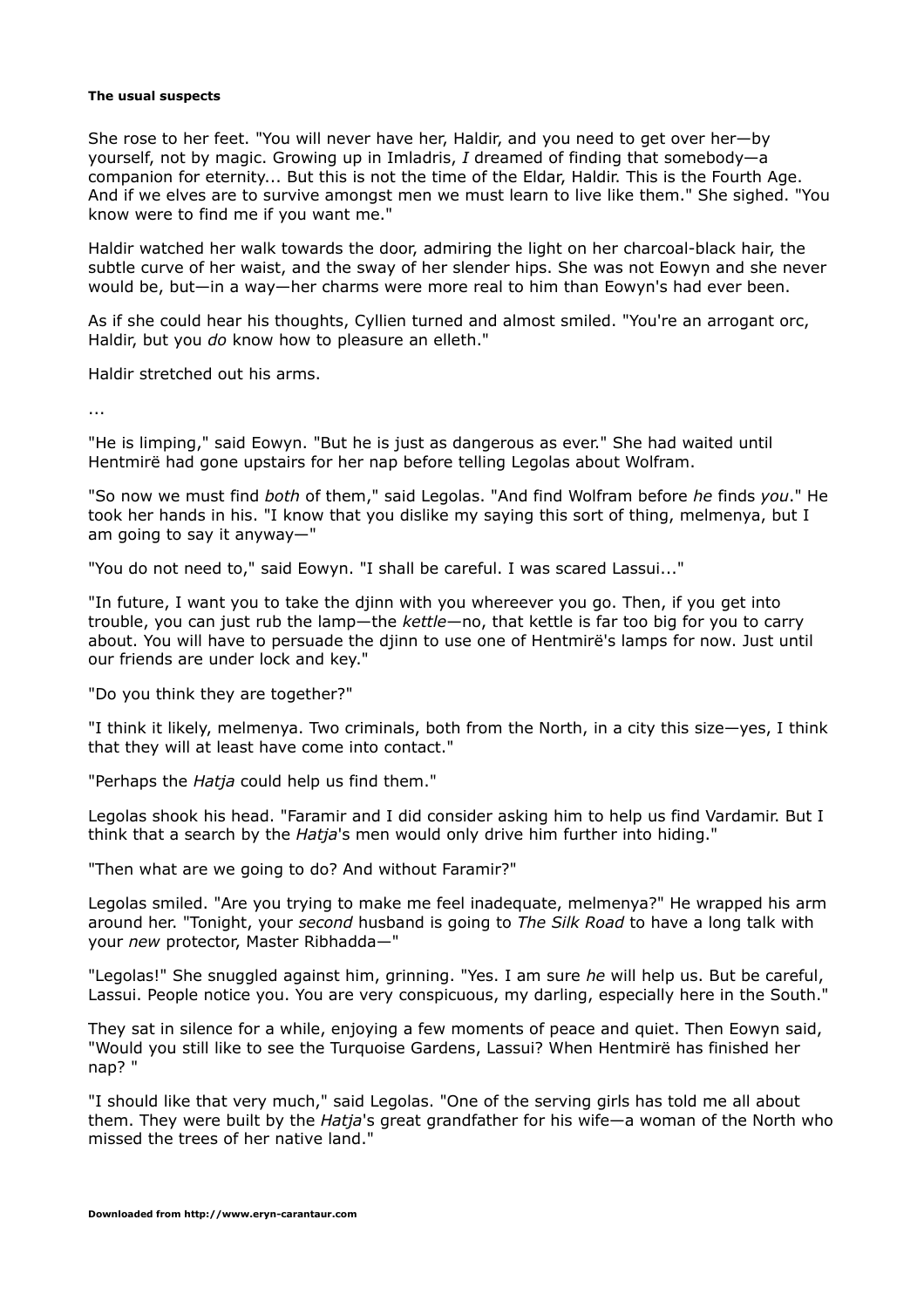**The usual suspects**

She rose to her feet. "You will never have her, Haldir, and you need to get over her—by yourself, not by magic. Growing up in Imladris, *I* dreamed of finding that somebody—a companion for eternity... But this is not the time of the Eldar, Haldir. This is the Fourth Age. And if we elves are to survive amongst men we must learn to live like them." She sighed. "You know were to find me if you want me."

Haldir watched her walk towards the door, admiring the light on her charcoal-black hair, the subtle curve of her waist, and the sway of her slender hips. She was not Eowyn and she never would be, but—in a way—her charms were more real to him than Eowyn's had ever been.

As if she could hear his thoughts, Cyllien turned and almost smiled. "You're an arrogant orc, Haldir, but you *do* know how to pleasure an elleth."

Haldir stretched out his arms.

...

"He is limping," said Eowyn. "But he is just as dangerous as ever." She had waited until Hentmirë had gone upstairs for her nap before telling Legolas about Wolfram.

"So now we must find *both* of them," said Legolas. "And find Wolfram before *he* finds *you*." He took her hands in his. "I know that you dislike my saying this sort of thing, melmenya, but I am going to say it anyway—"

"You do not need to," said Eowyn. "I shall be careful. I was scared Lassui..."

"In future, I want you to take the djinn with you whereever you go. Then, if you get into trouble, you can just rub the lamp—the *kettle*—no, that kettle is far too big for you to carry about. You will have to persuade the djinn to use one of Hentmirë's lamps for now. Just until our friends are under lock and key."

"Do you think they are together?"

"I think it likely, melmenya. Two criminals, both from the North, in a city this size—yes, I think that they will at least have come into contact."

"Perhaps the *Hatja* could help us find them."

Legolas shook his head. "Faramir and I did consider asking him to help us find Vardamir. But I think that a search by the *Hatja*'s men would only drive him further into hiding."

"Then what are we going to do? And without Faramir?"

Legolas smiled. "Are you trying to make me feel inadequate, melmenya?" He wrapped his arm around her. "Tonight, your *second* husband is going to *The Silk Road* to have a long talk with your *new* protector, Master Ribhadda—"

"Legolas!" She snuggled against him, grinning. "Yes. I am sure *he* will help us. But be careful, Lassui. People notice you. You are very conspicuous, my darling, especially here in the South."

They sat in silence for a while, enjoying a few moments of peace and quiet. Then Eowyn said, "Would you still like to see the Turquoise Gardens, Lassui? When Hentmirë has finished her nap? "

"I should like that very much," said Legolas. "One of the serving girls has told me all about them. They were built by the *Hatja*'s great grandfather for his wife—a woman of the North who missed the trees of her native land."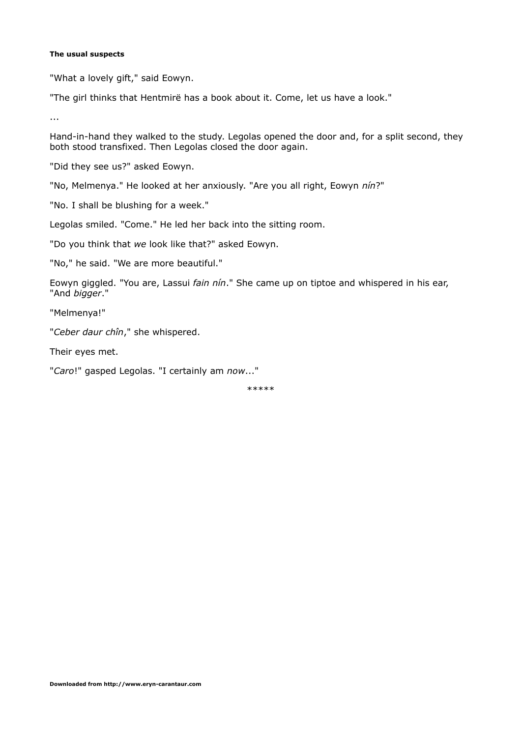**The usual suspects**

"What a lovely gift," said Eowyn.

"The girl thinks that Hentmirë has a book about it. Come, let us have a look."

...

Hand-in-hand they walked to the study. Legolas opened the door and, for a split second, they both stood transfixed. Then Legolas closed the door again.

"Did they see us?" asked Eowyn.

"No, Melmenya." He looked at her anxiously. "Are you all right, Eowyn *nín*?"

"No. I shall be blushing for a week."

Legolas smiled. "Come." He led her back into the sitting room.

"Do you think that *we* look like that?" asked Eowyn.

"No," he said. "We are more beautiful."

Eowyn giggled. "You are, Lassui *fain nín*." She came up on tiptoe and whispered in his ear, "And *bigger*."

"Melmenya!"

"*Ceber daur chîn*," she whispered.

Their eyes met.

"*Caro*!" gasped Legolas. "I certainly am *now*..."

*****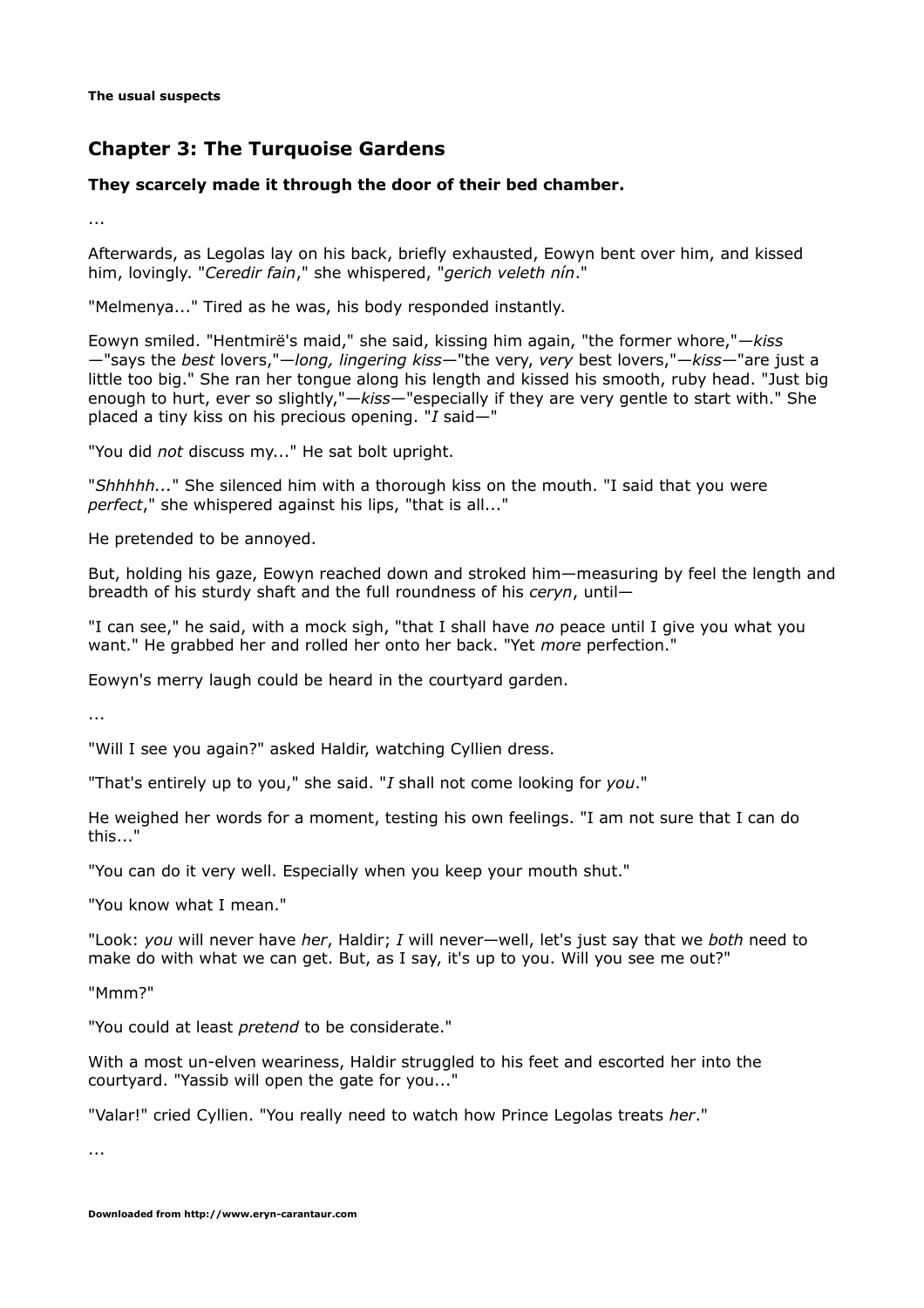## Chapter 3: The Turquoise Gardens

**They scarcely made it through the door of their bed chamber.**

...

Afterwards, as Legolas lay on his back, briefly exhausted, Eowyn bent over him, and kissed him, lovingly. "*Ceredir fain*," she whispered, "*gerich veleth nín*."

"Melmenya..." Tired as he was, his body responded instantly.

Eowyn smiled. "Hentmirë's maid," she said, kissing him again, "the former whore,"—*kiss*—"says the *best* lovers,"—*long, lingering kiss*—"the very, *very* best lovers,"—*kiss*—"are just a little too big." She ran her tongue along his length and kissed his smooth, ruby head. "Just big enough to hurt, ever so slightly,"—*kiss*—"especially if they are very gentle to start with." She placed a tiny kiss on his precious opening. "*I* said—"

"You did *not* discuss my..." He sat bolt upright.

"*Shhhhh...*" She silenced him with a thorough kiss on the mouth. "I said that you were *perfect*," she whispered against his lips, "that is all..."

He pretended to be annoyed.

But, holding his gaze, Eowyn reached down and stroked him—measuring by feel the length and breadth of his sturdy shaft and the full roundness of his *ceryn*, until—

"I can see," he said, with a mock sigh, "that I shall have *no* peace until I give you what you want." He grabbed her and rolled her onto her back. "Yet *more* perfection."

Eowyn's merry laugh could be heard in the courtyard garden.

...

"Will I see you again?" asked Haldir, watching Cyllien dress.

"That's entirely up to you," she said. "*I* shall not come looking for *you*."

He weighed her words for a moment, testing his own feelings. "I am not sure that I can do this..."

"You can do it very well. Especially when you keep your mouth shut."

"You know what I mean."

"Look: *you* will never have *her*, Haldir; *I* will never—well, let's just say that we *both* need to make do with what we can get. But, as I say, it's up to you. Will you see me out?"

"Mmm?"

"You could at least *pretend* to be considerate."

With a most un-elven weariness, Haldir struggled to his feet and escorted her into the courtyard. "Yassib will open the gate for you..."

"Valar!" cried Cyllien. "You really need to watch how Prince Legolas treats *her*."

...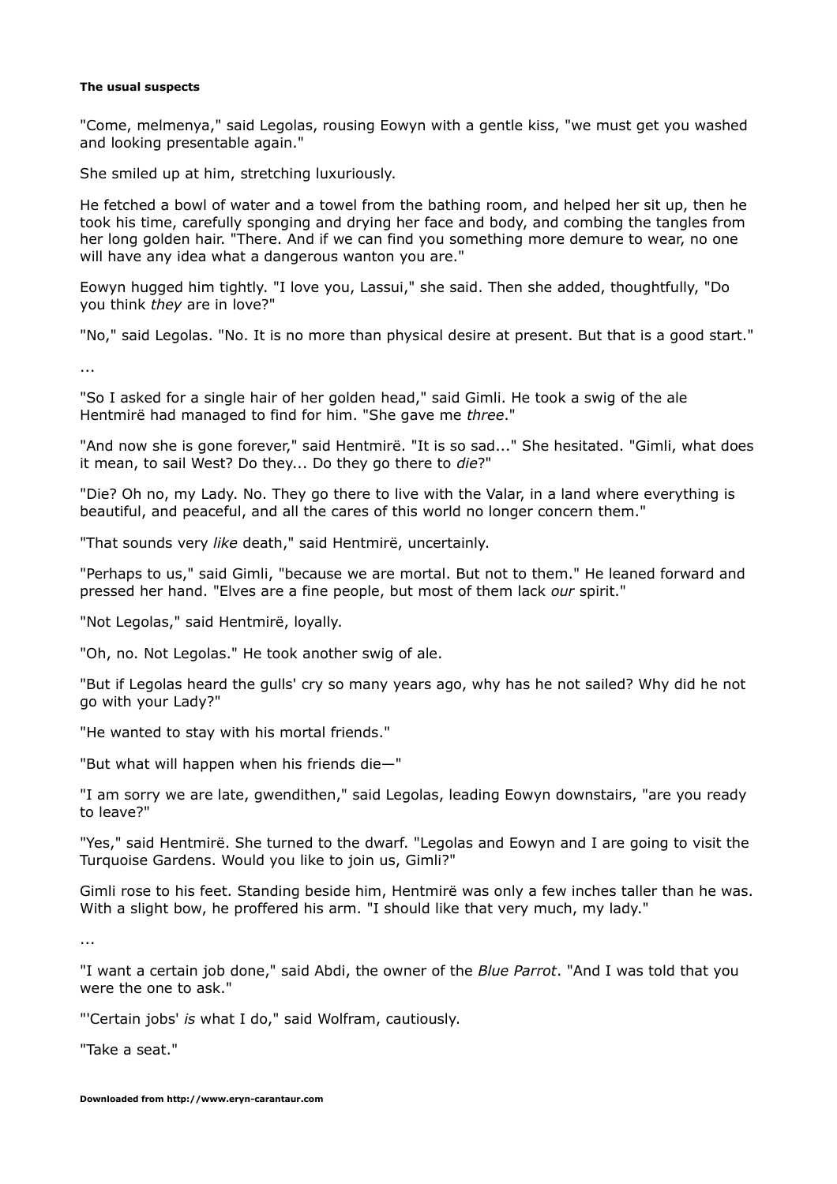**The usual suspects**

"Come, melmenya," said Legolas, rousing Eowyn with a gentle kiss, "we must get you washed and looking presentable again."

She smiled up at him, stretching luxuriously.

He fetched a bowl of water and a towel from the bathing room, and helped her sit up, then he took his time, carefully sponging and drying her face and body, and combing the tangles from her long golden hair. "There. And if we can find you something more demure to wear, no one will have any idea what a dangerous wanton you are."

Eowyn hugged him tightly. "I love you, Lassui," she said. Then she added, thoughtfully, "Do you think *they* are in love?"

"No," said Legolas. "No. It is no more than physical desire at present. But that is a good start."

...

"So I asked for a single hair of her golden head," said Gimli. He took a swig of the ale Hentmirë had managed to find for him. "She gave me *three*."

"And now she is gone forever," said Hentmirë. "It is so sad..." She hesitated. "Gimli, what does it mean, to sail West? Do they... Do they go there to *die*?"

"Die? Oh no, my Lady. No. They go there to live with the Valar, in a land where everything is beautiful, and peaceful, and all the cares of this world no longer concern them."

"That sounds very *like* death," said Hentmirë, uncertainly.

"Perhaps to us," said Gimli, "because we are mortal. But not to them." He leaned forward and pressed her hand. "Elves are a fine people, but most of them lack *our* spirit."

"Not Legolas," said Hentmirë, loyally.

"Oh, no. Not Legolas." He took another swig of ale.

"But if Legolas heard the gulls' cry so many years ago, why has he not sailed? Why did he not go with your Lady?"

"He wanted to stay with his mortal friends."

"But what will happen when his friends die—"

"I am sorry we are late, gwendithen," said Legolas, leading Eowyn downstairs, "are you ready to leave?"

"Yes," said Hentmirë. She turned to the dwarf. "Legolas and Eowyn and I are going to visit the Turquoise Gardens. Would you like to join us, Gimli?"

Gimli rose to his feet. Standing beside him, Hentmirë was only a few inches taller than he was. With a slight bow, he proffered his arm. "I should like that very much, my lady."

...

"I want a certain job done," said Abdi, the owner of the *Blue Parrot*. "And I was told that you were the one to ask."

"'Certain jobs' *is* what I do," said Wolfram, cautiously.

"Take a seat."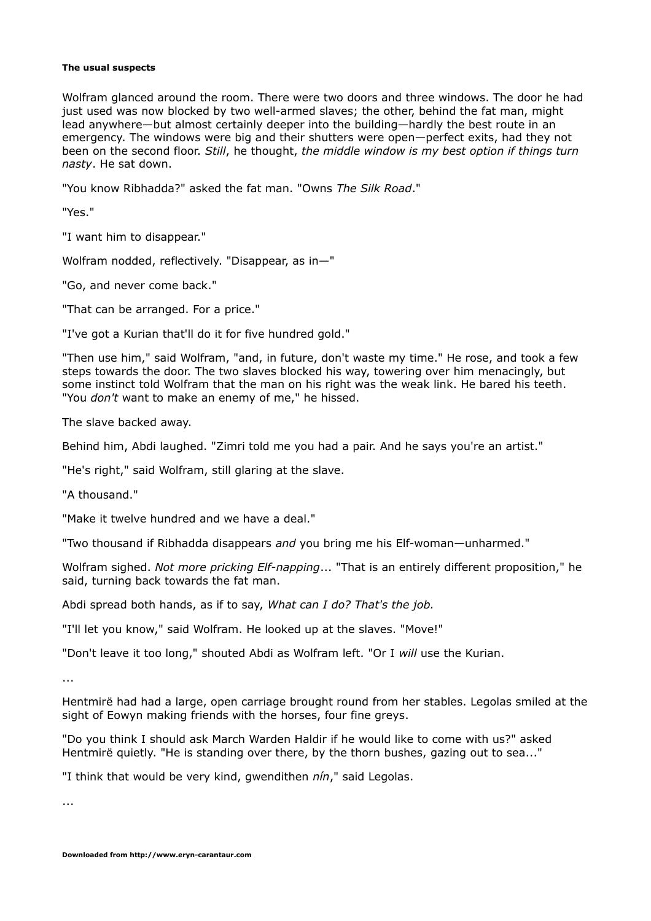**The usual suspects**

Wolfram glanced around the room. There were two doors and three windows. The door he had just used was now blocked by two well-armed slaves; the other, behind the fat man, might lead anywhere—but almost certainly deeper into the building—hardly the best route in an emergency. The windows were big and their shutters were open—perfect exits, had they not been on the second floor. *Still*, he thought, *the middle window is my best option if things turn nasty*. He sat down.

"You know Ribhadda?" asked the fat man. "Owns *The Silk Road*."

"Yes."

"I want him to disappear."

Wolfram nodded, reflectively. "Disappear, as in—"

"Go, and never come back."

"That can be arranged. For a price."

"I've got a Kurian that'll do it for five hundred gold."

"Then use him," said Wolfram, "and, in future, don't waste my time." He rose, and took a few steps towards the door. The two slaves blocked his way, towering over him menacingly, but some instinct told Wolfram that the man on his right was the weak link. He bared his teeth. "You *don't* want to make an enemy of me," he hissed.

The slave backed away.

Behind him, Abdi laughed. "Zimri told me you had a pair. And he says you're an artist."

"He's right," said Wolfram, still glaring at the slave.

"A thousand."

"Make it twelve hundred and we have a deal."

"Two thousand if Ribhadda disappears *and* you bring me his Elf-woman—unharmed."

Wolfram sighed. *Not more pricking Elf-napping*... "That is an entirely different proposition," he said, turning back towards the fat man.

Abdi spread both hands, as if to say, *What can I do? That's the job.*

"I'll let you know," said Wolfram. He looked up at the slaves. "Move!"

"Don't leave it too long," shouted Abdi as Wolfram left. "Or I *will* use the Kurian.

...

Hentmirë had had a large, open carriage brought round from her stables. Legolas smiled at the sight of Eowyn making friends with the horses, four fine greys.

"Do you think I should ask March Warden Haldir if he would like to come with us?" asked Hentmirë quietly. "He is standing over there, by the thorn bushes, gazing out to sea..."

"I think that would be very kind, gwendithen *nín*," said Legolas.

...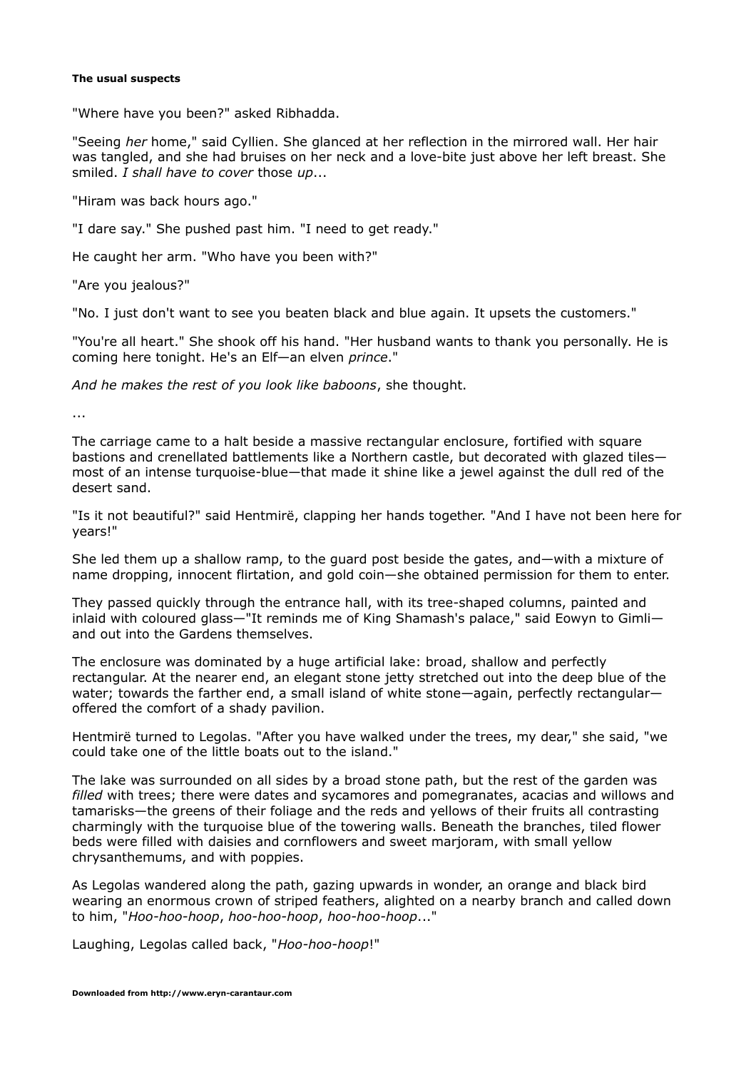**The usual suspects**

"Where have you been?" asked Ribhadda.

"Seeing *her* home," said Cyllien. She glanced at her reflection in the mirrored wall. Her hair was tangled, and she had bruises on her neck and a love-bite just above her left breast. She smiled. *I shall have to cover* those *up*...

"Hiram was back hours ago."

"I dare say." She pushed past him. "I need to get ready."

He caught her arm. "Who have you been with?"

"Are you jealous?"

"No. I just don't want to see you beaten black and blue again. It upsets the customers."

"You're all heart." She shook off his hand. "Her husband wants to thank you personally. He is coming here tonight. He's an Elf—an elven *prince*."

*And he makes the rest of you look like baboons*, she thought.

...

The carriage came to a halt beside a massive rectangular enclosure, fortified with square bastions and crenellated battlements like a Northern castle, but decorated with glazed tiles—most of an intense turquoise-blue—that made it shine like a jewel against the dull red of the desert sand.

"Is it not beautiful?" said Hentmirë, clapping her hands together. "And I have not been here for years!"

She led them up a shallow ramp, to the guard post beside the gates, and—with a mixture of name dropping, innocent flirtation, and gold coin—she obtained permission for them to enter.

They passed quickly through the entrance hall, with its tree-shaped columns, painted and inlaid with coloured glass—"It reminds me of King Shamash's palace," said Eowyn to Gimli—and out into the Gardens themselves.

The enclosure was dominated by a huge artificial lake: broad, shallow and perfectly rectangular. At the nearer end, an elegant stone jetty stretched out into the deep blue of the water; towards the farther end, a small island of white stone—again, perfectly rectangular—offered the comfort of a shady pavilion.

Hentmirë turned to Legolas. "After you have walked under the trees, my dear," she said, "we could take one of the little boats out to the island."

The lake was surrounded on all sides by a broad stone path, but the rest of the garden was *filled* with trees; there were dates and sycamores and pomegranates, acacias and willows and tamarisks—the greens of their foliage and the reds and yellows of their fruits all contrasting charmingly with the turquoise blue of the towering walls. Beneath the branches, tiled flower beds were filled with daisies and cornflowers and sweet marjoram, with small yellow chrysanthemums, and with poppies.

As Legolas wandered along the path, gazing upwards in wonder, an orange and black bird wearing an enormous crown of striped feathers, alighted on a nearby branch and called down to him, "*Hoo-hoo-hoop*, *hoo-hoo-hoop*, *hoo-hoo-hoop*..."

Laughing, Legolas called back, "*Hoo-hoo-hoop*!"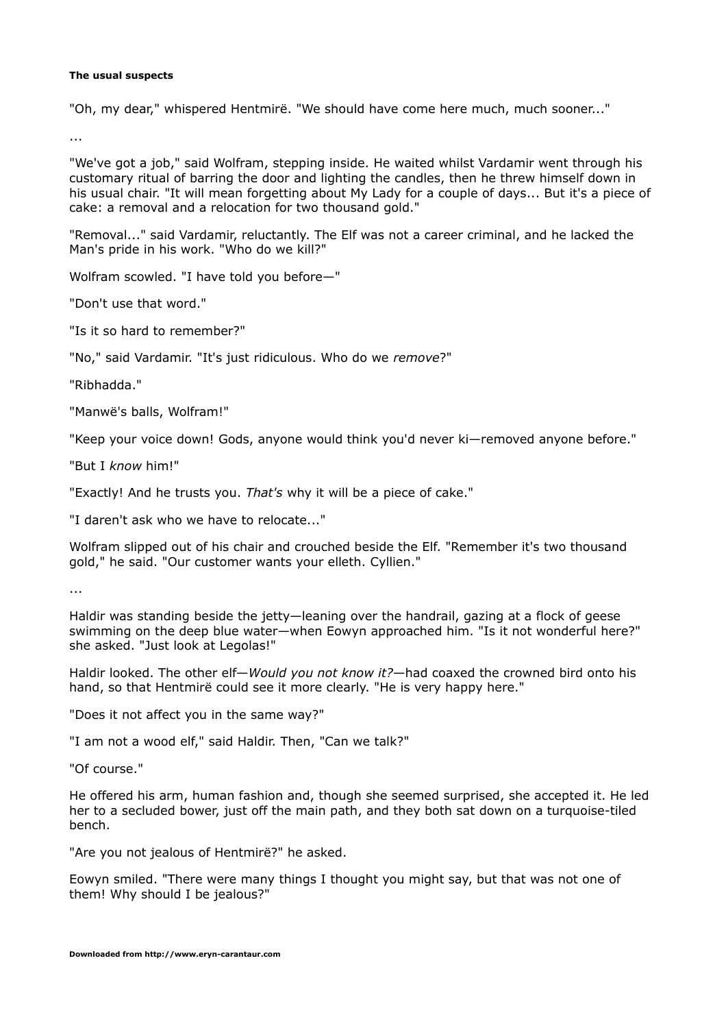**The usual suspects**

"Oh, my dear," whispered Hentmirë. "We should have come here much, much sooner..."

...

"We've got a job," said Wolfram, stepping inside. He waited whilst Vardamir went through his customary ritual of barring the door and lighting the candles, then he threw himself down in his usual chair. "It will mean forgetting about My Lady for a couple of days... But it's a piece of cake: a removal and a relocation for two thousand gold."

"Removal..." said Vardamir, reluctantly. The Elf was not a career criminal, and he lacked the Man's pride in his work. "Who do we kill?"

Wolfram scowled. "I have told you before—"

"Don't use that word."

"Is it so hard to remember?"

"No," said Vardamir. "It's just ridiculous. Who do we *remove*?"

"Ribhadda."

"Manwë's balls, Wolfram!"

"Keep your voice down! Gods, anyone would think you'd never ki—removed anyone before."

"But I *know* him!"

"Exactly! And he trusts you. *That's* why it will be a piece of cake."

"I daren't ask who we have to relocate..."

Wolfram slipped out of his chair and crouched beside the Elf. "Remember it's two thousand gold," he said. "Our customer wants your elleth. Cyllien."

...

Haldir was standing beside the jetty—leaning over the handrail, gazing at a flock of geese swimming on the deep blue water—when Eowyn approached him. "Is it not wonderful here?" she asked. "Just look at Legolas!"

Haldir looked. The other elf—*Would you not know it?*—had coaxed the crowned bird onto his hand, so that Hentmirë could see it more clearly. "He is very happy here."

"Does it not affect you in the same way?"

"I am not a wood elf," said Haldir. Then, "Can we talk?"

"Of course."

He offered his arm, human fashion and, though she seemed surprised, she accepted it. He led her to a secluded bower, just off the main path, and they both sat down on a turquoise-tiled bench.

"Are you not jealous of Hentmirë?" he asked.

Eowyn smiled. "There were many things I thought you might say, but that was not one of them! Why should I be jealous?"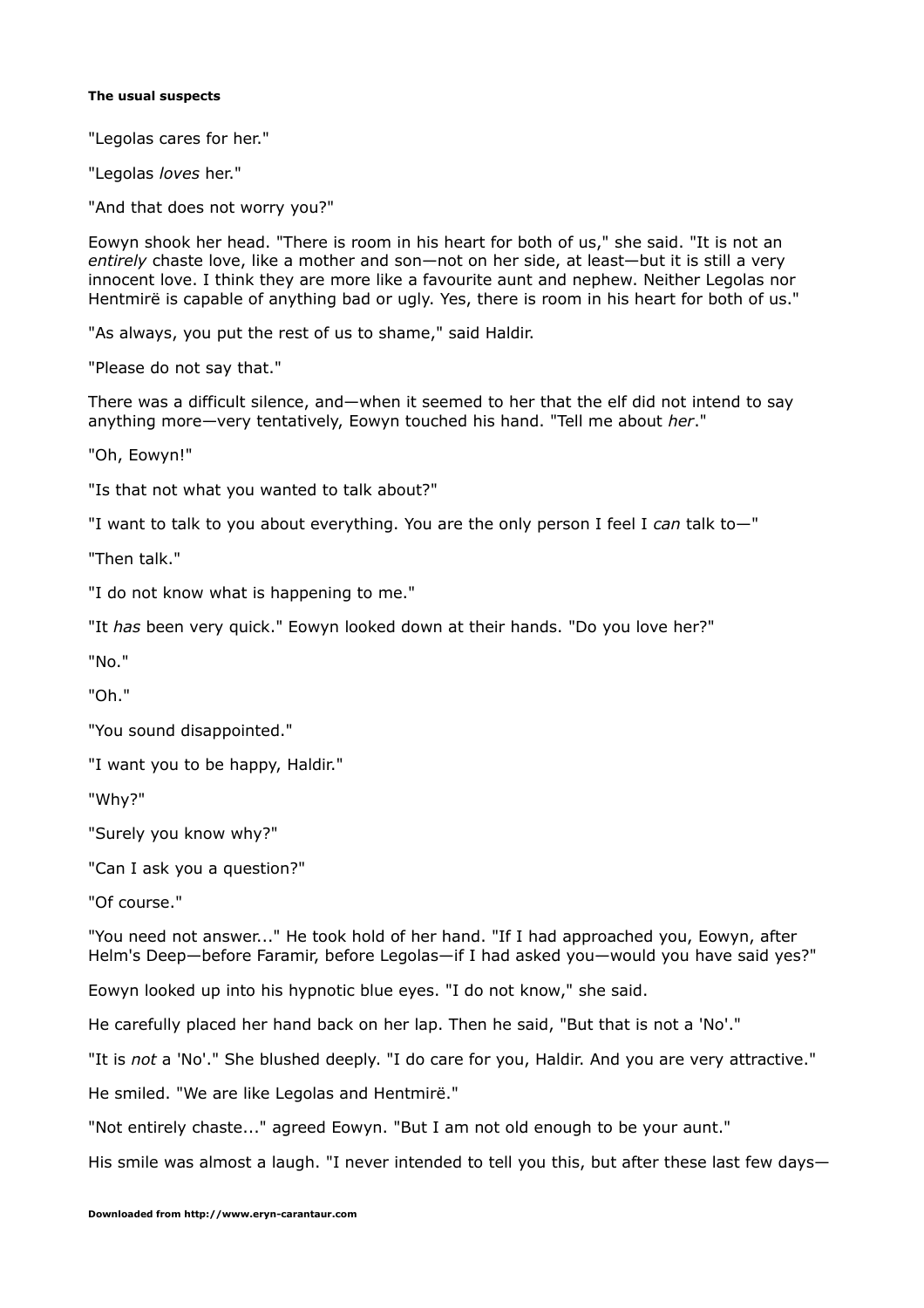**The usual suspects**

"Legolas cares for her."

"Legolas *loves* her."

"And that does not worry you?"

Eowyn shook her head. "There is room in his heart for both of us," she said. "It is not an *entirely* chaste love, like a mother and son—not on her side, at least—but it is still a very innocent love. I think they are more like a favourite aunt and nephew. Neither Legolas nor Hentmirë is capable of anything bad or ugly. Yes, there is room in his heart for both of us."

"As always, you put the rest of us to shame," said Haldir.

"Please do not say that."

There was a difficult silence, and—when it seemed to her that the elf did not intend to say anything more—very tentatively, Eowyn touched his hand. "Tell me about *her*."

"Oh, Eowyn!"

"Is that not what you wanted to talk about?"

"I want to talk to you about everything. You are the only person I feel I *can* talk to—"

"Then talk."

"I do not know what is happening to me."

"It *has* been very quick." Eowyn looked down at their hands. "Do you love her?"

"No."

"Oh."

"You sound disappointed."

"I want you to be happy, Haldir."

"Why?"

"Surely you know why?"

"Can I ask you a question?"

"Of course."

"You need not answer..." He took hold of her hand. "If I had approached you, Eowyn, after Helm's Deep—before Faramir, before Legolas—if I had asked you—would you have said yes?"

Eowyn looked up into his hypnotic blue eyes. "I do not know," she said.

He carefully placed her hand back on her lap. Then he said, "But that is not a 'No'."

"It is *not* a 'No'." She blushed deeply. "I do care for you, Haldir. And you are very attractive."

He smiled. "We are like Legolas and Hentmirë."

"Not entirely chaste..." agreed Eowyn. "But I am not old enough to be your aunt."

His smile was almost a laugh. "I never intended to tell you this, but after these last few days—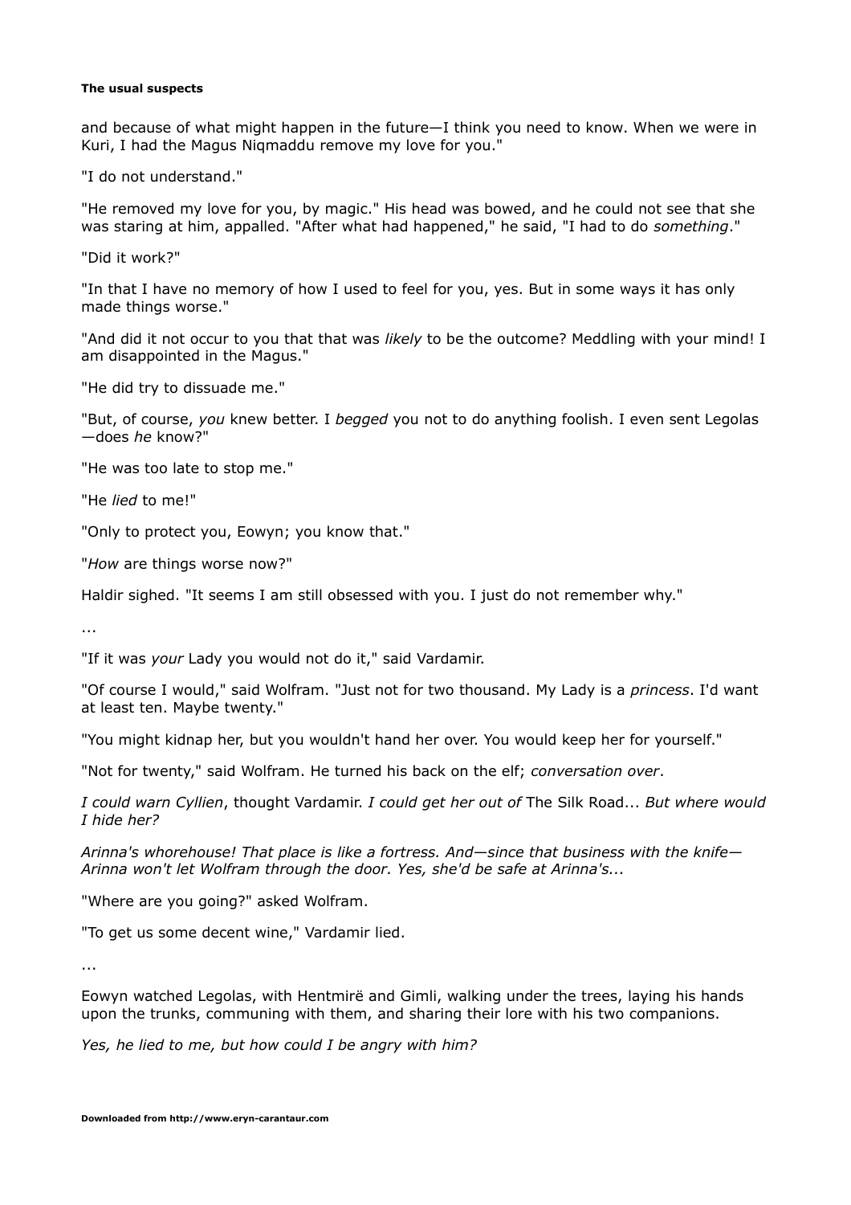and because of what might happen in the future—I think you need to know. When we were in Kuri, I had the Magus Niqmaddu remove my love for you."

"I do not understand."

"He removed my love for you, by magic." His head was bowed, and he could not see that she was staring at him, appalled. "After what had happened," he said, "I had to do *something*."

"Did it work?"

"In that I have no memory of how I used to feel for you, yes. But in some ways it has only made things worse."

"And did it not occur to you that that was *likely* to be the outcome? Meddling with your mind! I am disappointed in the Magus."

"He did try to dissuade me."

"But, of course, *you* knew better. I *begged* you not to do anything foolish. I even sent Legolas—does *he* know?"

"He was too late to stop me."

"He *lied* to me!"

"Only to protect you, Eowyn; you know that."

"*How* are things worse now?"

Haldir sighed. "It seems I am still obsessed with you. I just do not remember why."

...

"If it was *your* Lady you would not do it," said Vardamir.

"Of course I would," said Wolfram. "Just not for two thousand. My Lady is a *princess*. I'd want at least ten. Maybe twenty."

"You might kidnap her, but you wouldn't hand her over. You would keep her for yourself."

"Not for twenty," said Wolfram. He turned his back on the elf; *conversation over*.

*I could warn Cyllien*, thought Vardamir. *I could get her out of* The Silk Road... *But where would I hide her?*

*Arinna's whorehouse! That place is like a fortress. And—since that business with the knife—Arinna won't let Wolfram through the door. Yes, she'd be safe at Arinna's...*

"Where are you going?" asked Wolfram.

"To get us some decent wine," Vardamir lied.

...

Eowyn watched Legolas, with Hentmirë and Gimli, walking under the trees, laying his hands upon the trunks, communing with them, and sharing their lore with his two companions.

*Yes, he lied to me, but how could I be angry with him?*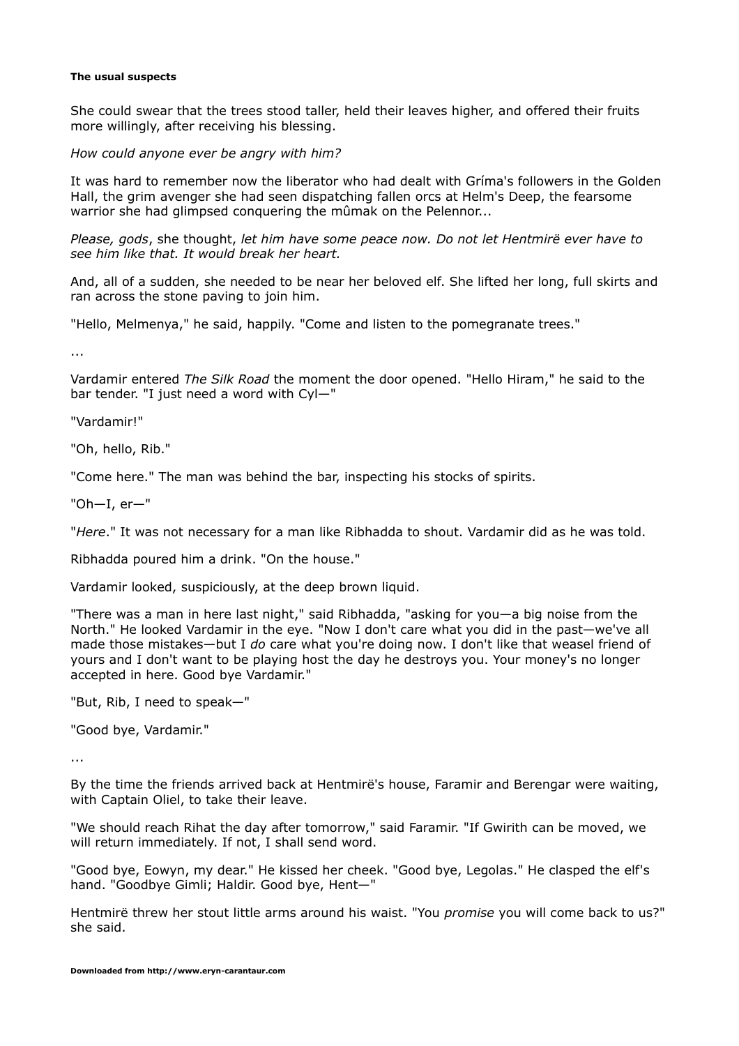**The usual suspects**

She could swear that the trees stood taller, held their leaves higher, and offered their fruits more willingly, after receiving his blessing.

*How could anyone ever be angry with him?*

It was hard to remember now the liberator who had dealt with Gríma's followers in the Golden Hall, the grim avenger she had seen dispatching fallen orcs at Helm's Deep, the fearsome warrior she had glimpsed conquering the mûmak on the Pelennor...

*Please, gods*, she thought, *let him have some peace now. Do not let Hentmirë ever have to see him like that. It would break her heart.*

And, all of a sudden, she needed to be near her beloved elf. She lifted her long, full skirts and ran across the stone paving to join him.

"Hello, Melmenya," he said, happily. "Come and listen to the pomegranate trees."

...

Vardamir entered *The Silk Road* the moment the door opened. "Hello Hiram," he said to the bar tender. "I just need a word with Cyl—"

"Vardamir!"

"Oh, hello, Rib."

"Come here." The man was behind the bar, inspecting his stocks of spirits.

"Oh—I, er—"

"*Here*." It was not necessary for a man like Ribhadda to shout. Vardamir did as he was told.

Ribhadda poured him a drink. "On the house."

Vardamir looked, suspiciously, at the deep brown liquid.

"There was a man in here last night," said Ribhadda, "asking for you—a big noise from the North." He looked Vardamir in the eye. "Now I don't care what you did in the past—we've all made those mistakes—but I *do* care what you're doing now. I don't like that weasel friend of yours and I don't want to be playing host the day he destroys you. Your money's no longer accepted in here. Good bye Vardamir."

"But, Rib, I need to speak—"

"Good bye, Vardamir."

...

By the time the friends arrived back at Hentmirë's house, Faramir and Berengar were waiting, with Captain Oliel, to take their leave.

"We should reach Rihat the day after tomorrow," said Faramir. "If Gwirith can be moved, we will return immediately. If not, I shall send word.

"Good bye, Eowyn, my dear." He kissed her cheek. "Good bye, Legolas." He clasped the elf's hand. "Goodbye Gimli; Haldir. Good bye, Hent—"

Hentmirë threw her stout little arms around his waist. "You *promise* you will come back to us?" she said.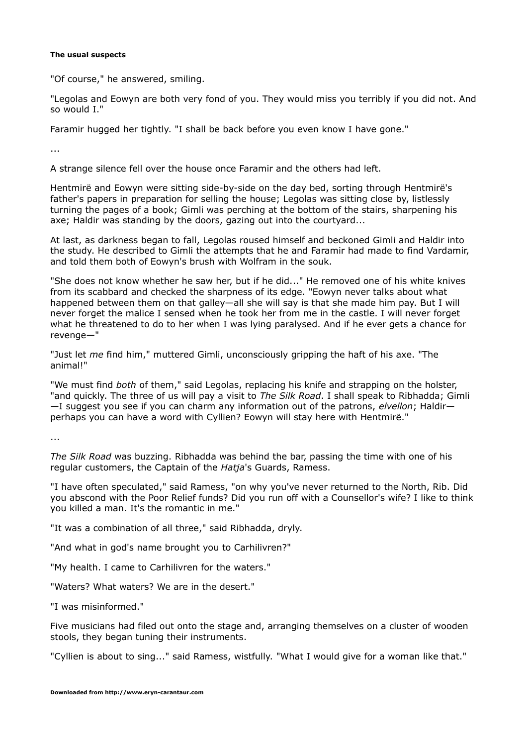"Of course," he answered, smiling.

"Legolas and Eowyn are both very fond of you. They would miss you terribly if you did not. And so would I."

Faramir hugged her tightly. "I shall be back before you even know I have gone."

...

A strange silence fell over the house once Faramir and the others had left.

Hentmirë and Eowyn were sitting side-by-side on the day bed, sorting through Hentmirë's father's papers in preparation for selling the house; Legolas was sitting close by, listlessly turning the pages of a book; Gimli was perching at the bottom of the stairs, sharpening his axe; Haldir was standing by the doors, gazing out into the courtyard...

At last, as darkness began to fall, Legolas roused himself and beckoned Gimli and Haldir into the study. He described to Gimli the attempts that he and Faramir had made to find Vardamir, and told them both of Eowyn's brush with Wolfram in the souk.

"She does not know whether he saw her, but if he did..." He removed one of his white knives from its scabbard and checked the sharpness of its edge. "Eowyn never talks about what happened between them on that galley—all she will say is that she made him pay. But I will never forget the malice I sensed when he took her from me in the castle. I will never forget what he threatened to do to her when I was lying paralysed. And if he ever gets a chance for revenge—"

"Just let *me* find him," muttered Gimli, unconsciously gripping the haft of his axe. "The animal!"

"We must find *both* of them," said Legolas, replacing his knife and strapping on the holster, "and quickly. The three of us will pay a visit to *The Silk Road*. I shall speak to Ribhadda; Gimli—I suggest you see if you can charm any information out of the patrons, *elvellon*; Haldir—perhaps you can have a word with Cyllien? Eowyn will stay here with Hentmirë."

...

*The Silk Road* was buzzing. Ribhadda was behind the bar, passing the time with one of his regular customers, the Captain of the *Haṯja*'s Guards, Ramess.

"I have often speculated," said Ramess, "on why you've never returned to the North, Rib. Did you abscond with the Poor Relief funds? Did you run off with a Counsellor's wife? I like to think you killed a man. It's the romantic in me."

"It was a combination of all three," said Ribhadda, dryly.

"And what in god's name brought you to Carhilivren?"

"My health. I came to Carhilivren for the waters."

"Waters? What waters? We are in the desert."

"I was misinformed."

Five musicians had filed out onto the stage and, arranging themselves on a cluster of wooden stools, they began tuning their instruments.

"Cyllien is about to sing..." said Ramess, wistfully. "What I would give for a woman like that."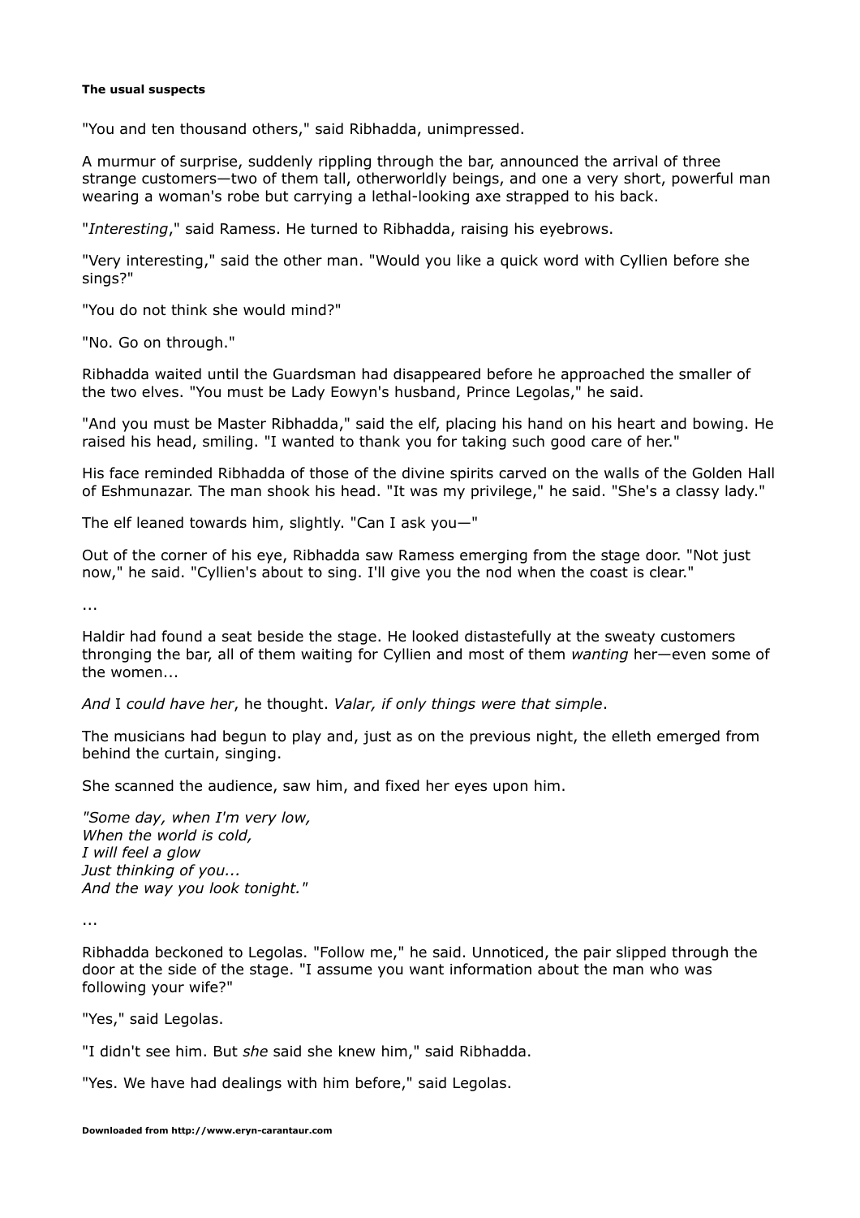**The usual suspects**

"You and ten thousand others," said Ribhadda, unimpressed.

A murmur of surprise, suddenly rippling through the bar, announced the arrival of three strange customers—two of them tall, otherworldly beings, and one a very short, powerful man wearing a woman's robe but carrying a lethal-looking axe strapped to his back.

"*Interesting*," said Ramess. He turned to Ribhadda, raising his eyebrows.

"Very interesting," said the other man. "Would you like a quick word with Cyllien before she sings?"

"You do not think she would mind?"

"No. Go on through."

Ribhadda waited until the Guardsman had disappeared before he approached the smaller of the two elves. "You must be Lady Eowyn's husband, Prince Legolas," he said.

"And you must be Master Ribhadda," said the elf, placing his hand on his heart and bowing. He raised his head, smiling. "I wanted to thank you for taking such good care of her."

His face reminded Ribhadda of those of the divine spirits carved on the walls of the Golden Hall of Eshmunazar. The man shook his head. "It was my privilege," he said. "She's a classy lady."

The elf leaned towards him, slightly. "Can I ask you—"

Out of the corner of his eye, Ribhadda saw Ramess emerging from the stage door. "Not just now," he said. "Cyllien's about to sing. I'll give you the nod when the coast is clear."

...

Haldir had found a seat beside the stage. He looked distastefully at the sweaty customers thronging the bar, all of them waiting for Cyllien and most of them *wanting* her—even some of the women...

*And* I *could have her*, he thought. *Valar, if only things were that simple*.

The musicians had begun to play and, just as on the previous night, the elleth emerged from behind the curtain, singing.

She scanned the audience, saw him, and fixed her eyes upon him.

*"Some day, when I'm very low,*
*When the world is cold,*
*I will feel a glow*
*Just thinking of you...*
*And the way you look tonight."*

...

Ribhadda beckoned to Legolas. "Follow me," he said. Unnoticed, the pair slipped through the door at the side of the stage. "I assume you want information about the man who was following your wife?"

"Yes," said Legolas.

"I didn't see him. But *she* said she knew him," said Ribhadda.

"Yes. We have had dealings with him before," said Legolas.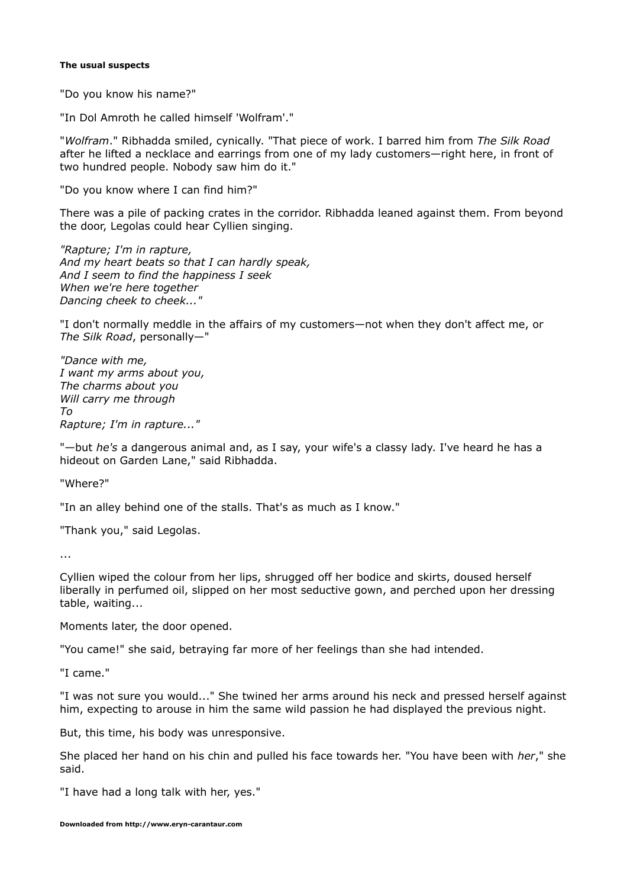**The usual suspects**

"Do you know his name?"

"In Dol Amroth he called himself 'Wolfram'."

"*Wolfram*." Ribhadda smiled, cynically. "That piece of work. I barred him from *The Silk Road* after he lifted a necklace and earrings from one of my lady customers—right here, in front of two hundred people. Nobody saw him do it."

"Do you know where I can find him?"

There was a pile of packing crates in the corridor. Ribhadda leaned against them. From beyond the door, Legolas could hear Cyllien singing.

*"Rapture; I'm in rapture,*
*And my heart beats so that I can hardly speak,*
*And I seem to find the happiness I seek*
*When we're here together*
*Dancing cheek to cheek..."*

"I don't normally meddle in the affairs of my customers—not when they don't affect me, or *The Silk Road*, personally—"

*"Dance with me,*
*I want my arms about you,*
*The charms about you*
*Will carry me through*
*To*
*Rapture; I'm in rapture..."*

"—but *he's* a dangerous animal and, as I say, your wife's a classy lady. I've heard he has a hideout on Garden Lane," said Ribhadda.

"Where?"

"In an alley behind one of the stalls. That's as much as I know."

"Thank you," said Legolas.

...

Cyllien wiped the colour from her lips, shrugged off her bodice and skirts, doused herself liberally in perfumed oil, slipped on her most seductive gown, and perched upon her dressing table, waiting...

Moments later, the door opened.

"You came!" she said, betraying far more of her feelings than she had intended.

"I came."

"I was not sure you would..." She twined her arms around his neck and pressed herself against him, expecting to arouse in him the same wild passion he had displayed the previous night.

But, this time, his body was unresponsive.

She placed her hand on his chin and pulled his face towards her. "You have been with *her*," she said.

"I have had a long talk with her, yes."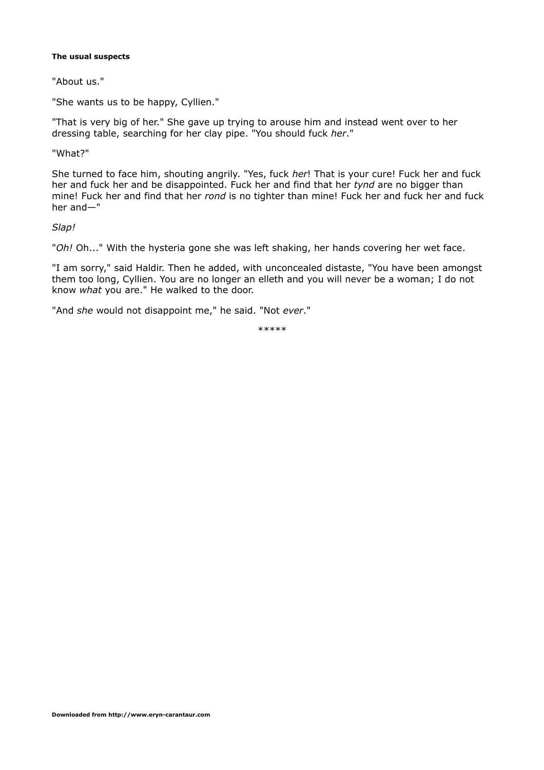"About us."

"She wants us to be happy, Cyllien."

"That is very big of her." She gave up trying to arouse him and instead went over to her dressing table, searching for her clay pipe. "You should fuck *her*."

"What?"

She turned to face him, shouting angrily. "Yes, fuck *her*! That is your cure! Fuck her and fuck her and fuck her and be disappointed. Fuck her and find that her *tynd* are no bigger than mine! Fuck her and find that her *rond* is no tighter than mine! Fuck her and fuck her and fuck her and—"

*Slap!*

"*Oh!* Oh..." With the hysteria gone she was left shaking, her hands covering her wet face.

"I am sorry," said Haldir. Then he added, with unconcealed distaste, "You have been amongst them too long, Cyllien. You are no longer an elleth and you will never be a woman; I do not know *what* you are." He walked to the door.

"And *she* would not disappoint me," he said. "Not *ever*."

*****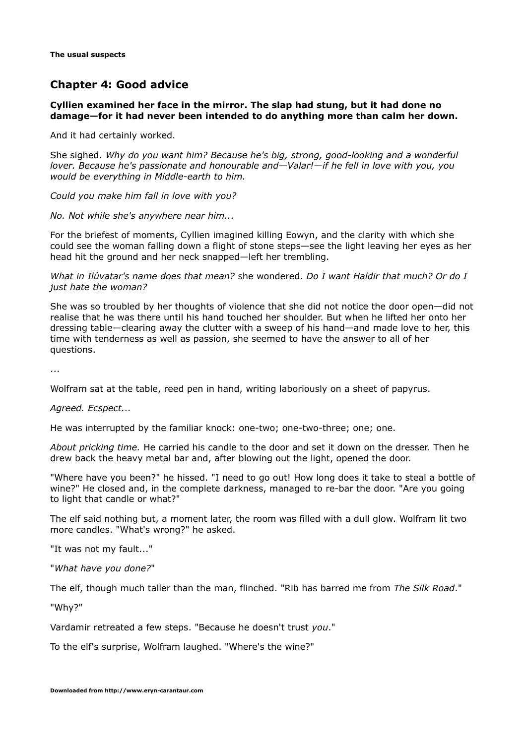## Chapter 4: Good advice

**Cyllien examined her face in the mirror. The slap had stung, but it had done no damage—for it had never been intended to do anything more than calm her down.**

And it had certainly worked.

She sighed. *Why do you want him? Because he's big, strong, good-looking and a wonderful lover. Because he's passionate and honourable and—Valar!—if he fell in love with you, you would be everything in Middle-earth to him.*

*Could you make him fall in love with you?*

*No. Not while she's anywhere near him...*

For the briefest of moments, Cyllien imagined killing Eowyn, and the clarity with which she could see the woman falling down a flight of stone steps—see the light leaving her eyes as her head hit the ground and her neck snapped—left her trembling.

*What in Ilúvatar's name does that mean?* she wondered. *Do I want Haldir that much? Or do I just hate the woman?*

She was so troubled by her thoughts of violence that she did not notice the door open—did not realise that he was there until his hand touched her shoulder. But when he lifted her onto her dressing table—clearing away the clutter with a sweep of his hand—and made love to her, this time with tenderness as well as passion, she seemed to have the answer to all of her questions.

...

Wolfram sat at the table, reed pen in hand, writing laboriously on a sheet of papyrus.

*Agreed. Ecspect...*

He was interrupted by the familiar knock: one-two; one-two-three; one; one.

*About pricking time.* He carried his candle to the door and set it down on the dresser. Then he drew back the heavy metal bar and, after blowing out the light, opened the door.

"Where have you been?" he hissed. "I need to go out! How long does it take to steal a bottle of wine?" He closed and, in the complete darkness, managed to re-bar the door. "Are you going to light that candle or what?"

The elf said nothing but, a moment later, the room was filled with a dull glow. Wolfram lit two more candles. "What's wrong?" he asked.

"It was not my fault..."

"*What have you done?*"

The elf, though much taller than the man, flinched. "Rib has barred me from *The Silk Road*."

"Why?"

Vardamir retreated a few steps. "Because he doesn't trust *you*."

To the elf's surprise, Wolfram laughed. "Where's the wine?"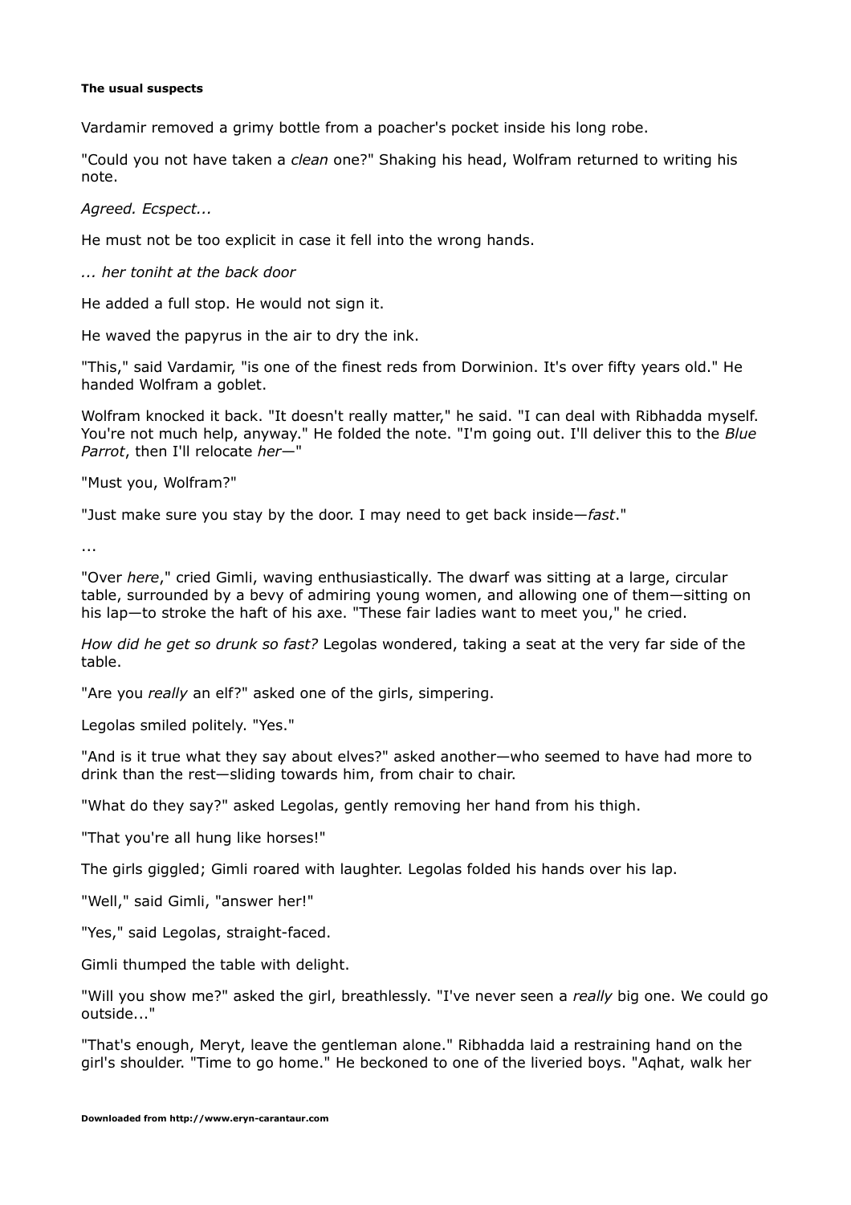**The usual suspects**

Vardamir removed a grimy bottle from a poacher's pocket inside his long robe.

"Could you not have taken a *clean* one?" Shaking his head, Wolfram returned to writing his note.

*Agreed. Ecspect...*

He must not be too explicit in case it fell into the wrong hands.

*... her toniht at the back door*

He added a full stop. He would not sign it.

He waved the papyrus in the air to dry the ink.

"This," said Vardamir, "is one of the finest reds from Dorwinion. It's over fifty years old." He handed Wolfram a goblet.

Wolfram knocked it back. "It doesn't really matter," he said. "I can deal with Ribhadda myself. You're not much help, anyway." He folded the note. "I'm going out. I'll deliver this to the *Blue Parrot*, then I'll relocate *her*—"

"Must you, Wolfram?"

"Just make sure you stay by the door. I may need to get back inside—*fast*."

...

"Over *here*," cried Gimli, waving enthusiastically. The dwarf was sitting at a large, circular table, surrounded by a bevy of admiring young women, and allowing one of them—sitting on his lap—to stroke the haft of his axe. "These fair ladies want to meet you," he cried.

*How did he get so drunk so fast?* Legolas wondered, taking a seat at the very far side of the table.

"Are you *really* an elf?" asked one of the girls, simpering.

Legolas smiled politely. "Yes."

"And is it true what they say about elves?" asked another—who seemed to have had more to drink than the rest—sliding towards him, from chair to chair.

"What do they say?" asked Legolas, gently removing her hand from his thigh.

"That you're all hung like horses!"

The girls giggled; Gimli roared with laughter. Legolas folded his hands over his lap.

"Well," said Gimli, "answer her!"

"Yes," said Legolas, straight-faced.

Gimli thumped the table with delight.

"Will you show me?" asked the girl, breathlessly. "I've never seen a *really* big one. We could go outside..."

"That's enough, Meryt, leave the gentleman alone." Ribhadda laid a restraining hand on the girl's shoulder. "Time to go home." He beckoned to one of the liveried boys. "Aqhat, walk her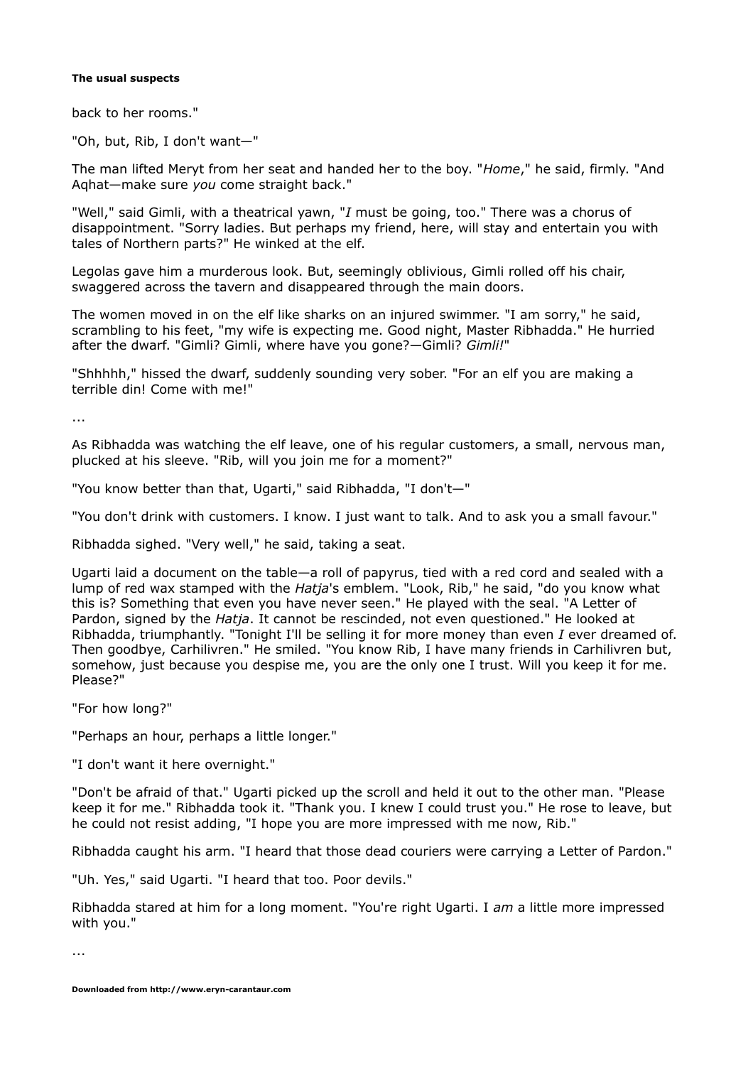back to her rooms."

"Oh, but, Rib, I don't want—"

The man lifted Meryt from her seat and handed her to the boy. "*Home*," he said, firmly. "And Aqhat—make sure *you* come straight back."

"Well," said Gimli, with a theatrical yawn, "*I* must be going, too." There was a chorus of disappointment. "Sorry ladies. But perhaps my friend, here, will stay and entertain you with tales of Northern parts?" He winked at the elf.

Legolas gave him a murderous look. But, seemingly oblivious, Gimli rolled off his chair, swaggered across the tavern and disappeared through the main doors.

The women moved in on the elf like sharks on an injured swimmer. "I am sorry," he said, scrambling to his feet, "my wife is expecting me. Good night, Master Ribhadda." He hurried after the dwarf. "Gimli? Gimli, where have you gone?—Gimli? *Gimli!*"

"Shhhhh," hissed the dwarf, suddenly sounding very sober. "For an elf you are making a terrible din! Come with me!"

...

As Ribhadda was watching the elf leave, one of his regular customers, a small, nervous man, plucked at his sleeve. "Rib, will you join me for a moment?"

"You know better than that, Ugarti," said Ribhadda, "I don't—"

"You don't drink with customers. I know. I just want to talk. And to ask you a small favour."

Ribhadda sighed. "Very well," he said, taking a seat.

Ugarti laid a document on the table—a roll of papyrus, tied with a red cord and sealed with a lump of red wax stamped with the *Hatja*'s emblem. "Look, Rib," he said, "do you know what this is? Something that even you have never seen." He played with the seal. "A Letter of Pardon, signed by the *Hatja*. It cannot be rescinded, not even questioned." He looked at Ribhadda, triumphantly. "Tonight I'll be selling it for more money than even *I* ever dreamed of. Then goodbye, Carhilivren." He smiled. "You know Rib, I have many friends in Carhilivren but, somehow, just because you despise me, you are the only one I trust. Will you keep it for me. Please?"

"For how long?"

"Perhaps an hour, perhaps a little longer."

"I don't want it here overnight."

"Don't be afraid of that." Ugarti picked up the scroll and held it out to the other man. "Please keep it for me." Ribhadda took it. "Thank you. I knew I could trust you." He rose to leave, but he could not resist adding, "I hope you are more impressed with me now, Rib."

Ribhadda caught his arm. "I heard that those dead couriers were carrying a Letter of Pardon."

"Uh. Yes," said Ugarti. "I heard that too. Poor devils."

Ribhadda stared at him for a long moment. "You're right Ugarti. I *am* a little more impressed with you."

...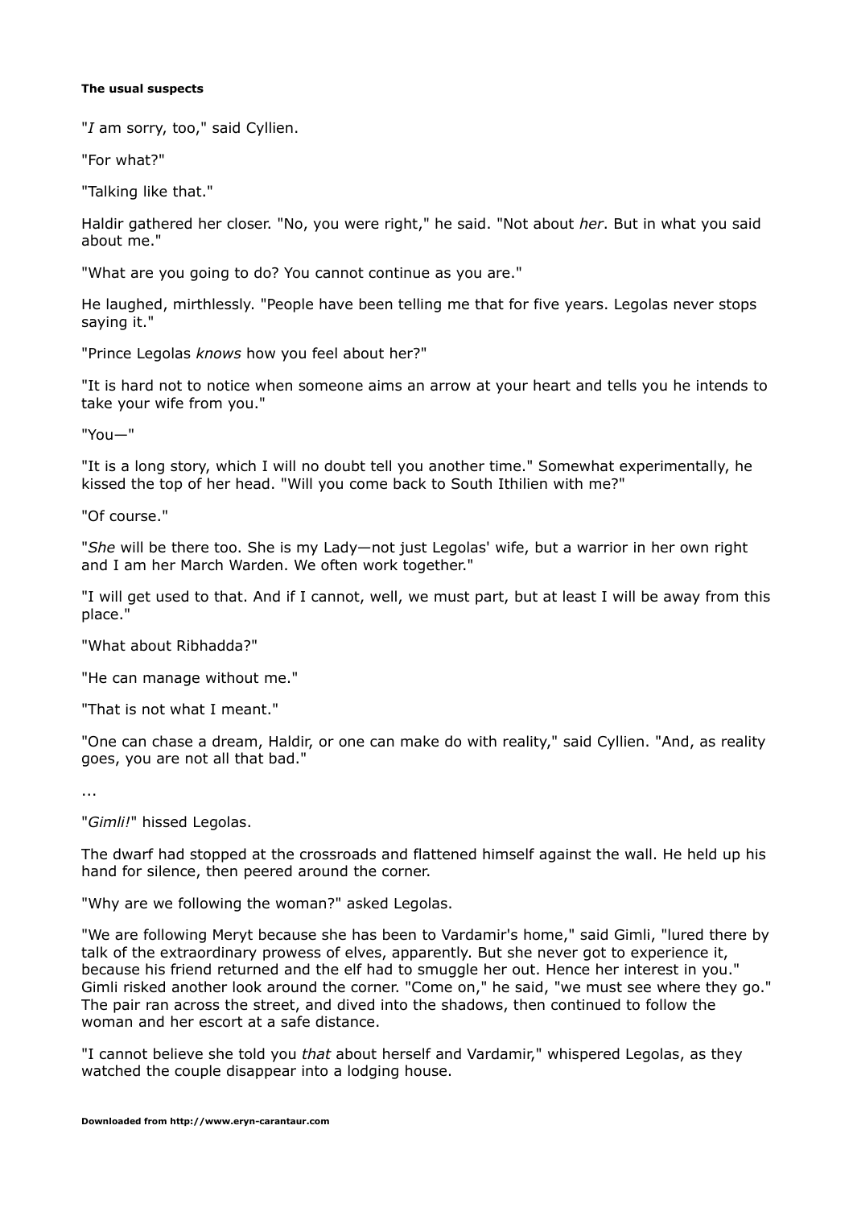**The usual suspects**

"*I* am sorry, too," said Cyllien.

"For what?"

"Talking like that."

Haldir gathered her closer. "No, you were right," he said. "Not about *her*. But in what you said about me."

"What are you going to do? You cannot continue as you are."

He laughed, mirthlessly. "People have been telling me that for five years. Legolas never stops saying it."

"Prince Legolas *knows* how you feel about her?"

"It is hard not to notice when someone aims an arrow at your heart and tells you he intends to take your wife from you."

"You—"

"It is a long story, which I will no doubt tell you another time." Somewhat experimentally, he kissed the top of her head. "Will you come back to South Ithilien with me?"

"Of course."

"*She* will be there too. She is my Lady—not just Legolas' wife, but a warrior in her own right and I am her March Warden. We often work together."

"I will get used to that. And if I cannot, well, we must part, but at least I will be away from this place."

"What about Ribhadda?"

"He can manage without me."

"That is not what I meant."

"One can chase a dream, Haldir, or one can make do with reality," said Cyllien. "And, as reality goes, you are not all that bad."

...

"*Gimli!*" hissed Legolas.

The dwarf had stopped at the crossroads and flattened himself against the wall. He held up his hand for silence, then peered around the corner.

"Why are we following the woman?" asked Legolas.

"We are following Meryt because she has been to Vardamir's home," said Gimli, "lured there by talk of the extraordinary prowess of elves, apparently. But she never got to experience it, because his friend returned and the elf had to smuggle her out. Hence her interest in you." Gimli risked another look around the corner. "Come on," he said, "we must see where they go." The pair ran across the street, and dived into the shadows, then continued to follow the woman and her escort at a safe distance.

"I cannot believe she told you *that* about herself and Vardamir," whispered Legolas, as they watched the couple disappear into a lodging house.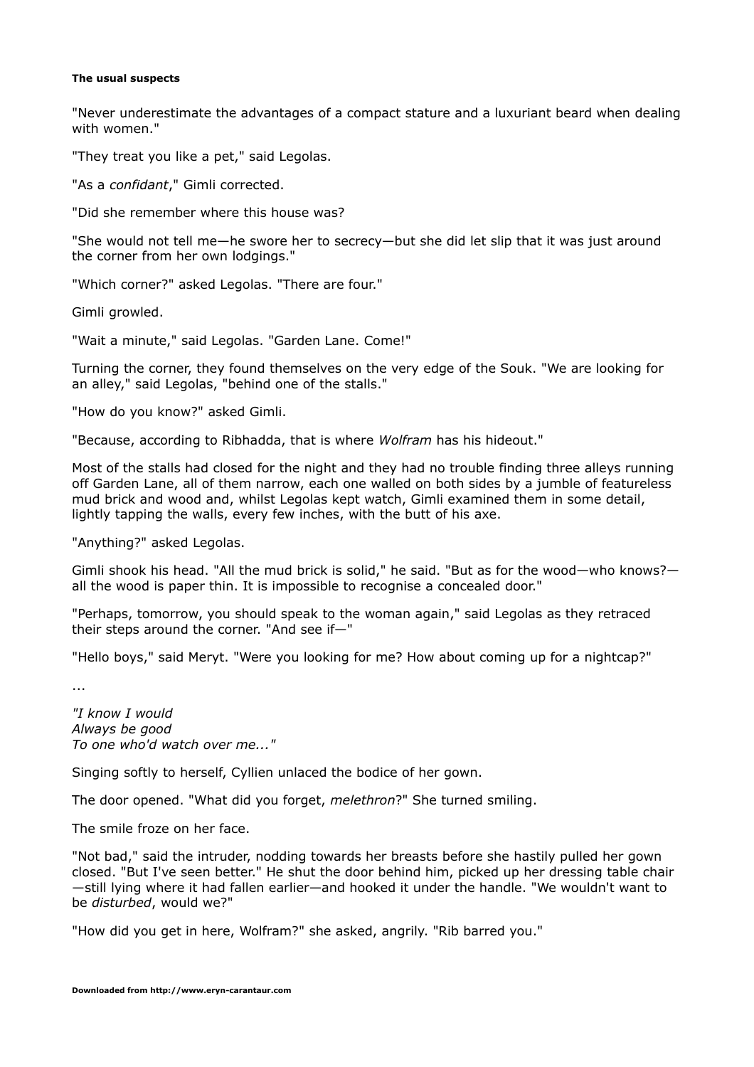**The usual suspects**

"Never underestimate the advantages of a compact stature and a luxuriant beard when dealing with women."

"They treat you like a pet," said Legolas.

"As a *confidant*," Gimli corrected.

"Did she remember where this house was?

"She would not tell me—he swore her to secrecy—but she did let slip that it was just around the corner from her own lodgings."

"Which corner?" asked Legolas. "There are four."

Gimli growled.

"Wait a minute," said Legolas. "Garden Lane. Come!"

Turning the corner, they found themselves on the very edge of the Souk. "We are looking for an alley," said Legolas, "behind one of the stalls."

"How do you know?" asked Gimli.

"Because, according to Ribhadda, that is where *Wolfram* has his hideout."

Most of the stalls had closed for the night and they had no trouble finding three alleys running off Garden Lane, all of them narrow, each one walled on both sides by a jumble of featureless mud brick and wood and, whilst Legolas kept watch, Gimli examined them in some detail, lightly tapping the walls, every few inches, with the butt of his axe.

"Anything?" asked Legolas.

Gimli shook his head. "All the mud brick is solid," he said. "But as for the wood—who knows?—all the wood is paper thin. It is impossible to recognise a concealed door."

"Perhaps, tomorrow, you should speak to the woman again," said Legolas as they retraced their steps around the corner. "And see if—"

"Hello boys," said Meryt. "Were you looking for me? How about coming up for a nightcap?"

...

*"I know I would*
*Always be good*
*To one who'd watch over me..."*

Singing softly to herself, Cyllien unlaced the bodice of her gown.

The door opened. "What did you forget, *melethron*?" She turned smiling.

The smile froze on her face.

"Not bad," said the intruder, nodding towards her breasts before she hastily pulled her gown closed. "But I've seen better." He shut the door behind him, picked up her dressing table chair—still lying where it had fallen earlier—and hooked it under the handle. "We wouldn't want to be *disturbed*, would we?"

"How did you get in here, Wolfram?" she asked, angrily. "Rib barred you."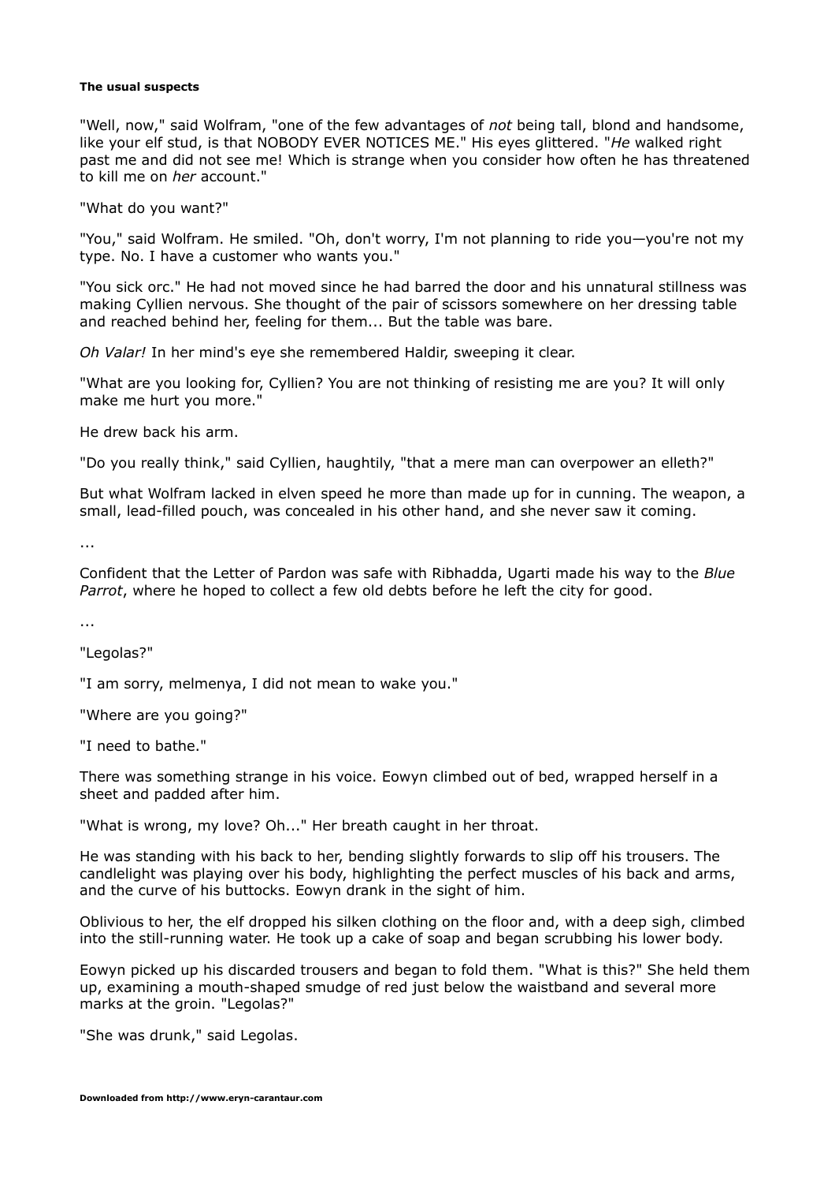#### The usual suspects

"Well, now," said Wolfram, "one of the few advantages of *not* being tall, blond and handsome, like your elf stud, is that NOBODY EVER NOTICES ME." His eyes glittered. "*He* walked right past me and did not see me! Which is strange when you consider how often he has threatened to kill me on *her* account."

"What do you want?"

"You," said Wolfram. He smiled. "Oh, don't worry, I'm not planning to ride you—you're not my type. No. I have a customer who wants you."

"You sick orc." He had not moved since he had barred the door and his unnatural stillness was making Cyllien nervous. She thought of the pair of scissors somewhere on her dressing table and reached behind her, feeling for them... But the table was bare.

*Oh Valar!* In her mind's eye she remembered Haldir, sweeping it clear.

"What are you looking for, Cyllien? You are not thinking of resisting me are you? It will only make me hurt you more."

He drew back his arm.

"Do you really think," said Cyllien, haughtily, "that a mere man can overpower an elleth?"

But what Wolfram lacked in elven speed he more than made up for in cunning. The weapon, a small, lead-filled pouch, was concealed in his other hand, and she never saw it coming.

...

Confident that the Letter of Pardon was safe with Ribhadda, Ugarti made his way to the *Blue Parrot*, where he hoped to collect a few old debts before he left the city for good.

...

"Legolas?"

"I am sorry, melmenya, I did not mean to wake you."

"Where are you going?"

"I need to bathe."

There was something strange in his voice. Eowyn climbed out of bed, wrapped herself in a sheet and padded after him.

"What is wrong, my love? Oh..." Her breath caught in her throat.

He was standing with his back to her, bending slightly forwards to slip off his trousers. The candlelight was playing over his body, highlighting the perfect muscles of his back and arms, and the curve of his buttocks. Eowyn drank in the sight of him.

Oblivious to her, the elf dropped his silken clothing on the floor and, with a deep sigh, climbed into the still-running water. He took up a cake of soap and began scrubbing his lower body.

Eowyn picked up his discarded trousers and began to fold them. "What is this?" She held them up, examining a mouth-shaped smudge of red just below the waistband and several more marks at the groin. "Legolas?"

"She was drunk," said Legolas.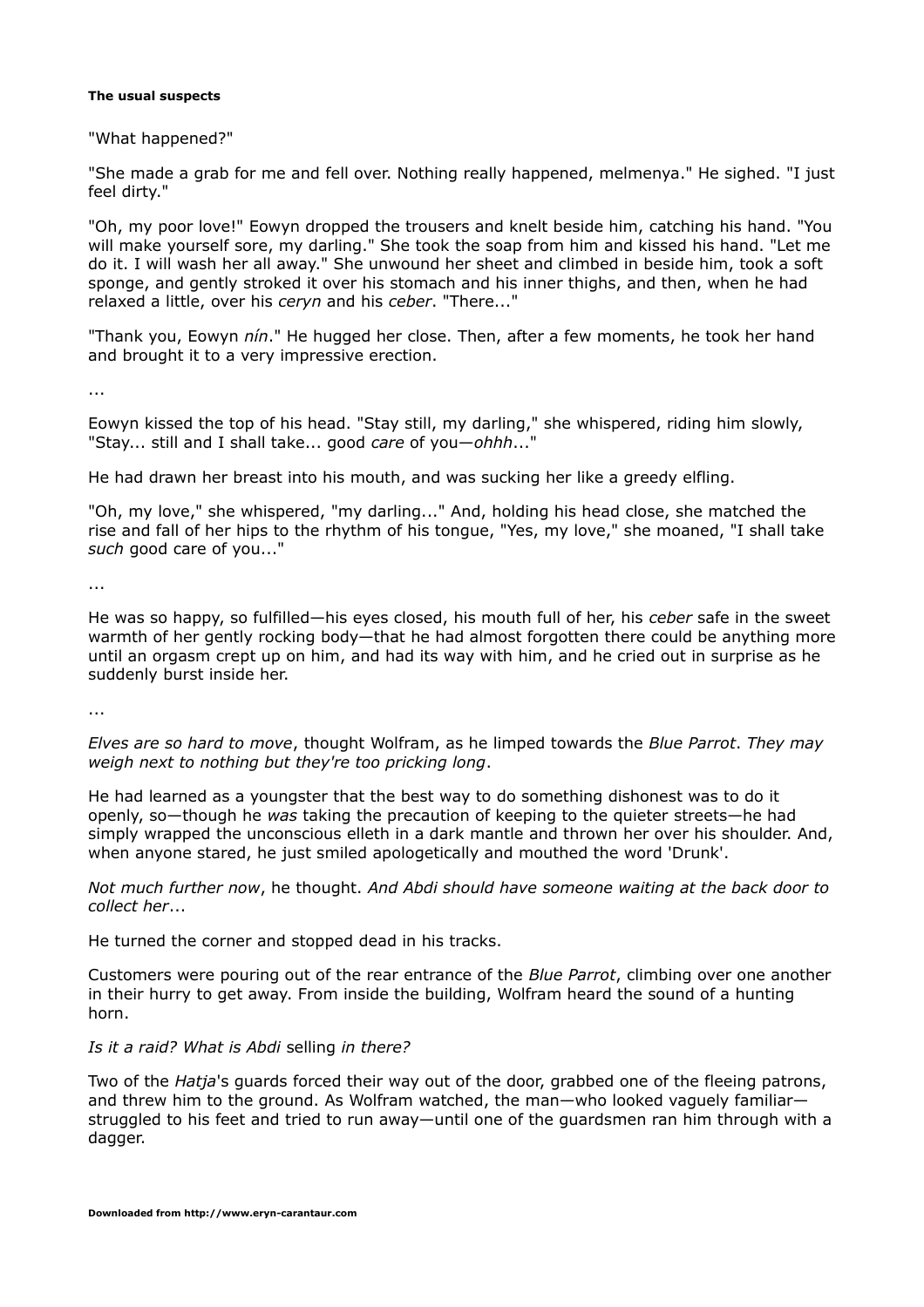**The usual suspects**

"What happened?"

"She made a grab for me and fell over. Nothing really happened, melmenya." He sighed. "I just feel dirty."

"Oh, my poor love!" Eowyn dropped the trousers and knelt beside him, catching his hand. "You will make yourself sore, my darling." She took the soap from him and kissed his hand. "Let me do it. I will wash her all away." She unwound her sheet and climbed in beside him, took a soft sponge, and gently stroked it over his stomach and his inner thighs, and then, when he had relaxed a little, over his *ceryn* and his *ceber*. "There..."

"Thank you, Eowyn *nín*." He hugged her close. Then, after a few moments, he took her hand and brought it to a very impressive erection.

...

Eowyn kissed the top of his head. "Stay still, my darling," she whispered, riding him slowly, "Stay... still and I shall take... good *care* of you—*ohhh*..."

He had drawn her breast into his mouth, and was sucking her like a greedy elfling.

"Oh, my love," she whispered, "my darling..." And, holding his head close, she matched the rise and fall of her hips to the rhythm of his tongue, "Yes, my love," she moaned, "I shall take *such* good care of you..."

...

He was so happy, so fulfilled—his eyes closed, his mouth full of her, his *ceber* safe in the sweet warmth of her gently rocking body—that he had almost forgotten there could be anything more until an orgasm crept up on him, and had its way with him, and he cried out in surprise as he suddenly burst inside her.

...

*Elves are so hard to move*, thought Wolfram, as he limped towards the *Blue Parrot*. *They may weigh next to nothing but they're too pricking long*.

He had learned as a youngster that the best way to do something dishonest was to do it openly, so—though he *was* taking the precaution of keeping to the quieter streets—he had simply wrapped the unconscious elleth in a dark mantle and thrown her over his shoulder. And, when anyone stared, he just smiled apologetically and mouthed the word 'Drunk'.

*Not much further now*, he thought. *And Abdi should have someone waiting at the back door to collect her*...

He turned the corner and stopped dead in his tracks.

Customers were pouring out of the rear entrance of the *Blue Parrot*, climbing over one another in their hurry to get away. From inside the building, Wolfram heard the sound of a hunting horn.

*Is it a raid? What is Abdi* selling *in there?*

Two of the *Hatja*'s guards forced their way out of the door, grabbed one of the fleeing patrons, and threw him to the ground. As Wolfram watched, the man—who looked vaguely familiar—struggled to his feet and tried to run away—until one of the guardsmen ran him through with a dagger.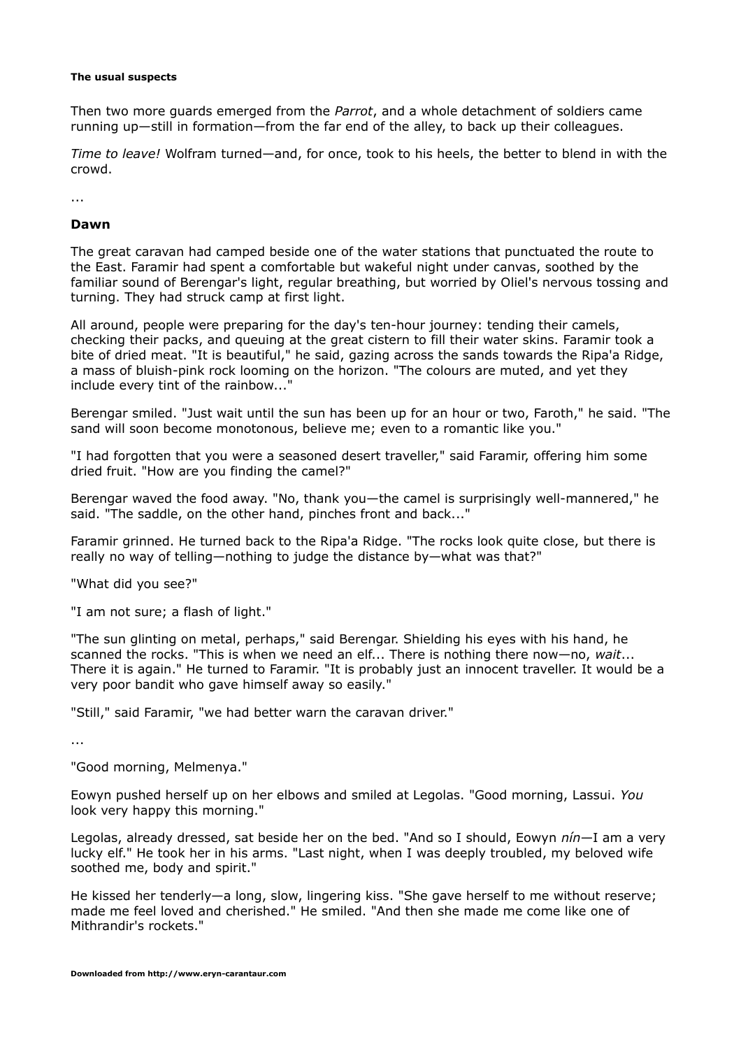Then two more guards emerged from the *Parrot*, and a whole detachment of soldiers came running up—still in formation—from the far end of the alley, to back up their colleagues.

*Time to leave!* Wolfram turned—and, for once, took to his heels, the better to blend in with the crowd.

...

### Dawn

The great caravan had camped beside one of the water stations that punctuated the route to the East. Faramir had spent a comfortable but wakeful night under canvas, soothed by the familiar sound of Berengar's light, regular breathing, but worried by Oliel's nervous tossing and turning. They had struck camp at first light.

All around, people were preparing for the day's ten-hour journey: tending their camels, checking their packs, and queuing at the great cistern to fill their water skins. Faramir took a bite of dried meat. "It is beautiful," he said, gazing across the sands towards the Ripa'a Ridge, a mass of bluish-pink rock looming on the horizon. "The colours are muted, and yet they include every tint of the rainbow..."

Berengar smiled. "Just wait until the sun has been up for an hour or two, Faroth," he said. "The sand will soon become monotonous, believe me; even to a romantic like you."

"I had forgotten that you were a seasoned desert traveller," said Faramir, offering him some dried fruit. "How are you finding the camel?"

Berengar waved the food away. "No, thank you—the camel is surprisingly well-mannered," he said. "The saddle, on the other hand, pinches front and back..."

Faramir grinned. He turned back to the Ripa'a Ridge. "The rocks look quite close, but there is really no way of telling—nothing to judge the distance by—what was that?"

"What did you see?"

"I am not sure; a flash of light."

"The sun glinting on metal, perhaps," said Berengar. Shielding his eyes with his hand, he scanned the rocks. "This is when we need an elf... There is nothing there now—no, *wait*... There it is again." He turned to Faramir. "It is probably just an innocent traveller. It would be a very poor bandit who gave himself away so easily."

"Still," said Faramir, "we had better warn the caravan driver."

...

"Good morning, Melmenya."

Eowyn pushed herself up on her elbows and smiled at Legolas. "Good morning, Lassui. *You* look very happy this morning."

Legolas, already dressed, sat beside her on the bed. "And so I should, Eowyn *nín*—I am a very lucky elf." He took her in his arms. "Last night, when I was deeply troubled, my beloved wife soothed me, body and spirit."

He kissed her tenderly—a long, slow, lingering kiss. "She gave herself to me without reserve; made me feel loved and cherished." He smiled. "And then she made me come like one of Mithrandir's rockets."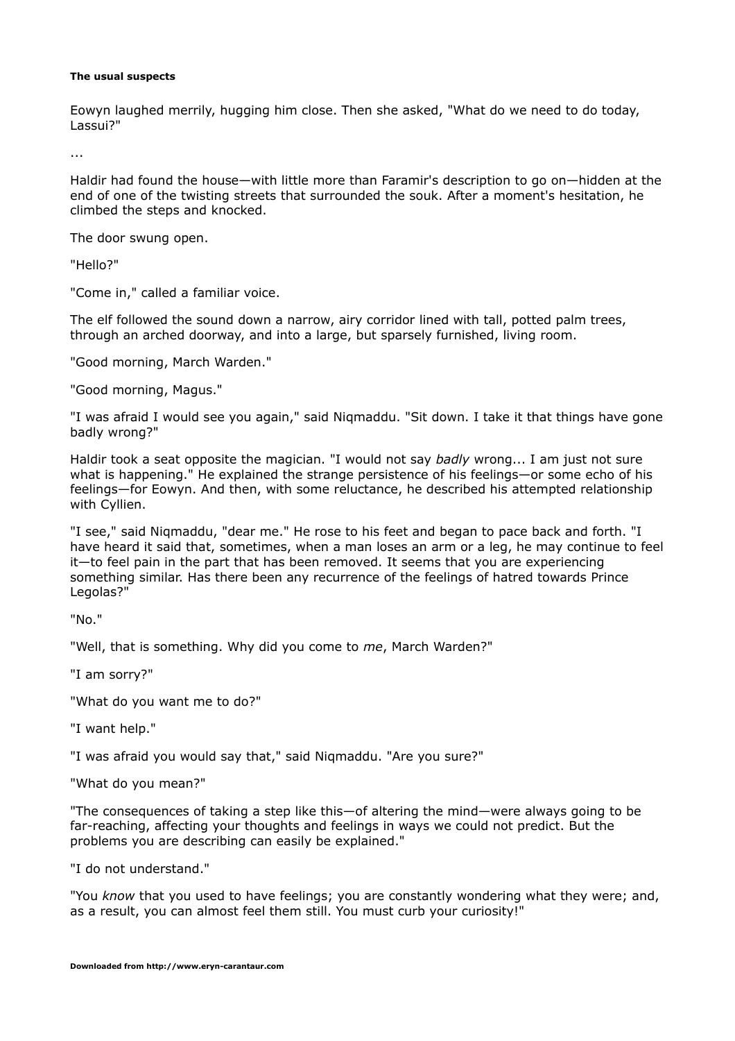**The usual suspects**

Eowyn laughed merrily, hugging him close. Then she asked, "What do we need to do today, Lassui?"

...

Haldir had found the house—with little more than Faramir's description to go on—hidden at the end of one of the twisting streets that surrounded the souk. After a moment's hesitation, he climbed the steps and knocked.

The door swung open.

"Hello?"

"Come in," called a familiar voice.

The elf followed the sound down a narrow, airy corridor lined with tall, potted palm trees, through an arched doorway, and into a large, but sparsely furnished, living room.

"Good morning, March Warden."

"Good morning, Magus."

"I was afraid I would see you again," said Niqmaddu. "Sit down. I take it that things have gone badly wrong?"

Haldir took a seat opposite the magician. "I would not say *badly* wrong... I am just not sure what is happening." He explained the strange persistence of his feelings—or some echo of his feelings—for Eowyn. And then, with some reluctance, he described his attempted relationship with Cyllien.

"I see," said Niqmaddu, "dear me." He rose to his feet and began to pace back and forth. "I have heard it said that, sometimes, when a man loses an arm or a leg, he may continue to feel it—to feel pain in the part that has been removed. It seems that you are experiencing something similar. Has there been any recurrence of the feelings of hatred towards Prince Legolas?"

"No."

"Well, that is something. Why did you come to *me*, March Warden?"

"I am sorry?"

"What do you want me to do?"

"I want help."

"I was afraid you would say that," said Niqmaddu. "Are you sure?"

"What do you mean?"

"The consequences of taking a step like this—of altering the mind—were always going to be far-reaching, affecting your thoughts and feelings in ways we could not predict. But the problems you are describing can easily be explained."

"I do not understand."

"You *know* that you used to have feelings; you are constantly wondering what they were; and, as a result, you can almost feel them still. You must curb your curiosity!"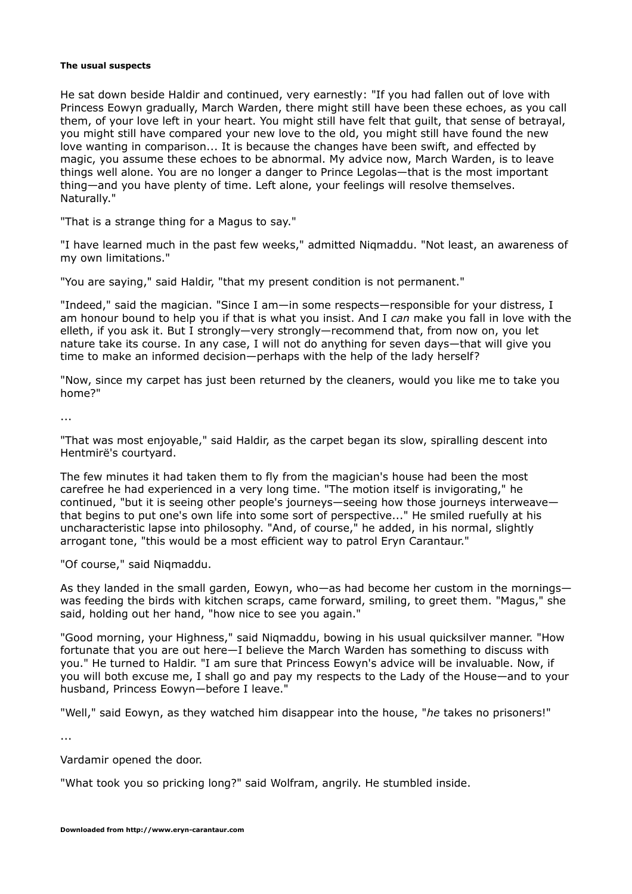**The usual suspects**

He sat down beside Haldir and continued, very earnestly: "If you had fallen out of love with Princess Eowyn gradually, March Warden, there might still have been these echoes, as you call them, of your love left in your heart. You might still have felt that guilt, that sense of betrayal, you might still have compared your new love to the old, you might still have found the new love wanting in comparison... It is because the changes have been swift, and effected by magic, you assume these echoes to be abnormal. My advice now, March Warden, is to leave things well alone. You are no longer a danger to Prince Legolas—that is the most important thing—and you have plenty of time. Left alone, your feelings will resolve themselves. Naturally."

"That is a strange thing for a Magus to say."

"I have learned much in the past few weeks," admitted Niqmaddu. "Not least, an awareness of my own limitations."

"You are saying," said Haldir, "that my present condition is not permanent."

"Indeed," said the magician. "Since I am—in some respects—responsible for your distress, I am honour bound to help you if that is what you insist. And I *can* make you fall in love with the elleth, if you ask it. But I strongly—very strongly—recommend that, from now on, you let nature take its course. In any case, I will not do anything for seven days—that will give you time to make an informed decision—perhaps with the help of the lady herself?

"Now, since my carpet has just been returned by the cleaners, would you like me to take you home?"

...

"That was most enjoyable," said Haldir, as the carpet began its slow, spiralling descent into Hentmirë's courtyard.

The few minutes it had taken them to fly from the magician's house had been the most carefree he had experienced in a very long time. "The motion itself is invigorating," he continued, "but it is seeing other people's journeys—seeing how those journeys interweave—that begins to put one's own life into some sort of perspective..." He smiled ruefully at his uncharacteristic lapse into philosophy. "And, of course," he added, in his normal, slightly arrogant tone, "this would be a most efficient way to patrol Eryn Carantaur."

"Of course," said Niqmaddu.

As they landed in the small garden, Eowyn, who—as had become her custom in the mornings—was feeding the birds with kitchen scraps, came forward, smiling, to greet them. "Magus," she said, holding out her hand, "how nice to see you again."

"Good morning, your Highness," said Niqmaddu, bowing in his usual quicksilver manner. "How fortunate that you are out here—I believe the March Warden has something to discuss with you." He turned to Haldir. "I am sure that Princess Eowyn's advice will be invaluable. Now, if you will both excuse me, I shall go and pay my respects to the Lady of the House—and to your husband, Princess Eowyn—before I leave."

"Well," said Eowyn, as they watched him disappear into the house, "*he* takes no prisoners!"

...

Vardamir opened the door.

"What took you so pricking long?" said Wolfram, angrily. He stumbled inside.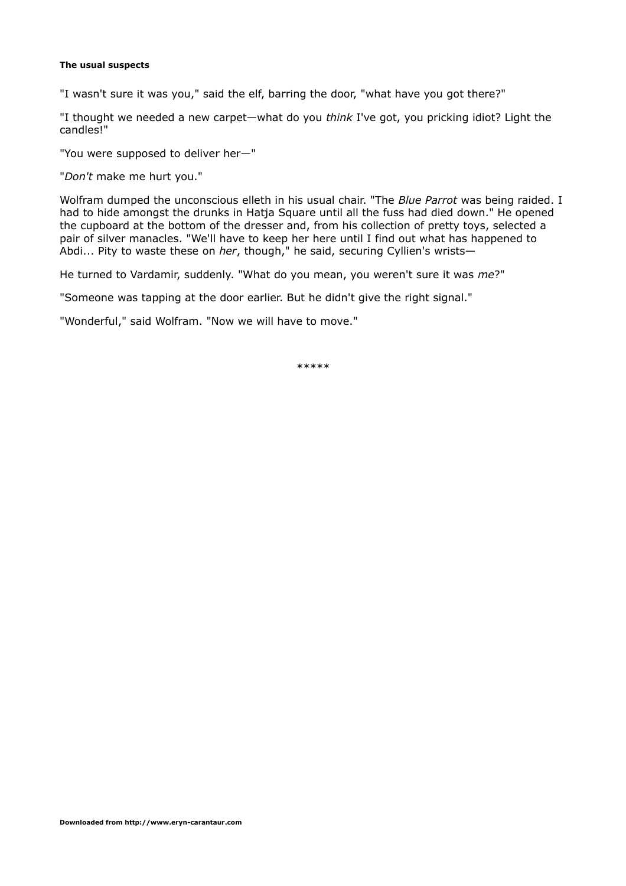**The usual suspects**

"I wasn't sure it was you," said the elf, barring the door, "what have you got there?"

"I thought we needed a new carpet—what do you *think* I've got, you pricking idiot? Light the candles!"

"You were supposed to deliver her—"

"*Don't* make me hurt you."

Wolfram dumped the unconscious elleth in his usual chair. "The *Blue Parrot* was being raided. I had to hide amongst the drunks in Hatja Square until all the fuss had died down." He opened the cupboard at the bottom of the dresser and, from his collection of pretty toys, selected a pair of silver manacles. "We'll have to keep her here until I find out what has happened to Abdi... Pity to waste these on *her*, though," he said, securing Cyllien's wrists—

He turned to Vardamir, suddenly. "What do you mean, you weren't sure it was *me*?"

"Someone was tapping at the door earlier. But he didn't give the right signal."

"Wonderful," said Wolfram. "Now we will have to move."

\*\*\*\*\*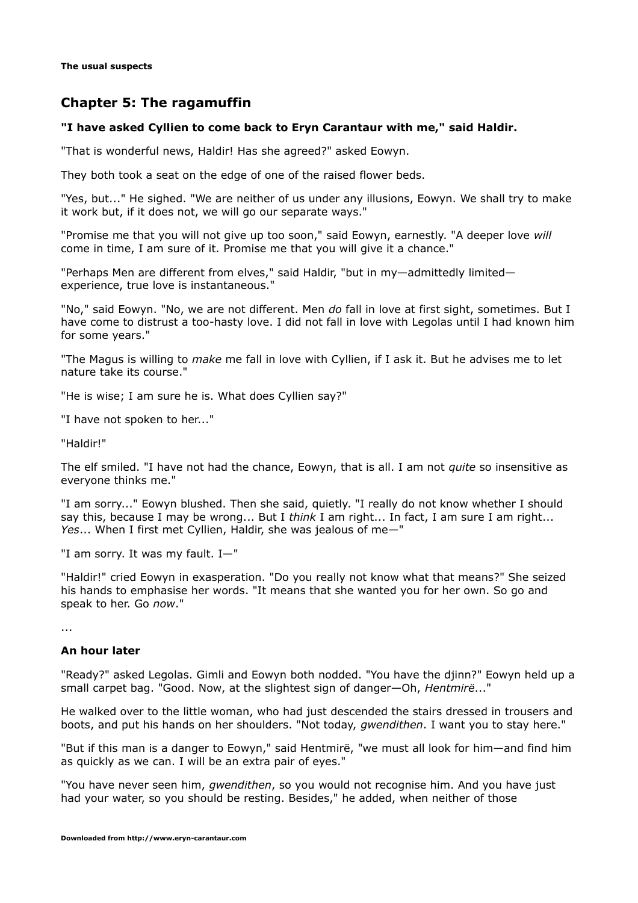## Chapter 5: The ragamuffin

**"I have asked Cyllien to come back to Eryn Carantaur with me," said Haldir.**

"That is wonderful news, Haldir! Has she agreed?" asked Eowyn.

They both took a seat on the edge of one of the raised flower beds.

"Yes, but..." He sighed. "We are neither of us under any illusions, Eowyn. We shall try to make it work but, if it does not, we will go our separate ways."

"Promise me that you will not give up too soon," said Eowyn, earnestly. "A deeper love *will* come in time, I am sure of it. Promise me that you will give it a chance."

"Perhaps Men are different from elves," said Haldir, "but in my—admittedly limited—experience, true love is instantaneous."

"No," said Eowyn. "No, we are not different. Men *do* fall in love at first sight, sometimes. But I have come to distrust a too-hasty love. I did not fall in love with Legolas until I had known him for some years."

"The Magus is willing to *make* me fall in love with Cyllien, if I ask it. But he advises me to let nature take its course."

"He is wise; I am sure he is. What does Cyllien say?"

"I have not spoken to her..."

"Haldir!"

The elf smiled. "I have not had the chance, Eowyn, that is all. I am not *quite* so insensitive as everyone thinks me."

"I am sorry..." Eowyn blushed. Then she said, quietly. "I really do not know whether I should say this, because I may be wrong... But I *think* I am right... In fact, I am sure I am right... *Yes*... When I first met Cyllien, Haldir, she was jealous of me—"

"I am sorry. It was my fault. I—"

"Haldir!" cried Eowyn in exasperation. "Do you really not know what that means?" She seized his hands to emphasise her words. "It means that she wanted you for her own. So go and speak to her. Go *now*."

...

**An hour later**

"Ready?" asked Legolas. Gimli and Eowyn both nodded. "You have the djinn?" Eowyn held up a small carpet bag. "Good. Now, at the slightest sign of danger—Oh, *Hentmirë*..."

He walked over to the little woman, who had just descended the stairs dressed in trousers and boots, and put his hands on her shoulders. "Not today, *gwendithen*. I want you to stay here."

"But if this man is a danger to Eowyn," said Hentmirë, "we must all look for him—and find him as quickly as we can. I will be an extra pair of eyes."

"You have never seen him, *gwendithen*, so you would not recognise him. And you have just had your water, so you should be resting. Besides," he added, when neither of those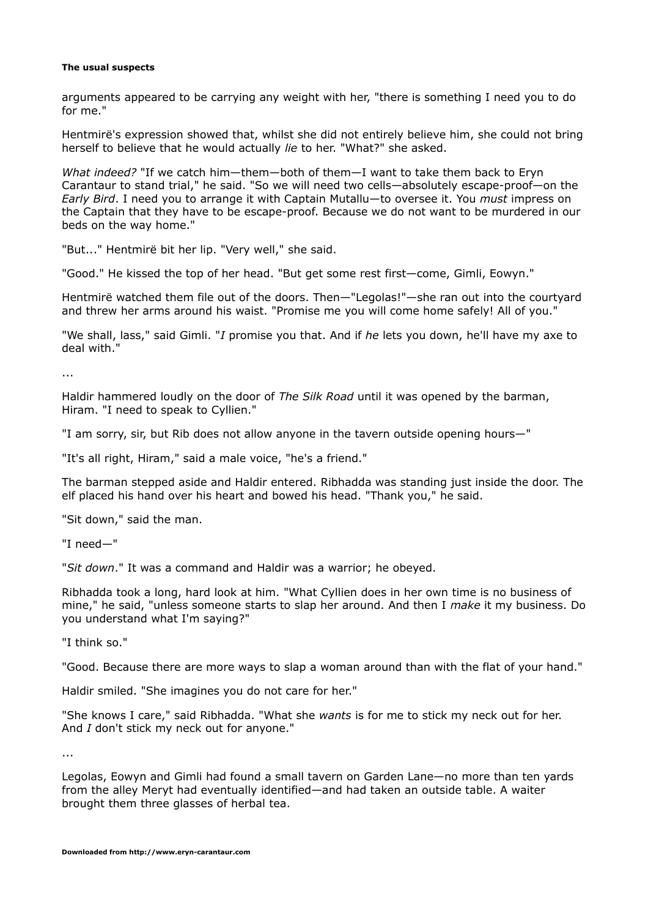arguments appeared to be carrying any weight with her, "there is something I need you to do for me."

Hentmirë's expression showed that, whilst she did not entirely believe him, she could not bring herself to believe that he would actually *lie* to her. "What?" she asked.

*What indeed?* "If we catch him—them—both of them—I want to take them back to Eryn Carantaur to stand trial," he said. "So we will need two cells—absolutely escape-proof—on the *Early Bird*. I need you to arrange it with Captain Mutallu—to oversee it. You *must* impress on the Captain that they have to be escape-proof. Because we do not want to be murdered in our beds on the way home."

"But..." Hentmirë bit her lip. "Very well," she said.

"Good." He kissed the top of her head. "But get some rest first—come, Gimli, Eowyn."

Hentmirë watched them file out of the doors. Then—"Legolas!"—she ran out into the courtyard and threw her arms around his waist. "Promise me you will come home safely! All of you."

"We shall, lass," said Gimli. "*I* promise you that. And if *he* lets you down, he'll have my axe to deal with."

...

Haldir hammered loudly on the door of *The Silk Road* until it was opened by the barman, Hiram. "I need to speak to Cyllien."

"I am sorry, sir, but Rib does not allow anyone in the tavern outside opening hours—"

"It's all right, Hiram," said a male voice, "he's a friend."

The barman stepped aside and Haldir entered. Ribhadda was standing just inside the door. The elf placed his hand over his heart and bowed his head. "Thank you," he said.

"Sit down," said the man.

"I need—"

"*Sit down*." It was a command and Haldir was a warrior; he obeyed.

Ribhadda took a long, hard look at him. "What Cyllien does in her own time is no business of mine," he said, "unless someone starts to slap her around. And then I *make* it my business. Do you understand what I'm saying?"

"I think so."

"Good. Because there are more ways to slap a woman around than with the flat of your hand."

Haldir smiled. "She imagines you do not care for her."

"She knows I care," said Ribhadda. "What she *wants* is for me to stick my neck out for her. And *I* don't stick my neck out for anyone."

...

Legolas, Eowyn and Gimli had found a small tavern on Garden Lane—no more than ten yards from the alley Meryt had eventually identified—and had taken an outside table. A waiter brought them three glasses of herbal tea.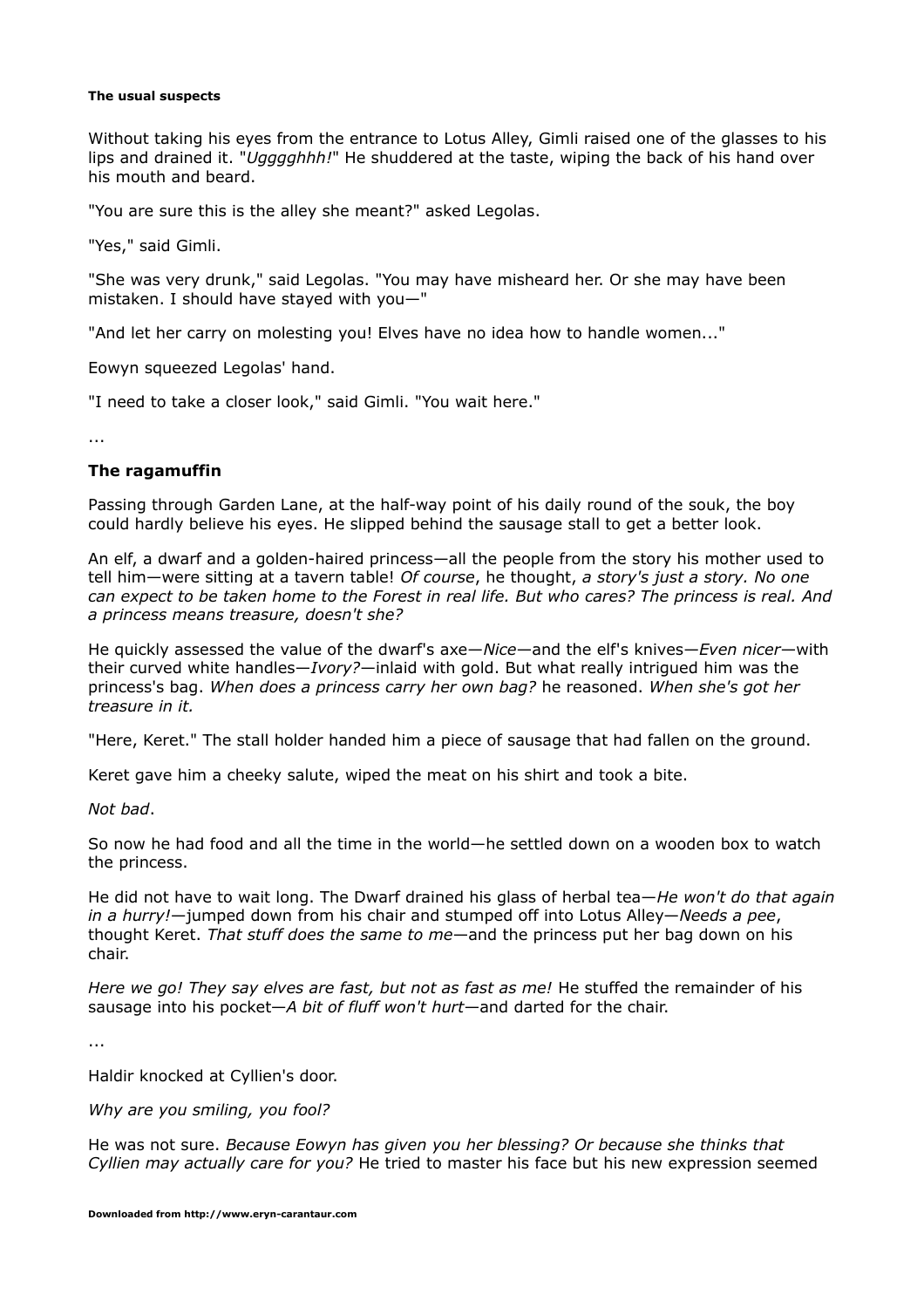**The usual suspects**

Without taking his eyes from the entrance to Lotus Alley, Gimli raised one of the glasses to his lips and drained it. "*Ugggghhh!*" He shuddered at the taste, wiping the back of his hand over his mouth and beard.

"You are sure this is the alley she meant?" asked Legolas.

"Yes," said Gimli.

"She was very drunk," said Legolas. "You may have misheard her. Or she may have been mistaken. I should have stayed with you—"

"And let her carry on molesting you! Elves have no idea how to handle women..."

Eowyn squeezed Legolas' hand.

"I need to take a closer look," said Gimli. "You wait here."

...

### The ragamuffin

Passing through Garden Lane, at the half-way point of his daily round of the souk, the boy could hardly believe his eyes. He slipped behind the sausage stall to get a better look.

An elf, a dwarf and a golden-haired princess—all the people from the story his mother used to tell him—were sitting at a tavern table! *Of course*, he thought, *a story's just a story. No one can expect to be taken home to the Forest in real life. But who cares? The princess is real. And a princess means treasure, doesn't she?*

He quickly assessed the value of the dwarf's axe—*Nice*—and the elf's knives—*Even nicer*—with their curved white handles—*Ivory?*—inlaid with gold. But what really intrigued him was the princess's bag. *When does a princess carry her own bag?* he reasoned. *When she's got her treasure in it.*

"Here, Keret." The stall holder handed him a piece of sausage that had fallen on the ground.

Keret gave him a cheeky salute, wiped the meat on his shirt and took a bite.

*Not bad*.

So now he had food and all the time in the world—he settled down on a wooden box to watch the princess.

He did not have to wait long. The Dwarf drained his glass of herbal tea—*He won't do that again in a hurry!*—jumped down from his chair and stumped off into Lotus Alley—*Needs a pee*, thought Keret. *That stuff does the same to me*—and the princess put her bag down on his chair.

*Here we go! They say elves are fast, but not as fast as me!* He stuffed the remainder of his sausage into his pocket—*A bit of fluff won't hurt*—and darted for the chair.

...

Haldir knocked at Cyllien's door.

*Why are you smiling, you fool?*

He was not sure. *Because Eowyn has given you her blessing? Or because she thinks that Cyllien may actually care for you?* He tried to master his face but his new expression seemed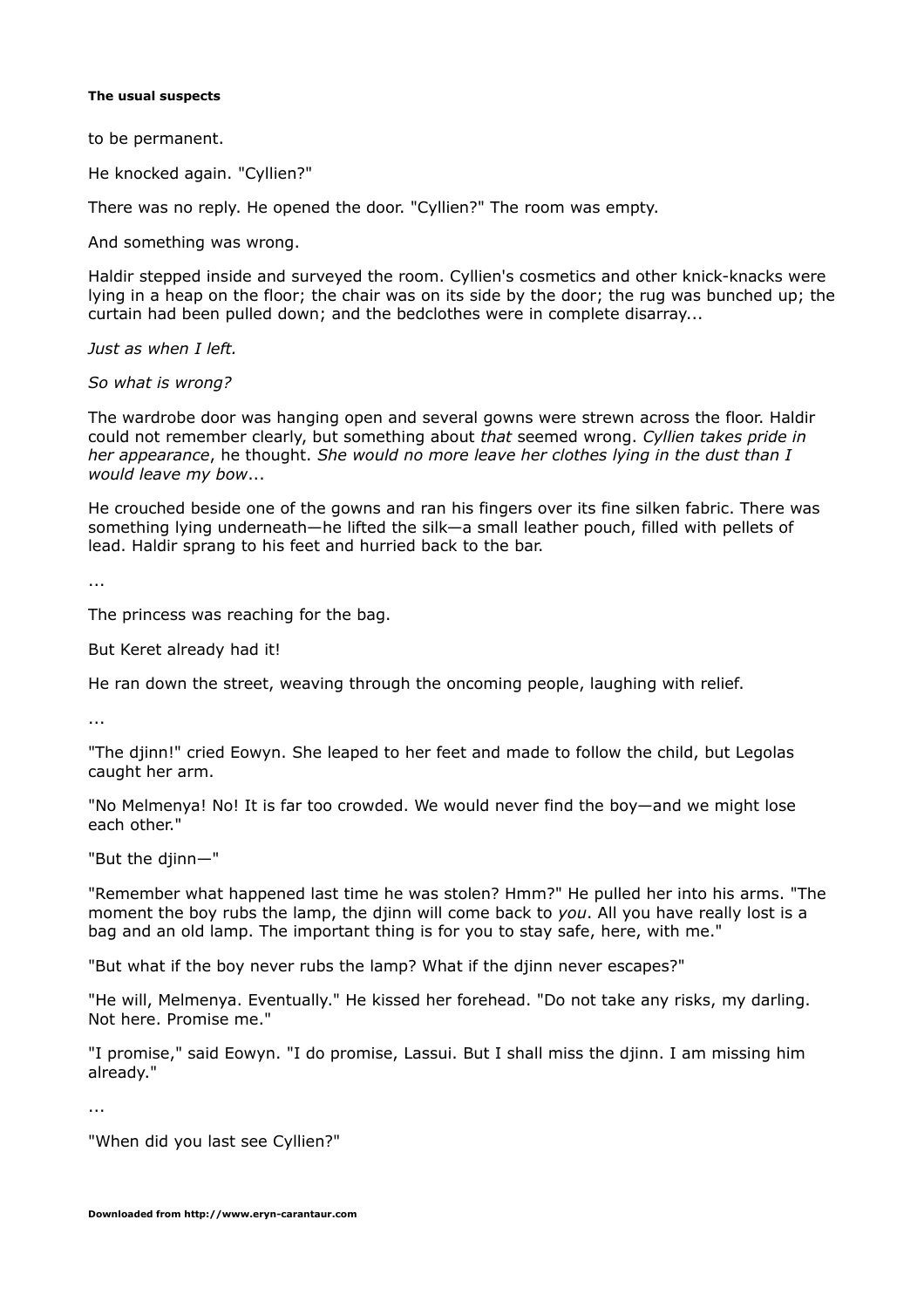to be permanent.

He knocked again. "Cyllien?"

There was no reply. He opened the door. "Cyllien?" The room was empty.

And something was wrong.

Haldir stepped inside and surveyed the room. Cyllien's cosmetics and other knick-knacks were lying in a heap on the floor; the chair was on its side by the door; the rug was bunched up; the curtain had been pulled down; and the bedclothes were in complete disarray...

*Just as when I left.*

*So what is wrong?*

The wardrobe door was hanging open and several gowns were strewn across the floor. Haldir could not remember clearly, but something about *that* seemed wrong. *Cyllien takes pride in her appearance*, he thought. *She would no more leave her clothes lying in the dust than I would leave my bow*...

He crouched beside one of the gowns and ran his fingers over its fine silken fabric. There was something lying underneath—he lifted the silk—a small leather pouch, filled with pellets of lead. Haldir sprang to his feet and hurried back to the bar.

...

The princess was reaching for the bag.

But Keret already had it!

He ran down the street, weaving through the oncoming people, laughing with relief.

...

"The djinn!" cried Eowyn. She leaped to her feet and made to follow the child, but Legolas caught her arm.

"No Melmenya! No! It is far too crowded. We would never find the boy—and we might lose each other."

"But the djinn—"

"Remember what happened last time he was stolen? Hmm?" He pulled her into his arms. "The moment the boy rubs the lamp, the djinn will come back to *you*. All you have really lost is a bag and an old lamp. The important thing is for you to stay safe, here, with me."

"But what if the boy never rubs the lamp? What if the djinn never escapes?"

"He will, Melmenya. Eventually." He kissed her forehead. "Do not take any risks, my darling. Not here. Promise me."

"I promise," said Eowyn. "I do promise, Lassui. But I shall miss the djinn. I am missing him already."

...

"When did you last see Cyllien?"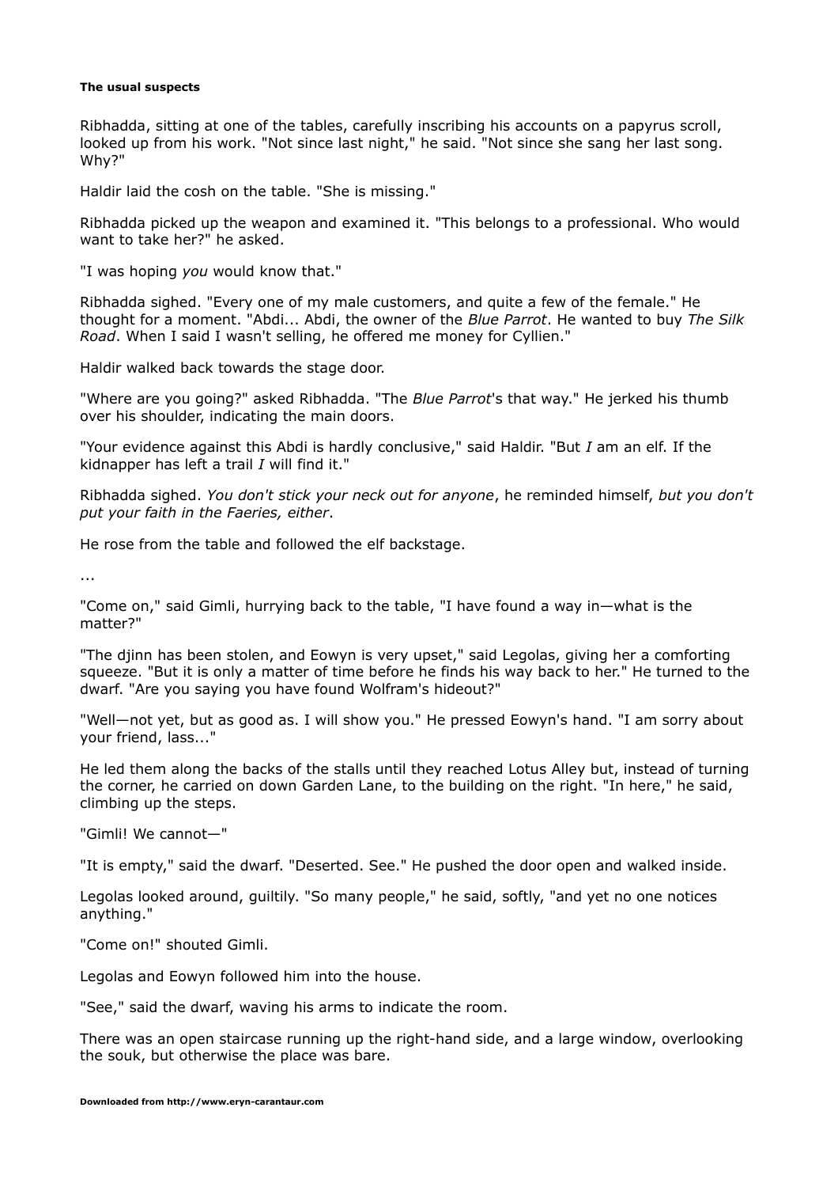**The usual suspects**

Ribhadda, sitting at one of the tables, carefully inscribing his accounts on a papyrus scroll, looked up from his work. "Not since last night," he said. "Not since she sang her last song. Why?"

Haldir laid the cosh on the table. "She is missing."

Ribhadda picked up the weapon and examined it. "This belongs to a professional. Who would want to take her?" he asked.

"I was hoping *you* would know that."

Ribhadda sighed. "Every one of my male customers, and quite a few of the female." He thought for a moment. "Abdi... Abdi, the owner of the *Blue Parrot*. He wanted to buy *The Silk Road*. When I said I wasn't selling, he offered me money for Cyllien."

Haldir walked back towards the stage door.

"Where are you going?" asked Ribhadda. "The *Blue Parrot*'s that way." He jerked his thumb over his shoulder, indicating the main doors.

"Your evidence against this Abdi is hardly conclusive," said Haldir. "But *I* am an elf. If the kidnapper has left a trail *I* will find it."

Ribhadda sighed. *You don't stick your neck out for anyone*, he reminded himself, *but you don't put your faith in the Faeries, either*.

He rose from the table and followed the elf backstage.

...

"Come on," said Gimli, hurrying back to the table, "I have found a way in—what is the matter?"

"The djinn has been stolen, and Eowyn is very upset," said Legolas, giving her a comforting squeeze. "But it is only a matter of time before he finds his way back to her." He turned to the dwarf. "Are you saying you have found Wolfram's hideout?"

"Well—not yet, but as good as. I will show you." He pressed Eowyn's hand. "I am sorry about your friend, lass..."

He led them along the backs of the stalls until they reached Lotus Alley but, instead of turning the corner, he carried on down Garden Lane, to the building on the right. "In here," he said, climbing up the steps.

"Gimli! We cannot—"

"It is empty," said the dwarf. "Deserted. See." He pushed the door open and walked inside.

Legolas looked around, guiltily. "So many people," he said, softly, "and yet no one notices anything."

"Come on!" shouted Gimli.

Legolas and Eowyn followed him into the house.

"See," said the dwarf, waving his arms to indicate the room.

There was an open staircase running up the right-hand side, and a large window, overlooking the souk, but otherwise the place was bare.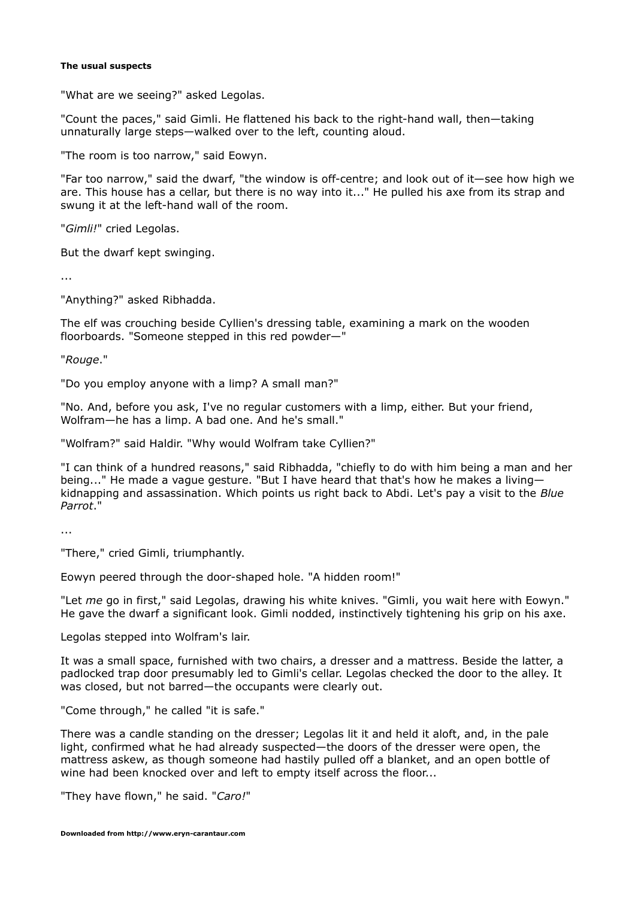#### The usual suspects

"What are we seeing?" asked Legolas.

"Count the paces," said Gimli. He flattened his back to the right-hand wall, then—taking unnaturally large steps—walked over to the left, counting aloud.

"The room is too narrow," said Eowyn.

"Far too narrow," said the dwarf, "the window is off-centre; and look out of it—see how high we are. This house has a cellar, but there is no way into it..." He pulled his axe from its strap and swung it at the left-hand wall of the room.

"*Gimli!*" cried Legolas.

But the dwarf kept swinging.

...

"Anything?" asked Ribhadda.

The elf was crouching beside Cyllien's dressing table, examining a mark on the wooden floorboards. "Someone stepped in this red powder—"

"*Rouge*."

"Do you employ anyone with a limp? A small man?"

"No. And, before you ask, I've no regular customers with a limp, either. But your friend, Wolfram—he has a limp. A bad one. And he's small."

"Wolfram?" said Haldir. "Why would Wolfram take Cyllien?"

"I can think of a hundred reasons," said Ribhadda, "chiefly to do with him being a man and her being..." He made a vague gesture. "But I have heard that that's how he makes a living—kidnapping and assassination. Which points us right back to Abdi. Let's pay a visit to the *Blue Parrot*."

...

"There," cried Gimli, triumphantly.

Eowyn peered through the door-shaped hole. "A hidden room!"

"Let *me* go in first," said Legolas, drawing his white knives. "Gimli, you wait here with Eowyn." He gave the dwarf a significant look. Gimli nodded, instinctively tightening his grip on his axe.

Legolas stepped into Wolfram's lair.

It was a small space, furnished with two chairs, a dresser and a mattress. Beside the latter, a padlocked trap door presumably led to Gimli's cellar. Legolas checked the door to the alley. It was closed, but not barred—the occupants were clearly out.

"Come through," he called "it is safe."

There was a candle standing on the dresser; Legolas lit it and held it aloft, and, in the pale light, confirmed what he had already suspected—the doors of the dresser were open, the mattress askew, as though someone had hastily pulled off a blanket, and an open bottle of wine had been knocked over and left to empty itself across the floor...

"They have flown," he said. "*Caro!*"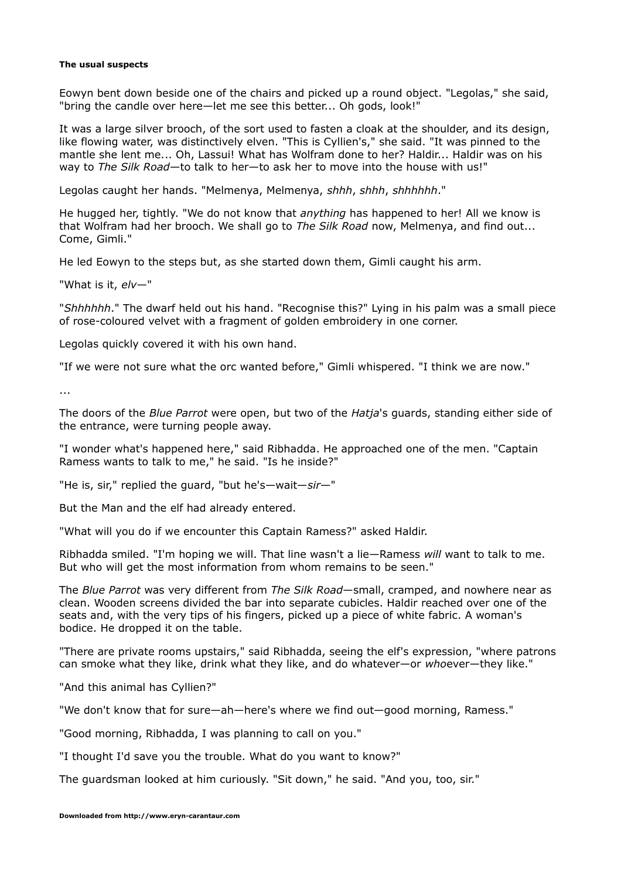#### The usual suspects

Eowyn bent down beside one of the chairs and picked up a round object. "Legolas," she said, "bring the candle over here—let me see this better... Oh gods, look!"

It was a large silver brooch, of the sort used to fasten a cloak at the shoulder, and its design, like flowing water, was distinctively elven. "This is Cyllien's," she said. "It was pinned to the mantle she lent me... Oh, Lassui! What has Wolfram done to her? Haldir... Haldir was on his way to *The Silk Road*—to talk to her—to ask her to move into the house with us!"

Legolas caught her hands. "Melmenya, Melmenya, *shhh*, *shhh*, *shhhhhh*."

He hugged her, tightly. "We do not know that *anything* has happened to her! All we know is that Wolfram had her brooch. We shall go to *The Silk Road* now, Melmenya, and find out... Come, Gimli."

He led Eowyn to the steps but, as she started down them, Gimli caught his arm.

"What is it, *elv*—"

"*Shhhhhh*." The dwarf held out his hand. "Recognise this?" Lying in his palm was a small piece of rose-coloured velvet with a fragment of golden embroidery in one corner.

Legolas quickly covered it with his own hand.

"If we were not sure what the orc wanted before," Gimli whispered. "I think we are now."

...

The doors of the *Blue Parrot* were open, but two of the *Hatja*'s guards, standing either side of the entrance, were turning people away.

"I wonder what's happened here," said Ribhadda. He approached one of the men. "Captain Ramess wants to talk to me," he said. "Is he inside?"

"He is, sir," replied the guard, "but he's—wait—*sir*—"

But the Man and the elf had already entered.

"What will you do if we encounter this Captain Ramess?" asked Haldir.

Ribhadda smiled. "I'm hoping we will. That line wasn't a lie—Ramess *will* want to talk to me. But who will get the most information from whom remains to be seen."

The *Blue Parrot* was very different from *The Silk Road*—small, cramped, and nowhere near as clean. Wooden screens divided the bar into separate cubicles. Haldir reached over one of the seats and, with the very tips of his fingers, picked up a piece of white fabric. A woman's bodice. He dropped it on the table.

"There are private rooms upstairs," said Ribhadda, seeing the elf's expression, "where patrons can smoke what they like, drink what they like, and do whatever—or *who*ever—they like."

"And this animal has Cyllien?"

"We don't know that for sure—ah—here's where we find out—good morning, Ramess."

"Good morning, Ribhadda, I was planning to call on you."

"I thought I'd save you the trouble. What do you want to know?"

The guardsman looked at him curiously. "Sit down," he said. "And you, too, sir."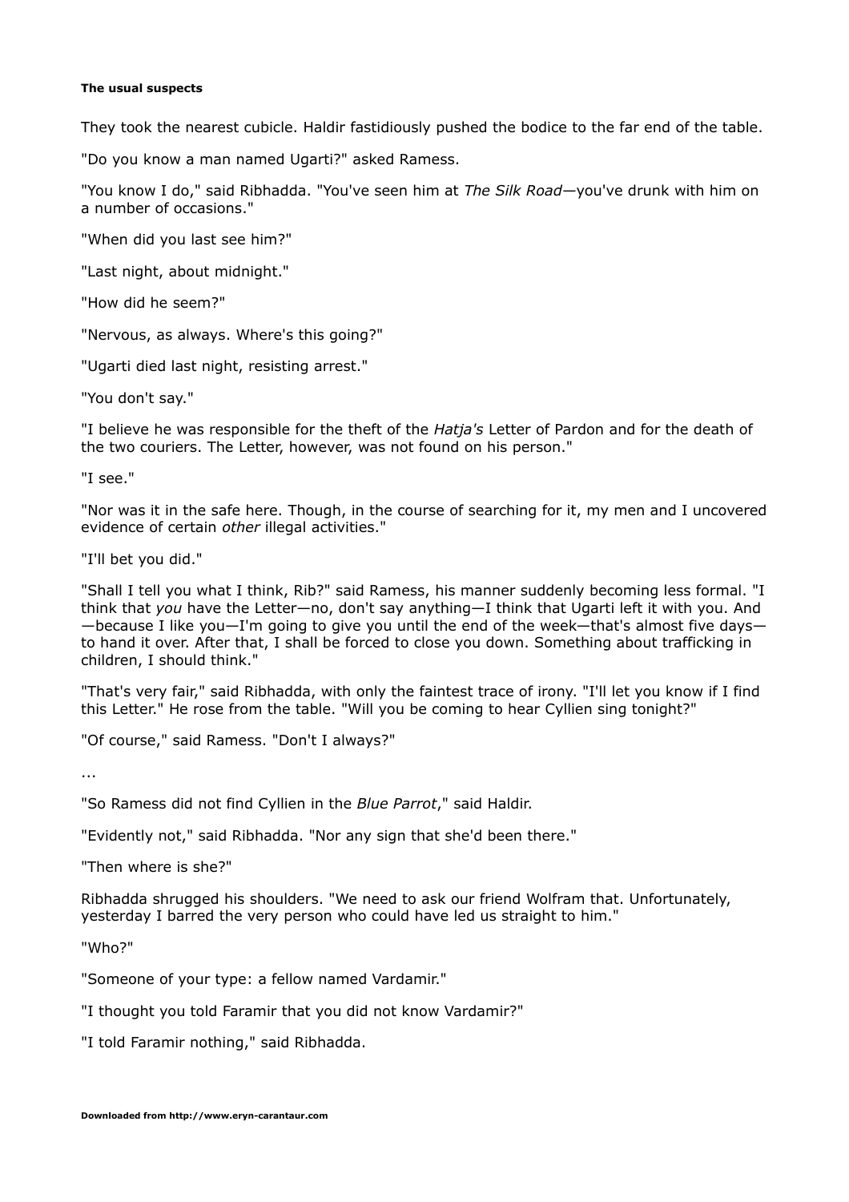**The usual suspects**

They took the nearest cubicle. Haldir fastidiously pushed the bodice to the far end of the table.

"Do you know a man named Ugarti?" asked Ramess.

"You know I do," said Ribhadda. "You've seen him at *The Silk Road*—you've drunk with him on a number of occasions."

"When did you last see him?"

"Last night, about midnight."

"How did he seem?"

"Nervous, as always. Where's this going?"

"Ugarti died last night, resisting arrest."

"You don't say."

"I believe he was responsible for the theft of the *Hatja's* Letter of Pardon and for the death of the two couriers. The Letter, however, was not found on his person."

"I see."

"Nor was it in the safe here. Though, in the course of searching for it, my men and I uncovered evidence of certain *other* illegal activities."

"I'll bet you did."

"Shall I tell you what I think, Rib?" said Ramess, his manner suddenly becoming less formal. "I think that *you* have the Letter—no, don't say anything—I think that Ugarti left it with you. And—because I like you—I'm going to give you until the end of the week—that's almost five days—to hand it over. After that, I shall be forced to close you down. Something about trafficking in children, I should think."

"That's very fair," said Ribhadda, with only the faintest trace of irony. "I'll let you know if I find this Letter." He rose from the table. "Will you be coming to hear Cyllien sing tonight?"

"Of course," said Ramess. "Don't I always?"

...

"So Ramess did not find Cyllien in the *Blue Parrot*," said Haldir.

"Evidently not," said Ribhadda. "Nor any sign that she'd been there."

"Then where is she?"

Ribhadda shrugged his shoulders. "We need to ask our friend Wolfram that. Unfortunately, yesterday I barred the very person who could have led us straight to him."

"Who?"

"Someone of your type: a fellow named Vardamir."

"I thought you told Faramir that you did not know Vardamir?"

"I told Faramir nothing," said Ribhadda.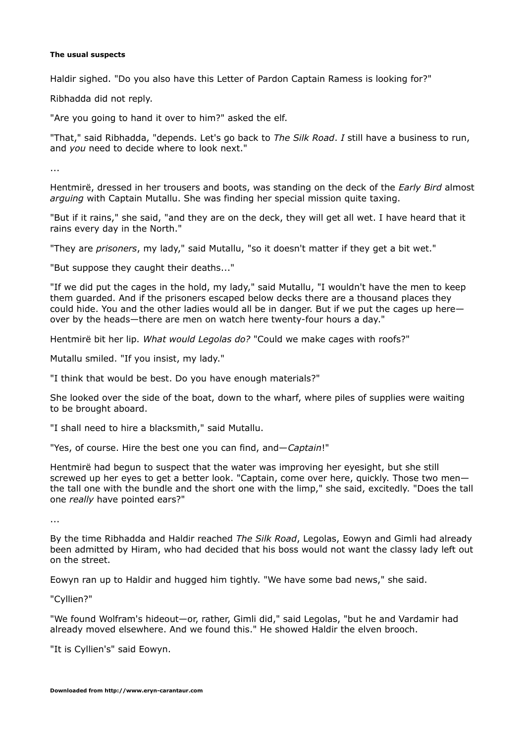**The usual suspects**

Haldir sighed. "Do you also have this Letter of Pardon Captain Ramess is looking for?"

Ribhadda did not reply.

"Are you going to hand it over to him?" asked the elf.

"That," said Ribhadda, "depends. Let's go back to *The Silk Road*. *I* still have a business to run, and *you* need to decide where to look next."

...

Hentmirë, dressed in her trousers and boots, was standing on the deck of the *Early Bird* almost *arguing* with Captain Mutallu. She was finding her special mission quite taxing.

"But if it rains," she said, "and they are on the deck, they will get all wet. I have heard that it rains every day in the North."

"They are *prisoners*, my lady," said Mutallu, "so it doesn't matter if they get a bit wet."

"But suppose they caught their deaths..."

"If we did put the cages in the hold, my lady," said Mutallu, "I wouldn't have the men to keep them guarded. And if the prisoners escaped below decks there are a thousand places they could hide. You and the other ladies would all be in danger. But if we put the cages up here—over by the heads—there are men on watch here twenty-four hours a day."

Hentmirë bit her lip. *What would Legolas do?* "Could we make cages with roofs?"

Mutallu smiled. "If you insist, my lady."

"I think that would be best. Do you have enough materials?"

She looked over the side of the boat, down to the wharf, where piles of supplies were waiting to be brought aboard.

"I shall need to hire a blacksmith," said Mutallu.

"Yes, of course. Hire the best one you can find, and—*Captain*!"

Hentmirë had begun to suspect that the water was improving her eyesight, but she still screwed up her eyes to get a better look. "Captain, come over here, quickly. Those two men—the tall one with the bundle and the short one with the limp," she said, excitedly. "Does the tall one *really* have pointed ears?"

...

By the time Ribhadda and Haldir reached *The Silk Road*, Legolas, Eowyn and Gimli had already been admitted by Hiram, who had decided that his boss would not want the classy lady left out on the street.

Eowyn ran up to Haldir and hugged him tightly. "We have some bad news," she said.

"Cyllien?"

"We found Wolfram's hideout—or, rather, Gimli did," said Legolas, "but he and Vardamir had already moved elsewhere. And we found this." He showed Haldir the elven brooch.

"It is Cyllien's" said Eowyn.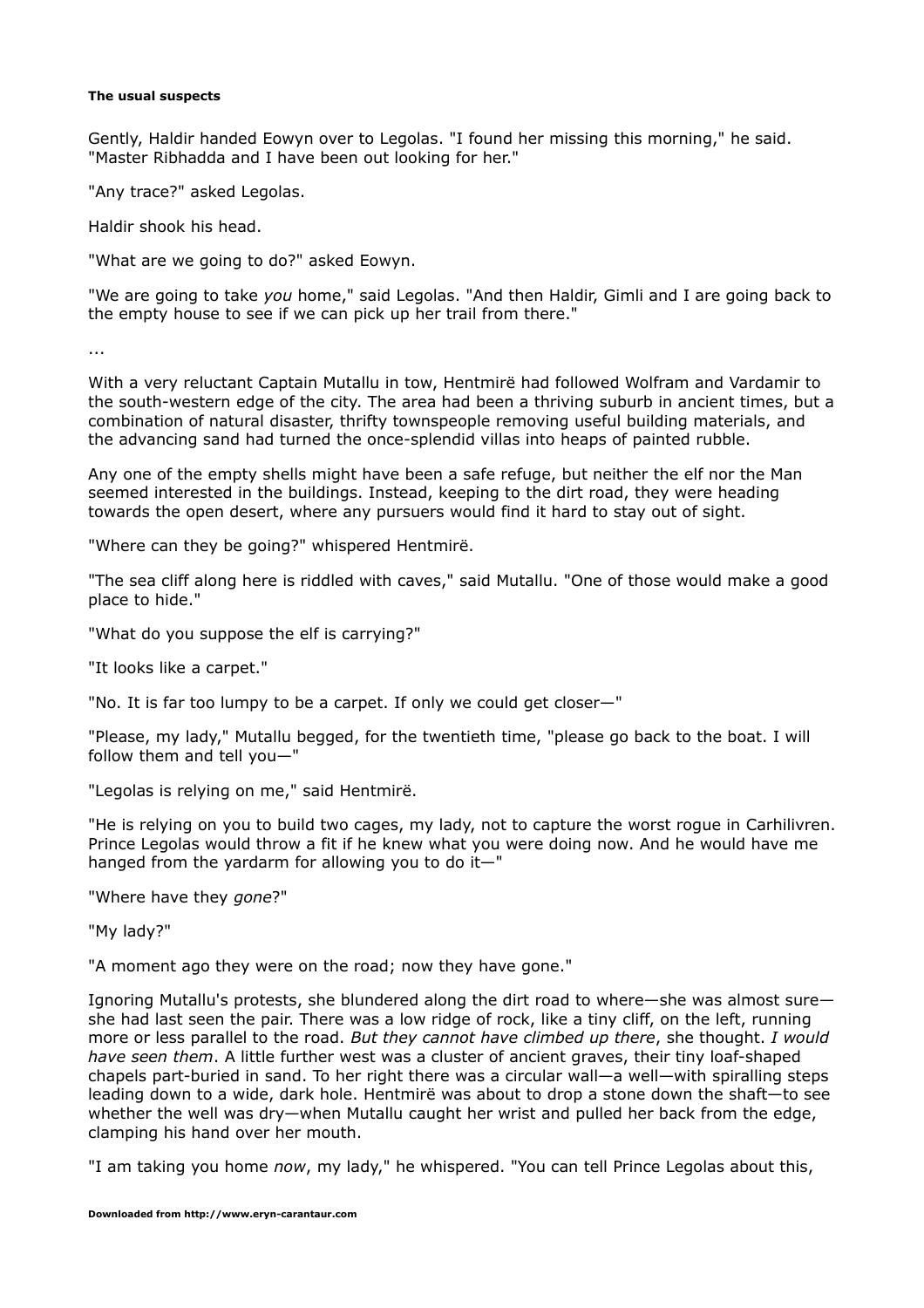**The usual suspects**

Gently, Haldir handed Eowyn over to Legolas. "I found her missing this morning," he said. "Master Ribhadda and I have been out looking for her."

"Any trace?" asked Legolas.

Haldir shook his head.

"What are we going to do?" asked Eowyn.

"We are going to take *you* home," said Legolas. "And then Haldir, Gimli and I are going back to the empty house to see if we can pick up her trail from there."

...

With a very reluctant Captain Mutallu in tow, Hentmirë had followed Wolfram and Vardamir to the south-western edge of the city. The area had been a thriving suburb in ancient times, but a combination of natural disaster, thrifty townspeople removing useful building materials, and the advancing sand had turned the once-splendid villas into heaps of painted rubble.

Any one of the empty shells might have been a safe refuge, but neither the elf nor the Man seemed interested in the buildings. Instead, keeping to the dirt road, they were heading towards the open desert, where any pursuers would find it hard to stay out of sight.

"Where can they be going?" whispered Hentmirë.

"The sea cliff along here is riddled with caves," said Mutallu. "One of those would make a good place to hide."

"What do you suppose the elf is carrying?"

"It looks like a carpet."

"No. It is far too lumpy to be a carpet. If only we could get closer—"

"Please, my lady," Mutallu begged, for the twentieth time, "please go back to the boat. I will follow them and tell you—"

"Legolas is relying on me," said Hentmirë.

"He is relying on you to build two cages, my lady, not to capture the worst rogue in Carhilivren. Prince Legolas would throw a fit if he knew what you were doing now. And he would have me hanged from the yardarm for allowing you to do it—"

"Where have they *gone*?"

"My lady?"

"A moment ago they were on the road; now they have gone."

Ignoring Mutallu's protests, she blundered along the dirt road to where—she was almost sure—she had last seen the pair. There was a low ridge of rock, like a tiny cliff, on the left, running more or less parallel to the road. *But they cannot have climbed up there*, she thought. *I would have seen them*. A little further west was a cluster of ancient graves, their tiny loaf-shaped chapels part-buried in sand. To her right there was a circular wall—a well—with spiralling steps leading down to a wide, dark hole. Hentmirë was about to drop a stone down the shaft—to see whether the well was dry—when Mutallu caught her wrist and pulled her back from the edge, clamping his hand over her mouth.

"I am taking you home *now*, my lady," he whispered. "You can tell Prince Legolas about this,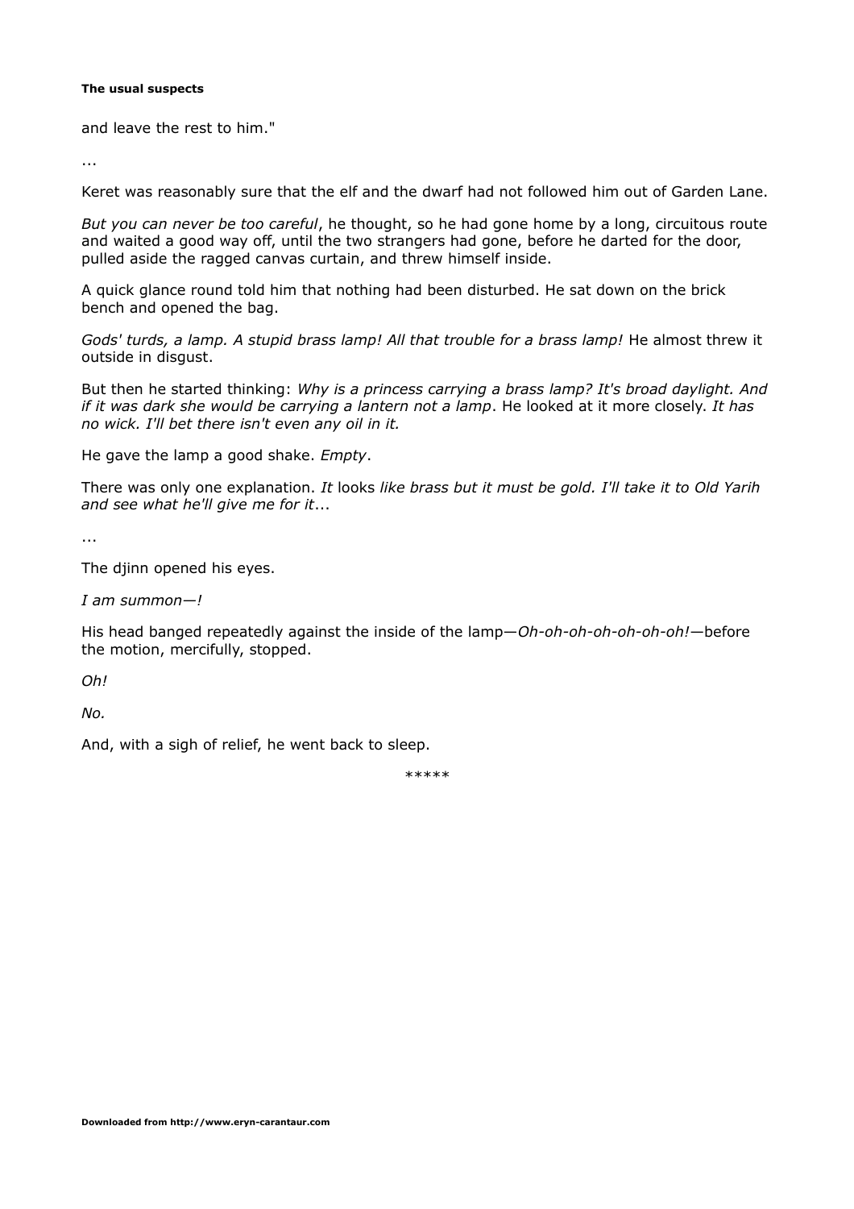and leave the rest to him."

...

Keret was reasonably sure that the elf and the dwarf had not followed him out of Garden Lane.

*But you can never be too careful*, he thought, so he had gone home by a long, circuitous route and waited a good way off, until the two strangers had gone, before he darted for the door, pulled aside the ragged canvas curtain, and threw himself inside.

A quick glance round told him that nothing had been disturbed. He sat down on the brick bench and opened the bag.

*Gods' turds, a lamp. A stupid brass lamp! All that trouble for a brass lamp!* He almost threw it outside in disgust.

But then he started thinking: *Why is a princess carrying a brass lamp? It's broad daylight. And if it was dark she would be carrying a lantern not a lamp*. He looked at it more closely. *It has no wick. I'll bet there isn't even any oil in it.*

He gave the lamp a good shake. *Empty*.

There was only one explanation. *It* looks *like brass but it must be gold. I'll take it to Old Yarih and see what he'll give me for it*...

...

The djinn opened his eyes.

*I am summon—!*

His head banged repeatedly against the inside of the lamp—*Oh-oh-oh-oh-oh-oh-oh!*—before the motion, mercifully, stopped.

*Oh!*

*No.*

And, with a sigh of relief, he went back to sleep.

\*\*\*\*\*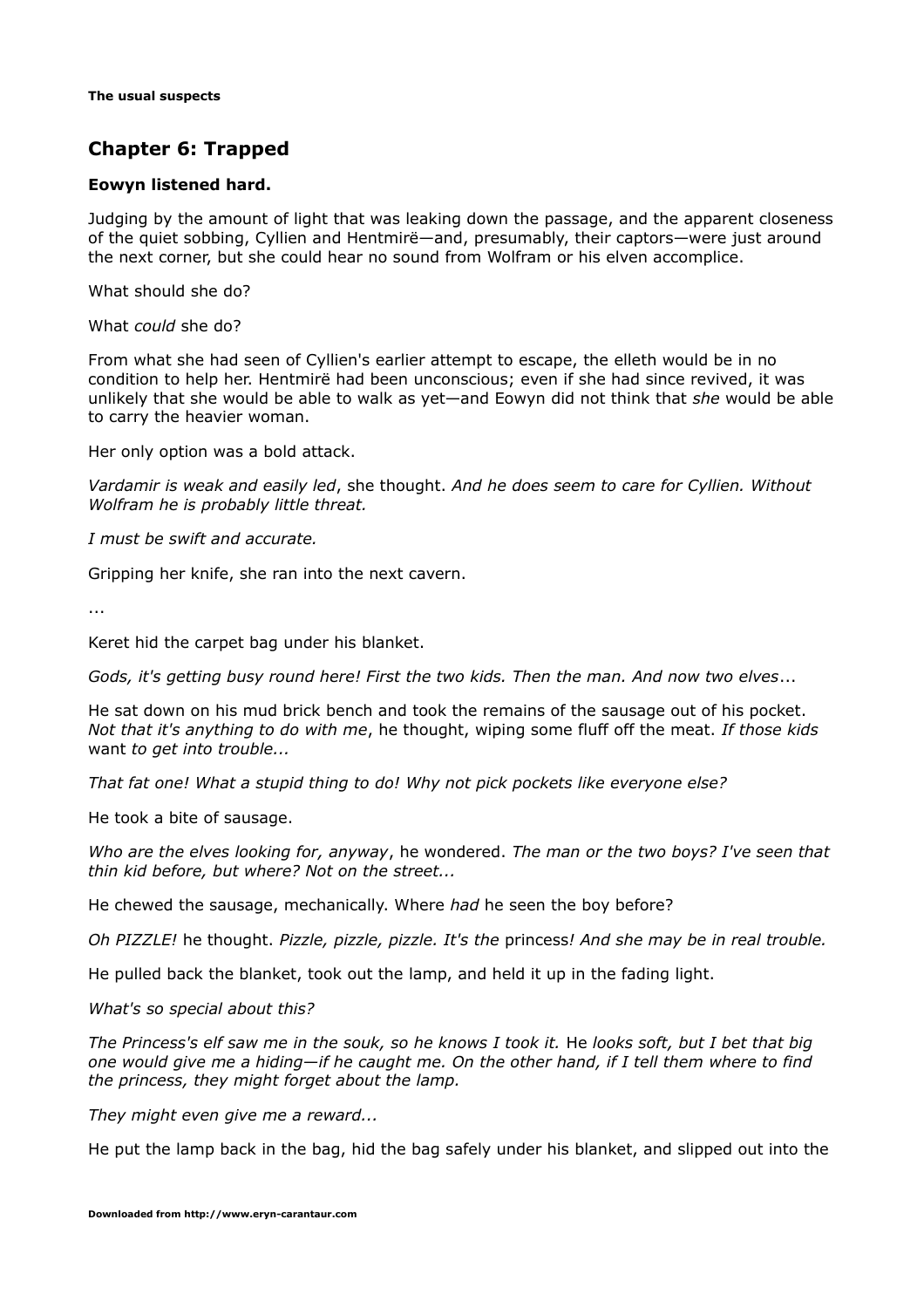## Chapter 6: Trapped

**Eowyn listened hard.**

Judging by the amount of light that was leaking down the passage, and the apparent closeness of the quiet sobbing, Cyllien and Hentmirë—and, presumably, their captors—were just around the next corner, but she could hear no sound from Wolfram or his elven accomplice.

What should she do?

What *could* she do?

From what she had seen of Cyllien's earlier attempt to escape, the elleth would be in no condition to help her. Hentmirë had been unconscious; even if she had since revived, it was unlikely that she would be able to walk as yet—and Eowyn did not think that *she* would be able to carry the heavier woman.

Her only option was a bold attack.

*Vardamir is weak and easily led*, she thought. *And he does seem to care for Cyllien. Without Wolfram he is probably little threat.*

*I must be swift and accurate.*

Gripping her knife, she ran into the next cavern.

...

Keret hid the carpet bag under his blanket.

*Gods, it's getting busy round here! First the two kids. Then the man. And now two elves*...

He sat down on his mud brick bench and took the remains of the sausage out of his pocket. *Not that it's anything to do with me*, he thought, wiping some fluff off the meat. *If those kids* want *to get into trouble...*

*That fat one! What a stupid thing to do! Why not pick pockets like everyone else?*

He took a bite of sausage.

*Who are the elves looking for, anyway*, he wondered. *The man or the two boys? I've seen that thin kid before, but where? Not on the street...*

He chewed the sausage, mechanically. Where *had* he seen the boy before?

*Oh PIZZLE!* he thought. *Pizzle, pizzle, pizzle. It's the* princess*! And she may be in real trouble.*

He pulled back the blanket, took out the lamp, and held it up in the fading light.

*What's so special about this?*

*The Princess's elf saw me in the souk, so he knows I took it.* He *looks soft, but I bet that big one would give me a hiding—if he caught me. On the other hand, if I tell them where to find the princess, they might forget about the lamp.*

*They might even give me a reward...*

He put the lamp back in the bag, hid the bag safely under his blanket, and slipped out into the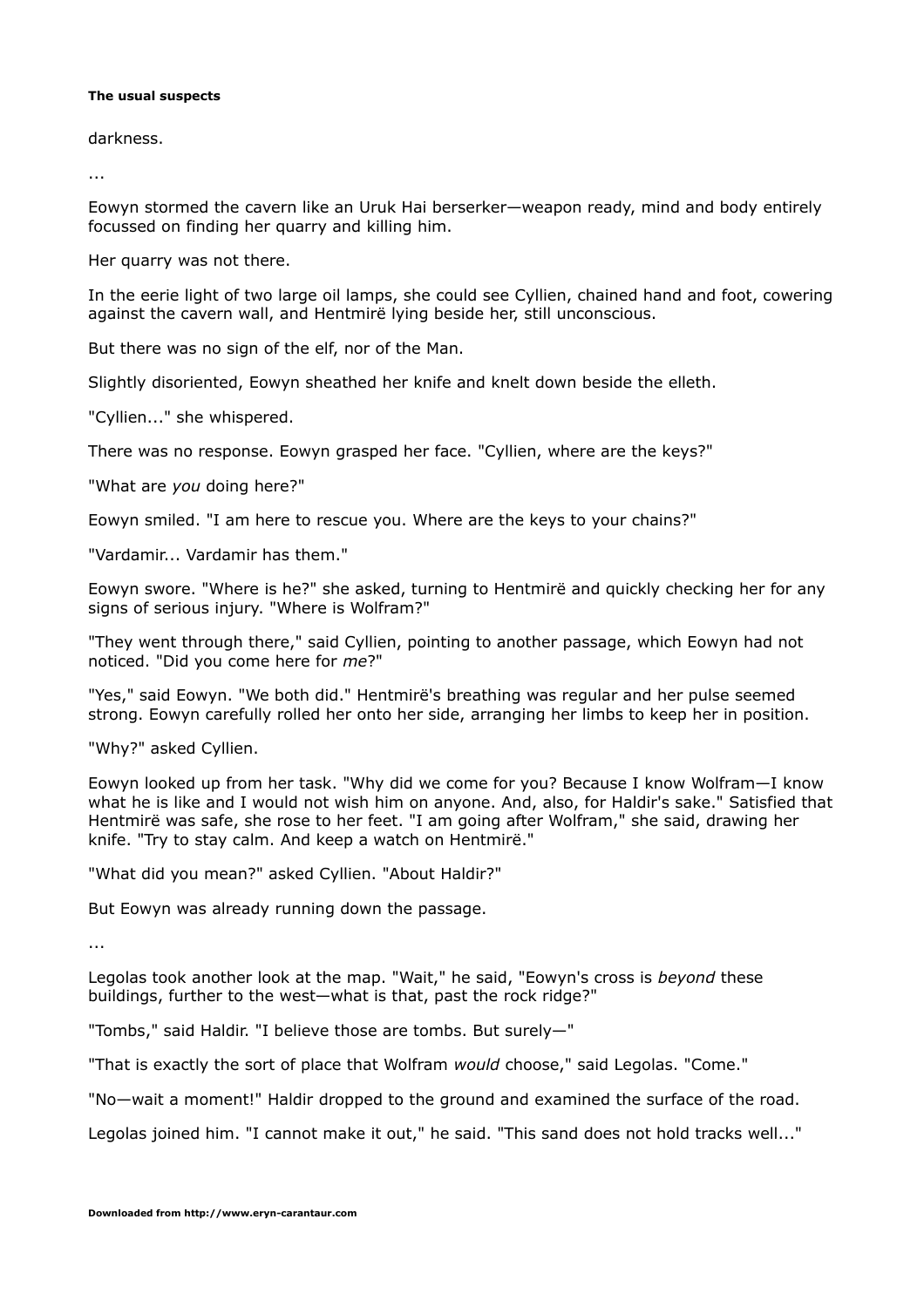darkness.

...

Eowyn stormed the cavern like an Uruk Hai berserker—weapon ready, mind and body entirely focussed on finding her quarry and killing him.

Her quarry was not there.

In the eerie light of two large oil lamps, she could see Cyllien, chained hand and foot, cowering against the cavern wall, and Hentmirë lying beside her, still unconscious.

But there was no sign of the elf, nor of the Man.

Slightly disoriented, Eowyn sheathed her knife and knelt down beside the elleth.

"Cyllien..." she whispered.

There was no response. Eowyn grasped her face. "Cyllien, where are the keys?"

"What are *you* doing here?"

Eowyn smiled. "I am here to rescue you. Where are the keys to your chains?"

"Vardamir... Vardamir has them."

Eowyn swore. "Where is he?" she asked, turning to Hentmirë and quickly checking her for any signs of serious injury. "Where is Wolfram?"

"They went through there," said Cyllien, pointing to another passage, which Eowyn had not noticed. "Did you come here for *me*?"

"Yes," said Eowyn. "We both did." Hentmirë's breathing was regular and her pulse seemed strong. Eowyn carefully rolled her onto her side, arranging her limbs to keep her in position.

"Why?" asked Cyllien.

Eowyn looked up from her task. "Why did we come for you? Because I know Wolfram—I know what he is like and I would not wish him on anyone. And, also, for Haldir's sake." Satisfied that Hentmirë was safe, she rose to her feet. "I am going after Wolfram," she said, drawing her knife. "Try to stay calm. And keep a watch on Hentmirë."

"What did you mean?" asked Cyllien. "About Haldir?"

But Eowyn was already running down the passage.

...

Legolas took another look at the map. "Wait," he said, "Eowyn's cross is *beyond* these buildings, further to the west—what is that, past the rock ridge?"

"Tombs," said Haldir. "I believe those are tombs. But surely—"

"That is exactly the sort of place that Wolfram *would* choose," said Legolas. "Come."

"No—wait a moment!" Haldir dropped to the ground and examined the surface of the road.

Legolas joined him. "I cannot make it out," he said. "This sand does not hold tracks well..."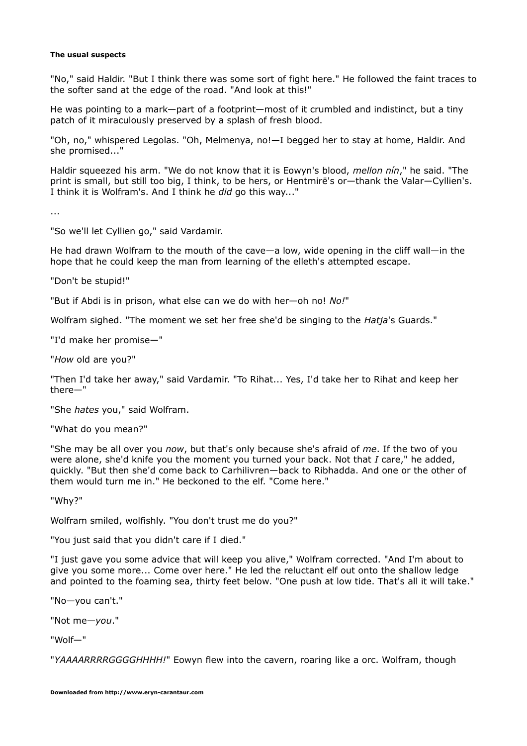"No," said Haldir. "But I think there was some sort of fight here." He followed the faint traces to the softer sand at the edge of the road. "And look at this!"

He was pointing to a mark—part of a footprint—most of it crumbled and indistinct, but a tiny patch of it miraculously preserved by a splash of fresh blood.

"Oh, no," whispered Legolas. "Oh, Melmenya, no!—I begged her to stay at home, Haldir. And she promised..."

Haldir squeezed his arm. "We do not know that it is Eowyn's blood, *mellon nín*," he said. "The print is small, but still too big, I think, to be hers, or Hentmirë's or—thank the Valar—Cyllien's. I think it is Wolfram's. And I think he *did* go this way..."

...

"So we'll let Cyllien go," said Vardamir.

He had drawn Wolfram to the mouth of the cave—a low, wide opening in the cliff wall—in the hope that he could keep the man from learning of the elleth's attempted escape.

"Don't be stupid!"

"But if Abdi is in prison, what else can we do with her—oh no! *No!*"

Wolfram sighed. "The moment we set her free she'd be singing to the *Hatja*'s Guards."

"I'd make her promise—"

"*How* old are you?"

"Then I'd take her away," said Vardamir. "To Rihat... Yes, I'd take her to Rihat and keep her there—"

"She *hates* you," said Wolfram.

"What do you mean?"

"She may be all over you *now*, but that's only because she's afraid of *me*. If the two of you were alone, she'd knife you the moment you turned your back. Not that *I* care," he added, quickly. "But then she'd come back to Carhilivren—back to Ribhadda. And one or the other of them would turn me in." He beckoned to the elf. "Come here."

"Why?"

Wolfram smiled, wolfishly. "You don't trust me do you?"

"You just said that you didn't care if I died."

"I just gave you some advice that will keep you alive," Wolfram corrected. "And I'm about to give you some more... Come over here." He led the reluctant elf out onto the shallow ledge and pointed to the foaming sea, thirty feet below. "One push at low tide. That's all it will take."

"No—you can't."

"Not me—*you*."

"Wolf—"

"*YAAAARRRRGGGGHHHH!*" Eowyn flew into the cavern, roaring like a orc. Wolfram, though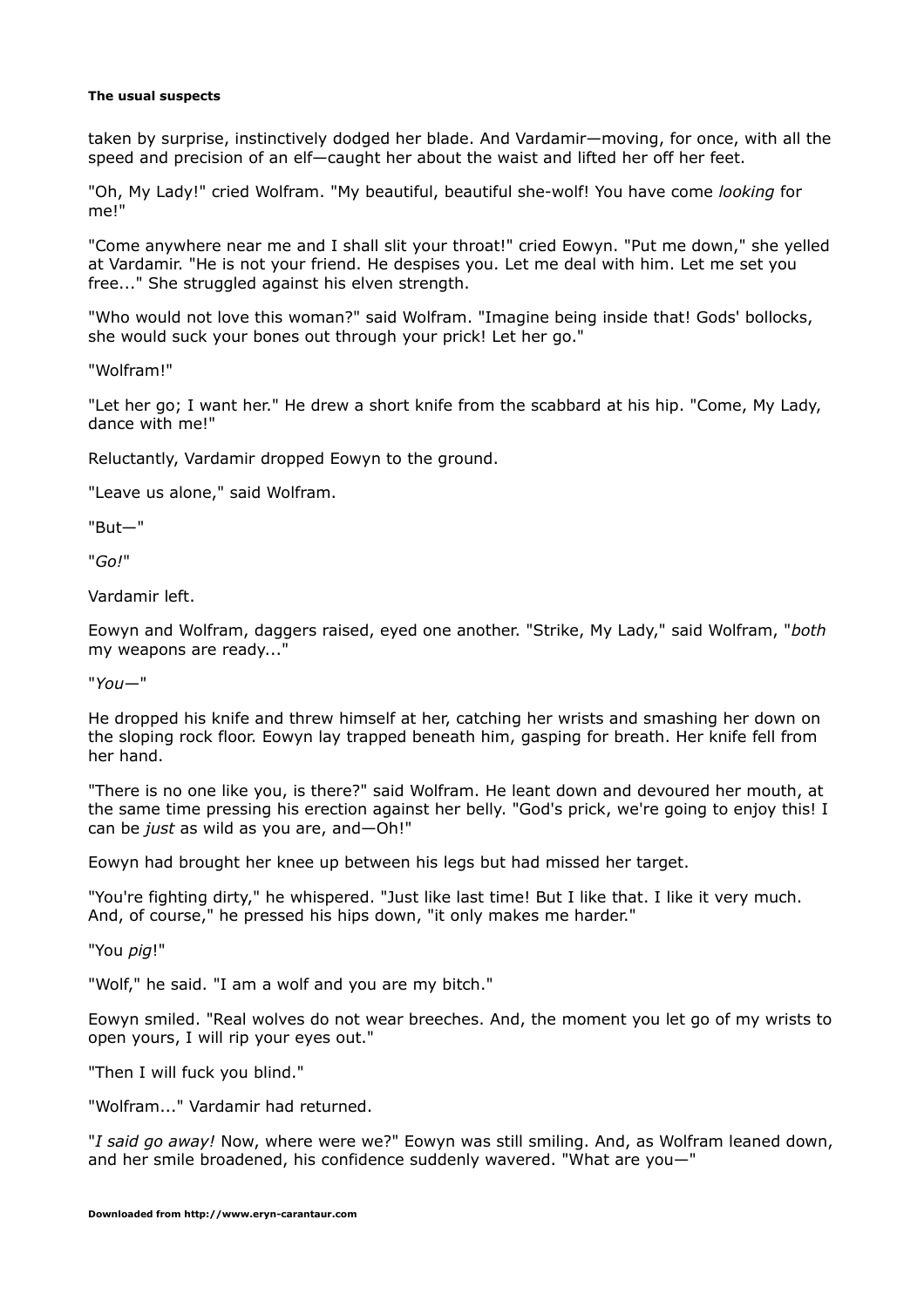taken by surprise, instinctively dodged her blade. And Vardamir—moving, for once, with all the speed and precision of an elf—caught her about the waist and lifted her off her feet.

"Oh, My Lady!" cried Wolfram. "My beautiful, beautiful she-wolf! You have come *looking* for me!"

"Come anywhere near me and I shall slit your throat!" cried Eowyn. "Put me down," she yelled at Vardamir. "He is not your friend. He despises you. Let me deal with him. Let me set you free..." She struggled against his elven strength.

"Who would not love this woman?" said Wolfram. "Imagine being inside that! Gods' bollocks, she would suck your bones out through your prick! Let her go."

"Wolfram!"

"Let her go; I want her." He drew a short knife from the scabbard at his hip. "Come, My Lady, dance with me!"

Reluctantly, Vardamir dropped Eowyn to the ground.

"Leave us alone," said Wolfram.

"But—"

"*Go!*"

Vardamir left.

Eowyn and Wolfram, daggers raised, eyed one another. "Strike, My Lady," said Wolfram, "*both* my weapons are ready..."

"*You*—"

He dropped his knife and threw himself at her, catching her wrists and smashing her down on the sloping rock floor. Eowyn lay trapped beneath him, gasping for breath. Her knife fell from her hand.

"There is no one like you, is there?" said Wolfram. He leant down and devoured her mouth, at the same time pressing his erection against her belly. "God's prick, we're going to enjoy this! I can be *just* as wild as you are, and—Oh!"

Eowyn had brought her knee up between his legs but had missed her target.

"You're fighting dirty," he whispered. "Just like last time! But I like that. I like it very much. And, of course," he pressed his hips down, "it only makes me harder."

"You *pig*!"

"Wolf," he said. "I am a wolf and you are my bitch."

Eowyn smiled. "Real wolves do not wear breeches. And, the moment you let go of my wrists to open yours, I will rip your eyes out."

"Then I will fuck you blind."

"Wolfram..." Vardamir had returned.

"*I said go away!* Now, where were we?" Eowyn was still smiling. And, as Wolfram leaned down, and her smile broadened, his confidence suddenly wavered. "What are you—"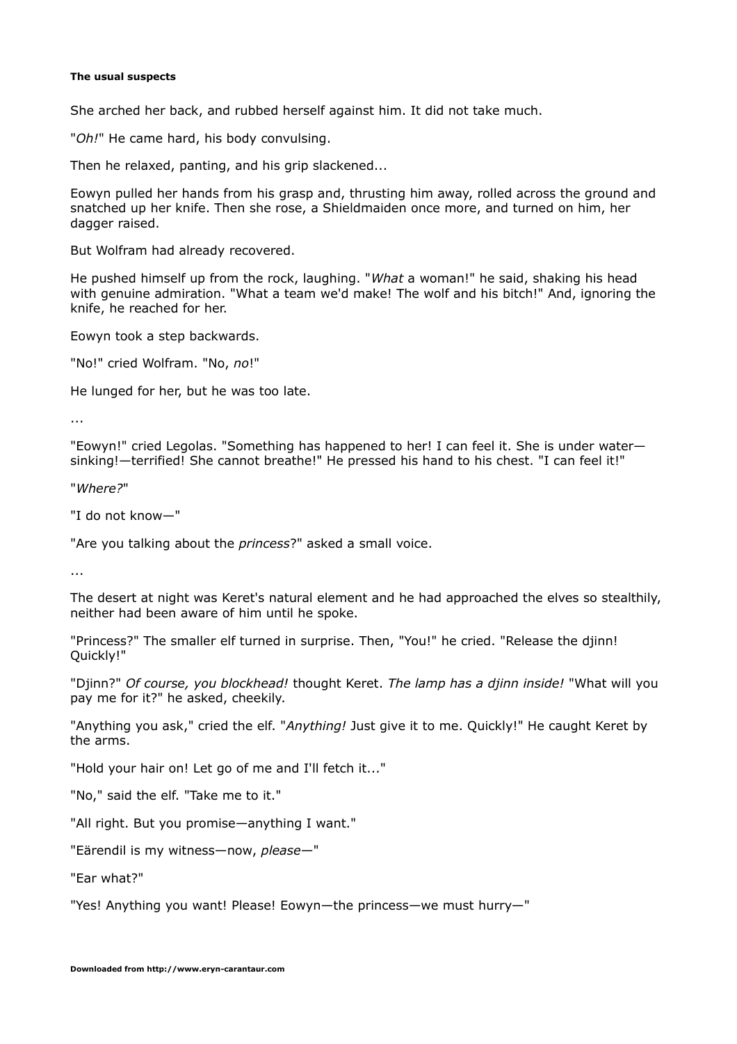She arched her back, and rubbed herself against him. It did not take much.

"*Oh!*" He came hard, his body convulsing.

Then he relaxed, panting, and his grip slackened...

Eowyn pulled her hands from his grasp and, thrusting him away, rolled across the ground and snatched up her knife. Then she rose, a Shieldmaiden once more, and turned on him, her dagger raised.

But Wolfram had already recovered.

He pushed himself up from the rock, laughing. "*What* a woman!" he said, shaking his head with genuine admiration. "What a team we'd make! The wolf and his bitch!" And, ignoring the knife, he reached for her.

Eowyn took a step backwards.

"No!" cried Wolfram. "No, *no*!"

He lunged for her, but he was too late.

...

"Eowyn!" cried Legolas. "Something has happened to her! I can feel it. She is under water—sinking!—terrified! She cannot breathe!" He pressed his hand to his chest. "I can feel it!"

"*Where?*"

"I do not know—"

"Are you talking about the *princess*?" asked a small voice.

...

The desert at night was Keret's natural element and he had approached the elves so stealthily, neither had been aware of him until he spoke.

"Princess?" The smaller elf turned in surprise. Then, "You!" he cried. "Release the djinn! Quickly!"

"Djinn?" *Of course, you blockhead!* thought Keret. *The lamp has a djinn inside!* "What will you pay me for it?" he asked, cheekily.

"Anything you ask," cried the elf. "*Anything!* Just give it to me. Quickly!" He caught Keret by the arms.

"Hold your hair on! Let go of me and I'll fetch it..."

"No," said the elf. "Take me to it."

"All right. But you promise—anything I want."

"Eärendil is my witness—now, *please*—"

"Ear what?"

"Yes! Anything you want! Please! Eowyn—the princess—we must hurry—"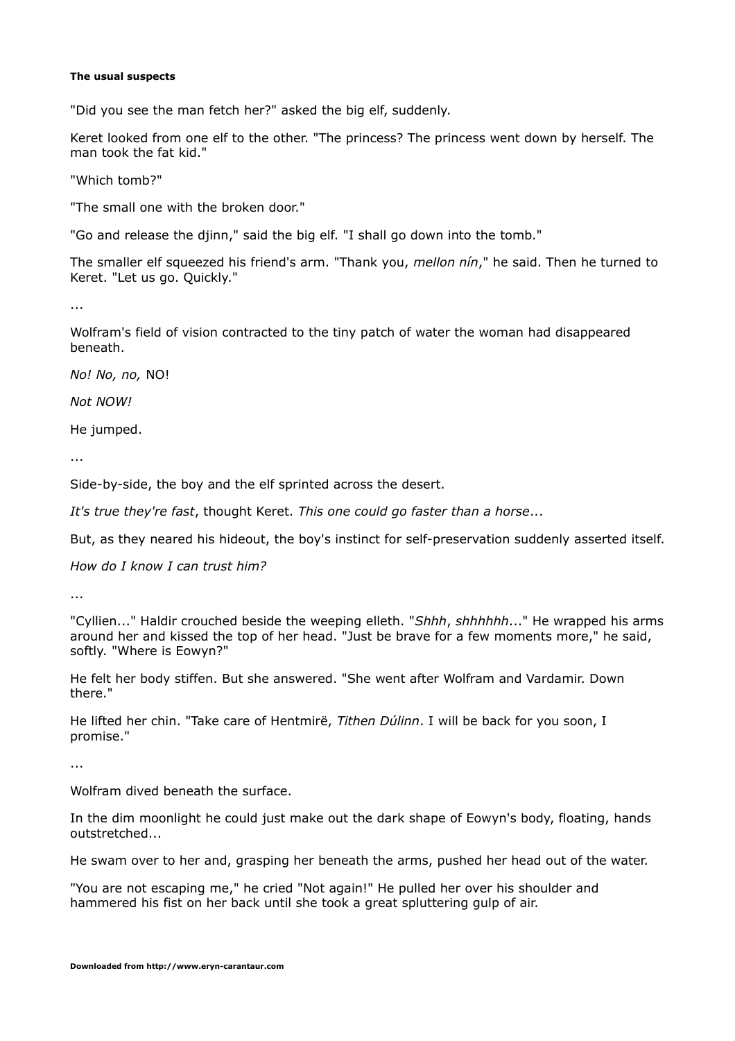**The usual suspects**

"Did you see the man fetch her?" asked the big elf, suddenly.

Keret looked from one elf to the other. "The princess? The princess went down by herself. The man took the fat kid."

"Which tomb?"

"The small one with the broken door."

"Go and release the djinn," said the big elf. "I shall go down into the tomb."

The smaller elf squeezed his friend's arm. "Thank you, *mellon nín*," he said. Then he turned to Keret. "Let us go. Quickly."

...

Wolfram's field of vision contracted to the tiny patch of water the woman had disappeared beneath.

*No! No, no,* NO!

*Not NOW!*

He jumped.

...

Side-by-side, the boy and the elf sprinted across the desert.

*It's true they're fast*, thought Keret. *This one could faster than a horse*...

But, as they neared his hideout, the boy's instinct for self-preservation suddenly asserted itself.

*How do I know I can trust him?*

...

"Cyllien..." Haldir crouched beside the weeping elleth. "*Shhh*, *shhhhhh*..." He wrapped his arms around her and kissed the top of her head. "Just be brave for a few moments more," he said, softly. "Where is Eowyn?"

He felt her body stiffen. But she answered. "She went after Wolfram and Vardamir. Down there."

He lifted her chin. "Take care of Hentmirë, *Tithen Dúlinn*. I will be back for you soon, I promise."

...

Wolfram dived beneath the surface.

In the dim moonlight he could just make out the dark shape of Eowyn's body, floating, hands outstretched...

He swam over to her and, grasping her beneath the arms, pushed her head out of the water.

"You are not escaping me," he cried "Not again!" He pulled her over his shoulder and hammered his fist on her back until she took a great spluttering gulp of air.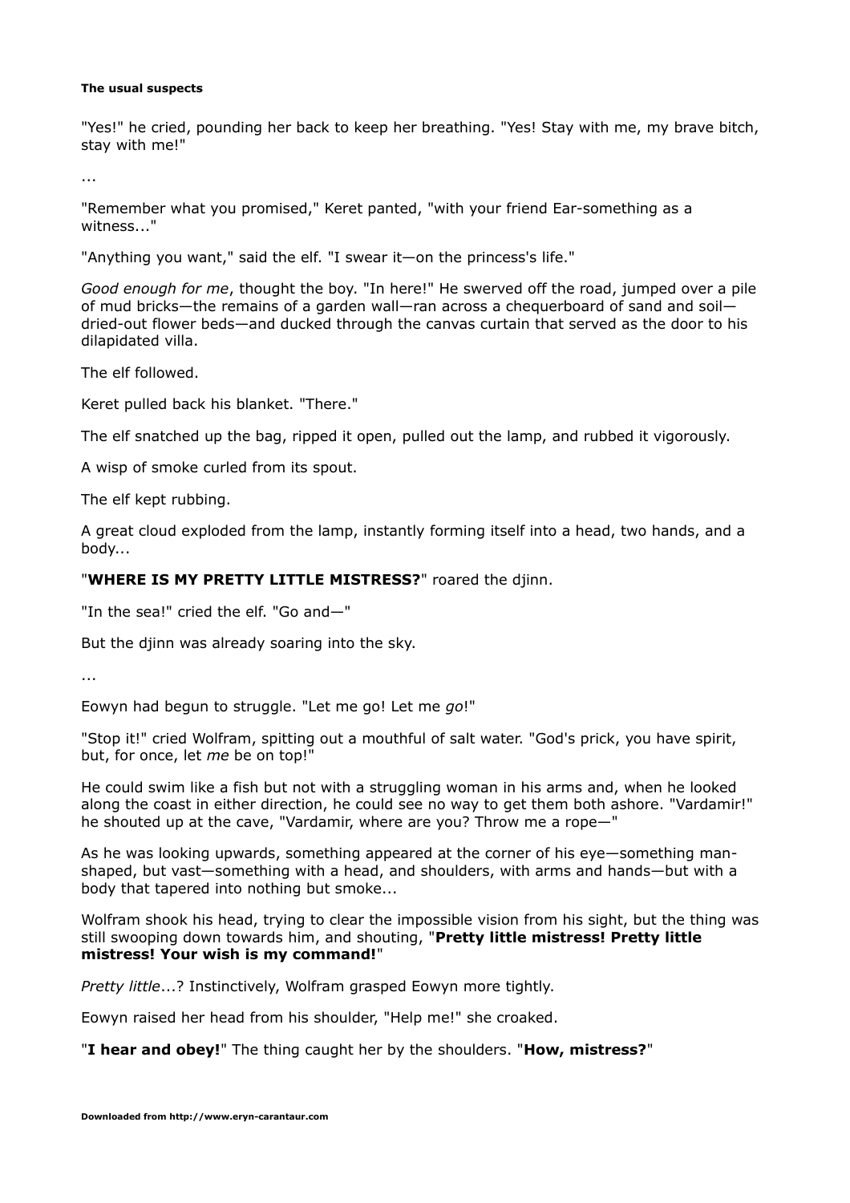"Yes!" he cried, pounding her back to keep her breathing. "Yes! Stay with me, my brave bitch, stay with me!"

...

"Remember what you promised," Keret panted, "with your friend Ear-something as a witness..."

"Anything you want," said the elf. "I swear it—on the princess's life."

*Good enough for me*, thought the boy. "In here!" He swerved off the road, jumped over a pile of mud bricks—the remains of a garden wall—ran across a chequerboard of sand and soil—dried-out flower beds—and ducked through the canvas curtain that served as the door to his dilapidated villa.

The elf followed.

Keret pulled back his blanket. "There."

The elf snatched up the bag, ripped it open, pulled out the lamp, and rubbed it vigorously.

A wisp of smoke curled from its spout.

The elf kept rubbing.

A great cloud exploded from the lamp, instantly forming itself into a head, two hands, and a body...

"**WHERE IS MY PRETTY LITTLE MISTRESS?**" roared the djinn.

"In the sea!" cried the elf. "Go and—"

But the djinn was already soaring into the sky.

...

Eowyn had begun to struggle. "Let me go! Let me *go*!"

"Stop it!" cried Wolfram, spitting out a mouthful of salt water. "God's prick, you have spirit, but, for once, let *me* be on top!"

He could swim like a fish but not with a struggling woman in his arms and, when he looked along the coast in either direction, he could see no way to get them both ashore. "Vardamir!" he shouted up at the cave, "Vardamir, where are you? Throw me a rope—"

As he was looking upwards, something appeared at the corner of his eye—something man-shaped, but vast—something with a head, and shoulders, with arms and hands—but with a body that tapered into nothing but smoke...

Wolfram shook his head, trying to clear the impossible vision from his sight, but the thing was still swooping down towards him, and shouting, "**Pretty little mistress! Pretty little mistress! Your wish is my command!**"

*Pretty little*...? Instinctively, Wolfram grasped Eowyn more tightly.

Eowyn raised her head from his shoulder, "Help me!" she croaked.

"**I hear and obey!**" The thing caught her by the shoulders. "**How, mistress?**"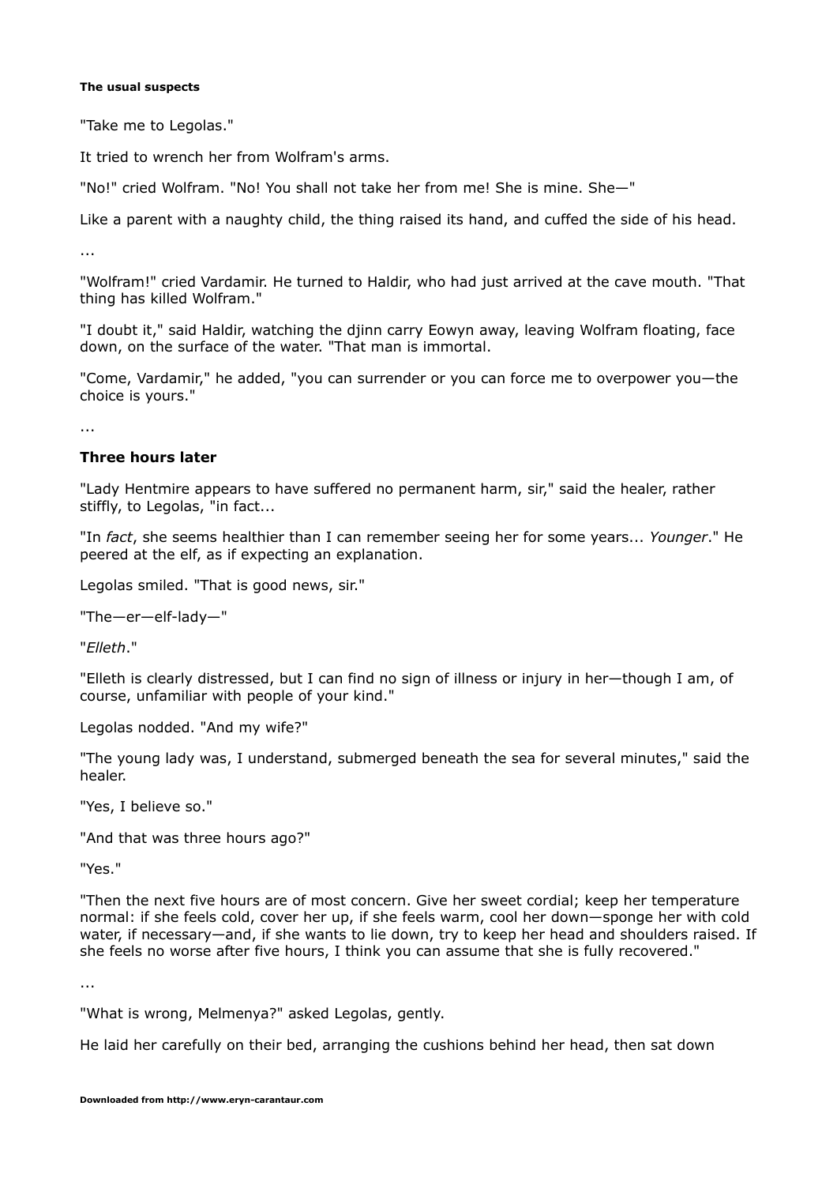"Take me to Legolas."

It tried to wrench her from Wolfram's arms.

"No!" cried Wolfram. "No! You shall not take her from me! She is mine. She—"

Like a parent with a naughty child, the thing raised its hand, and cuffed the side of his head.

...

"Wolfram!" cried Vardamir. He turned to Haldir, who had just arrived at the cave mouth. "That thing has killed Wolfram."

"I doubt it," said Haldir, watching the djinn carry Eowyn away, leaving Wolfram floating, face down, on the surface of the water. "That man is immortal.

"Come, Vardamir," he added, "you can surrender or you can force me to overpower you—the choice is yours."

...

**Three hours later**

"Lady Hentmire appears to have suffered no permanent harm, sir," said the healer, rather stiffly, to Legolas, "in fact...

"In *fact*, she seems healthier than I can remember seeing her for some years... *Younger*." He peered at the elf, as if expecting an explanation.

Legolas smiled. "That is good news, sir."

"The—er—elf-lady—"

"*Elleth*."

"Elleth is clearly distressed, but I can find no sign of illness or injury in her—though I am, of course, unfamiliar with people of your kind."

Legolas nodded. "And my wife?"

"The young lady was, I understand, submerged beneath the sea for several minutes," said the healer.

"Yes, I believe so."

"And that was three hours ago?"

"Yes."

"Then the next five hours are of most concern. Give her sweet cordial; keep her temperature normal: if she feels cold, cover her up, if she feels warm, cool her down—sponge her with cold water, if necessary—and, if she wants to lie down, try to keep her head and shoulders raised. If she feels no worse after five hours, I think you can assume that she is fully recovered."

...

"What is wrong, Melmenya?" asked Legolas, gently.

He laid her carefully on their bed, arranging the cushions behind her head, then sat down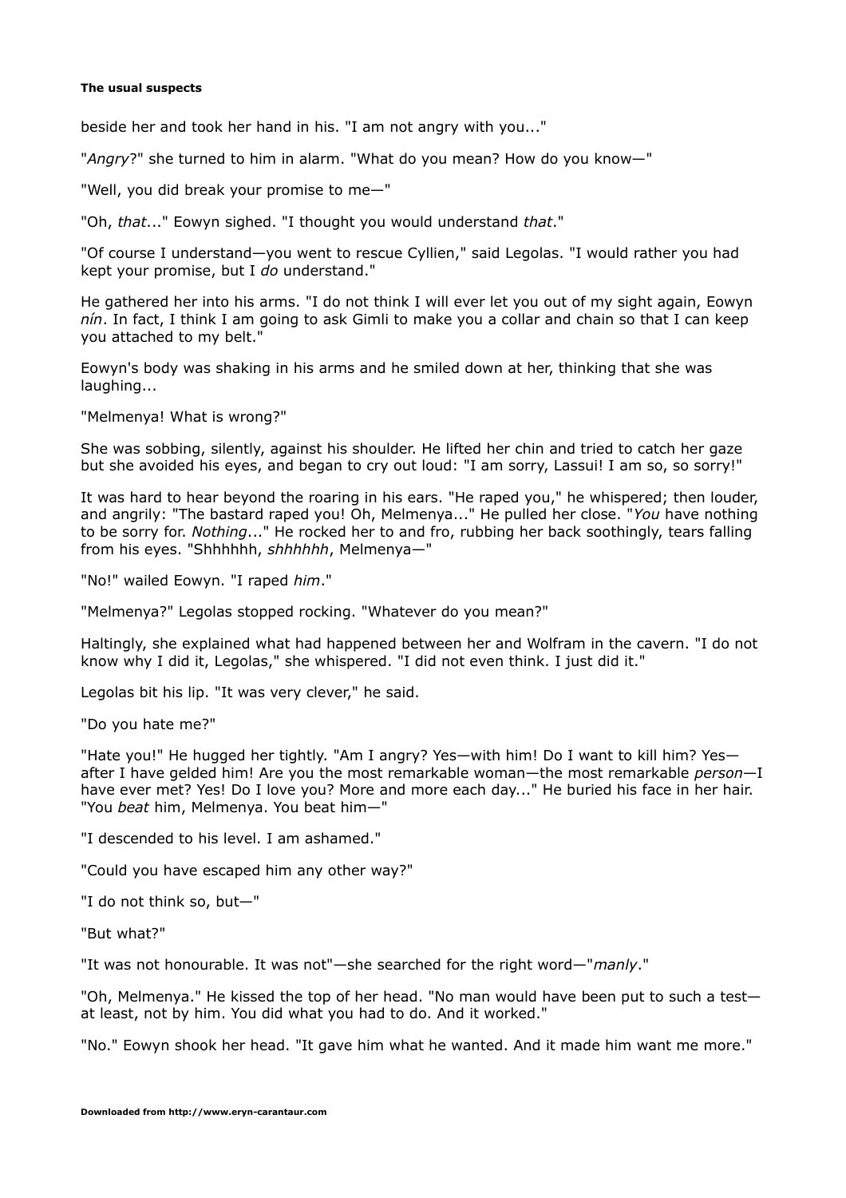beside her and took her hand in his. "I am not angry with you..."

"*Angry*?" she turned to him in alarm. "What do you mean? How do you know—"

"Well, you did break your promise to me—"

"Oh, *that*..." Eowyn sighed. "I thought you would understand *that*."

"Of course I understand—you went to rescue Cyllien," said Legolas. "I would rather you had kept your promise, but I *do* understand."

He gathered her into his arms. "I do not think I will ever let you out of my sight again, Eowyn *nín*. In fact, I think I am going to ask Gimli to make you a collar and chain so that I can keep you attached to my belt."

Eowyn's body was shaking in his arms and he smiled down at her, thinking that she was laughing...

"Melmenya! What is wrong?"

She was sobbing, silently, against his shoulder. He lifted her chin and tried to catch her gaze but she avoided his eyes, and began to cry out loud: "I am sorry, Lassui! I am so, so sorry!"

It was hard to hear beyond the roaring in his ears. "He raped you," he whispered; then louder, and angrily: "The bastard raped you! Oh, Melmenya..." He pulled her close. "*You* have nothing to be sorry for. *Nothing*..." He rocked her to and fro, rubbing her back soothingly, tears falling from his eyes. "Shhhhhh, *shhhhhh*, Melmenya—"

"No!" wailed Eowyn. "I raped *him*."

"Melmenya?" Legolas stopped rocking. "Whatever do you mean?"

Haltingly, she explained what had happened between her and Wolfram in the cavern. "I do not know why I did it, Legolas," she whispered. "I did not even think. I just did it."

Legolas bit his lip. "It was very clever," he said.

"Do you hate me?"

"Hate you!" He hugged her tightly. "Am I angry? Yes—with him! Do I want to kill him? Yes—after I have gelded him! Are you the most remarkable woman—the most remarkable *person*—I have ever met? Yes! Do I love you? More and more each day..." He buried his face in her hair. "You *beat* him, Melmenya. You beat him—"

"I descended to his level. I am ashamed."

"Could you have escaped him any other way?"

"I do not think so, but—"

"But what?"

"It was not honourable. It was not"—she searched for the right word—"*manly*."

"Oh, Melmenya." He kissed the top of her head. "No man would have been put to such a test—at least, not by him. You did what you had to do. And it worked."

"No." Eowyn shook her head. "It gave him what he wanted. And it made him want me more."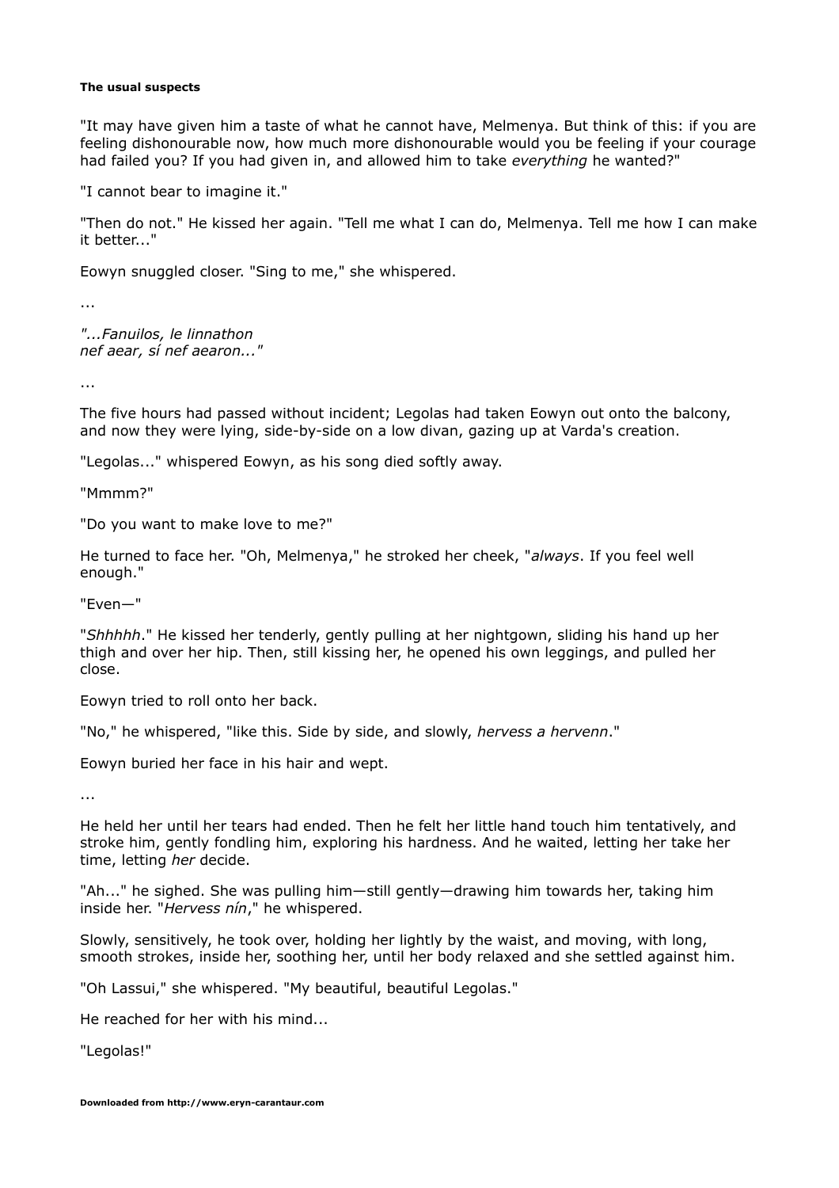"It may have given him a taste of what he cannot have, Melmenya. But think of this: if you are feeling dishonourable now, how much more dishonourable would you be feeling if your courage had failed you? If you had given in, and allowed him to take *everything* he wanted?"

"I cannot bear to imagine it."

"Then do not." He kissed her again. "Tell me what I can do, Melmenya. Tell me how I can make it better..."

Eowyn snuggled closer. "Sing to me," she whispered.

...

*"...Fanuilos, le linnathon*
*nef aear, sí nef aearon..."*

...

The five hours had passed without incident; Legolas had taken Eowyn out onto the balcony, and now they were lying, side-by-side on a low divan, gazing up at Varda's creation.

"Legolas..." whispered Eowyn, as his song died softly away.

"Mmmm?"

"Do you want to make love to me?"

He turned to face her. "Oh, Melmenya," he stroked her cheek, "*always*. If you feel well enough."

"Even—"

"*Shhhhh*." He kissed her tenderly, gently pulling at her nightgown, sliding his hand up her thigh and over her hip. Then, still kissing her, he opened his own leggings, and pulled her close.

Eowyn tried to roll onto her back.

"No," he whispered, "like this. Side by side, and slowly, *hervess a hervenn*."

Eowyn buried her face in his hair and wept.

...

He held her until her tears had ended. Then he felt her little hand touch him tentatively, and stroke him, gently fondling him, exploring his hardness. And he waited, letting her take her time, letting *her* decide.

"Ah..." he sighed. She was pulling him—still gently—drawing him towards her, taking him inside her. "*Hervess nín*," he whispered.

Slowly, sensitively, he took over, holding her lightly by the waist, and moving, with long, smooth strokes, inside her, soothing her, until her body relaxed and she settled against him.

"Oh Lassui," she whispered. "My beautiful, beautiful Legolas."

He reached for her with his mind...

"Legolas!"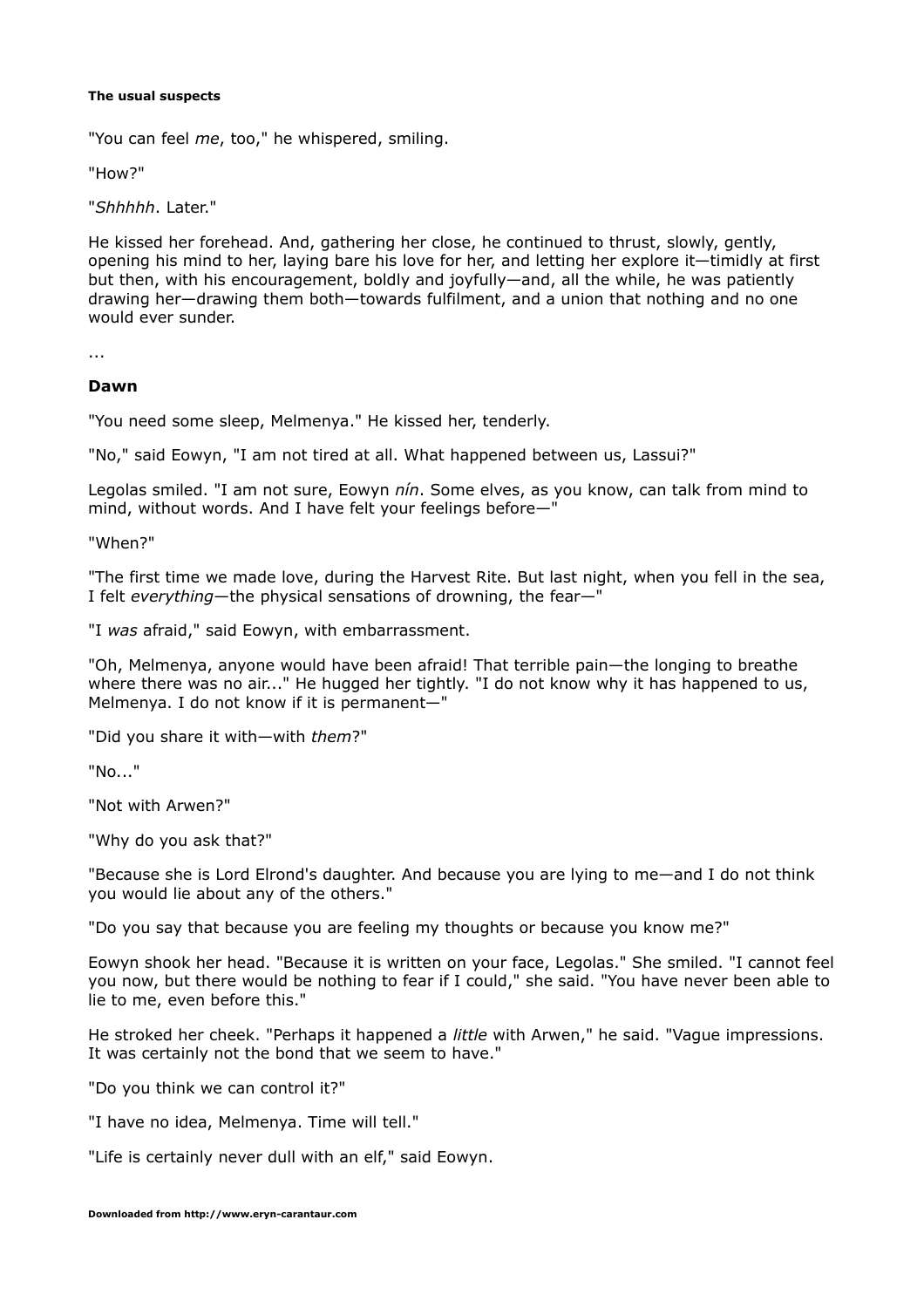"You can feel *me*, too," he whispered, smiling.

"How?"

"*Shhhhh*. Later."

He kissed her forehead. And, gathering her close, he continued to thrust, slowly, gently, opening his mind to her, laying bare his love for her, and letting her explore it—timidly at first but then, with his encouragement, boldly and joyfully—and, all the while, he was patiently drawing her—drawing them both—towards fulfilment, and a union that nothing and no one would ever sunder.

...

**Dawn**

"You need some sleep, Melmenya." He kissed her, tenderly.

"No," said Eowyn, "I am not tired at all. What happened between us, Lassui?"

Legolas smiled. "I am not sure, Eowyn *nín*. Some elves, as you know, can talk from mind to mind, without words. And I have felt your feelings before—"

"When?"

"The first time we made love, during the Harvest Rite. But last night, when you fell in the sea, I felt *everything*—the physical sensations of drowning, the fear—"

"I *was* afraid," said Eowyn, with embarrassment.

"Oh, Melmenya, anyone would have been afraid! That terrible pain—the longing to breathe where there was no air..." He hugged her tightly. "I do not know why it has happened to us, Melmenya. I do not know if it is permanent—"

"Did you share it with—with *them*?"

"No..."

"Not with Arwen?"

"Why do you ask that?"

"Because she is Lord Elrond's daughter. And because you are lying to me—and I do not think you would lie about any of the others."

"Do you say that because you are feeling my thoughts or because you know me?"

Eowyn shook her head. "Because it is written on your face, Legolas." She smiled. "I cannot feel you now, but there would be nothing to fear if I could," she said. "You have never been able to lie to me, even before this."

He stroked her cheek. "Perhaps it happened a *little* with Arwen," he said. "Vague impressions. It was certainly not the bond that we seem to have."

"Do you think we can control it?"

"I have no idea, Melmenya. Time will tell."

"Life is certainly never dull with an elf," said Eowyn.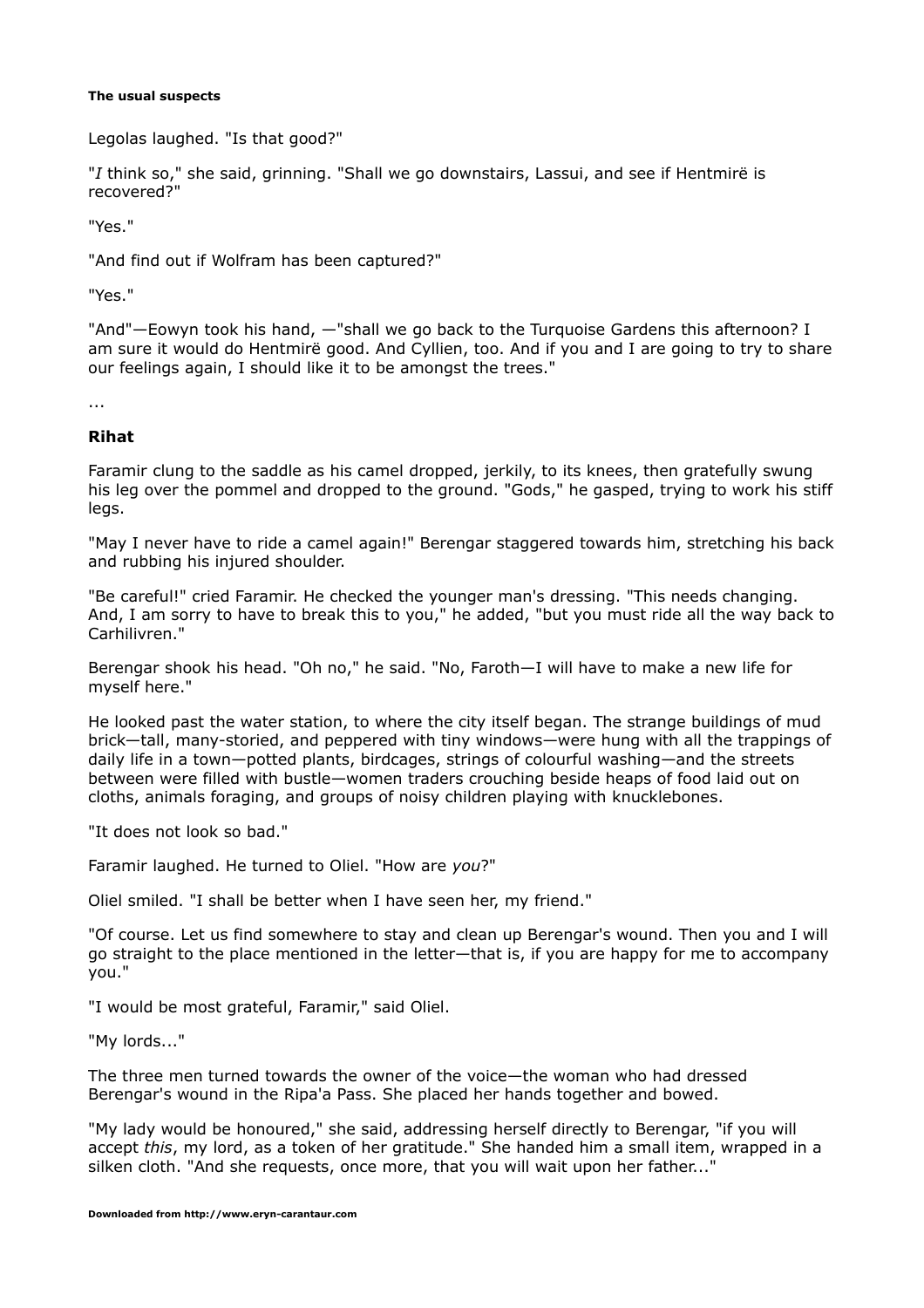Legolas laughed. "Is that good?"

"*I* think so," she said, grinning. "Shall we go downstairs, Lassui, and see if Hentmirë is recovered?"

"Yes."

"And find out if Wolfram has been captured?"

"Yes."

"And"—Eowyn took his hand, —"shall we go back to the Turquoise Gardens this afternoon? I am sure it would do Hentmirë good. And Cyllien, too. And if you and I are going to try to share our feelings again, I should like it to be amongst the trees."

...

**Rihat**

Faramir clung to the saddle as his camel dropped, jerkily, to its knees, then gratefully swung his leg over the pommel and dropped to the ground. "Gods," he gasped, trying to work his stiff legs.

"May I never have to ride a camel again!" Berengar staggered towards him, stretching his back and rubbing his injured shoulder.

"Be careful!" cried Faramir. He checked the younger man's dressing. "This needs changing. And, I am sorry to have to break this to you," he added, "but you must ride all the way back to Carhilivren."

Berengar shook his head. "Oh no," he said. "No, Faroth—I will have to make a new life for myself here."

He looked past the water station, to where the city itself began. The strange buildings of mud brick—tall, many-storied, and peppered with tiny windows—were hung with all the trappings of daily life in a town—potted plants, birdcages, strings of colourful washing—and the streets between were filled with bustle—women traders crouching beside heaps of food laid out on cloths, animals foraging, and groups of noisy children playing with knucklebones.

"It does not look so bad."

Faramir laughed. He turned to Oliel. "How are *you*?"

Oliel smiled. "I shall be better when I have seen her, my friend."

"Of course. Let us find somewhere to stay and clean up Berengar's wound. Then you and I will go straight to the place mentioned in the letter—that is, if you are happy for me to accompany you."

"I would be most grateful, Faramir," said Oliel.

"My lords..."

The three men turned towards the owner of the voice—the woman who had dressed Berengar's wound in the Ripa'a Pass. She placed her hands together and bowed.

"My lady would be honoured," she said, addressing herself directly to Berengar, "if you will accept *this*, my lord, as a token of her gratitude." She handed him a small item, wrapped in a silken cloth. "And she requests, once more, that you will wait upon her father..."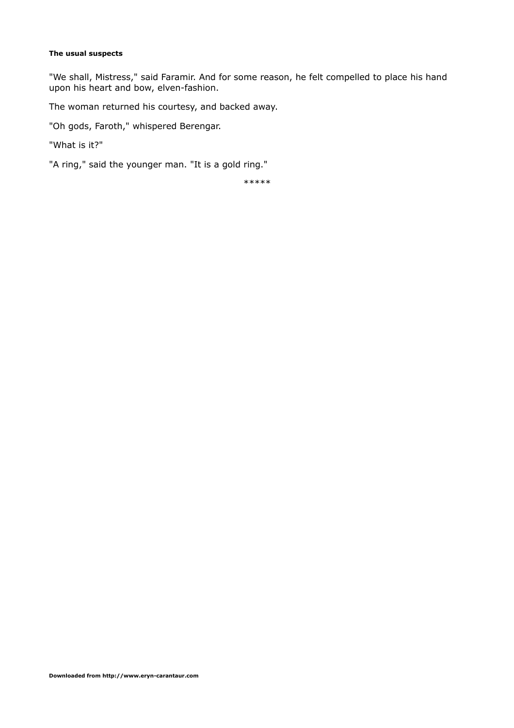"We shall, Mistress," said Faramir. And for some reason, he felt compelled to place his hand upon his heart and bow, elven-fashion.

The woman returned his courtesy, and backed away.

"Oh gods, Faroth," whispered Berengar.

"What is it?"

"A ring," said the younger man. "It is a gold ring."

*****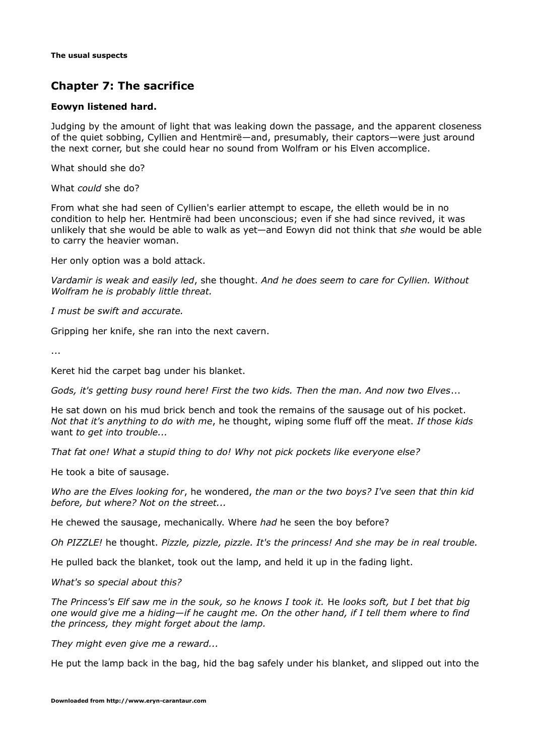## Chapter 7: The sacrifice

**Eowyn listened hard.**

Judging by the amount of light that was leaking down the passage, and the apparent closeness of the quiet sobbing, Cyllien and Hentmirë—and, presumably, their captors—were just around the next corner, but she could hear no sound from Wolfram or his Elven accomplice.

What should she do?

What *could* she do?

From what she had seen of Cyllien's earlier attempt to escape, the elleth would be in no condition to help her. Hentmirë had been unconscious; even if she had since revived, it was unlikely that she would be able to walk as yet—and Eowyn did not think that *she* would be able to carry the heavier woman.

Her only option was a bold attack.

*Vardamir is weak and easily led*, she thought. *And he does seem to care for Cyllien. Without Wolfram he is probably little threat.*

*I must be swift and accurate.*

Gripping her knife, she ran into the next cavern.

...

Keret hid the carpet bag under his blanket.

*Gods, it's getting busy round here! First the two kids. Then the man. And now two Elves*...

He sat down on his mud brick bench and took the remains of the sausage out of his pocket. *Not that it's anything to do with me*, he thought, wiping some fluff off the meat. *If those kids* want *to get into trouble...*

*That fat one! What a stupid thing to do! Why not pick pockets like everyone else?*

He took a bite of sausage.

*Who are the Elves looking for*, he wondered, *the man or the two boys? I've seen that thin kid before, but where? Not on the street...*

He chewed the sausage, mechanically. Where *had* he seen the boy before?

*Oh PIZZLE!* he thought. *Pizzle, pizzle, pizzle. It's the princess! And she may be in real trouble.*

He pulled back the blanket, took out the lamp, and held it up in the fading light.

*What's so special about this?*

*The Princess's Elf saw me in the souk, so he knows I took it.* He *looks soft, but I bet that big one would give me a hiding—if he caught me. On the other hand, if I tell them where to find the princess, they might forget about the lamp.*

*They might even give me a reward...*

He put the lamp back in the bag, hid the bag safely under his blanket, and slipped out into the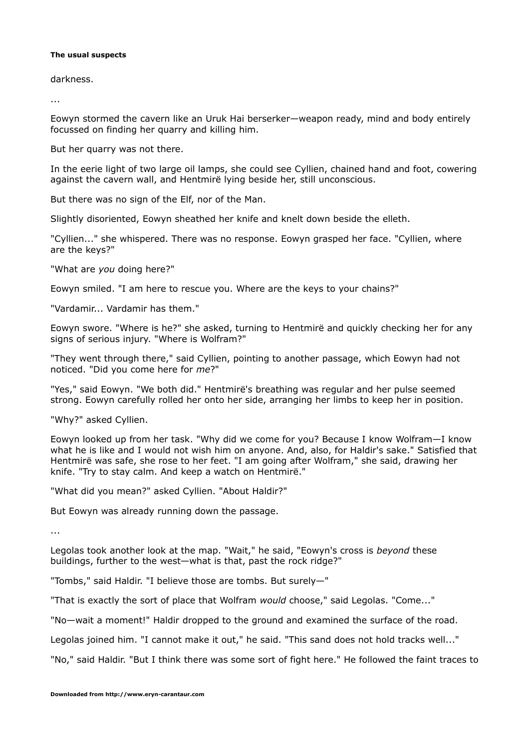darkness.

...

Eowyn stormed the cavern like an Uruk Hai berserker—weapon ready, mind and body entirely focussed on finding her quarry and killing him.

But her quarry was not there.

In the eerie light of two large oil lamps, she could see Cyllien, chained hand and foot, cowering against the cavern wall, and Hentmirë lying beside her, still unconscious.

But there was no sign of the Elf, nor of the Man.

Slightly disoriented, Eowyn sheathed her knife and knelt down beside the elleth.

"Cyllien..." she whispered. There was no response. Eowyn grasped her face. "Cyllien, where are the keys?"

"What are *you* doing here?"

Eowyn smiled. "I am here to rescue you. Where are the keys to your chains?"

"Vardamir... Vardamir has them."

Eowyn swore. "Where is he?" she asked, turning to Hentmirë and quickly checking her for any signs of serious injury. "Where is Wolfram?"

"They went through there," said Cyllien, pointing to another passage, which Eowyn had not noticed. "Did you come here for *me*?"

"Yes," said Eowyn. "We both did." Hentmirë's breathing was regular and her pulse seemed strong. Eowyn carefully rolled her onto her side, arranging her limbs to keep her in position.

"Why?" asked Cyllien.

Eowyn looked up from her task. "Why did we come for you? Because I know Wolfram—I know what he is like and I would not wish him on anyone. And, also, for Haldir's sake." Satisfied that Hentmirë was safe, she rose to her feet. "I am going after Wolfram," she said, drawing her knife. "Try to stay calm. And keep a watch on Hentmirë."

"What did you mean?" asked Cyllien. "About Haldir?"

But Eowyn was already running down the passage.

...

Legolas took another look at the map. "Wait," he said, "Eowyn's cross is *beyond* these buildings, further to the west—what is that, past the rock ridge?"

"Tombs," said Haldir. "I believe those are tombs. But surely—"

"That is exactly the sort of place that Wolfram *would* choose," said Legolas. "Come..."

"No—wait a moment!" Haldir dropped to the ground and examined the surface of the road.

Legolas joined him. "I cannot make it out," he said. "This sand does not hold tracks well..."

"No," said Haldir. "But I think there was some sort of fight here." He followed the faint traces to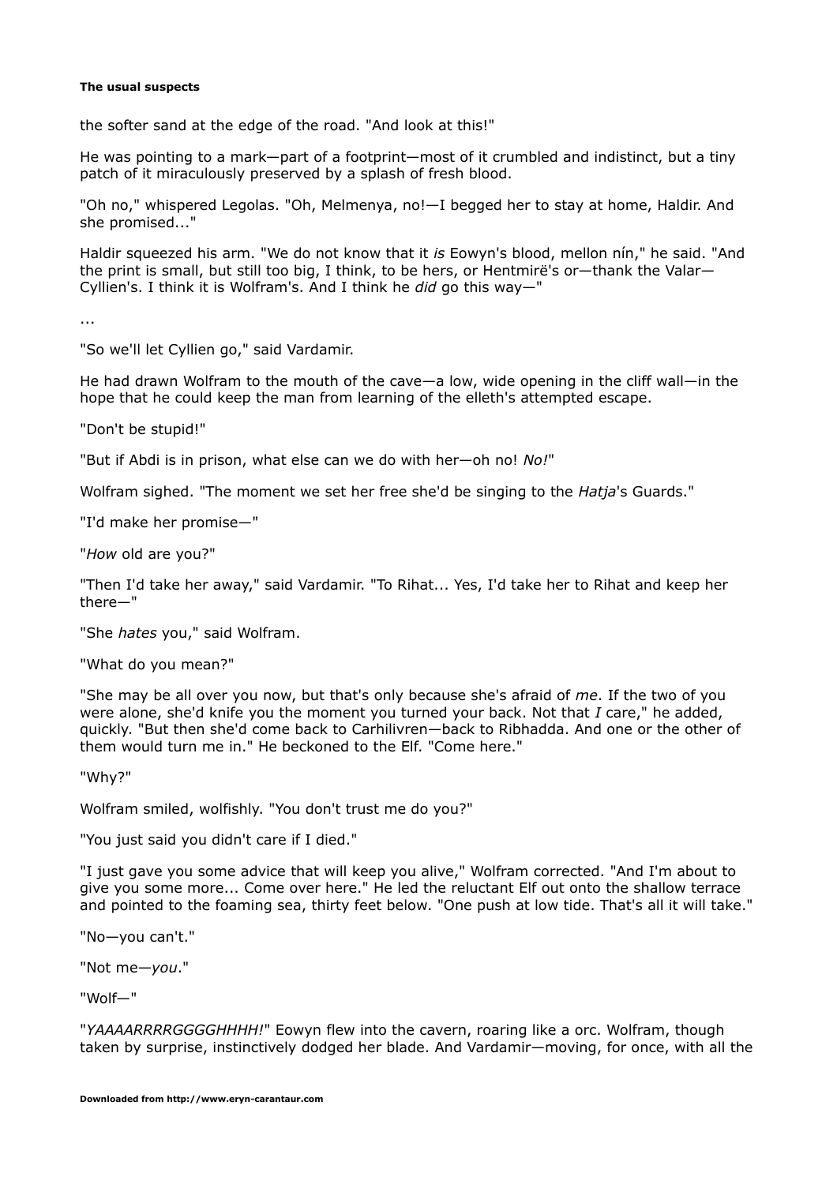the softer sand at the edge of the road. "And look at this!"

He was pointing to a mark—part of a footprint—most of it crumbled and indistinct, but a tiny patch of it miraculously preserved by a splash of fresh blood.

"Oh no," whispered Legolas. "Oh, Melmenya, no!—I begged her to stay at home, Haldir. And she promised..."

Haldir squeezed his arm. "We do not know that it *is* Eowyn's blood, mellon nín," he said. "And the print is small, but still too big, I think, to be hers, or Hentmirë's or—thank the Valar—Cyllien's. I think it is Wolfram's. And I think he *did* go this way—"

...

"So we'll let Cyllien go," said Vardamir.

He had drawn Wolfram to the mouth of the cave—a low, wide opening in the cliff wall—in the hope that he could keep the man from learning of the elleth's attempted escape.

"Don't be stupid!"

"But if Abdi is in prison, what else can we do with her—oh no! *No!*"

Wolfram sighed. "The moment we set her free she'd be singing to the *Hatja*'s Guards."

"I'd make her promise—"

"*How* old are you?"

"Then I'd take her away," said Vardamir. "To Rihat... Yes, I'd take her to Rihat and keep her there—"

"She *hates* you," said Wolfram.

"What do you mean?"

"She may be all over you now, but that's only because she's afraid of *me*. If the two of you were alone, she'd knife you the moment you turned your back. Not that *I* care," he added, quickly. "But then she'd come back to Carhilivren—back to Ribhadda. And one or the other of them would turn me in." He beckoned to the Elf. "Come here."

"Why?"

Wolfram smiled, wolfishly. "You don't trust me do you?"

"You just said you didn't care if I died."

"I just gave you some advice that will keep you alive," Wolfram corrected. "And I'm about to give you some more... Come over here." He led the reluctant Elf out onto the shallow terrace and pointed to the foaming sea, thirty feet below. "One push at low tide. That's all it will take."

"No—you can't."

"Not me—*you*."

"Wolf—"

"*YAAAARRRRGGGGHHHH!*" Eowyn flew into the cavern, roaring like a orc. Wolfram, though taken by surprise, instinctively dodged her blade. And Vardamir—moving, for once, with all the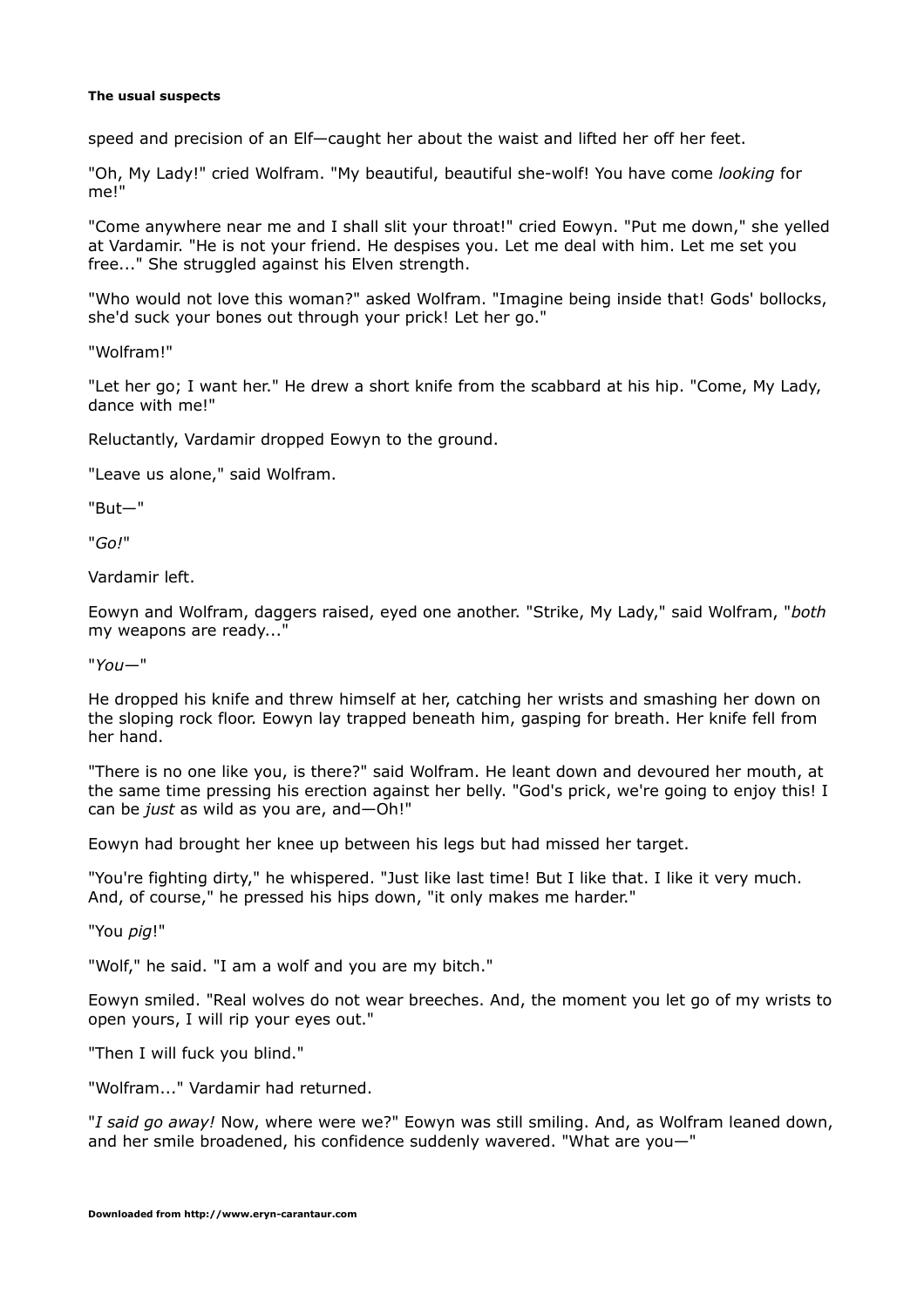speed and precision of an Elf—caught her about the waist and lifted her off her feet.

"Oh, My Lady!" cried Wolfram. "My beautiful, beautiful she-wolf! You have come *looking* for me!"

"Come anywhere near me and I shall slit your throat!" cried Eowyn. "Put me down," she yelled at Vardamir. "He is not your friend. He despises you. Let me deal with him. Let me set you free..." She struggled against his Elven strength.

"Who would not love this woman?" asked Wolfram. "Imagine being inside that! Gods' bollocks, she'd suck your bones out through your prick! Let her go."

"Wolfram!"

"Let her go; I want her." He drew a short knife from the scabbard at his hip. "Come, My Lady, dance with me!"

Reluctantly, Vardamir dropped Eowyn to the ground.

"Leave us alone," said Wolfram.

"But—"

"*Go!*"

Vardamir left.

Eowyn and Wolfram, daggers raised, eyed one another. "Strike, My Lady," said Wolfram, "*both* my weapons are ready..."

"*You*—"

He dropped his knife and threw himself at her, catching her wrists and smashing her down on the sloping rock floor. Eowyn lay trapped beneath him, gasping for breath. Her knife fell from her hand.

"There is no one like you, is there?" said Wolfram. He leant down and devoured her mouth, at the same time pressing his erection against her belly. "God's prick, we're going to enjoy this! I can be *just* as wild as you are, and—Oh!"

Eowyn had brought her knee up between his legs but had missed her target.

"You're fighting dirty," he whispered. "Just like last time! But I like that. I like it very much. And, of course," he pressed his hips down, "it only makes me harder."

"You *pig*!"

"Wolf," he said. "I am a wolf and you are my bitch."

Eowyn smiled. "Real wolves do not wear breeches. And, the moment you let go of my wrists to open yours, I will rip your eyes out."

"Then I will fuck you blind."

"Wolfram..." Vardamir had returned.

"*I said go away!* Now, where were we?" Eowyn was still smiling. And, as Wolfram leaned down, and her smile broadened, his confidence suddenly wavered. "What are you—"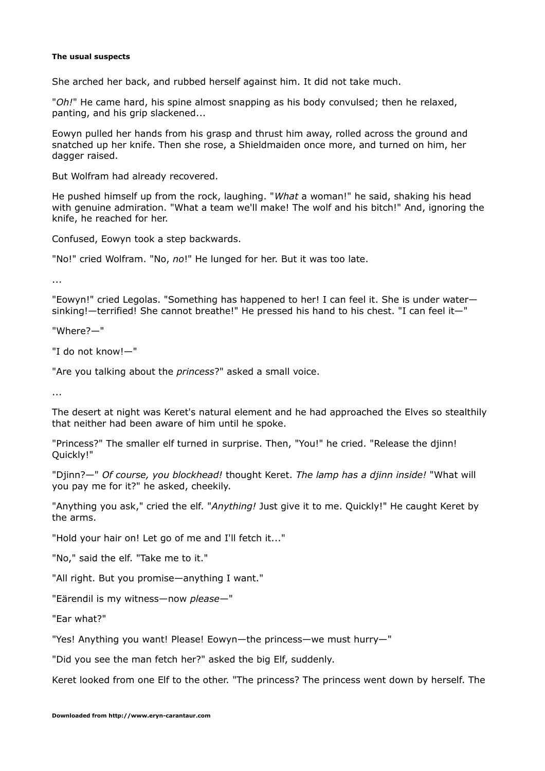**The usual suspects**

She arched her back, and rubbed herself against him. It did not take much.

"*Oh!*" He came hard, his spine almost snapping as his body convulsed; then he relaxed, panting, and his grip slackened...

Eowyn pulled her hands from his grasp and thrust him away, rolled across the ground and snatched up her knife. Then she rose, a Shieldmaiden once more, and turned on him, her dagger raised.

But Wolfram had already recovered.

He pushed himself up from the rock, laughing. "*What* a woman!" he said, shaking his head with genuine admiration. "What a team we'll make! The wolf and his bitch!" And, ignoring the knife, he reached for her.

Confused, Eowyn took a step backwards.

"No!" cried Wolfram. "No, *no*!" He lunged for her. But it was too late.

...

"Eowyn!" cried Legolas. "Something has happened to her! I can feel it. She is under water—sinking!—terrified! She cannot breathe!" He pressed his hand to his chest. "I can feel it—"

"Where?—"

"I do not know!—"

"Are you talking about the *princess*?" asked a small voice.

...

The desert at night was Keret's natural element and he had approached the Elves so stealthily that neither had been aware of him until he spoke.

"Princess?" The smaller elf turned in surprise. Then, "You!" he cried. "Release the djinn! Quickly!"

"Djinn?—" *Of course, you blockhead!* thought Keret. *The lamp has a djinn inside!* "What will you pay me for it?" he asked, cheekily.

"Anything you ask," cried the elf. "*Anything!* Just give it to me. Quickly!" He caught Keret by the arms.

"Hold your hair on! Let go of me and I'll fetch it..."

"No," said the elf. "Take me to it."

"All right. But you promise—anything I want."

"Eärendil is my witness—now *please*—"

"Ear what?"

"Yes! Anything you want! Please! Eowyn—the princess—we must hurry—"

"Did you see the man fetch her?" asked the big Elf, suddenly.

Keret looked from one Elf to the other. "The princess? The princess went down by herself. The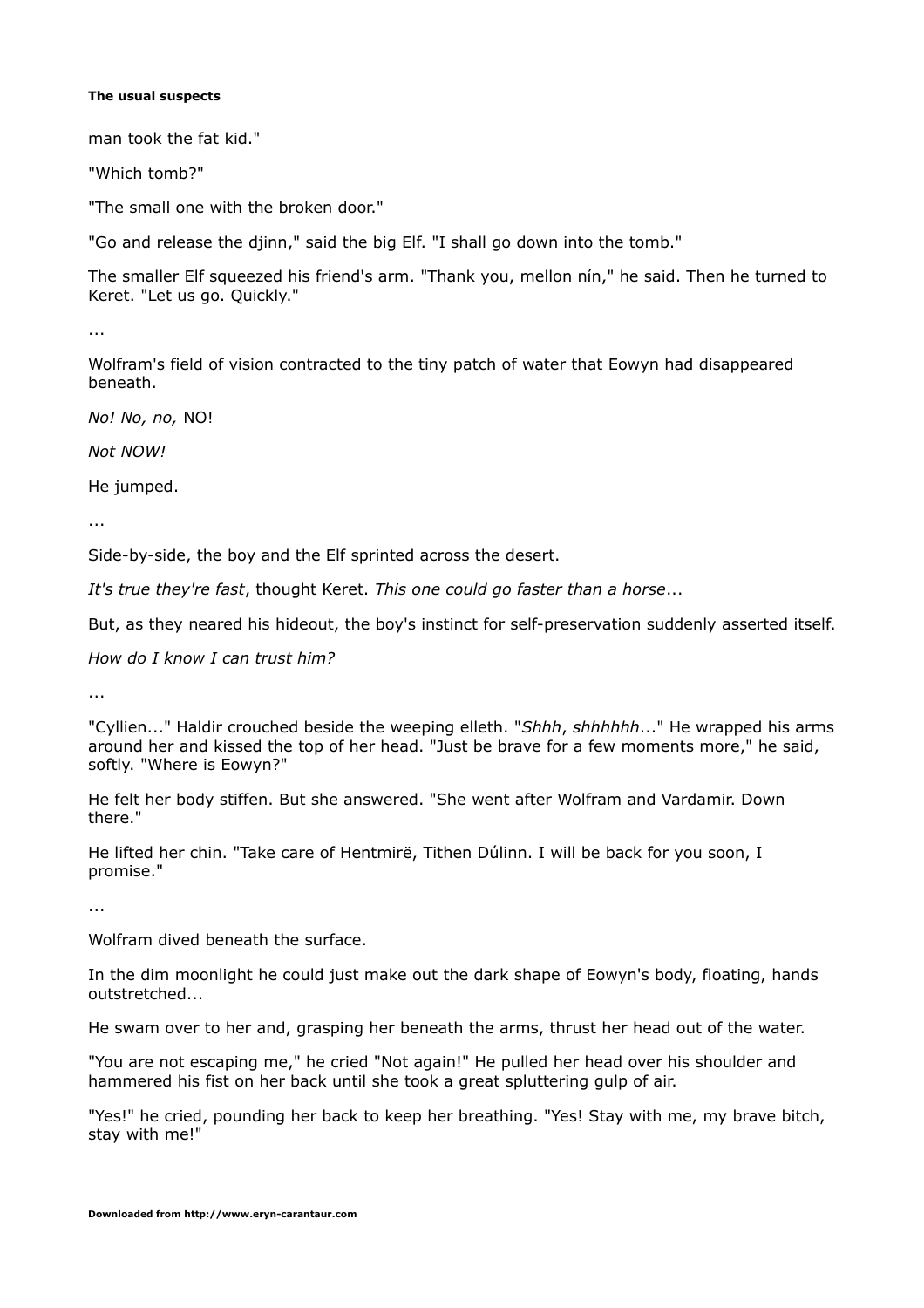man took the fat kid."

"Which tomb?"

"The small one with the broken door."

"Go and release the djinn," said the big Elf. "I shall go down into the tomb."

The smaller Elf squeezed his friend's arm. "Thank you, mellon nín," he said. Then he turned to Keret. "Let us go. Quickly."

...

Wolfram's field of vision contracted to the tiny patch of water that Eowyn had disappeared beneath.

*No! No, no,* NO!

*Not NOW!*

He jumped.

...

Side-by-side, the boy and the Elf sprinted across the desert.

*It's true they're fast*, thought Keret. *This one could go faster than a horse*...

But, as they neared his hideout, the boy's instinct for self-preservation suddenly asserted itself.

*How do I know I can trust him?*

...

"Cyllien..." Haldir crouched beside the weeping elleth. "*Shhh*, *shhhhhh*..." He wrapped his arms around her and kissed the top of her head. "Just be brave for a few moments more," he said, softly. "Where is Eowyn?"

He felt her body stiffen. But she answered. "She went after Wolfram and Vardamir. Down there."

He lifted her chin. "Take care of Hentmirë, Tithen Dúlinn. I will be back for you soon, I promise."

...

Wolfram dived beneath the surface.

In the dim moonlight he could just make out the dark shape of Eowyn's body, floating, hands outstretched...

He swam over to her and, grasping her beneath the arms, thrust her head out of the water.

"You are not escaping me," he cried "Not again!" He pulled her head over his shoulder and hammered his fist on her back until she took a great spluttering gulp of air.

"Yes!" he cried, pounding her back to keep her breathing. "Yes! Stay with me, my brave bitch, stay with me!"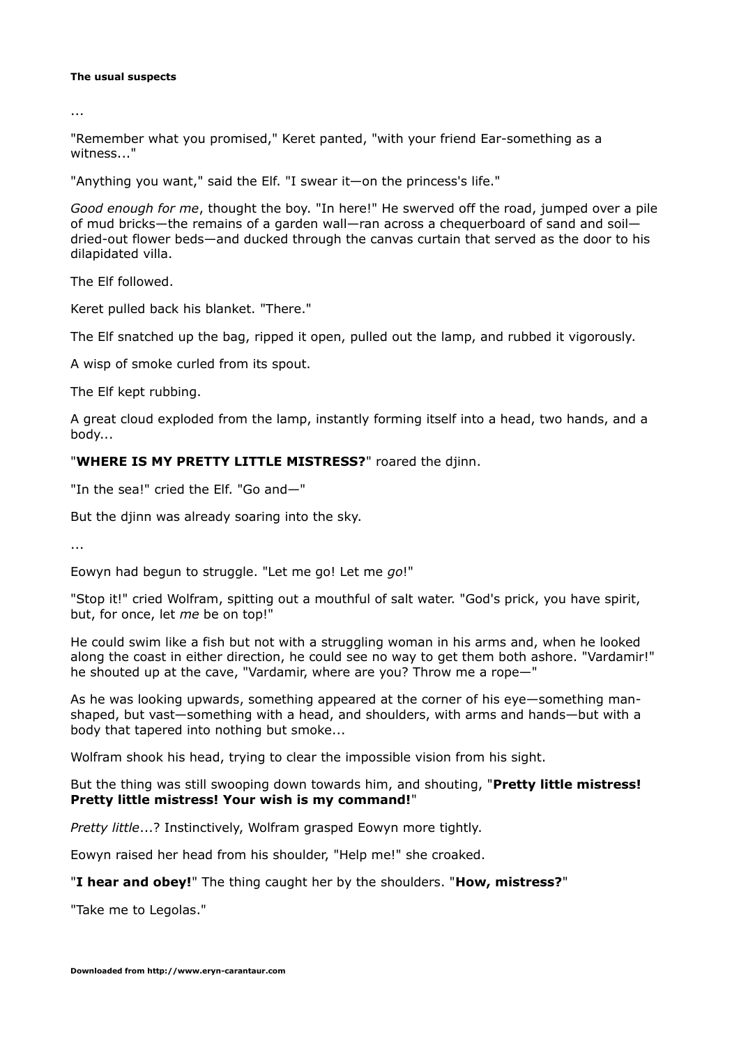...

"Remember what you promised," Keret panted, "with your friend Ear-something as a witness..."

"Anything you want," said the Elf. "I swear it—on the princess's life."

*Good enough for me*, thought the boy. "In here!" He swerved off the road, jumped over a pile of mud bricks—the remains of a garden wall—ran across a chequerboard of sand and soil—dried-out flower beds—and ducked through the canvas curtain that served as the door to his dilapidated villa.

The Elf followed.

Keret pulled back his blanket. "There."

The Elf snatched up the bag, ripped it open, pulled out the lamp, and rubbed it vigorously.

A wisp of smoke curled from its spout.

The Elf kept rubbing.

A great cloud exploded from the lamp, instantly forming itself into a head, two hands, and a body...

"**WHERE IS MY PRETTY LITTLE MISTRESS?**" roared the djinn.

"In the sea!" cried the Elf. "Go and—"

But the djinn was already soaring into the sky.

...

Eowyn had begun to struggle. "Let me go! Let me *go*!"

"Stop it!" cried Wolfram, spitting out a mouthful of salt water. "God's prick, you have spirit, but, for once, let *me* be on top!"

He could swim like a fish but not with a struggling woman in his arms and, when he looked along the coast in either direction, he could see no way to get them both ashore. "Vardamir!" he shouted up at the cave, "Vardamir, where are you? Throw me a rope—"

As he was looking upwards, something appeared at the corner of his eye—something man-shaped, but vast—something with a head, and shoulders, with arms and hands—but with a body that tapered into nothing but smoke...

Wolfram shook his head, trying to clear the impossible vision from his sight.

But the thing was still swooping down towards him, and shouting, "**Pretty little mistress! Pretty little mistress! Your wish is my command!**"

*Pretty little*...? Instinctively, Wolfram grasped Eowyn more tightly.

Eowyn raised her head from his shoulder, "Help me!" she croaked.

"**I hear and obey!**" The thing caught her by the shoulders. "**How, mistress?**"

"Take me to Legolas."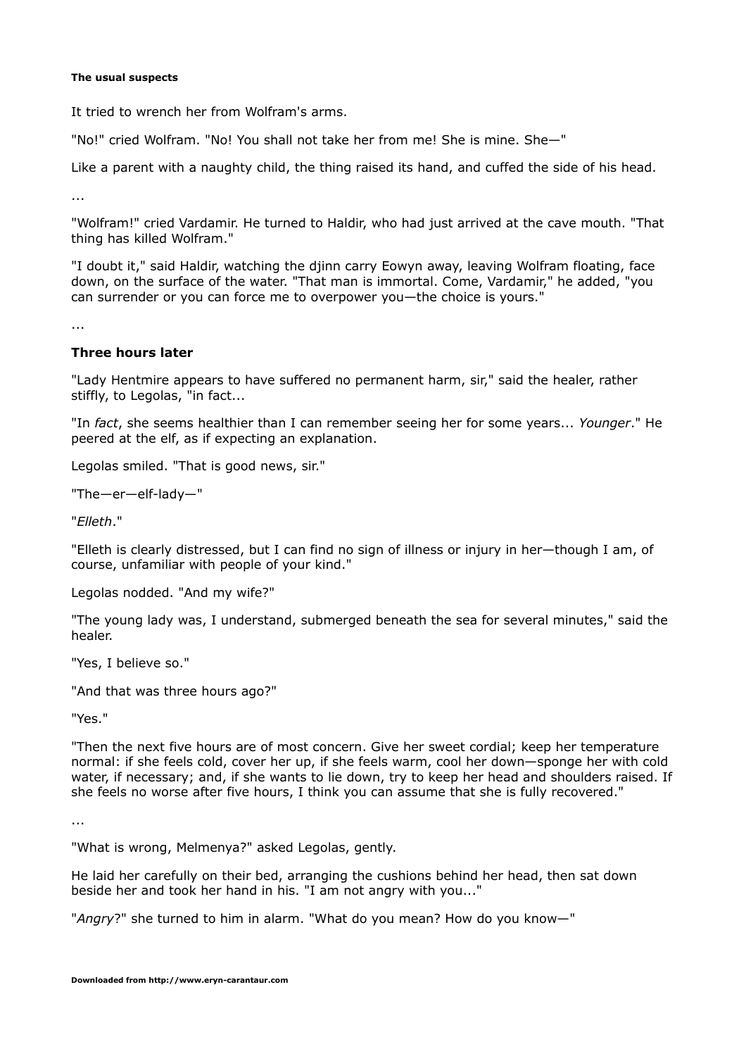It tried to wrench her from Wolfram's arms.

"No!" cried Wolfram. "No! You shall not take her from me! She is mine. She—"

Like a parent with a naughty child, the thing raised its hand, and cuffed the side of his head.

...

"Wolfram!" cried Vardamir. He turned to Haldir, who had just arrived at the cave mouth. "That thing has killed Wolfram."

"I doubt it," said Haldir, watching the djinn carry Eowyn away, leaving Wolfram floating, face down, on the surface of the water. "That man is immortal. Come, Vardamir," he added, "you can surrender or you can force me to overpower you—the choice is yours."

...

**Three hours later**

"Lady Hentmire appears to have suffered no permanent harm, sir," said the healer, rather stiffly, to Legolas, "in fact...

"In *fact*, she seems healthier than I can remember seeing her for some years... *Younger*." He peered at the elf, as if expecting an explanation.

Legolas smiled. "That is good news, sir."

"The—er—elf-lady—"

"*Elleth*."

"Elleth is clearly distressed, but I can find no sign of illness or injury in her—though I am, of course, unfamiliar with people of your kind."

Legolas nodded. "And my wife?"

"The young lady was, I understand, submerged beneath the sea for several minutes," said the healer.

"Yes, I believe so."

"And that was three hours ago?"

"Yes."

"Then the next five hours are of most concern. Give her sweet cordial; keep her temperature normal: if she feels cold, cover her up, if she feels warm, cool her down—sponge her with cold water, if necessary; and, if she wants to lie down, try to keep her head and shoulders raised. If she feels no worse after five hours, I think you can assume that she is fully recovered."

...

"What is wrong, Melmenya?" asked Legolas, gently.

He laid her carefully on their bed, arranging the cushions behind her head, then sat down beside her and took her hand in his. "I am not angry with you..."

"*Angry*?" she turned to him in alarm. "What do you mean? How do you know—"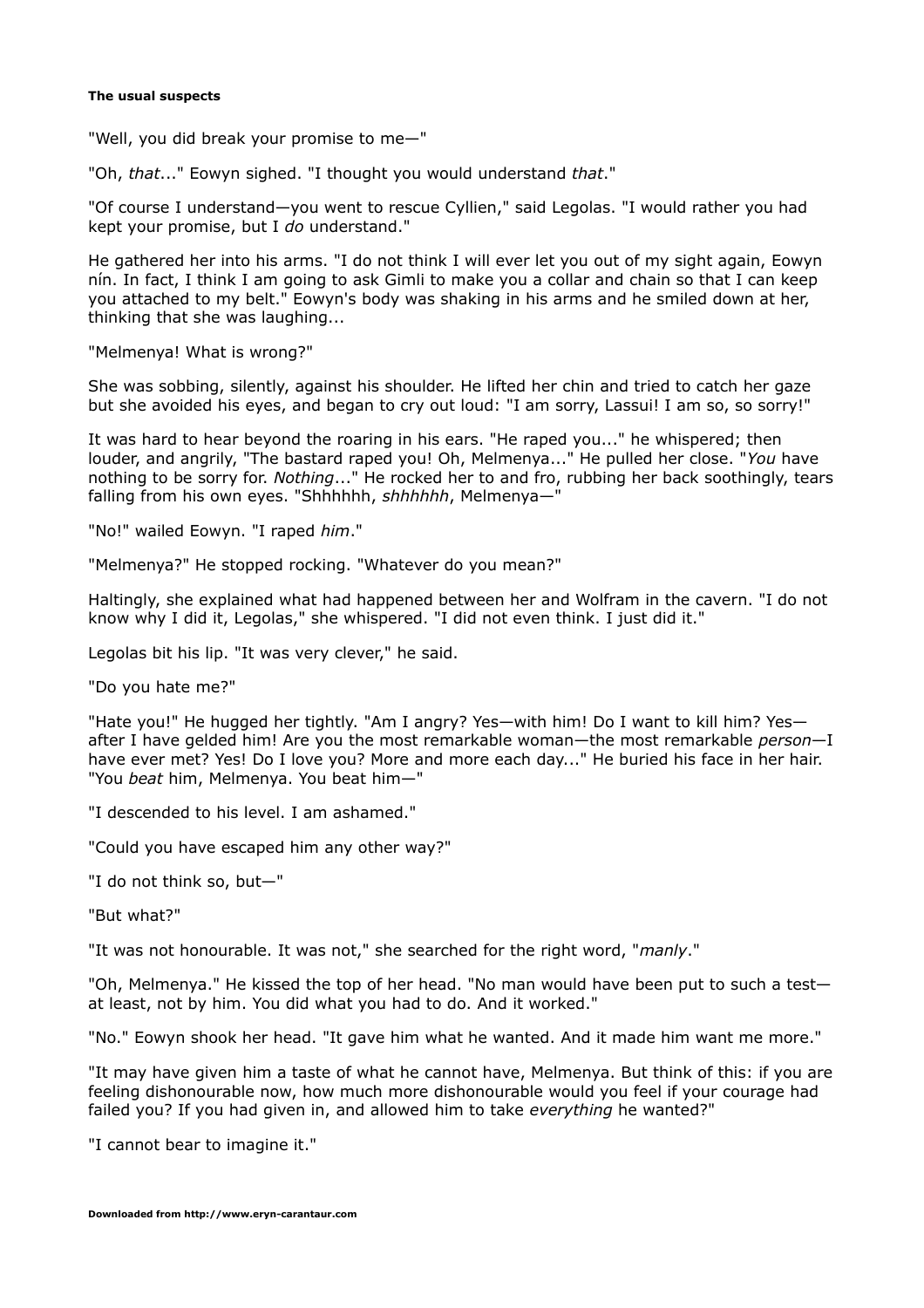**The usual suspects**

"Well, you did break your promise to me—"

"Oh, *that*..." Eowyn sighed. "I thought you would understand *that*."

"Of course I understand—you went to rescue Cyllien," said Legolas. "I would rather you had kept your promise, but I *do* understand."

He gathered her into his arms. "I do not think I will ever let you out of my sight again, Eowyn nín. In fact, I think I am going to ask Gimli to make you a collar and chain so that I can keep you attached to my belt." Eowyn's body was shaking in his arms and he smiled down at her, thinking that she was laughing...

"Melmenya! What is wrong?"

She was sobbing, silently, against his shoulder. He lifted her chin and tried to catch her gaze but she avoided his eyes, and began to cry out loud: "I am sorry, Lassui! I am so, so sorry!"

It was hard to hear beyond the roaring in his ears. "He raped you..." he whispered; then louder, and angrily, "The bastard raped you! Oh, Melmenya..." He pulled her close. "*You* have nothing to be sorry for. *Nothing*..." He rocked her to and fro, rubbing her back soothingly, tears falling from his own eyes. "Shhhhhh, *shhhhhh*, Melmenya—"

"No!" wailed Eowyn. "I raped *him*."

"Melmenya?" He stopped rocking. "Whatever do you mean?"

Haltingly, she explained what had happened between her and Wolfram in the cavern. "I do not know why I did it, Legolas," she whispered. "I did not even think. I just did it."

Legolas bit his lip. "It was very clever," he said.

"Do you hate me?"

"Hate you!" He hugged her tightly. "Am I angry? Yes—with him! Do I want to kill him? Yes—after I have gelded him! Are you the most remarkable woman—the most remarkable *person*—I have ever met? Yes! Do I love you? More and more each day..." He buried his face in her hair. "You *beat* him, Melmenya. You beat him—"

"I descended to his level. I am ashamed."

"Could you have escaped him any other way?"

"I do not think so, but—"

"But what?"

"It was not honourable. It was not," she searched for the right word, "*manly*."

"Oh, Melmenya." He kissed the top of her head. "No man would have been put to such a test—at least, not by him. You did what you had to do. And it worked."

"No." Eowyn shook her head. "It gave him what he wanted. And it made him want me more."

"It may have given him a taste of what he cannot have, Melmenya. But think of this: if you are feeling dishonourable now, how much more dishonourable would you feel if your courage had failed you? If you had given in, and allowed him to take *everything* he wanted?"

"I cannot bear to imagine it."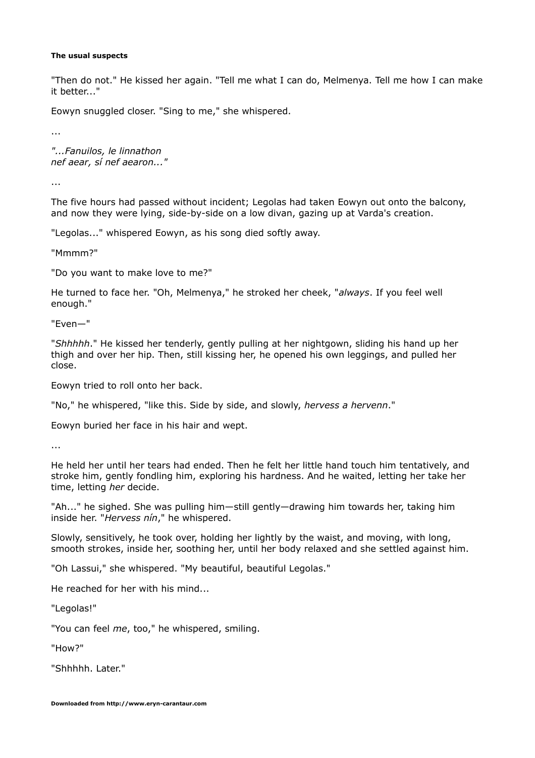"Then do not." He kissed her again. "Tell me what I can do, Melmenya. Tell me how I can make it better..."

Eowyn snuggled closer. "Sing to me," she whispered.

...

*"...Fanuilos, le linnathon*  
*nef aear, sí nef aearon..."*

...

The five hours had passed without incident; Legolas had taken Eowyn out onto the balcony, and now they were lying, side-by-side on a low divan, gazing up at Varda's creation.

"Legolas..." whispered Eowyn, as his song died softly away.

"Mmmm?"

"Do you want to make love to me?"

He turned to face her. "Oh, Melmenya," he stroked her cheek, "*always*. If you feel well enough."

"Even—"

"*Shhhhh*." He kissed her tenderly, gently pulling at her nightgown, sliding his hand up her thigh and over her hip. Then, still kissing her, he opened his own leggings, and pulled her close.

Eowyn tried to roll onto her back.

"No," he whispered, "like this. Side by side, and slowly, *hervess a hervenn*."

Eowyn buried her face in his hair and wept.

...

He held her until her tears had ended. Then he felt her little hand touch him tentatively, and stroke him, gently fondling him, exploring his hardness. And he waited, letting her take her time, letting *her* decide.

"Ah..." he sighed. She was pulling him—still gently—drawing him towards her, taking him inside her. "*Hervess nín*," he whispered.

Slowly, sensitively, he took over, holding her lightly by the waist, and moving, with long, smooth strokes, inside her, soothing her, until her body relaxed and she settled against him.

"Oh Lassui," she whispered. "My beautiful, beautiful Legolas."

He reached for her with his mind...

"Legolas!"

"You can feel *me*, too," he whispered, smiling.

"How?"

"Shhhhh. Later."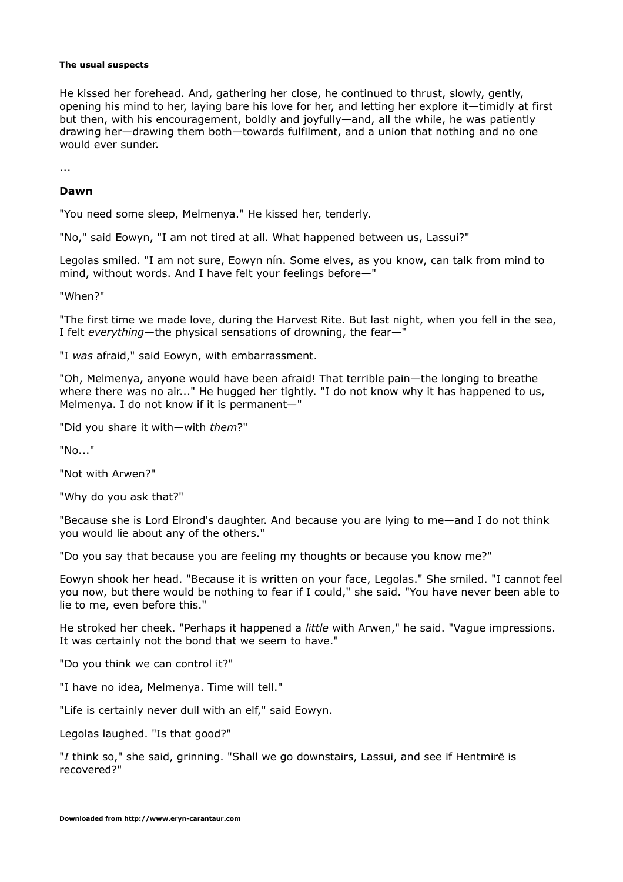He kissed her forehead. And, gathering her close, he continued to thrust, slowly, gently, opening his mind to her, laying bare his love for her, and letting her explore it—timidly at first but then, with his encouragement, boldly and joyfully—and, all the while, he was patiently drawing her—drawing them both—towards fulfilment, and a union that nothing and no one would ever sunder.

...

**Dawn**

"You need some sleep, Melmenya." He kissed her, tenderly.

"No," said Eowyn, "I am not tired at all. What happened between us, Lassui?"

Legolas smiled. "I am not sure, Eowyn nín. Some elves, as you know, can talk from mind to mind, without words. And I have felt your feelings before—"

"When?"

"The first time we made love, during the Harvest Rite. But last night, when you fell in the sea, I felt *everything*—the physical sensations of drowning, the fear—"

"I *was* afraid," said Eowyn, with embarrassment.

"Oh, Melmenya, anyone would have been afraid! That terrible pain—the longing to breathe where there was no air..." He hugged her tightly. "I do not know why it has happened to us, Melmenya. I do not know if it is permanent—"

"Did you share it with—with *them*?"

"No..."

"Not with Arwen?"

"Why do you ask that?"

"Because she is Lord Elrond's daughter. And because you are lying to me—and I do not think you would lie about any of the others."

"Do you say that because you are feeling my thoughts or because you know me?"

Eowyn shook her head. "Because it is written on your face, Legolas." She smiled. "I cannot feel you now, but there would be nothing to fear if I could," she said. "You have never been able to lie to me, even before this."

He stroked her cheek. "Perhaps it happened a *little* with Arwen," he said. "Vague impressions. It was certainly not the bond that we seem to have."

"Do you think we can control it?"

"I have no idea, Melmenya. Time will tell."

"Life is certainly never dull with an elf," said Eowyn.

Legolas laughed. "Is that good?"

"*I* think so," she said, grinning. "Shall we go downstairs, Lassui, and see if Hentmirë is recovered?"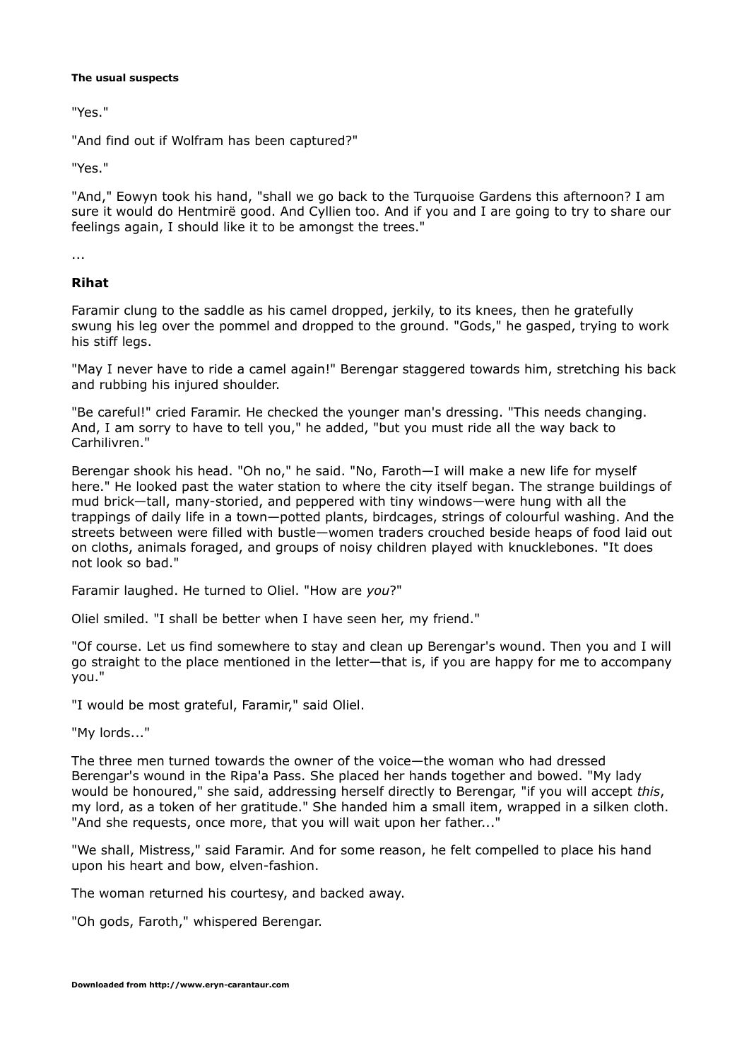"Yes."

"And find out if Wolfram has been captured?"

"Yes."

"And," Eowyn took his hand, "shall we go back to the Turquoise Gardens this afternoon? I am sure it would do Hentmirë good. And Cyllien too. And if you and I are going to try to share our feelings again, I should like it to be amongst the trees."

...

## Rihat

Faramir clung to the saddle as his camel dropped, jerkily, to its knees, then he gratefully swung his leg over the pommel and dropped to the ground. "Gods," he gasped, trying to work his stiff legs.

"May I never have to ride a camel again!" Berengar staggered towards him, stretching his back and rubbing his injured shoulder.

"Be careful!" cried Faramir. He checked the younger man's dressing. "This needs changing. And, I am sorry to have to tell you," he added, "but you must ride all the way back to Carhilivren."

Berengar shook his head. "Oh no," he said. "No, Faroth—I will make a new life for myself here." He looked past the water station to where the city itself began. The strange buildings of mud brick—tall, many-storied, and peppered with tiny windows—were hung with all the trappings of daily life in a town—potted plants, birdcages, strings of colourful washing. And the streets between were filled with bustle—women traders crouched beside heaps of food laid out on cloths, animals foraged, and groups of noisy children played with knucklebones. "It does not look so bad."

Faramir laughed. He turned to Oliel. "How are *you*?"

Oliel smiled. "I shall be better when I have seen her, my friend."

"Of course. Let us find somewhere to stay and clean up Berengar's wound. Then you and I will go straight to the place mentioned in the letter—that is, if you are happy for me to accompany you."

"I would be most grateful, Faramir," said Oliel.

"My lords..."

The three men turned towards the owner of the voice—the woman who had dressed Berengar's wound in the Ripa'a Pass. She placed her hands together and bowed. "My lady would be honoured," she said, addressing herself directly to Berengar, "if you will accept *this*, my lord, as a token of her gratitude." She handed him a small item, wrapped in a silken cloth. "And she requests, once more, that you will wait upon her father..."

"We shall, Mistress," said Faramir. And for some reason, he felt compelled to place his hand upon his heart and bow, elven-fashion.

The woman returned his courtesy, and backed away.

"Oh gods, Faroth," whispered Berengar.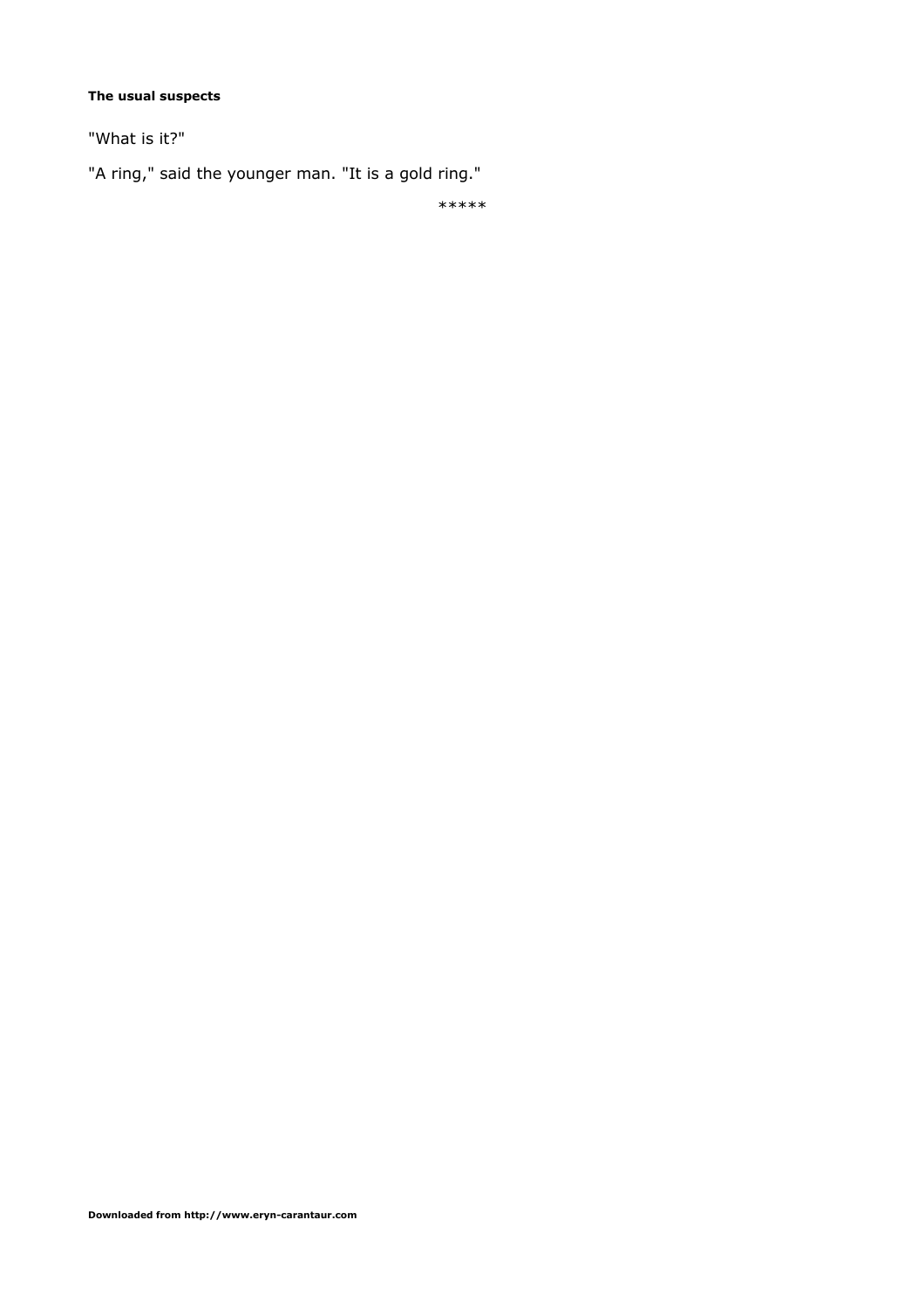**The usual suspects**

"What is it?"

"A ring," said the younger man. "It is a gold ring."

*****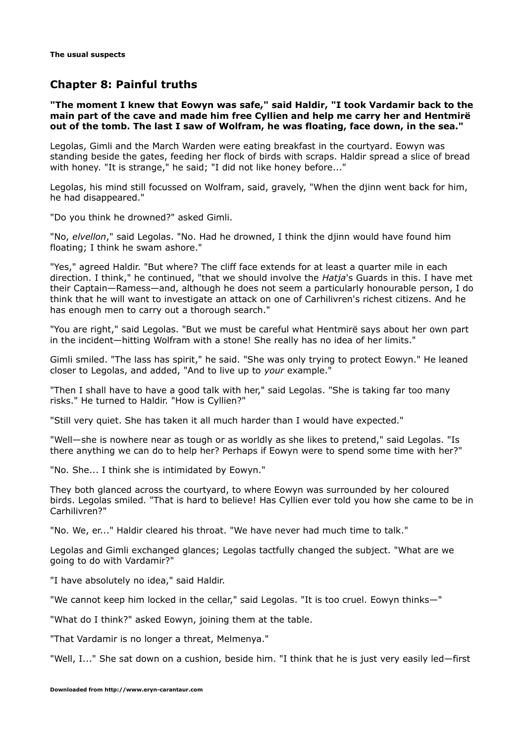## Chapter 8: Painful truths

**"The moment I knew that Eowyn was safe," said Haldir, "I took Vardamir back to the main part of the cave and made him free Cyllien and help me carry her and Hentmirë out of the tomb. The last I saw of Wolfram, he was floating, face down, in the sea."**

Legolas, Gimli and the March Warden were eating breakfast in the courtyard. Eowyn was standing beside the gates, feeding her flock of birds with scraps. Haldir spread a slice of bread with honey. "It is strange," he said; "I did not like honey before..."

Legolas, his mind still focussed on Wolfram, said, gravely, "When the djinn went back for him, he had disappeared."

"Do you think he drowned?" asked Gimli.

"No, *elvellon*," said Legolas. "No. Had he drowned, I think the djinn would have found him floating; I think he swam ashore."

"Yes," agreed Haldir. "But where? The cliff face extends for at least a quarter mile in each direction. I think," he continued, "that we should involve the *Hatja*'s Guards in this. I have met their Captain—Ramess—and, although he does not seem a particularly honourable person, I do think that he will want to investigate an attack on one of Carhilivren's richest citizens. And he has enough men to carry out a thorough search."

"You are right," said Legolas. "But we must be careful what Hentmirë says about her own part in the incident—hitting Wolfram with a stone! She really has no idea of her limits."

Gimli smiled. "The lass has spirit," he said. "She was only trying to protect Eowyn." He leaned closer to Legolas, and added, "And to live up to *your* example."

"Then I shall have to have a good talk with her," said Legolas. "She is taking far too many risks." He turned to Haldir. "How is Cyllien?"

"Still very quiet. She has taken it all much harder than I would have expected."

"Well—she is nowhere near as tough or as worldly as she likes to pretend," said Legolas. "Is there anything we can do to help her? Perhaps if Eowyn were to spend some time with her?"

"No. She... I think she is intimidated by Eowyn."

They both glanced across the courtyard, to where Eowyn was surrounded by her coloured birds. Legolas smiled. "That is hard to believe! Has Cyllien ever told you how she came to be in Carhilivren?"

"No. We, er..." Haldir cleared his throat. "We have never had much time to talk."

Legolas and Gimli exchanged glances; Legolas tactfully changed the subject. "What are we going to do with Vardamir?"

"I have absolutely no idea," said Haldir.

"We cannot keep him locked in the cellar," said Legolas. "It is too cruel. Eowyn thinks—"

"What do I think?" asked Eowyn, joining them at the table.

"That Vardamir is no longer a threat, Melmenya."

"Well, I..." She sat down on a cushion, beside him. "I think that he is just very easily led—first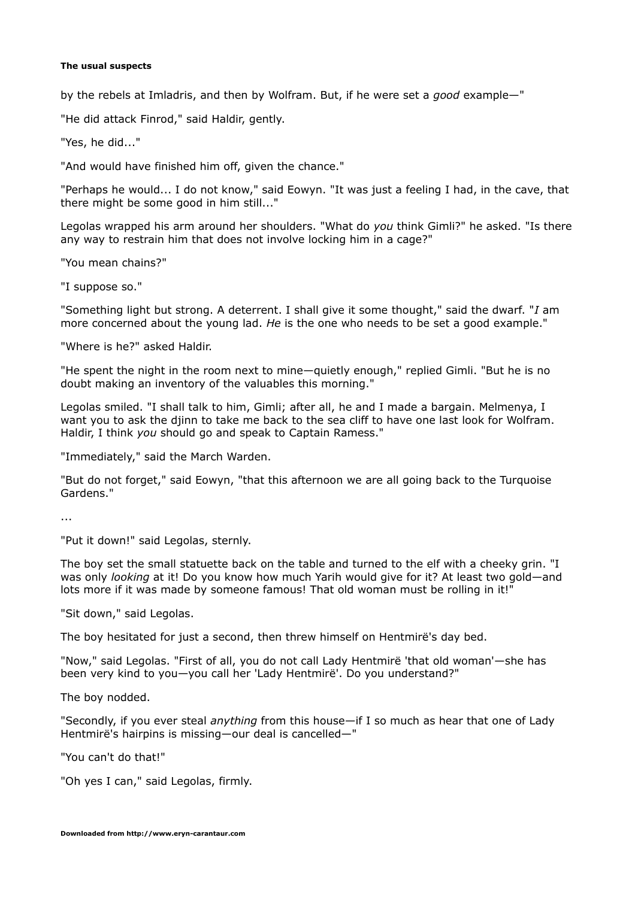by the rebels at Imladris, and then by Wolfram. But, if he were set a *good* example—"

"He did attack Finrod," said Haldir, gently.

"Yes, he did..."

"And would have finished him off, given the chance."

"Perhaps he would... I do not know," said Eowyn. "It was just a feeling I had, in the cave, that there might be some good in him still..."

Legolas wrapped his arm around her shoulders. "What do *you* think Gimli?" he asked. "Is there any way to restrain him that does not involve locking him in a cage?"

"You mean chains?"

"I suppose so."

"Something light but strong. A deterrent. I shall give it some thought," said the dwarf. "*I* am more concerned about the young lad. *He* is the one who needs to be set a good example."

"Where is he?" asked Haldir.

"He spent the night in the room next to mine—quietly enough," replied Gimli. "But he is no doubt making an inventory of the valuables this morning."

Legolas smiled. "I shall talk to him, Gimli; after all, he and I made a bargain. Melmenya, I want you to ask the djinn to take me back to the sea cliff to have one last look for Wolfram. Haldir, I think *you* should go and speak to Captain Ramess."

"Immediately," said the March Warden.

"But do not forget," said Eowyn, "that this afternoon we are all going back to the Turquoise Gardens."

...

"Put it down!" said Legolas, sternly.

The boy set the small statuette back on the table and turned to the elf with a cheeky grin. "I was only *looking* at it! Do you know how much Yarih would give for it? At least two gold—and lots more if it was made by someone famous! That old woman must be rolling in it!"

"Sit down," said Legolas.

The boy hesitated for just a second, then threw himself on Hentmirë's day bed.

"Now," said Legolas. "First of all, you do not call Lady Hentmirë 'that old woman'—she has been very kind to you—you call her 'Lady Hentmirë'. Do you understand?"

The boy nodded.

"Secondly, if you ever steal *anything* from this house—if I so much as hear that one of Lady Hentmirë's hairpins is missing—our deal is cancelled—"

"You can't do that!"

"Oh yes I can," said Legolas, firmly.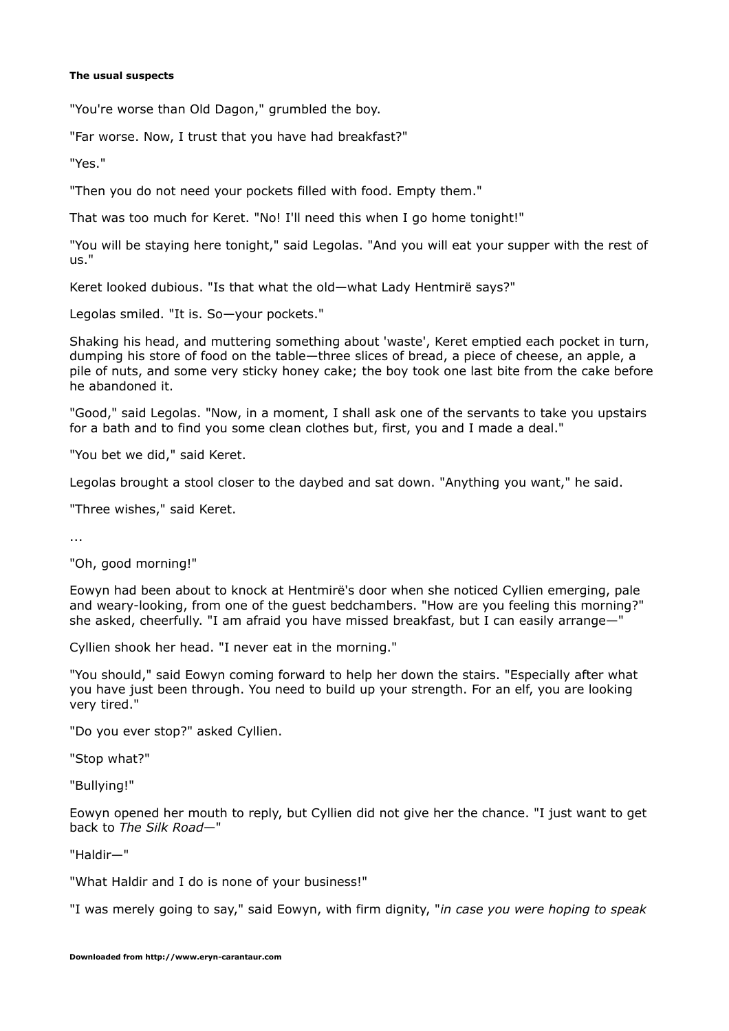**The usual suspects**

"You're worse than Old Dagon," grumbled the boy.

"Far worse. Now, I trust that you have had breakfast?"

"Yes."

"Then you do not need your pockets filled with food. Empty them."

That was too much for Keret. "No! I'll need this when I go home tonight!"

"You will be staying here tonight," said Legolas. "And you will eat your supper with the rest of us."

Keret looked dubious. "Is that what the old—what Lady Hentmirë says?"

Legolas smiled. "It is. So—your pockets."

Shaking his head, and muttering something about 'waste', Keret emptied each pocket in turn, dumping his store of food on the table—three slices of bread, a piece of cheese, an apple, a pile of nuts, and some very sticky honey cake; the boy took one last bite from the cake before he abandoned it.

"Good," said Legolas. "Now, in a moment, I shall ask one of the servants to take you upstairs for a bath and to find you some clean clothes but, first, you and I made a deal."

"You bet we did," said Keret.

Legolas brought a stool closer to the daybed and sat down. "Anything you want," he said.

"Three wishes," said Keret.

...

"Oh, good morning!"

Eowyn had been about to knock at Hentmirë's door when she noticed Cyllien emerging, pale and weary-looking, from one of the guest bedchambers. "How are you feeling this morning?" she asked, cheerfully. "I am afraid you have missed breakfast, but I can easily arrange—"

Cyllien shook her head. "I never eat in the morning."

"You should," said Eowyn coming forward to help her down the stairs. "Especially after what you have just been through. You need to build up your strength. For an elf, you are looking very tired."

"Do you ever stop?" asked Cyllien.

"Stop what?"

"Bullying!"

Eowyn opened her mouth to reply, but Cyllien did not give her the chance. "I just want to get back to *The Silk Road*—"

"Haldir—"

"What Haldir and I do is none of your business!"

"I was merely going to say," said Eowyn, with firm dignity, "*in case you were hoping to speak*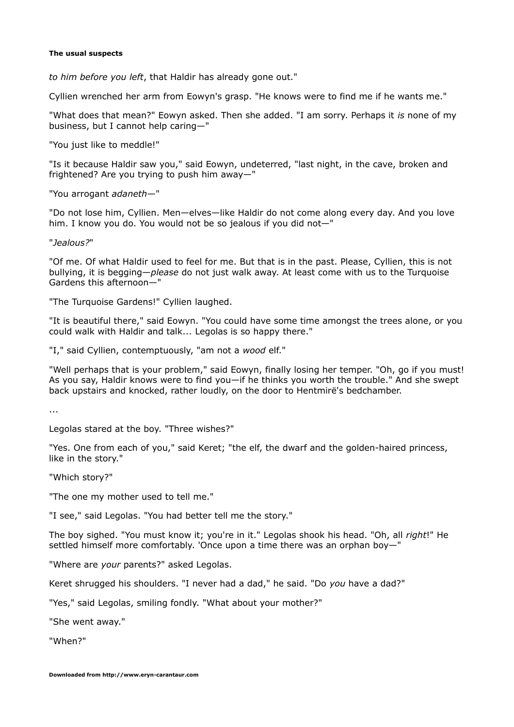*to him before you left*, that Haldir has already gone out."

Cyllien wrenched her arm from Eowyn's grasp. "He knows were to find me if he wants me."

"What does that mean?" Eowyn asked. Then she added. "I am sorry. Perhaps it *is* none of my business, but I cannot help caring—"

"You just like to meddle!"

"Is it because Haldir saw you," said Eowyn, undeterred, "last night, in the cave, broken and frightened? Are you trying to push him away—"

"You arrogant *adaneth*—"

"Do not lose him, Cyllien. Men—elves—like Haldir do not come along every day. And you love him. I know you do. You would not be so jealous if you did not—"

"*Jealous?*"

"Of me. Of what Haldir used to feel for me. But that is in the past. Please, Cyllien, this is not bullying, it is begging—*please* do not just walk away. At least come with us to the Turquoise Gardens this afternoon—"

"The Turquoise Gardens!" Cyllien laughed.

"It is beautiful there," said Eowyn. "You could have some time amongst the trees alone, or you could walk with Haldir and talk... Legolas is so happy there."

"I," said Cyllien, contemptuously, "am not a *wood* elf."

"Well perhaps that is your problem," said Eowyn, finally losing her temper. "Oh, go if you must! As you say, Haldir knows were to find you—if he thinks you worth the trouble." And she swept back upstairs and knocked, rather loudly, on the door to Hentmirë's bedchamber.

...

Legolas stared at the boy. "Three wishes?"

"Yes. One from each of you," said Keret; "the elf, the dwarf and the golden-haired princess, like in the story."

"Which story?"

"The one my mother used to tell me."

"I see," said Legolas. "You had better tell me the story."

The boy sighed. "You must know it; you're in it." Legolas shook his head. "Oh, all *right*!" He settled himself more comfortably. 'Once upon a time there was an orphan boy—"

"Where are *your* parents?" asked Legolas.

Keret shrugged his shoulders. "I never had a dad," he said. "Do *you* have a dad?"

"Yes," said Legolas, smiling fondly. "What about your mother?"

"She went away."

"When?"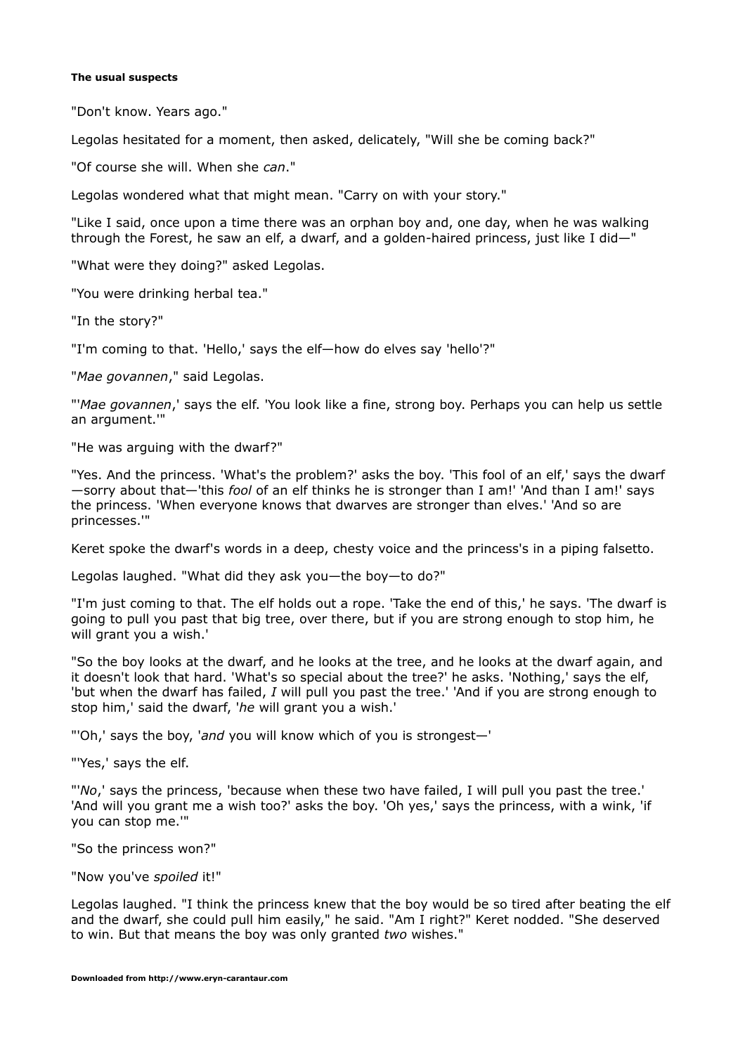"Don't know. Years ago."

Legolas hesitated for a moment, then asked, delicately, "Will she be coming back?"

"Of course she will. When she *can*."

Legolas wondered what that might mean. "Carry on with your story."

"Like I said, once upon a time there was an orphan boy and, one day, when he was walking through the Forest, he saw an elf, a dwarf, and a golden-haired princess, just like I did—"

"What were they doing?" asked Legolas.

"You were drinking herbal tea."

"In the story?"

"I'm coming to that. 'Hello,' says the elf—how do elves say 'hello'?"

"*Mae govannen*," said Legolas.

"'*Mae govannen*,' says the elf. 'You look like a fine, strong boy. Perhaps you can help us settle an argument.'"

"He was arguing with the dwarf?"

"Yes. And the princess. 'What's the problem?' asks the boy. 'This fool of an elf,' says the dwarf —sorry about that—'this *fool* of an elf thinks he is stronger than I am!' 'And than I am!' says the princess. 'When everyone knows that dwarves are stronger than elves.' 'And so are princesses.'"

Keret spoke the dwarf's words in a deep, chesty voice and the princess's in a piping falsetto.

Legolas laughed. "What did they ask you—the boy—to do?"

"I'm just coming to that. The elf holds out a rope. 'Take the end of this,' he says. 'The dwarf is going to pull you past that big tree, over there, but if you are strong enough to stop him, he will grant you a wish.'

"So the boy looks at the dwarf, and he looks at the tree, and he looks at the dwarf again, and it doesn't look that hard. 'What's so special about the tree?' he asks. 'Nothing,' says the elf, 'but when the dwarf has failed, *I* will pull you past the tree.' 'And if you are strong enough to stop him,' said the dwarf, '*he* will grant you a wish.'

"'Oh,' says the boy, '*and* you will know which of you is strongest—'

"'Yes,' says the elf.

"'*No*,' says the princess, 'because when these two have failed, I will pull you past the tree.' 'And will you grant me a wish too?' asks the boy. 'Oh yes,' says the princess, with a wink, 'if you can stop me.'"

"So the princess won?"

"Now you've *spoiled* it!"

Legolas laughed. "I think the princess knew that the boy would be so tired after beating the elf and the dwarf, she could pull him easily," he said. "Am I right?" Keret nodded. "She deserved to win. But that means the boy was only granted *two* wishes."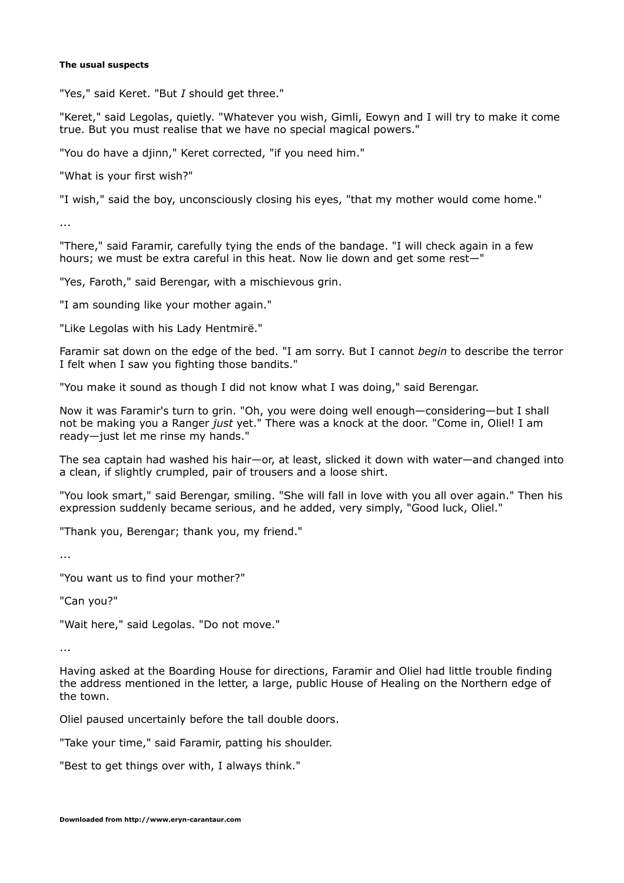"Yes," said Keret. "But *I* should get three."

"Keret," said Legolas, quietly. "Whatever you wish, Gimli, Eowyn and I will try to make it come true. But you must realise that we have no special magical powers."

"You do have a djinn," Keret corrected, "if you need him."

"What is your first wish?"

"I wish," said the boy, unconsciously closing his eyes, "that my mother would come home."

...

"There," said Faramir, carefully tying the ends of the bandage. "I will check again in a few hours; we must be extra careful in this heat. Now lie down and get some rest—"

"Yes, Faroth," said Berengar, with a mischievous grin.

"I am sounding like your mother again."

"Like Legolas with his Lady Hentmirë."

Faramir sat down on the edge of the bed. "I am sorry. But I cannot *begin* to describe the terror I felt when I saw you fighting those bandits."

"You make it sound as though I did not know what I was doing," said Berengar.

Now it was Faramir's turn to grin. "Oh, you were doing well enough—considering—but I shall not be making you a Ranger *just* yet." There was a knock at the door. "Come in, Oliel! I am ready—just let me rinse my hands."

The sea captain had washed his hair—or, at least, slicked it down with water—and changed into a clean, if slightly crumpled, pair of trousers and a loose shirt.

"You look smart," said Berengar, smiling. "She will fall in love with you all over again." Then his expression suddenly became serious, and he added, very simply, "Good luck, Oliel."

"Thank you, Berengar; thank you, my friend."

...

"You want us to find your mother?"

"Can you?"

"Wait here," said Legolas. "Do not move."

...

Having asked at the Boarding House for directions, Faramir and Oliel had little trouble finding the address mentioned in the letter, a large, public House of Healing on the Northern edge of the town.

Oliel paused uncertainly before the tall double doors.

"Take your time," said Faramir, patting his shoulder.

"Best to get things over with, I always think."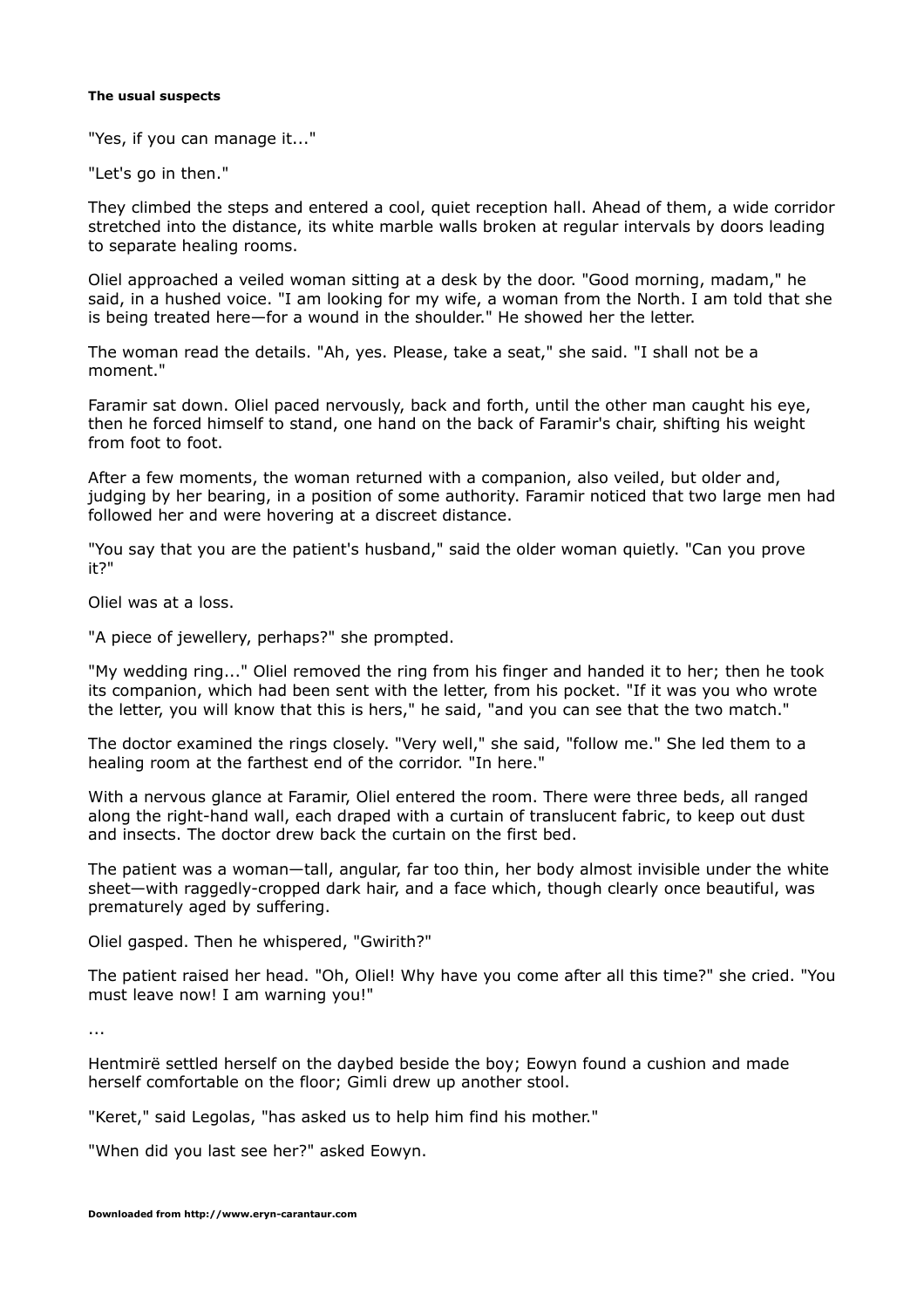"Yes, if you can manage it..."

"Let's go in then."

They climbed the steps and entered a cool, quiet reception hall. Ahead of them, a wide corridor stretched into the distance, its white marble walls broken at regular intervals by doors leading to separate healing rooms.

Oliel approached a veiled woman sitting at a desk by the door. "Good morning, madam," he said, in a hushed voice. "I am looking for my wife, a woman from the North. I am told that she is being treated here—for a wound in the shoulder." He showed her the letter.

The woman read the details. "Ah, yes. Please, take a seat," she said. "I shall not be a moment."

Faramir sat down. Oliel paced nervously, back and forth, until the other man caught his eye, then he forced himself to stand, one hand on the back of Faramir's chair, shifting his weight from foot to foot.

After a few moments, the woman returned with a companion, also veiled, but older and, judging by her bearing, in a position of some authority. Faramir noticed that two large men had followed her and were hovering at a discreet distance.

"You say that you are the patient's husband," said the older woman quietly. "Can you prove it?"

Oliel was at a loss.

"A piece of jewellery, perhaps?" she prompted.

"My wedding ring..." Oliel removed the ring from his finger and handed it to her; then he took its companion, which had been sent with the letter, from his pocket. "If it was you who wrote the letter, you will know that this is hers," he said, "and you can see that the two match."

The doctor examined the rings closely. "Very well," she said, "follow me." She led them to a healing room at the farthest end of the corridor. "In here."

With a nervous glance at Faramir, Oliel entered the room. There were three beds, all ranged along the right-hand wall, each draped with a curtain of translucent fabric, to keep out dust and insects. The doctor drew back the curtain on the first bed.

The patient was a woman—tall, angular, far too thin, her body almost invisible under the white sheet—with raggedly-cropped dark hair, and a face which, though clearly once beautiful, was prematurely aged by suffering.

Oliel gasped. Then he whispered, "Gwirith?"

The patient raised her head. "Oh, Oliel! Why have you come after all this time?" she cried. "You must leave now! I am warning you!"

...

Hentmirë settled herself on the daybed beside the boy; Eowyn found a cushion and made herself comfortable on the floor; Gimli drew up another stool.

"Keret," said Legolas, "has asked us to help him find his mother."

"When did you last see her?" asked Eowyn.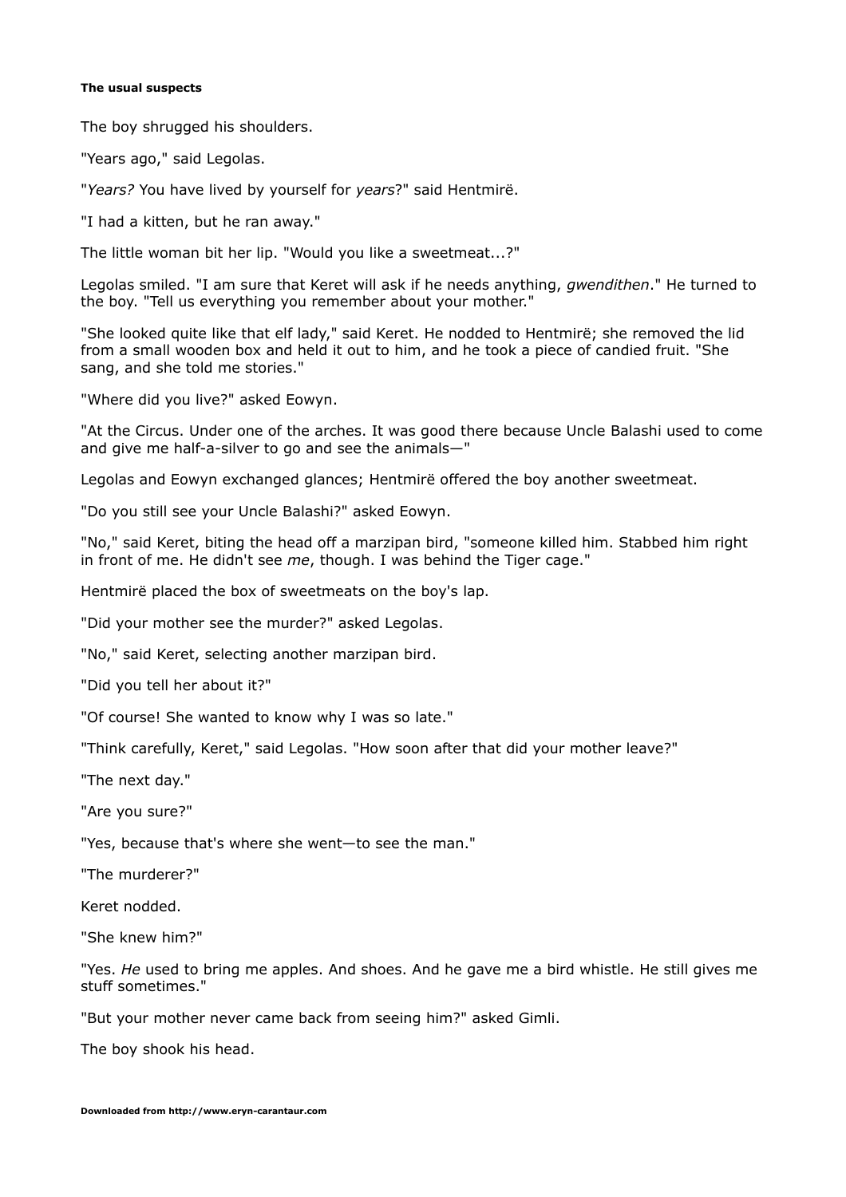The boy shrugged his shoulders.

"Years ago," said Legolas.

"*Years?* You have lived by yourself for *years*?" said Hentmirë.

"I had a kitten, but he ran away."

The little woman bit her lip. "Would you like a sweetmeat...?"

Legolas smiled. "I am sure that Keret will ask if he needs anything, *gwendithen*." He turned to the boy. "Tell us everything you remember about your mother."

"She looked quite like that elf lady," said Keret. He nodded to Hentmirë; she removed the lid from a small wooden box and held it out to him, and he took a piece of candied fruit. "She sang, and she told me stories."

"Where did you live?" asked Eowyn.

"At the Circus. Under one of the arches. It was good there because Uncle Balashi used to come and give me half-a-silver to go and see the animals—"

Legolas and Eowyn exchanged glances; Hentmirë offered the boy another sweetmeat.

"Do you still see your Uncle Balashi?" asked Eowyn.

"No," said Keret, biting the head off a marzipan bird, "someone killed him. Stabbed him right in front of me. He didn't see *me*, though. I was behind the Tiger cage."

Hentmirë placed the box of sweetmeats on the boy's lap.

"Did your mother see the murder?" asked Legolas.

"No," said Keret, selecting another marzipan bird.

"Did you tell her about it?"

"Of course! She wanted to know why I was so late."

"Think carefully, Keret," said Legolas. "How soon after that did your mother leave?"

"The next day."

"Are you sure?"

"Yes, because that's where she went—to see the man."

"The murderer?"

Keret nodded.

"She knew him?"

"Yes. *He* used to bring me apples. And shoes. And he gave me a bird whistle. He still gives me stuff sometimes."

"But your mother never came back from seeing him?" asked Gimli.

The boy shook his head.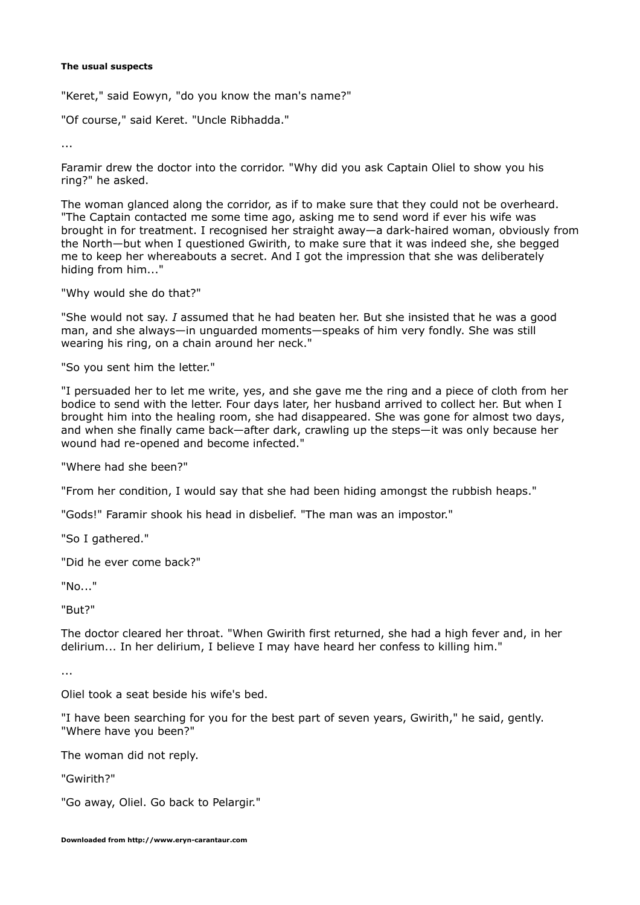**The usual suspects**

"Keret," said Eowyn, "do you know the man's name?"

"Of course," said Keret. "Uncle Ribhadda."

...

Faramir drew the doctor into the corridor. "Why did you ask Captain Oliel to show you his ring?" he asked.

The woman glanced along the corridor, as if to make sure that they could not be overheard. "The Captain contacted me some time ago, asking me to send word if ever his wife was brought in for treatment. I recognised her straight away—a dark-haired woman, obviously from the North—but when I questioned Gwirith, to make sure that it was indeed she, she begged me to keep her whereabouts a secret. And I got the impression that she was deliberately hiding from him..."

"Why would she do that?"

"She would not say. *I* assumed that he had beaten her. But she insisted that he was a good man, and she always—in unguarded moments—speaks of him very fondly. She was still wearing his ring, on a chain around her neck."

"So you sent him the letter."

"I persuaded her to let me write, yes, and she gave me the ring and a piece of cloth from her bodice to send with the letter. Four days later, her husband arrived to collect her. But when I brought him into the healing room, she had disappeared. She was gone for almost two days, and when she finally came back—after dark, crawling up the steps—it was only because her wound had re-opened and become infected."

"Where had she been?"

"From her condition, I would say that she had been hiding amongst the rubbish heaps."

"Gods!" Faramir shook his head in disbelief. "The man was an impostor."

"So I gathered."

"Did he ever come back?"

"No..."

"But?"

The doctor cleared her throat. "When Gwirith first returned, she had a high fever and, in her delirium... In her delirium, I believe I may have heard her confess to killing him."

...

Oliel took a seat beside his wife's bed.

"I have been searching for you for the best part of seven years, Gwirith," he said, gently. "Where have you been?"

The woman did not reply.

"Gwirith?"

"Go away, Oliel. Go back to Pelargir."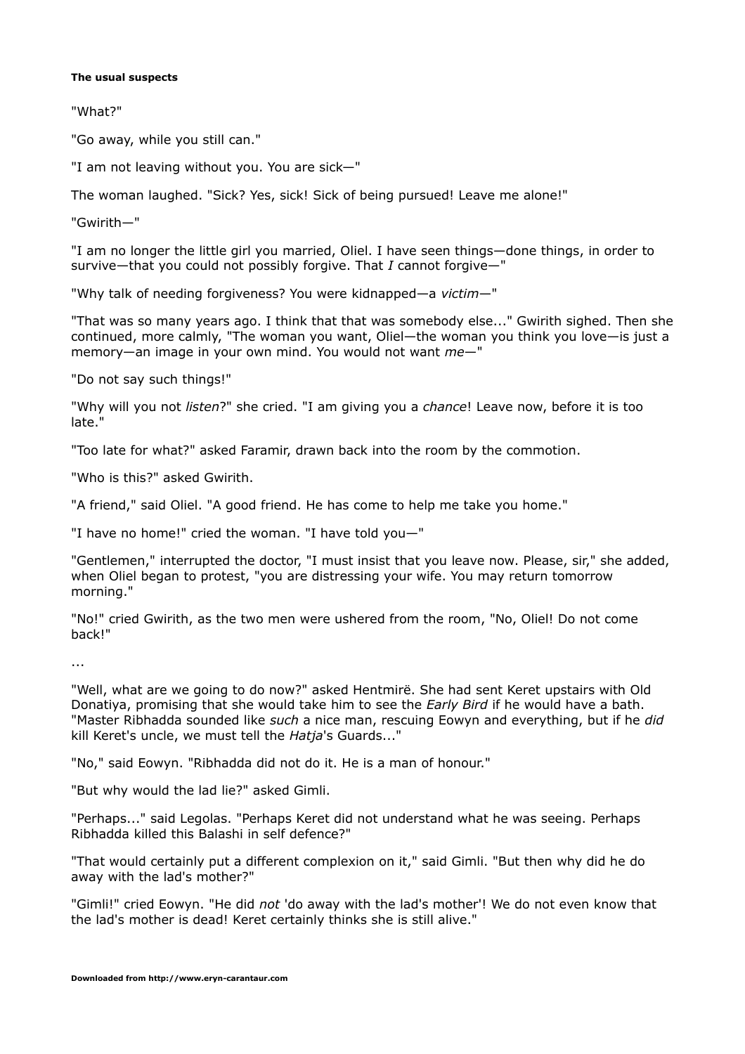**The usual suspects**

"What?"

"Go away, while you still can."

"I am not leaving without you. You are sick—"

The woman laughed. "Sick? Yes, sick! Sick of being pursued! Leave me alone!"

"Gwirith—"

"I am no longer the little girl you married, Oliel. I have seen things—done things, in order to survive—that you could not possibly forgive. That *I* cannot forgive—"

"Why talk of needing forgiveness? You were kidnapped—a *victim*—"

"That was so many years ago. I think that that was somebody else..." Gwirith sighed. Then she continued, more calmly, "The woman you want, Oliel—the woman you think you love—is just a memory—an image in your own mind. You would not want *me*—"

"Do not say such things!"

"Why will you not *listen*?" she cried. "I am giving you a *chance*! Leave now, before it is too late."

"Too late for what?" asked Faramir, drawn back into the room by the commotion.

"Who is this?" asked Gwirith.

"A friend," said Oliel. "A good friend. He has come to help me take you home."

"I have no home!" cried the woman. "I have told you—"

"Gentlemen," interrupted the doctor, "I must insist that you leave now. Please, sir," she added, when Oliel began to protest, "you are distressing your wife. You may return tomorrow morning."

"No!" cried Gwirith, as the two men were ushered from the room, "No, Oliel! Do not come back!"

...

"Well, what are we going to do now?" asked Hentmirë. She had sent Keret upstairs with Old Donatiya, promising that she would take him to see the *Early Bird* if he would have a bath. "Master Ribhadda sounded like *such* a nice man, rescuing Eowyn and everything, but if he *did* kill Keret's uncle, we must tell the *Hatja*'s Guards..."

"No," said Eowyn. "Ribhadda did not do it. He is a man of honour."

"But why would the lad lie?" asked Gimli.

"Perhaps..." said Legolas. "Perhaps Keret did not understand what he was seeing. Perhaps Ribhadda killed this Balashi in self defence?"

"That would certainly put a different complexion on it," said Gimli. "But then why did he do away with the lad's mother?"

"Gimli!" cried Eowyn. "He did *not* 'do away with the lad's mother'! We do not even know that the lad's mother is dead! Keret certainly thinks she is still alive."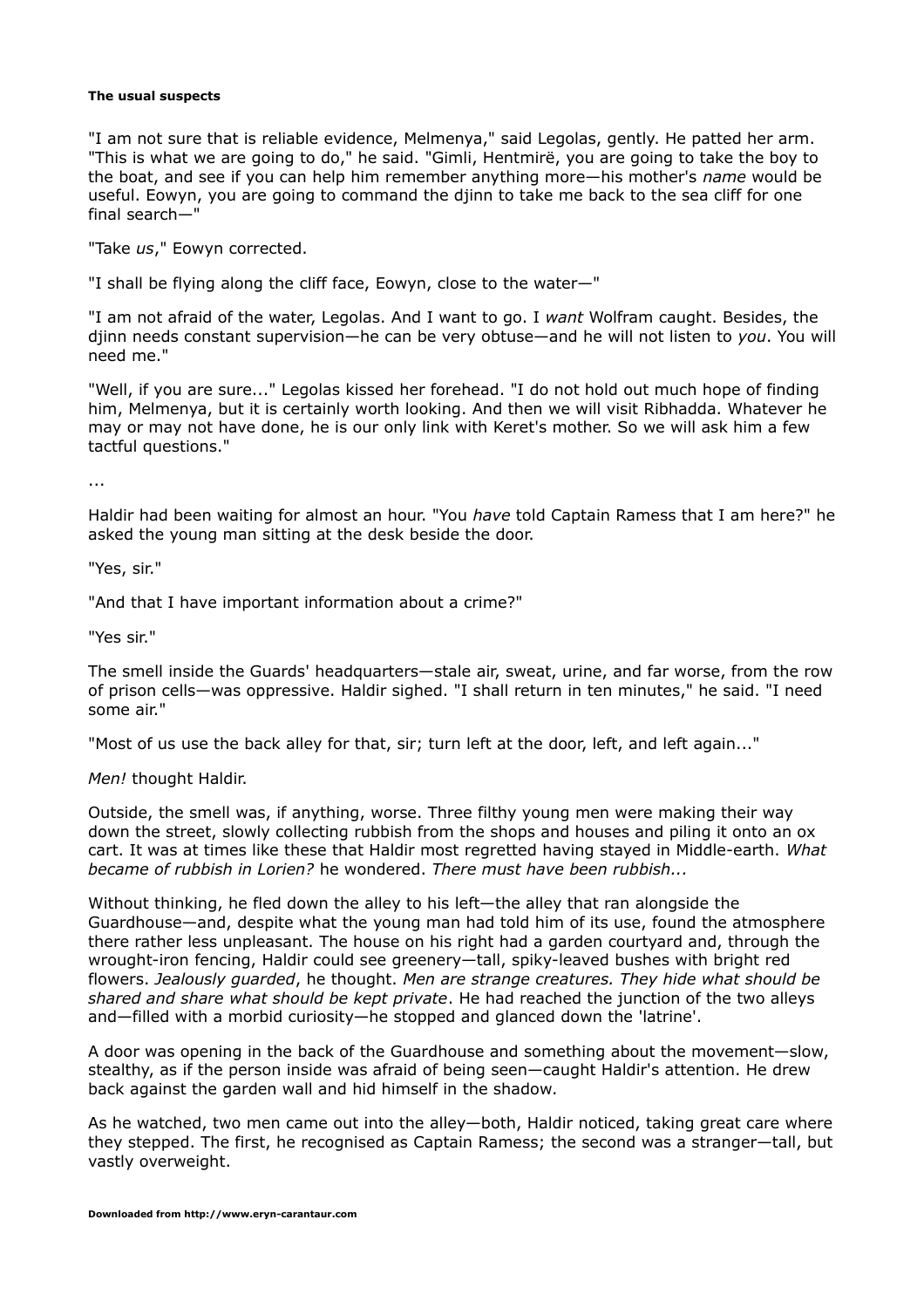**The usual suspects**

"I am not sure that is reliable evidence, Melmenya," said Legolas, gently. He patted her arm. "This is what we are going to do," he said. "Gimli, Hentmirë, you are going to take the boy to the boat, and see if you can help him remember anything more—his mother's *name* would be useful. Eowyn, you are going to command the djinn to take me back to the sea cliff for one final search—"

"Take *us*," Eowyn corrected.

"I shall be flying along the cliff face, Eowyn, close to the water—"

"I am not afraid of the water, Legolas. And I want to go. I *want* Wolfram caught. Besides, the djinn needs constant supervision—he can be very obtuse—and he will not listen to *you*. You will need me."

"Well, if you are sure..." Legolas kissed her forehead. "I do not hold out much hope of finding him, Melmenya, but it is certainly worth looking. And then we will visit Ribhadda. Whatever he may or may not have done, he is our only link with Keret's mother. So we will ask him a few tactful questions."

...

Haldir had been waiting for almost an hour. "You *have* told Captain Ramess that I am here?" he asked the young man sitting at the desk beside the door.

"Yes, sir."

"And that I have important information about a crime?"

"Yes sir."

The smell inside the Guards' headquarters—stale air, sweat, urine, and far worse, from the row of prison cells—was oppressive. Haldir sighed. "I shall return in ten minutes," he said. "I need some air."

"Most of us use the back alley for that, sir; turn left at the door, left, and left again..."

*Men!* thought Haldir.

Outside, the smell was, if anything, worse. Three filthy young men were making their way down the street, slowly collecting rubbish from the shops and houses and piling it onto an ox cart. It was at times like these that Haldir most regretted having stayed in Middle-earth. *What became of rubbish in Lorien?* he wondered. *There must have been rubbish...*

Without thinking, he fled down the alley to his left—the alley that ran alongside the Guardhouse—and, despite what the young man had told him of its use, found the atmosphere there rather less unpleasant. The house on his right had a garden courtyard and, through the wrought-iron fencing, Haldir could see greenery—tall, spiky-leaved bushes with bright red flowers. *Jealously guarded*, he thought. *Men are strange creatures. They hide what should be shared and share what should be kept private*. He had reached the junction of the two alleys and—filled with a morbid curiosity—he stopped and glanced down the 'latrine'.

A door was opening in the back of the Guardhouse and something about the movement—slow, stealthy, as if the person inside was afraid of being seen—caught Haldir's attention. He drew back against the garden wall and hid himself in the shadow.

As he watched, two men came out into the alley—both, Haldir noticed, taking great care where they stepped. The first, he recognised as Captain Ramess; the second was a stranger—tall, but vastly overweight.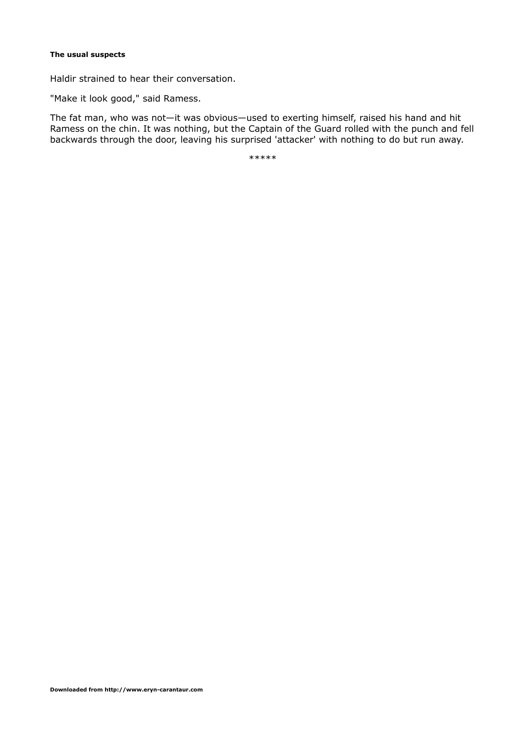**The usual suspects**

Haldir strained to hear their conversation.

"Make it look good," said Ramess.

The fat man, who was not—it was obvious—used to exerting himself, raised his hand and hit Ramess on the chin. It was nothing, but the Captain of the Guard rolled with the punch and fell backwards through the door, leaving his surprised 'attacker' with nothing to do but run away.

*****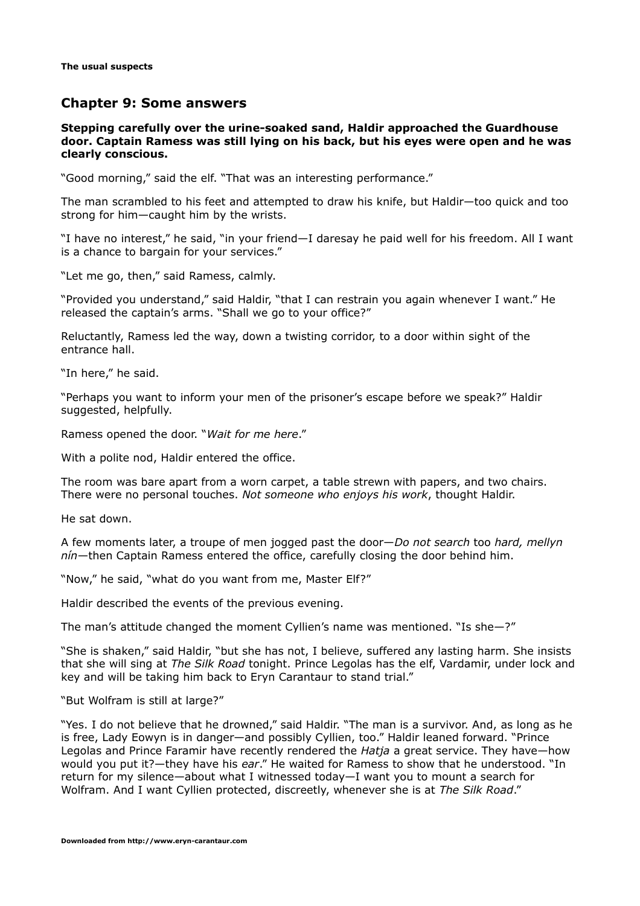## Chapter 9: Some answers

**Stepping carefully over the urine-soaked sand, Haldir approached the Guardhouse door. Captain Ramess was still lying on his back, but his eyes were open and he was clearly conscious.**

"Good morning," said the elf. "That was an interesting performance."

The man scrambled to his feet and attempted to draw his knife, but Haldir—too quick and too strong for him—caught him by the wrists.

"I have no interest," he said, "in your friend—I daresay he paid well for his freedom. All I want is a chance to bargain for your services."

"Let me go, then," said Ramess, calmly.

"Provided you understand," said Haldir, "that I can restrain you again whenever I want." He released the captain's arms. "Shall we go to your office?"

Reluctantly, Ramess led the way, down a twisting corridor, to a door within sight of the entrance hall.

"In here," he said.

"Perhaps you want to inform your men of the prisoner's escape before we speak?" Haldir suggested, helpfully.

Ramess opened the door. "*Wait for me here*."

With a polite nod, Haldir entered the office.

The room was bare apart from a worn carpet, a table strewn with papers, and two chairs. There were no personal touches. *Not someone who enjoys his work*, thought Haldir.

He sat down.

A few moments later, a troupe of men jogged past the door—*Do not search* too *hard, mellyn nín*—then Captain Ramess entered the office, carefully closing the door behind him.

"Now," he said, "what do you want from me, Master Elf?"

Haldir described the events of the previous evening.

The man's attitude changed the moment Cyllien's name was mentioned. "Is she—?"

"She is shaken," said Haldir, "but she has not, I believe, suffered any lasting harm. She insists that she will sing at *The Silk Road* tonight. Prince Legolas has the elf, Vardamir, under lock and key and will be taking him back to Eryn Carantaur to stand trial."

"But Wolfram is still at large?"

"Yes. I do not believe that he drowned," said Haldir. "The man is a survivor. And, as long as he is free, Lady Eowyn is in danger—and possibly Cyllien, too." Haldir leaned forward. "Prince Legolas and Prince Faramir have recently rendered the *Hatja* a great service. They have—how would you put it?—they have his *ear*." He waited for Ramess to show that he understood. "In return for my silence—about what I witnessed today—I want you to mount a search for Wolfram. And I want Cyllien protected, discreetly, whenever she is at *The Silk Road*."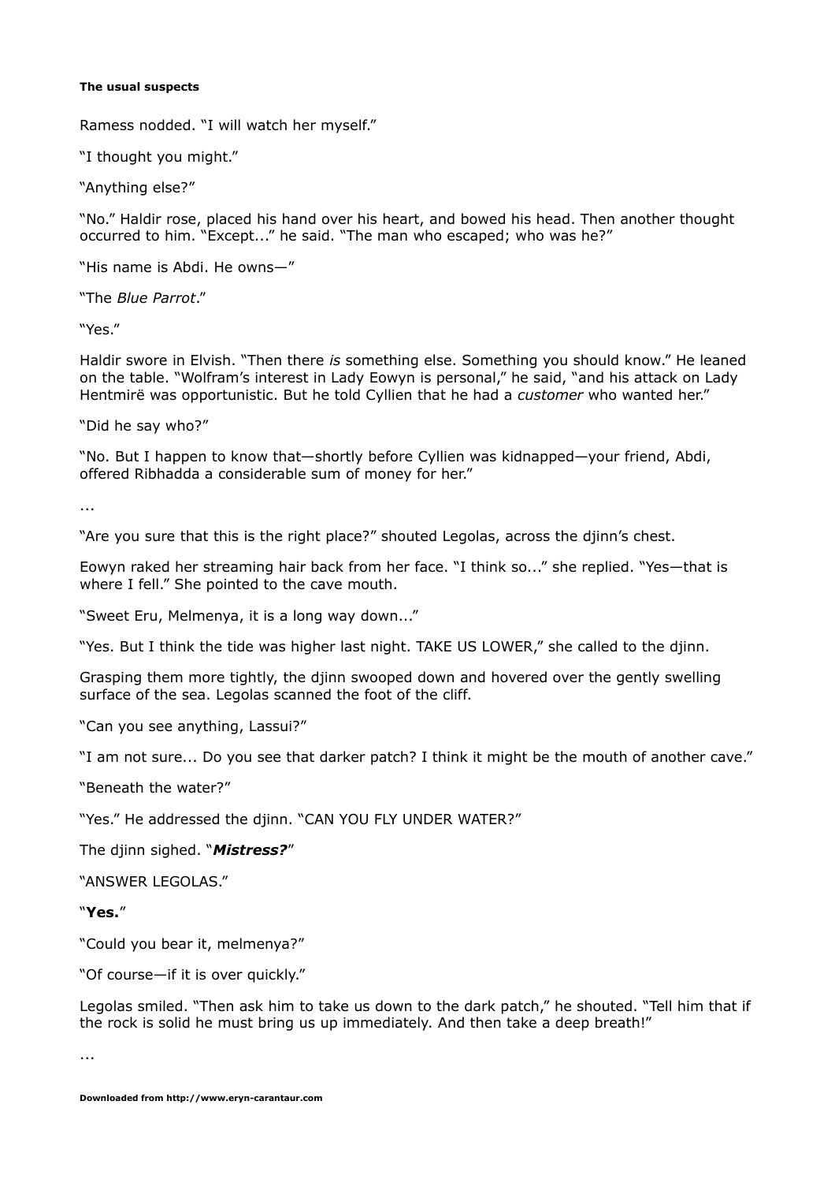**The usual suspects**

Ramess nodded. "I will watch her myself."

"I thought you might."

"Anything else?"

"No." Haldir rose, placed his hand over his heart, and bowed his head. Then another thought occurred to him. "Except..." he said. "The man who escaped; who was he?"

"His name is Abdi. He owns—"

"The *Blue Parrot*."

"Yes."

Haldir swore in Elvish. "Then there *is* something else. Something you should know." He leaned on the table. "Wolfram's interest in Lady Eowyn is personal," he said, "and his attack on Lady Hentmirë was opportunistic. But he told Cyllien that he had a *customer* who wanted her."

"Did he say who?"

"No. But I happen to know that—shortly before Cyllien was kidnapped—your friend, Abdi, offered Ribhadda a considerable sum of money for her."

...

"Are you sure that this is the right place?" shouted Legolas, across the djinn's chest.

Eowyn raked her streaming hair back from her face. "I think so..." she replied. "Yes—that is where I fell." She pointed to the cave mouth.

"Sweet Eru, Melmenya, it is a long way down..."

"Yes. But I think the tide was higher last night. TAKE US LOWER," she called to the djinn.

Grasping them more tightly, the djinn swooped down and hovered over the gently swelling surface of the sea. Legolas scanned the foot of the cliff.

"Can you see anything, Lassui?"

"I am not sure... Do you see that darker patch? I think it might be the mouth of another cave."

"Beneath the water?"

"Yes." He addressed the djinn. "CAN YOU FLY UNDER WATER?"

The djinn sighed. "***Mistress?***"

"ANSWER LEGOLAS."

"**Yes.**"

"Could you bear it, melmenya?"

"Of course—if it is over quickly."

Legolas smiled. "Then ask him to take us down to the dark patch," he shouted. "Tell him that if the rock is solid he must bring us up immediately. And then take a deep breath!"

...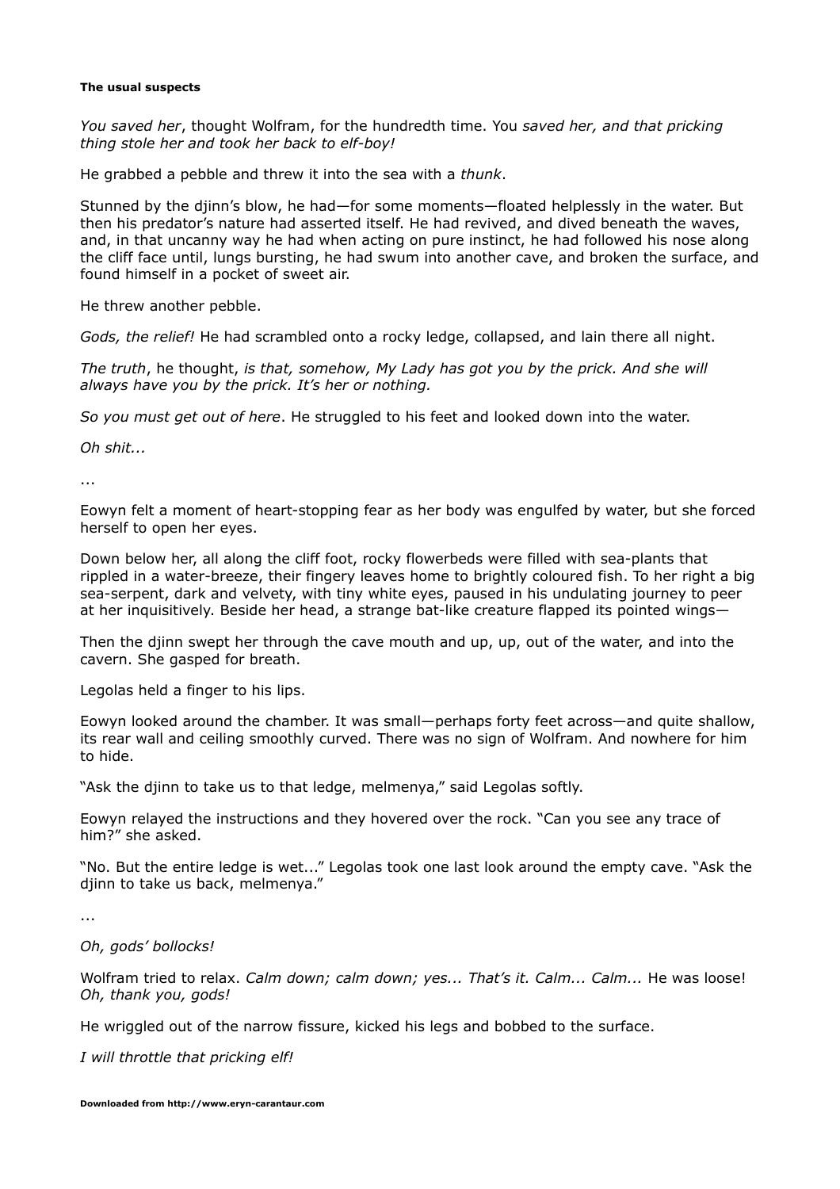**The usual suspects**

*You saved her*, thought Wolfram, for the hundredth time. You *saved her, and that pricking thing stole her and took her back to elf-boy!*

He grabbed a pebble and threw it into the sea with a *thunk*.

Stunned by the djinn's blow, he had—for some moments—floated helplessly in the water. But then his predator's nature had asserted itself. He had revived, and dived beneath the waves, and, in that uncanny way he had when acting on pure instinct, he had followed his nose along the cliff face until, lungs bursting, he had swum into another cave, and broken the surface, and found himself in a pocket of sweet air.

He threw another pebble.

*Gods, the relief!* He had scrambled onto a rocky ledge, collapsed, and lain there all night.

*The truth*, he thought, *is that, somehow, My Lady has got you by the prick. And she will always have you by the prick. It's her or nothing.*

*So you must get out of here*. He struggled to his feet and looked down into the water.

*Oh shit...*

...

Eowyn felt a moment of heart-stopping fear as her body was engulfed by water, but she forced herself to open her eyes.

Down below her, all along the cliff foot, rocky flowerbeds were filled with sea-plants that rippled in a water-breeze, their fingery leaves home to brightly coloured fish. To her right a big sea-serpent, dark and velvety, with tiny white eyes, paused in his undulating journey to peer at her inquisitively. Beside her head, a strange bat-like creature flapped its pointed wings—

Then the djinn swept her through the cave mouth and up, up, out of the water, and into the cavern. She gasped for breath.

Legolas held a finger to his lips.

Eowyn looked around the chamber. It was small—perhaps forty feet across—and quite shallow, its rear wall and ceiling smoothly curved. There was no sign of Wolfram. And nowhere for him to hide.

"Ask the djinn to take us to that ledge, melmenya," said Legolas softly.

Eowyn relayed the instructions and they hovered over the rock. "Can you see any trace of him?" she asked.

"No. But the entire ledge is wet..." Legolas took one last look around the empty cave. "Ask the djinn to take us back, melmenya."

...

*Oh, gods' bollocks!*

Wolfram tried to relax. *Calm down; calm down; yes... That's it. Calm... Calm...* He was loose! *Oh, thank you, gods!*

He wriggled out of the narrow fissure, kicked his legs and bobbed to the surface.

*I will throttle that pricking elf!*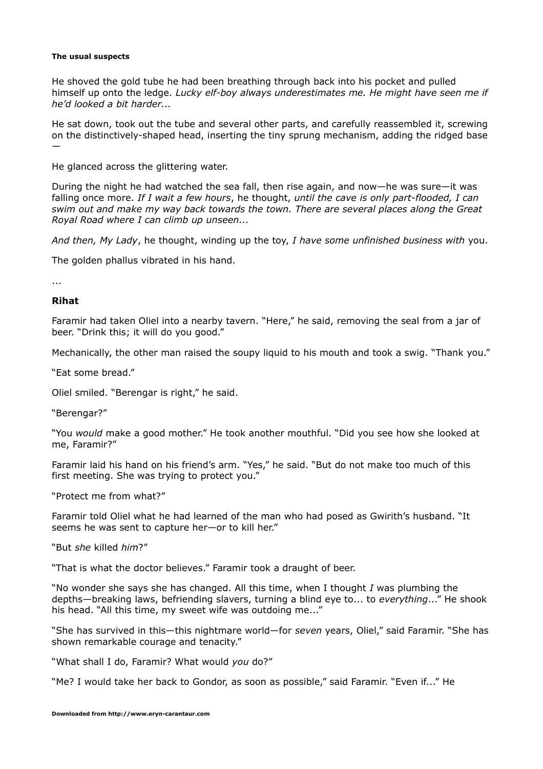**The usual suspects**

He shoved the gold tube he had been breathing through back into his pocket and pulled himself up onto the ledge. *Lucky elf-boy always underestimates me. He might have seen me if he'd looked a bit harder...*

He sat down, took out the tube and several other parts, and carefully reassembled it, screwing on the distinctively-shaped head, inserting the tiny sprung mechanism, adding the ridged base —

He glanced across the glittering water.

During the night he had watched the sea fall, then rise again, and now—he was sure—it was falling once more. *If I wait a few hours*, he thought, *until the cave is only part-flooded, I can swim out and make my way back towards the town. There are several places along the Great Royal Road where I can climb up unseen...*

*And then, My Lady*, he thought, winding up the toy, *I have some unfinished business with* you.

The golden phallus vibrated in his hand.

...

**Rihat**

Faramir had taken Oliel into a nearby tavern. "Here," he said, removing the seal from a jar of beer. "Drink this; it will do you good."

Mechanically, the other man raised the soupy liquid to his mouth and took a swig. "Thank you."

"Eat some bread."

Oliel smiled. "Berengar is right," he said.

"Berengar?"

"You *would* make a good mother." He took another mouthful. "Did you see how she looked at me, Faramir?"

Faramir laid his hand on his friend's arm. "Yes," he said. "But do not make too much of this first meeting. She was trying to protect you."

"Protect me from what?"

Faramir told Oliel what he had learned of the man who had posed as Gwirith's husband. "It seems he was sent to capture her—or to kill her."

"But *she* killed *him*?"

"That is what the doctor believes." Faramir took a draught of beer.

"No wonder she says she has changed. All this time, when I thought *I* was plumbing the depths—breaking laws, befriending slavers, turning a blind eye to... to *everything*..." He shook his head. "All this time, my sweet wife was outdoing me..."

"She has survived in this—this nightmare world—for *seven* years, Oliel," said Faramir. "She has shown remarkable courage and tenacity."

"What shall I do, Faramir? What would *you* do?"

"Me? I would take her back to Gondor, as soon as possible," said Faramir. "Even if..." He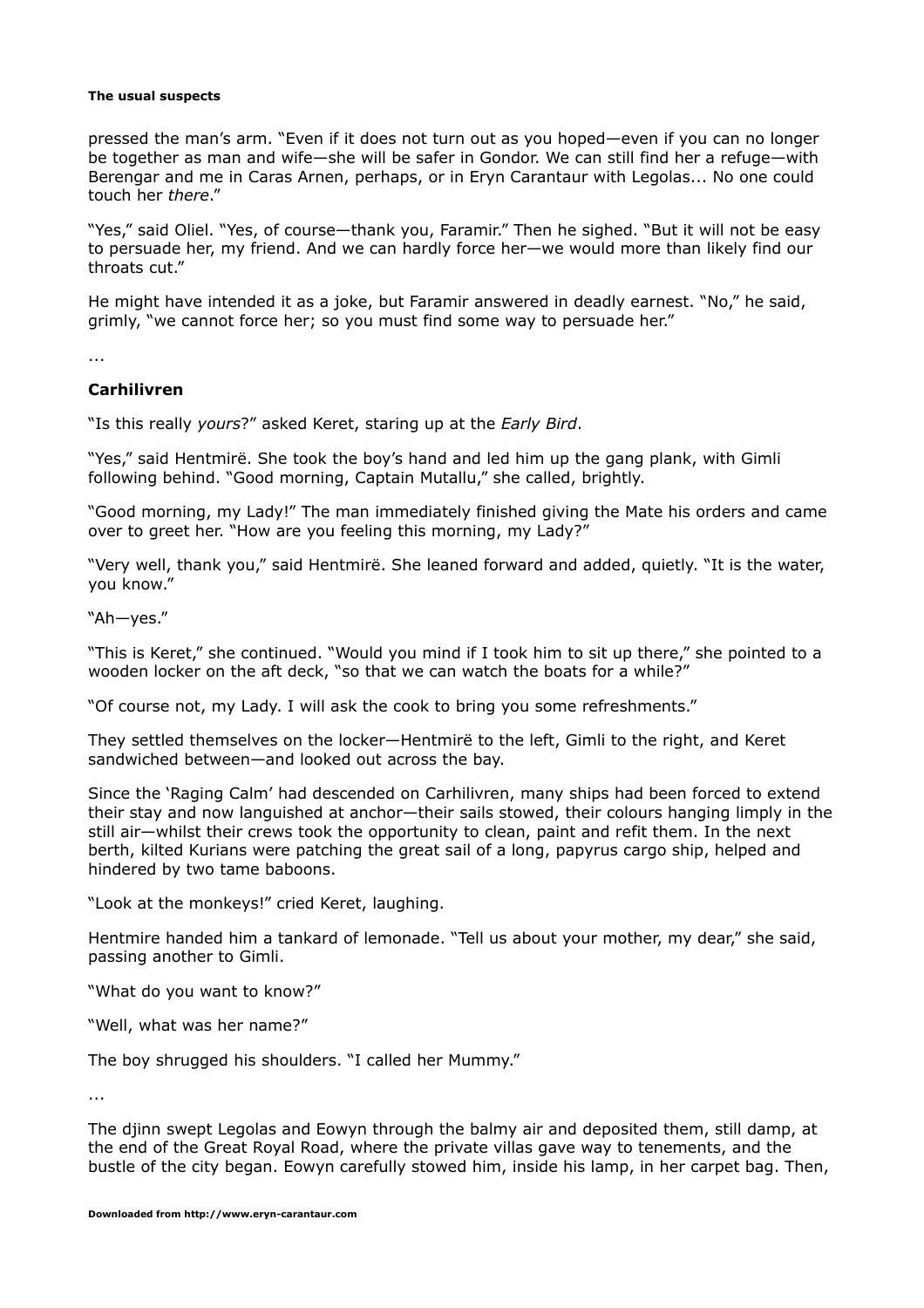pressed the man's arm. "Even if it does not turn out as you hoped—even if you can no longer be together as man and wife—she will be safer in Gondor. We can still find her a refuge—with Berengar and me in Caras Arnen, perhaps, or in Eryn Carantaur with Legolas... No one could touch her *there*."

"Yes," said Oliel. "Yes, of course—thank you, Faramir." Then he sighed. "But it will not be easy to persuade her, my friend. And we can hardly force her—we would more than likely find our throats cut."

He might have intended it as a joke, but Faramir answered in deadly earnest. "No," he said, grimly, "we cannot force her; so you must find some way to persuade her."

...

**Carhilivren**

"Is this really *yours*?" asked Keret, staring up at the *Early Bird*.

"Yes," said Hentmirë. She took the boy's hand and led him up the gang plank, with Gimli following behind. "Good morning, Captain Mutallu," she called, brightly.

"Good morning, my Lady!" The man immediately finished giving the Mate his orders and came over to greet her. "How are you feeling this morning, my Lady?"

"Very well, thank you," said Hentmirë. She leaned forward and added, quietly. "It is the water, you know."

"Ah—yes."

"This is Keret," she continued. "Would you mind if I took him to sit up there," she pointed to a wooden locker on the aft deck, "so that we can watch the boats for a while?"

"Of course not, my Lady. I will ask the cook to bring you some refreshments."

They settled themselves on the locker—Hentmirë to the left, Gimli to the right, and Keret sandwiched between—and looked out across the bay.

Since the 'Raging Calm' had descended on Carhilivren, many ships had been forced to extend their stay and now languished at anchor—their sails stowed, their colours hanging limply in the still air—whilst their crews took the opportunity to clean, paint and refit them. In the next berth, kilted Kurians were patching the great sail of a long, papyrus cargo ship, helped and hindered by two tame baboons.

"Look at the monkeys!" cried Keret, laughing.

Hentmire handed him a tankard of lemonade. "Tell us about your mother, my dear," she said, passing another to Gimli.

"What do you want to know?"

"Well, what was her name?"

The boy shrugged his shoulders. "I called her Mummy."

...

The djinn swept Legolas and Eowyn through the balmy air and deposited them, still damp, at the end of the Great Royal Road, where the private villas gave way to tenements, and the bustle of the city began. Eowyn carefully stowed him, inside his lamp, in her carpet bag. Then,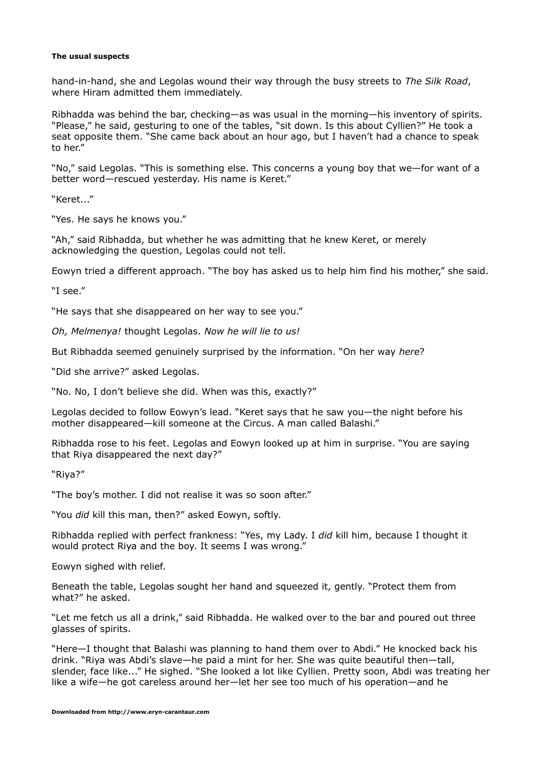hand-in-hand, she and Legolas wound their way through the busy streets to *The Silk Road*, where Hiram admitted them immediately.

Ribhadda was behind the bar, checking—as was usual in the morning—his inventory of spirits. "Please," he said, gesturing to one of the tables, "sit down. Is this about Cyllien?" He took a seat opposite them. "She came back about an hour ago, but I haven't had a chance to speak to her."

"No," said Legolas. "This is something else. This concerns a young boy that we—for want of a better word—rescued yesterday. His name is Keret."

"Keret..."

"Yes. He says he knows you."

"Ah," said Ribhadda, but whether he was admitting that he knew Keret, or merely acknowledging the question, Legolas could not tell.

Eowyn tried a different approach. "The boy has asked us to help him find his mother," she said.

"I see."

"He says that she disappeared on her way to see you."

*Oh, Melmenya!* thought Legolas. *Now he will lie to us!*

But Ribhadda seemed genuinely surprised by the information. "On her way *here*?

"Did she arrive?" asked Legolas.

"No. No, I don't believe she did. When was this, exactly?"

Legolas decided to follow Eowyn's lead. "Keret says that he saw you—the night before his mother disappeared—kill someone at the Circus. A man called Balashi."

Ribhadda rose to his feet. Legolas and Eowyn looked up at him in surprise. "You are saying that Riya disappeared the next day?"

"Riya?"

"The boy's mother. I did not realise it was so soon after."

"You *did* kill this man, then?" asked Eowyn, softly.

Ribhadda replied with perfect frankness: "Yes, my Lady. I *did* kill him, because I thought it would protect Riya and the boy. It seems I was wrong."

Eowyn sighed with relief.

Beneath the table, Legolas sought her hand and squeezed it, gently. "Protect them from what?" he asked.

"Let me fetch us all a drink," said Ribhadda. He walked over to the bar and poured out three glasses of spirits.

"Here—I thought that Balashi was planning to hand them over to Abdi." He knocked back his drink. "Riya was Abdi's slave—he paid a mint for her. She was quite beautiful then—tall, slender, face like..." He sighed. "She looked a lot like Cyllien. Pretty soon, Abdi was treating her like a wife—he got careless around her—let her see too much of his operation—and he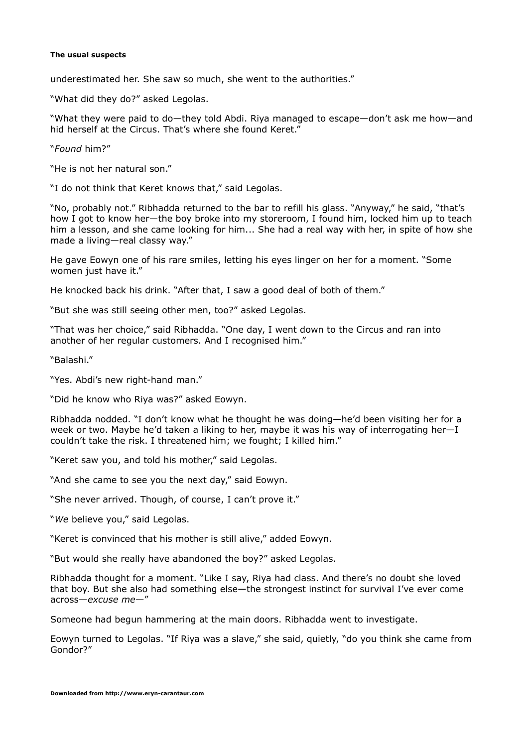underestimated her. She saw so much, she went to the authorities."

"What did they do?" asked Legolas.

"What they were paid to do—they told Abdi. Riya managed to escape—don't ask me how—and hid herself at the Circus. That's where she found Keret."

"*Found* him?"

"He is not her natural son."

"I do not think that Keret knows that," said Legolas.

"No, probably not." Ribhadda returned to the bar to refill his glass. "Anyway," he said, "that's how I got to know her—the boy broke into my storeroom, I found him, locked him up to teach him a lesson, and she came looking for him... She had a real way with her, in spite of how she made a living—real classy way."

He gave Eowyn one of his rare smiles, letting his eyes linger on her for a moment. "Some women just have it."

He knocked back his drink. "After that, I saw a good deal of both of them."

"But she was still seeing other men, too?" asked Legolas.

"That was her choice," said Ribhadda. "One day, I went down to the Circus and ran into another of her regular customers. And I recognised him."

"Balashi."

"Yes. Abdi's new right-hand man."

"Did he know who Riya was?" asked Eowyn.

Ribhadda nodded. "I don't know what he thought he was doing—he'd been visiting her for a week or two. Maybe he'd taken a liking to her, maybe it was his way of interrogating her—I couldn't take the risk. I threatened him; we fought; I killed him."

"Keret saw you, and told his mother," said Legolas.

"And she came to see you the next day," said Eowyn.

"She never arrived. Though, of course, I can't prove it."

"*We* believe you," said Legolas.

"Keret is convinced that his mother is still alive," added Eowyn.

"But would she really have abandoned the boy?" asked Legolas.

Ribhadda thought for a moment. "Like I say, Riya had class. And there's no doubt she loved that boy. But she also had something else—the strongest instinct for survival I've ever come across—*excuse me*—"

Someone had begun hammering at the main doors. Ribhadda went to investigate.

Eowyn turned to Legolas. "If Riya was a slave," she said, quietly, "do you think she came from Gondor?"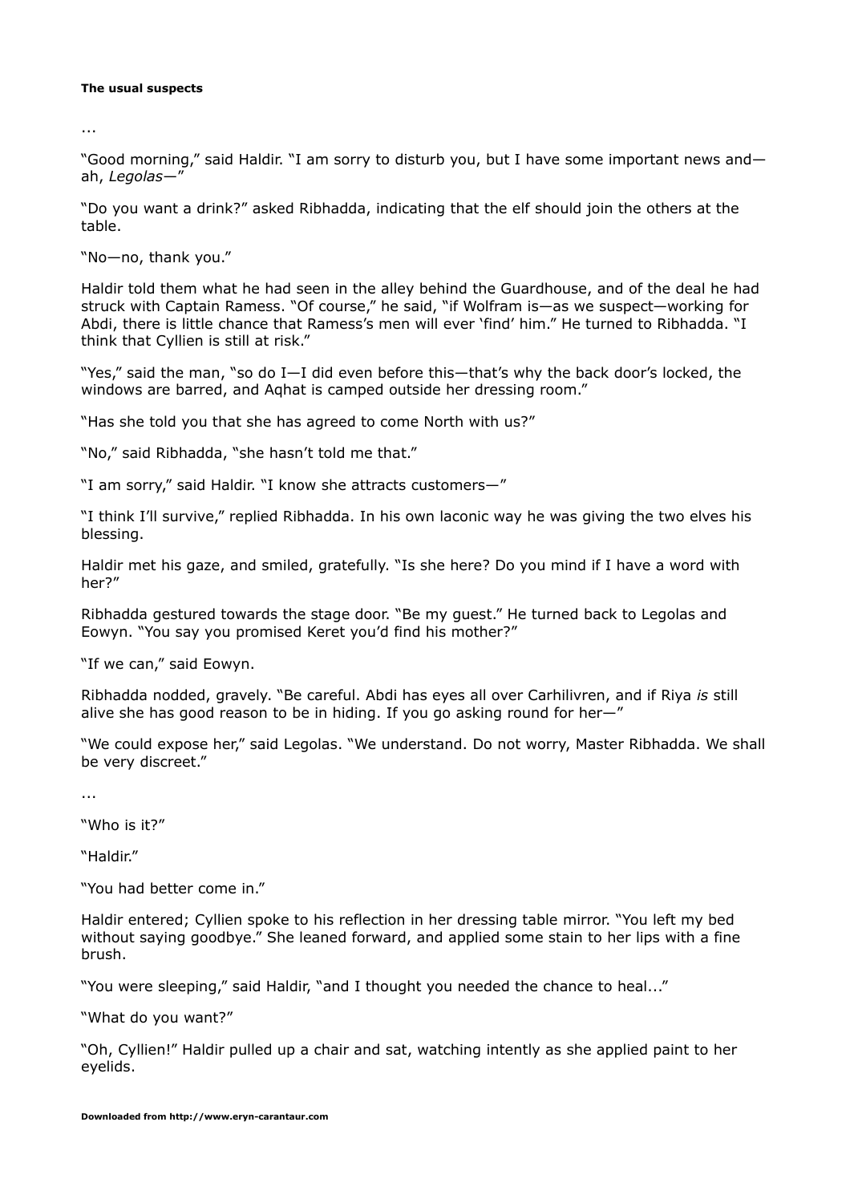**The usual suspects**

...

"Good morning," said Haldir. "I am sorry to disturb you, but I have some important news and—ah, *Legolas*—"

"Do you want a drink?" asked Ribhadda, indicating that the elf should join the others at the table.

"No—no, thank you."

Haldir told them what he had seen in the alley behind the Guardhouse, and of the deal he had struck with Captain Ramess. "Of course," he said, "if Wolfram is—as we suspect—working for Abdi, there is little chance that Ramess's men will ever 'find' him." He turned to Ribhadda. "I think that Cyllien is still at risk."

"Yes," said the man, "so do I—I did even before this—that's why the back door's locked, the windows are barred, and Aqhat is camped outside her dressing room."

"Has she told you that she has agreed to come North with us?"

"No," said Ribhadda, "she hasn't told me that."

"I am sorry," said Haldir. "I know she attracts customers—"

"I think I'll survive," replied Ribhadda. In his own laconic way he was giving the two elves his blessing.

Haldir met his gaze, and smiled, gratefully. "Is she here? Do you mind if I have a word with her?"

Ribhadda gestured towards the stage door. "Be my guest." He turned back to Legolas and Eowyn. "You say you promised Keret you'd find his mother?"

"If we can," said Eowyn.

Ribhadda nodded, gravely. "Be careful. Abdi has eyes all over Carhilivren, and if Riya *is* still alive she has good reason to be in hiding. If you go asking round for her—"

"We could expose her," said Legolas. "We understand. Do not worry, Master Ribhadda. We shall be very discreet."

...

"Who is it?"

"Haldir."

"You had better come in."

Haldir entered; Cyllien spoke to his reflection in her dressing table mirror. "You left my bed without saying goodbye." She leaned forward, and applied some stain to her lips with a fine brush.

"You were sleeping," said Haldir, "and I thought you needed the chance to heal..."

"What do you want?"

"Oh, Cyllien!" Haldir pulled up a chair and sat, watching intently as she applied paint to her eyelids.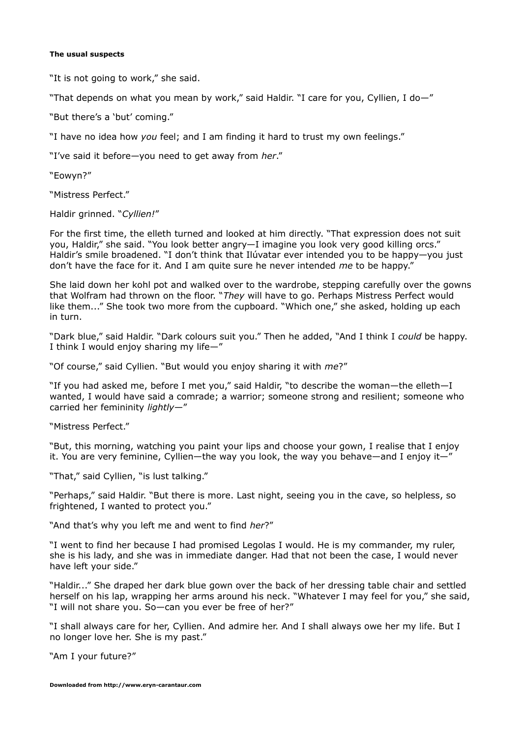"It is not going to work," she said.

"That depends on what you mean by work," said Haldir. "I care for you, Cyllien, I do—"

"But there's a 'but' coming."

"I have no idea how *you* feel; and I am finding it hard to trust my own feelings."

"I've said it before—you need to get away from *her*."

"Eowyn?"

"Mistress Perfect."

Haldir grinned. "*Cyllien!*"

For the first time, the elleth turned and looked at him directly. "That expression does not suit you, Haldir," she said. "You look better angry—I imagine you look very good killing orcs." Haldir's smile broadened. "I don't think that Ilúvatar ever intended you to be happy—you just don't have the face for it. And I am quite sure he never intended *me* to be happy."

She laid down her kohl pot and walked over to the wardrobe, stepping carefully over the gowns that Wolfram had thrown on the floor. "*They* will have to go. Perhaps Mistress Perfect would like them..." She took two more from the cupboard. "Which one," she asked, holding up each in turn.

"Dark blue," said Haldir. "Dark colours suit you." Then he added, "And I think I *could* be happy. I think I would enjoy sharing my life—"

"Of course," said Cyllien. "But would you enjoy sharing it with *me*?"

"If you had asked me, before I met you," said Haldir, "to describe the woman—the elleth—I wanted, I would have said a comrade; a warrior; someone strong and resilient; someone who carried her femininity *lightly*—"

"Mistress Perfect."

"But, this morning, watching you paint your lips and choose your gown, I realise that I enjoy it. You are very feminine, Cyllien—the way you look, the way you behave—and I enjoy it—"

"That," said Cyllien, "is lust talking."

"Perhaps," said Haldir. "But there is more. Last night, seeing you in the cave, so helpless, so frightened, I wanted to protect you."

"And that's why you left me and went to find *her*?"

"I went to find her because I had promised Legolas I would. He is my commander, my ruler, she is his lady, and she was in immediate danger. Had that not been the case, I would never have left your side."

"Haldir..." She draped her dark blue gown over the back of her dressing table chair and settled herself on his lap, wrapping her arms around his neck. "Whatever I may feel for you," she said, "I will not share you. So—can you ever be free of her?"

"I shall always care for her, Cyllien. And admire her. And I shall always owe her my life. But I no longer love her. She is my past."

"Am I your future?"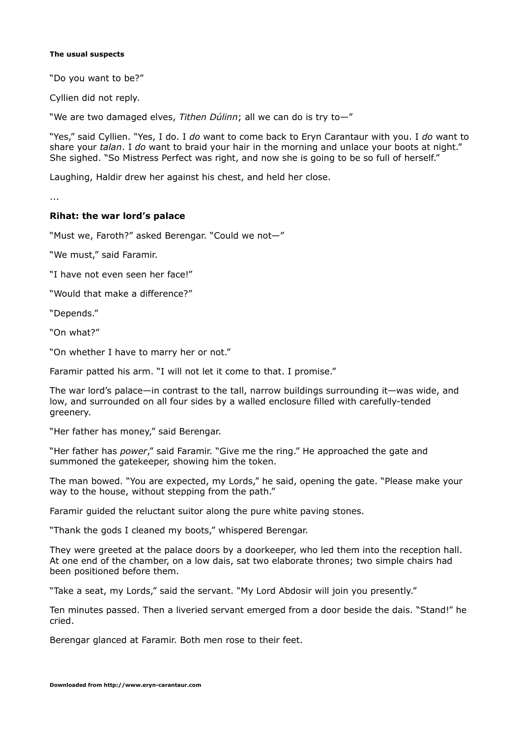"Do you want to be?"

Cyllien did not reply.

"We are two damaged elves, *Tithen Dúlinn*; all we can do is try to—"

"Yes," said Cyllien. "Yes, I do. I *do* want to come back to Eryn Carantaur with you. I *do* want to share your *talan*. I *do* want to braid your hair in the morning and unlace your boots at night." She sighed. "So Mistress Perfect was right, and now she is going to be so full of herself."

Laughing, Haldir drew her against his chest, and held her close.

...

**Rihat: the war lord's palace**

"Must we, Faroth?" asked Berengar. "Could we not—"

"We must," said Faramir.

"I have not even seen her face!"

"Would that make a difference?"

"Depends."

"On what?"

"On whether I have to marry her or not."

Faramir patted his arm. "I will not let it come to that. I promise."

The war lord's palace—in contrast to the tall, narrow buildings surrounding it—was wide, and low, and surrounded on all four sides by a walled enclosure filled with carefully-tended greenery.

"Her father has money," said Berengar.

"Her father has *power*," said Faramir. "Give me the ring." He approached the gate and summoned the gatekeeper, showing him the token.

The man bowed. "You are expected, my Lords," he said, opening the gate. "Please make your way to the house, without stepping from the path."

Faramir guided the reluctant suitor along the pure white paving stones.

"Thank the gods I cleaned my boots," whispered Berengar.

They were greeted at the palace doors by a doorkeeper, who led them into the reception hall. At one end of the chamber, on a low dais, sat two elaborate thrones; two simple chairs had been positioned before them.

"Take a seat, my Lords," said the servant. "My Lord Abdosir will join you presently."

Ten minutes passed. Then a liveried servant emerged from a door beside the dais. "Stand!" he cried.

Berengar glanced at Faramir. Both men rose to their feet.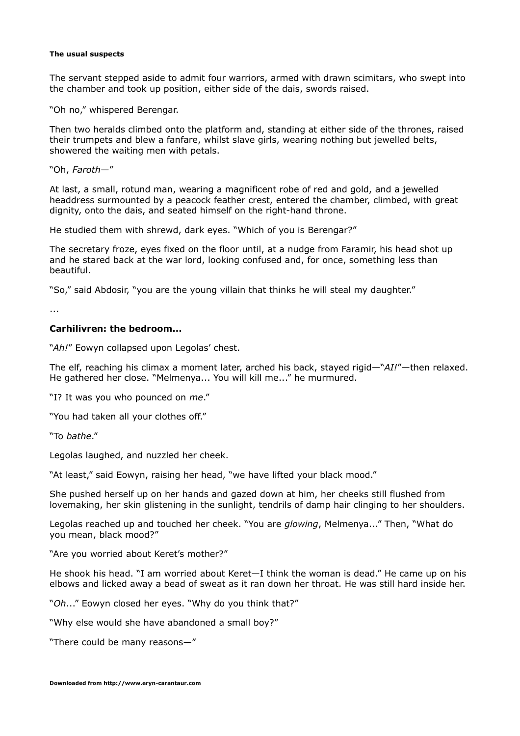**The usual suspects**

The servant stepped aside to admit four warriors, armed with drawn scimitars, who swept into the chamber and took up position, either side of the dais, swords raised.

"Oh no," whispered Berengar.

Then two heralds climbed onto the platform and, standing at either side of the thrones, raised their trumpets and blew a fanfare, whilst slave girls, wearing nothing but jewelled belts, showered the waiting men with petals.

"Oh, *Faroth*—"

At last, a small, rotund man, wearing a magnificent robe of red and gold, and a jewelled headdress surmounted by a peacock feather crest, entered the chamber, climbed, with great dignity, onto the dais, and seated himself on the right-hand throne.

He studied them with shrewd, dark eyes. "Which of you is Berengar?"

The secretary froze, eyes fixed on the floor until, at a nudge from Faramir, his head shot up and he stared back at the war lord, looking confused and, for once, something less than beautiful.

"So," said Abdosir, "you are the young villain that thinks he will steal my daughter."

...

**Carhilivren: the bedroom...**

"*Ah!*" Eowyn collapsed upon Legolas' chest.

The elf, reaching his climax a moment later, arched his back, stayed rigid—"*AI!*"—then relaxed. He gathered her close. "Melmenya... You will kill me..." he murmured.

"I? It was you who pounced on *me*."

"You had taken all your clothes off."

"To *bathe*."

Legolas laughed, and nuzzled her cheek.

"At least," said Eowyn, raising her head, "we have lifted your black mood."

She pushed herself up on her hands and gazed down at him, her cheeks still flushed from lovemaking, her skin glistening in the sunlight, tendrils of damp hair clinging to her shoulders.

Legolas reached up and touched her cheek. "You are *glowing*, Melmenya..." Then, "What do you mean, black mood?"

"Are you worried about Keret's mother?"

He shook his head. "I am worried about Keret—I think the woman is dead." He came up on his elbows and licked away a bead of sweat as it ran down her throat. He was still hard inside her.

"*Oh*..." Eowyn closed her eyes. "Why do you think that?"

"Why else would she have abandoned a small boy?"

"There could be many reasons—"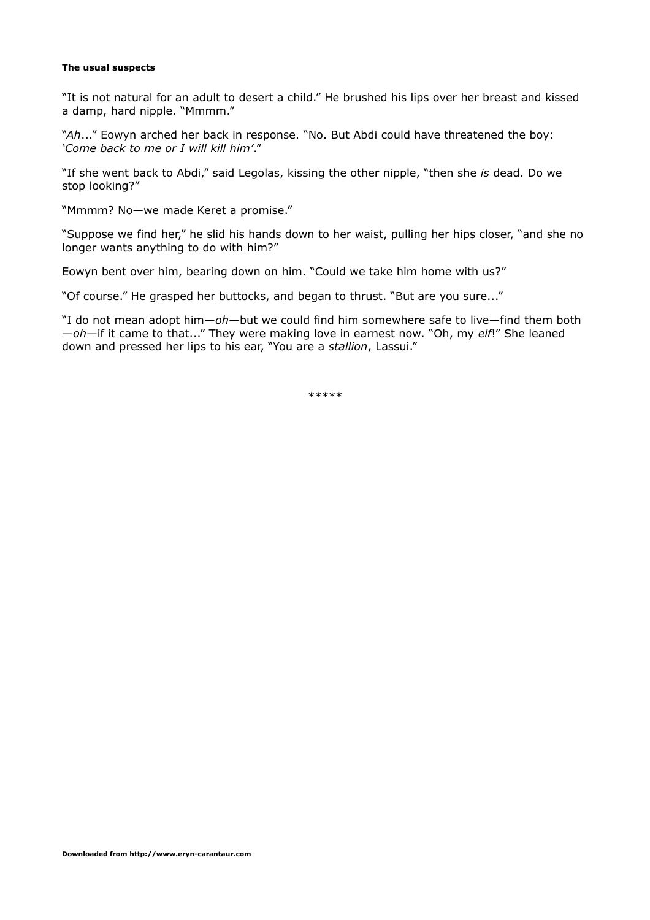"It is not natural for an adult to desert a child." He brushed his lips over her breast and kissed a damp, hard nipple. "Mmmm."

"*Ah*..." Eowyn arched her back in response. "No. But Abdi could have threatened the boy: *'Come back to me or I will kill him'*."

"If she went back to Abdi," said Legolas, kissing the other nipple, "then she *is* dead. Do we stop looking?"

"Mmmm? No—we made Keret a promise."

"Suppose we find her," he slid his hands down to her waist, pulling her hips closer, "and she no longer wants anything to do with him?"

Eowyn bent over him, bearing down on him. "Could we take him home with us?"

"Of course." He grasped her buttocks, and began to thrust. "But are you sure..."

"I do not mean adopt him—*oh*—but we could find him somewhere safe to live—find them both—*oh*—if it came to that..." They were making love in earnest now. "Oh, my *elf*!" She leaned down and pressed her lips to his ear, "You are a *stallion*, Lassui."

*****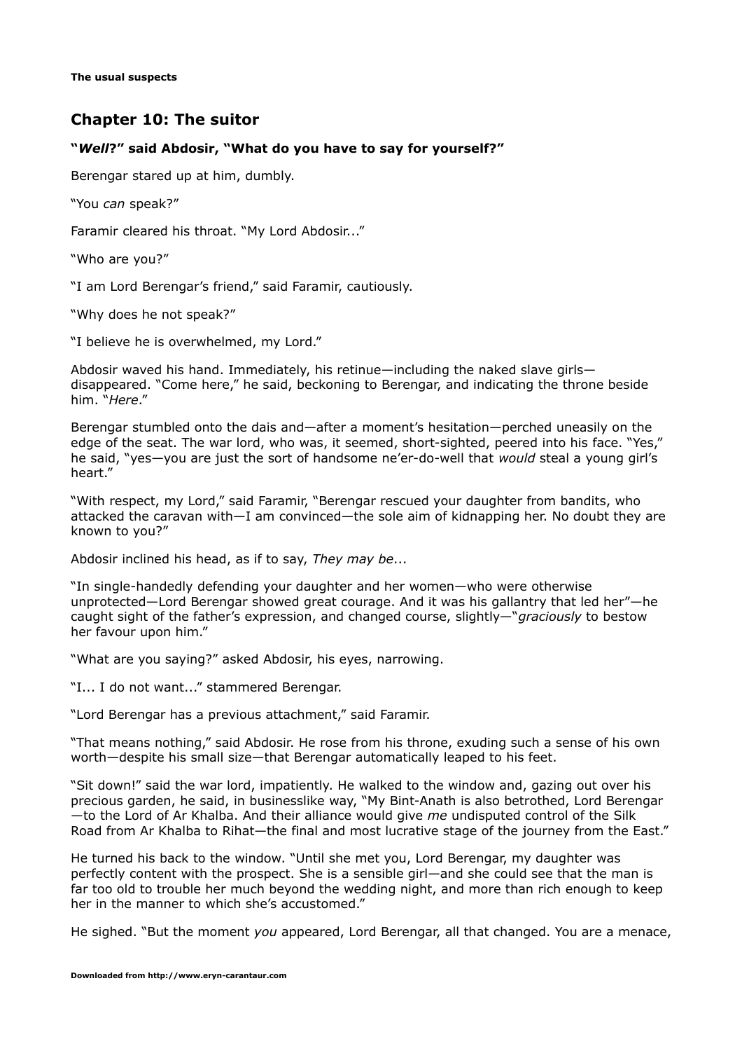## Chapter 10: The suitor

**"*Well*?" said Abdosir, "What do you have to say for yourself?"**

Berengar stared up at him, dumbly.

"You *can* speak?"

Faramir cleared his throat. "My Lord Abdosir..."

"Who are you?"

"I am Lord Berengar's friend," said Faramir, cautiously.

"Why does he not speak?"

"I believe he is overwhelmed, my Lord."

Abdosir waved his hand. Immediately, his retinue—including the naked slave girls—disappeared. "Come here," he said, beckoning to Berengar, and indicating the throne beside him. "*Here*."

Berengar stumbled onto the dais and—after a moment's hesitation—perched uneasily on the edge of the seat. The war lord, who was, it seemed, short-sighted, peered into his face. "Yes," he said, "yes—you are just the sort of handsome ne'er-do-well that *would* steal a young girl's heart."

"With respect, my Lord," said Faramir, "Berengar rescued your daughter from bandits, who attacked the caravan with—I am convinced—the sole aim of kidnapping her. No doubt they are known to you?"

Abdosir inclined his head, as if to say, *They may be*...

"In single-handedly defending your daughter and her women—who were otherwise unprotected—Lord Berengar showed great courage. And it was his gallantry that led her"—he caught sight of the father's expression, and changed course, slightly—"*graciously* to bestow her favour upon him."

"What are you saying?" asked Abdosir, his eyes, narrowing.

"I... I do not want..." stammered Berengar.

"Lord Berengar has a previous attachment," said Faramir.

"That means nothing," said Abdosir. He rose from his throne, exuding such a sense of his own worth—despite his small size—that Berengar automatically leaped to his feet.

"Sit down!" said the war lord, impatiently. He walked to the window and, gazing out over his precious garden, he said, in businesslike way, "My Bint-Anath is also betrothed, Lord Berengar—to the Lord of Ar Khalba. And their alliance would give *me* undisputed control of the Silk Road from Ar Khalba to Rihat—the final and most lucrative stage of the journey from the East."

He turned his back to the window. "Until she met you, Lord Berengar, my daughter was perfectly content with the prospect. She is a sensible girl—and she could see that the man is far too old to trouble her much beyond the wedding night, and more than rich enough to keep her in the manner to which she's accustomed."

He sighed. "But the moment *you* appeared, Lord Berengar, all that changed. You are a menace,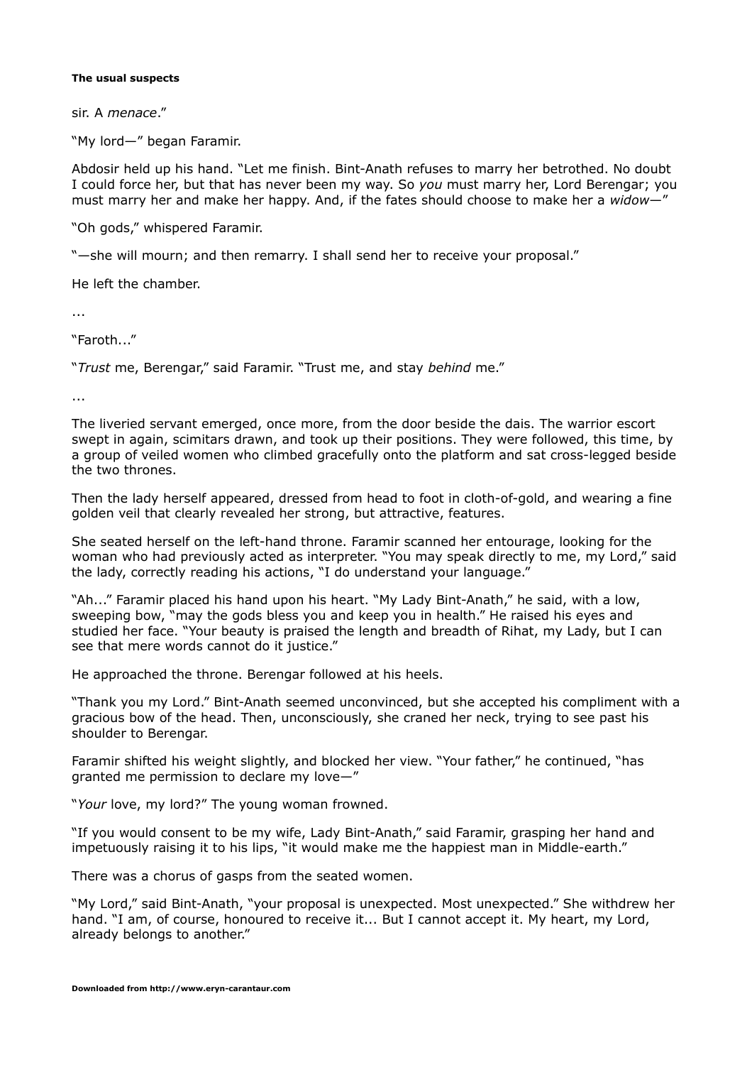sir. A *menace*."

"My lord—" began Faramir.

Abdosir held up his hand. "Let me finish. Bint-Anath refuses to marry her betrothed. No doubt I could force her, but that has never been my way. So *you* must marry her, Lord Berengar; you must marry her and make her happy. And, if the fates should choose to make her a *widow*—"

"Oh gods," whispered Faramir.

"—she will mourn; and then remarry. I shall send her to receive your proposal."

He left the chamber.

...

"Faroth..."

"*Trust* me, Berengar," said Faramir. "Trust me, and stay *behind* me."

...

The liveried servant emerged, once more, from the door beside the dais. The warrior escort swept in again, scimitars drawn, and took up their positions. They were followed, this time, by a group of veiled women who climbed gracefully onto the platform and sat cross-legged beside the two thrones.

Then the lady herself appeared, dressed from head to foot in cloth-of-gold, and wearing a fine golden veil that clearly revealed her strong, but attractive, features.

She seated herself on the left-hand throne. Faramir scanned her entourage, looking for the woman who had previously acted as interpreter. "You may speak directly to me, my Lord," said the lady, correctly reading his actions, "I do understand your language."

"Ah..." Faramir placed his hand upon his heart. "My Lady Bint-Anath," he said, with a low, sweeping bow, "may the gods bless you and keep you in health." He raised his eyes and studied her face. "Your beauty is praised the length and breadth of Rihat, my Lady, but I can see that mere words cannot do it justice."

He approached the throne. Berengar followed at his heels.

"Thank you my Lord." Bint-Anath seemed unconvinced, but she accepted his compliment with a gracious bow of the head. Then, unconsciously, she craned her neck, trying to see past his shoulder to Berengar.

Faramir shifted his weight slightly, and blocked her view. "Your father," he continued, "has granted me permission to declare my love—"

"*Your* love, my lord?" The young woman frowned.

"If you would consent to be my wife, Lady Bint-Anath," said Faramir, grasping her hand and impetuously raising it to his lips, "it would make me the happiest man in Middle-earth."

There was a chorus of gasps from the seated women.

"My Lord," said Bint-Anath, "your proposal is unexpected. Most unexpected." She withdrew her hand. "I am, of course, honoured to receive it... But I cannot accept it. My heart, my Lord, already belongs to another."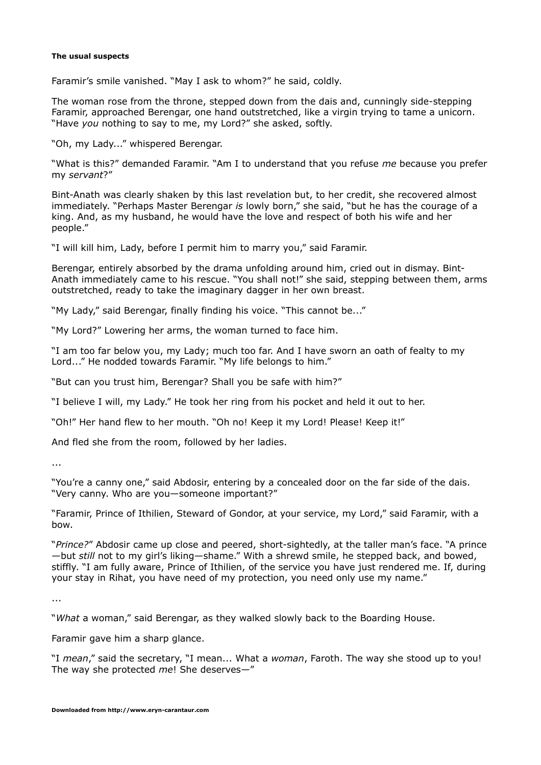Faramir's smile vanished. "May I ask to whom?" he said, coldly.

The woman rose from the throne, stepped down from the dais and, cunningly side-stepping Faramir, approached Berengar, one hand outstretched, like a virgin trying to tame a unicorn. "Have *you* nothing to say to me, my Lord?" she asked, softly.

"Oh, my Lady..." whispered Berengar.

"What is this?" demanded Faramir. "Am I to understand that you refuse *me* because you prefer my *servant*?"

Bint-Anath was clearly shaken by this last revelation but, to her credit, she recovered almost immediately. "Perhaps Master Berengar *is* lowly born," she said, "but he has the courage of a king. And, as my husband, he would have the love and respect of both his wife and her people."

"I will kill him, Lady, before I permit him to marry you," said Faramir.

Berengar, entirely absorbed by the drama unfolding around him, cried out in dismay. Bint-Anath immediately came to his rescue. "You shall not!" she said, stepping between them, arms outstretched, ready to take the imaginary dagger in her own breast.

"My Lady," said Berengar, finally finding his voice. "This cannot be..."

"My Lord?" Lowering her arms, the woman turned to face him.

"I am too far below you, my Lady; much too far. And I have sworn an oath of fealty to my Lord..." He nodded towards Faramir. "My life belongs to him."

"But can you trust him, Berengar? Shall you be safe with him?"

"I believe I will, my Lady." He took her ring from his pocket and held it out to her.

"Oh!" Her hand flew to her mouth. "Oh no! Keep it my Lord! Please! Keep it!"

And fled she from the room, followed by her ladies.

...

"You're a canny one," said Abdosir, entering by a concealed door on the far side of the dais. "Very canny. Who are you—someone important?"

"Faramir, Prince of Ithilien, Steward of Gondor, at your service, my Lord," said Faramir, with a bow.

"*Prince?*" Abdosir came up close and peered, short-sightedly, at the taller man's face. "A prince—but *still* not to my girl's liking—shame." With a shrewd smile, he stepped back, and bowed, stiffly. "I am fully aware, Prince of Ithilien, of the service you have just rendered me. If, during your stay in Rihat, you have need of my protection, you need only use my name."

...

"*What* a woman," said Berengar, as they walked slowly back to the Boarding House.

Faramir gave him a sharp glance.

"I *mean*," said the secretary, "I mean... What a *woman*, Faroth. The way she stood up to you! The way she protected *me*! She deserves—"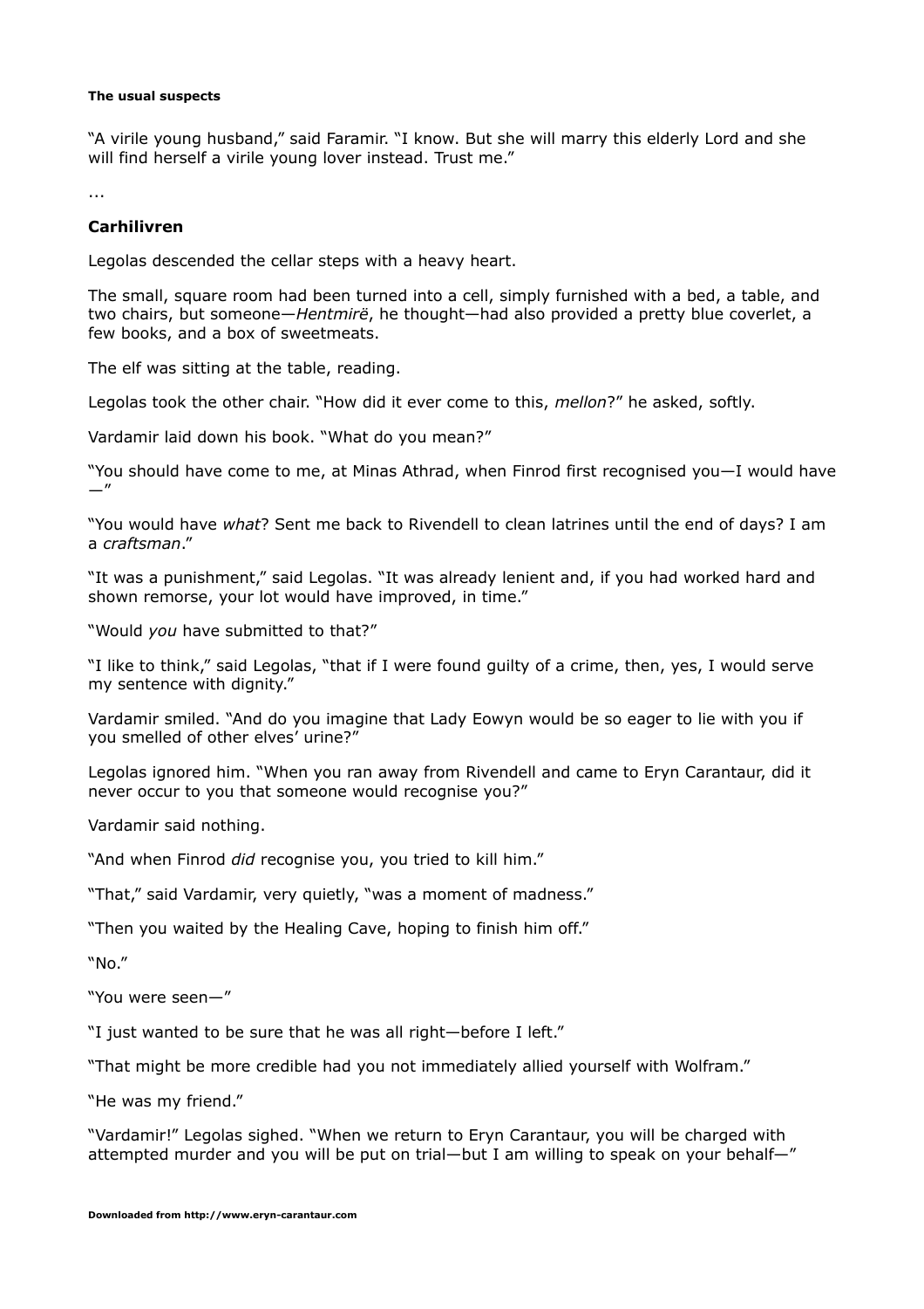"A virile young husband," said Faramir. "I know. But she will marry this elderly Lord and she will find herself a virile young lover instead. Trust me."

...

**Carhilivren**

Legolas descended the cellar steps with a heavy heart.

The small, square room had been turned into a cell, simply furnished with a bed, a table, and two chairs, but someone—*Hentmirë*, he thought—had also provided a pretty blue coverlet, a few books, and a box of sweetmeats.

The elf was sitting at the table, reading.

Legolas took the other chair. "How did it ever come to this, *mellon*?" he asked, softly.

Vardamir laid down his book. "What do you mean?"

"You should have come to me, at Minas Athrad, when Finrod first recognised you—I would have—"

"You would have *what*? Sent me back to Rivendell to clean latrines until the end of days? I am a *craftsman*."

"It was a punishment," said Legolas. "It was already lenient and, if you had worked hard and shown remorse, your lot would have improved, in time."

"Would *you* have submitted to that?"

"I like to think," said Legolas, "that if I were found guilty of a crime, then, yes, I would serve my sentence with dignity."

Vardamir smiled. "And do you imagine that Lady Eowyn would be so eager to lie with you if you smelled of other elves' urine?"

Legolas ignored him. "When you ran away from Rivendell and came to Eryn Carantaur, did it never occur to you that someone would recognise you?"

Vardamir said nothing.

"And when Finrod *did* recognise you, you tried to kill him."

"That," said Vardamir, very quietly, "was a moment of madness."

"Then you waited by the Healing Cave, hoping to finish him off."

"No."

"You were seen—"

"I just wanted to be sure that he was all right—before I left."

"That might be more credible had you not immediately allied yourself with Wolfram."

"He was my friend."

"Vardamir!" Legolas sighed. "When we return to Eryn Carantaur, you will be charged with attempted murder and you will be put on trial—but I am willing to speak on your behalf—"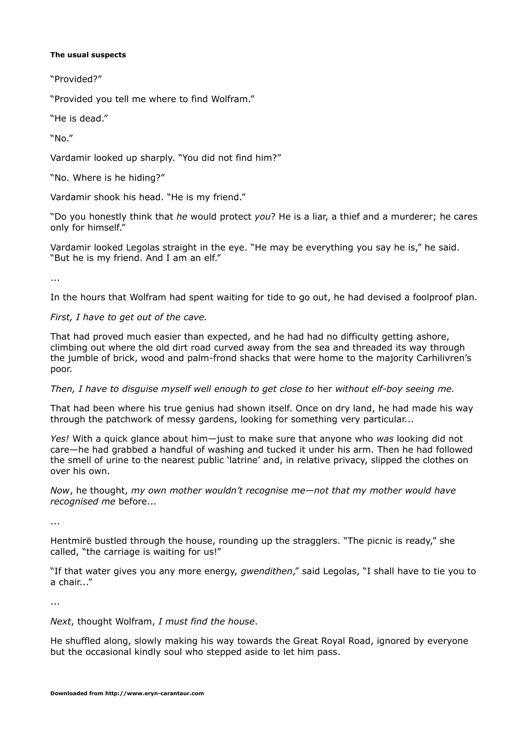**The usual suspects**

"Provided?"

"Provided you tell me where to find Wolfram."

"He is dead."

"No."

Vardamir looked up sharply. "You did not find him?"

"No. Where is he hiding?"

Vardamir shook his head. "He is my friend."

"Do you honestly think that *he* would protect *you*? He is a liar, a thief and a murderer; he cares only for himself."

Vardamir looked Legolas straight in the eye. "He may be everything you say he is," he said. "But he is my friend. And I am an elf."

...

In the hours that Wolfram had spent waiting for tide to go out, he had devised a foolproof plan.

*First, I have to get out of the cave.*

That had proved much easier than expected, and he had had no difficulty getting ashore, climbing out where the old dirt road curved away from the sea and threaded its way through the jumble of brick, wood and palm-frond shacks that were home to the majority Carhilivren's poor.

*Then, I have to disguise myself well enough to get close to* her *without elf-boy seeing me.*

That had been where his true genius had shown itself. Once on dry land, he had made his way through the patchwork of messy gardens, looking for something very particular...

*Yes!* With a quick glance about him—just to make sure that anyone who *was* looking did not care—he had grabbed a handful of washing and tucked it under his arm. Then he had followed the smell of urine to the nearest public 'latrine' and, in relative privacy, slipped the clothes on over his own.

*Now*, he thought, *my own mother wouldn't recognise me—not that my mother would have recognised me* before...

...

Hentmirë bustled through the house, rounding up the stragglers. "The picnic is ready," she called, "the carriage is waiting for us!"

"If that water gives you any more energy, *gwendithen*," said Legolas, "I shall have to tie you to a chair..."

...

*Next*, thought Wolfram, *I must find the house*.

He shuffled along, slowly making his way towards the Great Royal Road, ignored by everyone but the occasional kindly soul who stepped aside to let him pass.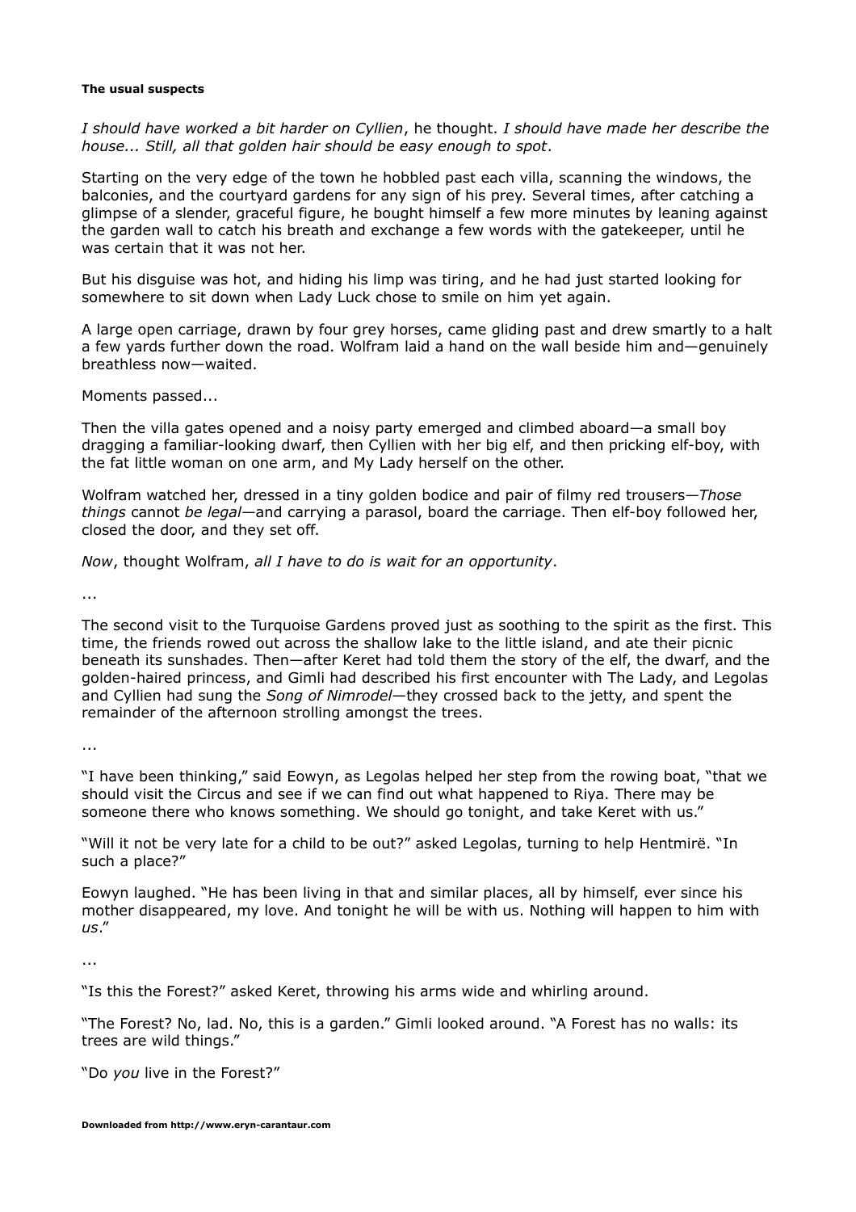**The usual suspects**

*I should have worked a bit harder on Cyllien*, he thought. *I should have made her describe the house... Still, all that golden hair should be easy enough to spot*.

Starting on the very edge of the town he hobbled past each villa, scanning the windows, the balconies, and the courtyard gardens for any sign of his prey. Several times, after catching a glimpse of a slender, graceful figure, he bought himself a few more minutes by leaning against the garden wall to catch his breath and exchange a few words with the gatekeeper, until he was certain that it was not her.

But his disguise was hot, and hiding his limp was tiring, and he had just started looking for somewhere to sit down when Lady Luck chose to smile on him yet again.

A large open carriage, drawn by four grey horses, came gliding past and drew smartly to a halt a few yards further down the road. Wolfram laid a hand on the wall beside him and—genuinely breathless now—waited.

Moments passed...

Then the villa gates opened and a noisy party emerged and climbed aboard—a small boy dragging a familiar-looking dwarf, then Cyllien with her big elf, and then pricking elf-boy, with the fat little woman on one arm, and My Lady herself on the other.

Wolfram watched her, dressed in a tiny golden bodice and pair of filmy red trousers—*Those things* cannot *be legal*—and carrying a parasol, board the carriage. Then elf-boy followed her, closed the door, and they set off.

*Now*, thought Wolfram, *all I have to do is wait for an opportunity*.

...

The second visit to the Turquoise Gardens proved just as soothing to the spirit as the first. This time, the friends rowed out across the shallow lake to the little island, and ate their picnic beneath its sunshades. Then—after Keret had told them the story of the elf, the dwarf, and the golden-haired princess, and Gimli had described his first encounter with The Lady, and Legolas and Cyllien had sung the *Song of Nimrodel*—they crossed back to the jetty, and spent the remainder of the afternoon strolling amongst the trees.

...

"I have been thinking," said Eowyn, as Legolas helped her step from the rowing boat, "that we should visit the Circus and see if we can find out what happened to Riya. There may be someone there who knows something. We should go tonight, and take Keret with us."

"Will it not be very late for a child to be out?" asked Legolas, turning to help Hentmirë. "In such a place?"

Eowyn laughed. "He has been living in that and similar places, all by himself, ever since his mother disappeared, my love. And tonight he will be with us. Nothing will happen to him with *us*."

...

"Is this the Forest?" asked Keret, throwing his arms wide and whirling around.

"The Forest? No, lad. No, this is a garden." Gimli looked around. "A Forest has no walls: its trees are wild things."

"Do *you* live in the Forest?"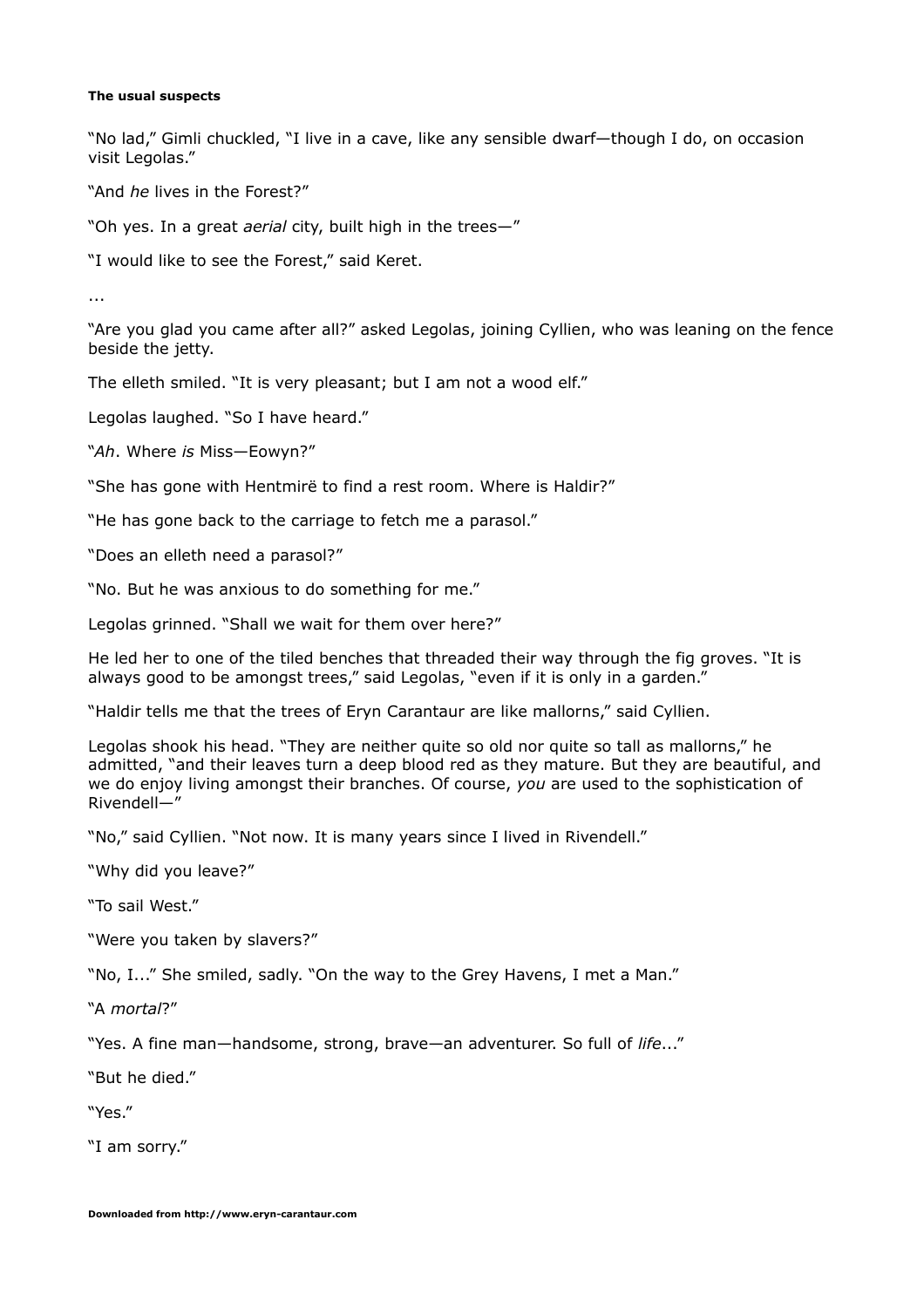**The usual suspects**

"No lad," Gimli chuckled, "I live in a cave, like any sensible dwarf—though I do, on occasion visit Legolas."

"And *he* lives in the Forest?"

"Oh yes. In a great *aerial* city, built high in the trees—"

"I would like to see the Forest," said Keret.

...

"Are you glad you came after all?" asked Legolas, joining Cyllien, who was leaning on the fence beside the jetty.

The elleth smiled. "It is very pleasant; but I am not a wood elf."

Legolas laughed. "So I have heard."

"*Ah*. Where *is* Miss—Eowyn?"

"She has gone with Hentmirë to find a rest room. Where is Haldir?"

"He has gone back to the carriage to fetch me a parasol."

"Does an elleth need a parasol?"

"No. But he was anxious to do something for me."

Legolas grinned. "Shall we wait for them over here?"

He led her to one of the tiled benches that threaded their way through the fig groves. "It is always good to be amongst trees," said Legolas, "even if it is only in a garden."

"Haldir tells me that the trees of Eryn Carantaur are like mallorns," said Cyllien.

Legolas shook his head. "They are neither quite so old nor quite so tall as mallorns," he admitted, "and their leaves turn a deep blood red as they mature. But they are beautiful, and we do enjoy living amongst their branches. Of course, *you* are used to the sophistication of Rivendell—"

"No," said Cyllien. "Not now. It is many years since I lived in Rivendell."

"Why did you leave?"

"To sail West."

"Were you taken by slavers?"

"No, I..." She smiled, sadly. "On the way to the Grey Havens, I met a Man."

"A *mortal*?"

"Yes. A fine man—handsome, strong, brave—an adventurer. So full of *life*..."

"But he died."

"Yes."

"I am sorry."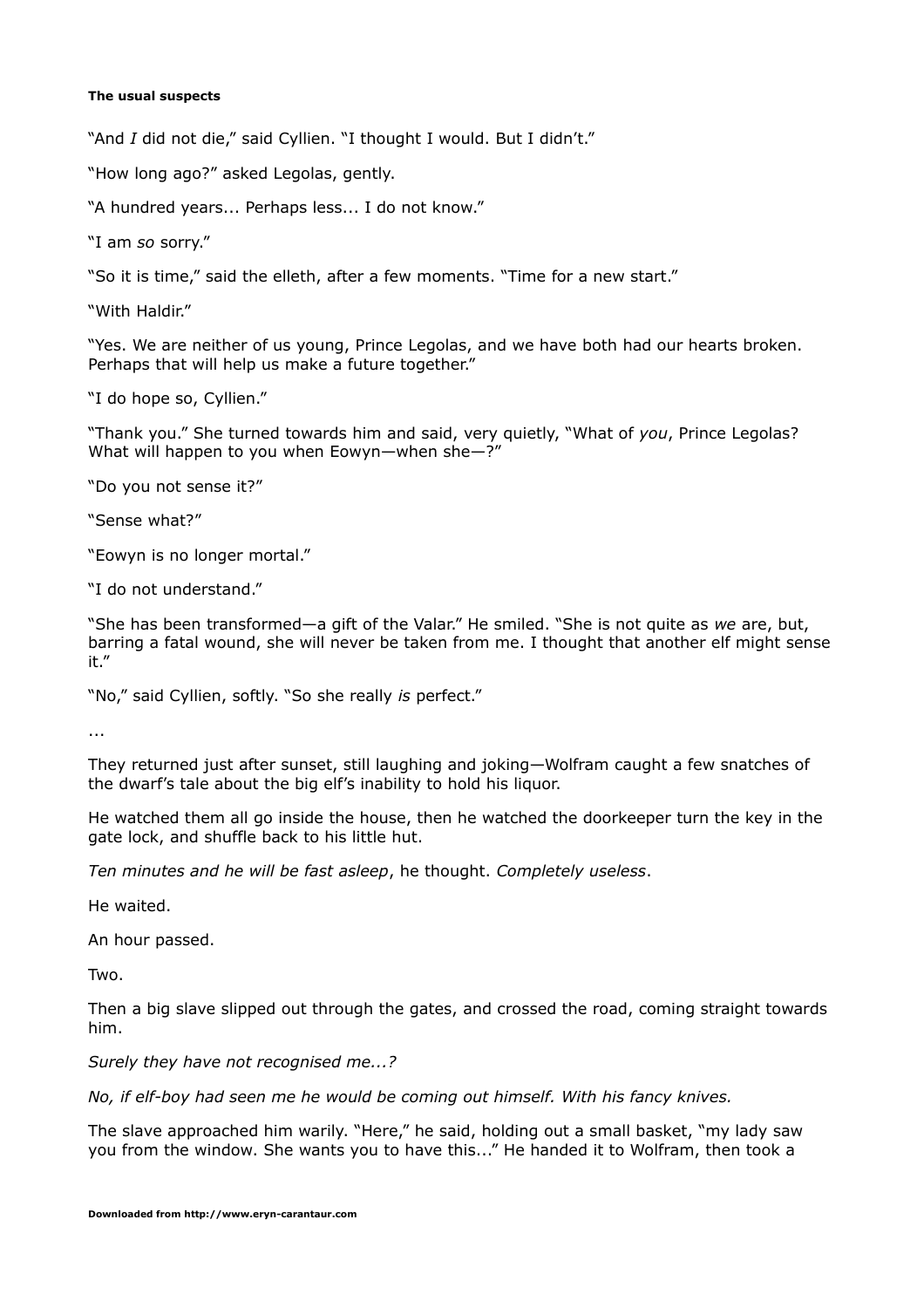**The usual suspects**

"And *I* did not die," said Cyllien. "I thought I would. But I didn't."

"How long ago?" asked Legolas, gently.

"A hundred years... Perhaps less... I do not know."

"I am *so* sorry."

"So it is time," said the elleth, after a few moments. "Time for a new start."

"With Haldir."

"Yes. We are neither of us young, Prince Legolas, and we have both had our hearts broken. Perhaps that will help us make a future together."

"I do hope so, Cyllien."

"Thank you." She turned towards him and said, very quietly, "What of *you*, Prince Legolas? What will happen to you when Eowyn—when she—?"

"Do you not sense it?"

"Sense what?"

"Eowyn is no longer mortal."

"I do not understand."

"She has been transformed—a gift of the Valar." He smiled. "She is not quite as *we* are, but, barring a fatal wound, she will never be taken from me. I thought that another elf might sense it."

"No," said Cyllien, softly. "So she really *is* perfect."

...

They returned just after sunset, still laughing and joking—Wolfram caught a few snatches of the dwarf's tale about the big elf's inability to hold his liquor.

He watched them all go inside the house, then he watched the doorkeeper turn the key in the gate lock, and shuffle back to his little hut.

*Ten minutes and he will be fast asleep*, he thought. *Completely useless*.

He waited.

An hour passed.

Two.

Then a big slave slipped out through the gates, and crossed the road, coming straight towards him.

*Surely they have not recognised me...?*

*No, if elf-boy had seen me he would be coming out himself. With his fancy knives.*

The slave approached him warily. "Here," he said, holding out a small basket, "my lady saw you from the window. She wants you to have this..." He handed it to Wolfram, then took a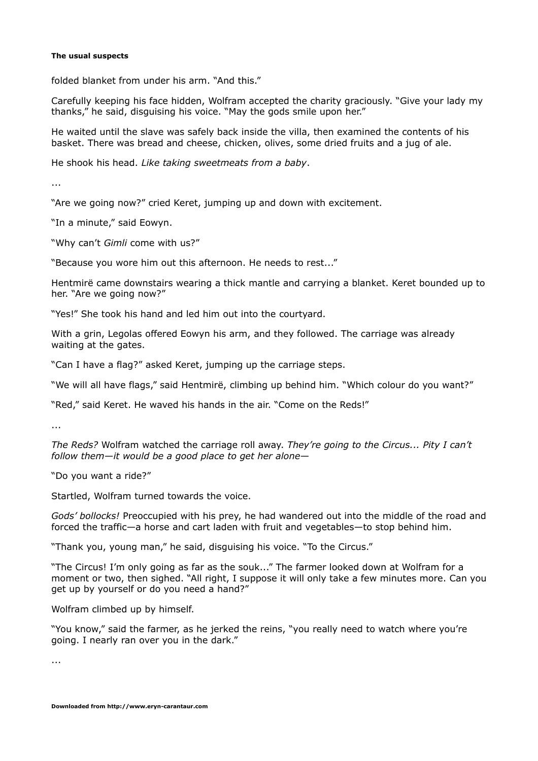folded blanket from under his arm. "And this."

Carefully keeping his face hidden, Wolfram accepted the charity graciously. "Give your lady my thanks," he said, disguising his voice. "May the gods smile upon her."

He waited until the slave was safely back inside the villa, then examined the contents of his basket. There was bread and cheese, chicken, olives, some dried fruits and a jug of ale.

He shook his head. *Like taking sweetmeats from a baby*.

...

"Are we going now?" cried Keret, jumping up and down with excitement.

"In a minute," said Eowyn.

"Why can't *Gimli* come with us?"

"Because you wore him out this afternoon. He needs to rest..."

Hentmirë came downstairs wearing a thick mantle and carrying a blanket. Keret bounded up to her. "Are we going now?"

"Yes!" She took his hand and led him out into the courtyard.

With a grin, Legolas offered Eowyn his arm, and they followed. The carriage was already waiting at the gates.

"Can I have a flag?" asked Keret, jumping up the carriage steps.

"We will all have flags," said Hentmirë, climbing up behind him. "Which colour do you want?"

"Red," said Keret. He waved his hands in the air. "Come on the Reds!"

...

*The Reds?* Wolfram watched the carriage roll away. *They're going to the Circus... Pity I can't follow them—it would be a good place to get her alone—*

"Do you want a ride?"

Startled, Wolfram turned towards the voice.

*Gods' bollocks!* Preoccupied with his prey, he had wandered out into the middle of the road and forced the traffic—a horse and cart laden with fruit and vegetables—to stop behind him.

"Thank you, young man," he said, disguising his voice. "To the Circus."

"The Circus! I'm only going as far as the souk..." The farmer looked down at Wolfram for a moment or two, then sighed. "All right, I suppose it will only take a few minutes more. Can you get up by yourself or do you need a hand?"

Wolfram climbed up by himself.

"You know," said the farmer, as he jerked the reins, "you really need to watch where you're going. I nearly ran over you in the dark."

...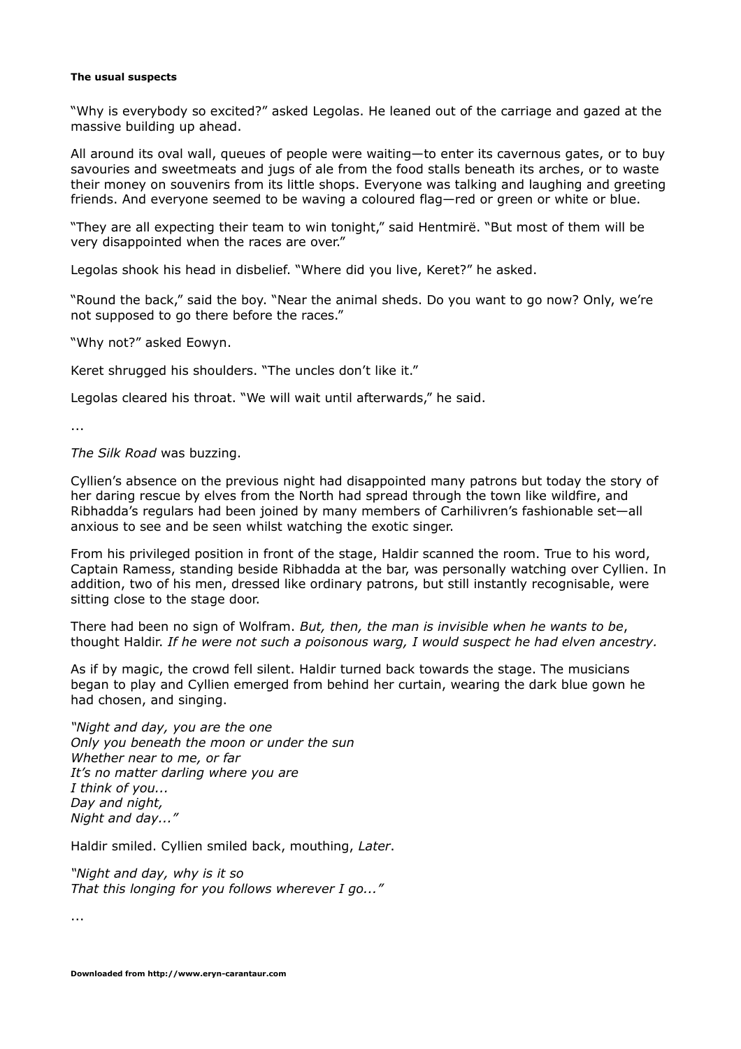**The usual suspects**

"Why is everybody so excited?" asked Legolas. He leaned out of the carriage and gazed at the massive building up ahead.

All around its oval wall, queues of people were waiting—to enter its cavernous gates, or to buy savouries and sweetmeats and jugs of ale from the food stalls beneath its arches, or to waste their money on souvenirs from its little shops. Everyone was talking and laughing and greeting friends. And everyone seemed to be waving a coloured flag—red or green or white or blue.

"They are all expecting their team to win tonight," said Hentmirë. "But most of them will be very disappointed when the races are over."

Legolas shook his head in disbelief. "Where did you live, Keret?" he asked.

"Round the back," said the boy. "Near the animal sheds. Do you want to go now? Only, we're not supposed to go there before the races."

"Why not?" asked Eowyn.

Keret shrugged his shoulders. "The uncles don't like it."

Legolas cleared his throat. "We will wait until afterwards," he said.

...

*The Silk Road* was buzzing.

Cyllien's absence on the previous night had disappointed many patrons but today the story of her daring rescue by elves from the North had spread through the town like wildfire, and Ribhadda's regulars had been joined by many members of Carhilivren's fashionable set—all anxious to see and be seen whilst watching the exotic singer.

From his privileged position in front of the stage, Haldir scanned the room. True to his word, Captain Ramess, standing beside Ribhadda at the bar, was personally watching over Cyllien. In addition, two of his men, dressed like ordinary patrons, but still instantly recognisable, were sitting close to the stage door.

There had been no sign of Wolfram. *But, then, the man is invisible when he wants to be*, thought Haldir. *If he were not such a poisonous warg, I would suspect he had elven ancestry.*

As if by magic, the crowd fell silent. Haldir turned back towards the stage. The musicians began to play and Cyllien emerged from behind her curtain, wearing the dark blue gown he had chosen, and singing.

*"Night and day, you are the one*
*Only you beneath the moon or under the sun*
*Whether near to me, or far*
*It's no matter darling where you are*
*I think of you...*
*Day and night,*
*Night and day..."*

Haldir smiled. Cyllien smiled back, mouthing, *Later*.

*"Night and day, why is it so*
*That this longing for you follows wherever I go..."*

...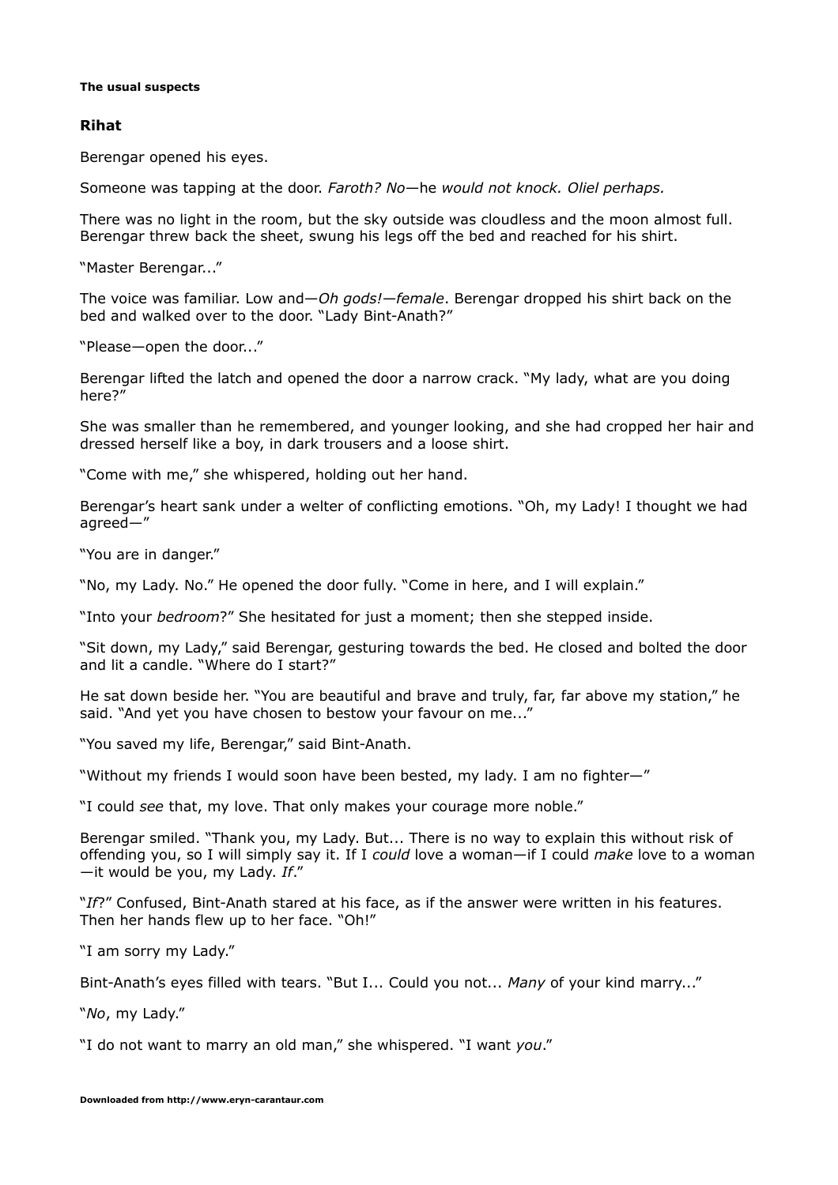**The usual suspects**

### Rihat

Berengar opened his eyes.

Someone was tapping at the door. *Faroth? No*—he *would not knock. Oliel perhaps.*

There was no light in the room, but the sky outside was cloudless and the moon almost full. Berengar threw back the sheet, swung his legs off the bed and reached for his shirt.

"Master Berengar..."

The voice was familiar. Low and—*Oh gods!—female*. Berengar dropped his shirt back on the bed and walked over to the door. "Lady Bint-Anath?"

"Please—open the door..."

Berengar lifted the latch and opened the door a narrow crack. "My lady, what are you doing here?"

She was smaller than he remembered, and younger looking, and she had cropped her hair and dressed herself like a boy, in dark trousers and a loose shirt.

"Come with me," she whispered, holding out her hand.

Berengar's heart sank under a welter of conflicting emotions. "Oh, my Lady! I thought we had agreed—"

"You are in danger."

"No, my Lady. No." He opened the door fully. "Come in here, and I will explain."

"Into your *bedroom*?" She hesitated for just a moment; then she stepped inside.

"Sit down, my Lady," said Berengar, gesturing towards the bed. He closed and bolted the door and lit a candle. "Where do I start?"

He sat down beside her. "You are beautiful and brave and truly, far, far above my station," he said. "And yet you have chosen to bestow your favour on me..."

"You saved my life, Berengar," said Bint-Anath.

"Without my friends I would soon have been bested, my lady. I am no fighter—"

"I could *see* that, my love. That only makes your courage more noble."

Berengar smiled. "Thank you, my Lady. But... There is no way to explain this without risk of offending you, so I will simply say it. If I *could* love a woman—if I could *make* love to a woman—it would be you, my Lady. *If*."

"*If*?" Confused, Bint-Anath stared at his face, as if the answer were written in his features. Then her hands flew up to her face. "Oh!"

"I am sorry my Lady."

Bint-Anath's eyes filled with tears. "But I... Could you not... *Many* of your kind marry..."

"*No*, my Lady."

"I do not want to marry an old man," she whispered. "I want *you*."

**Downloaded from http://www.eryn-carantaur.com**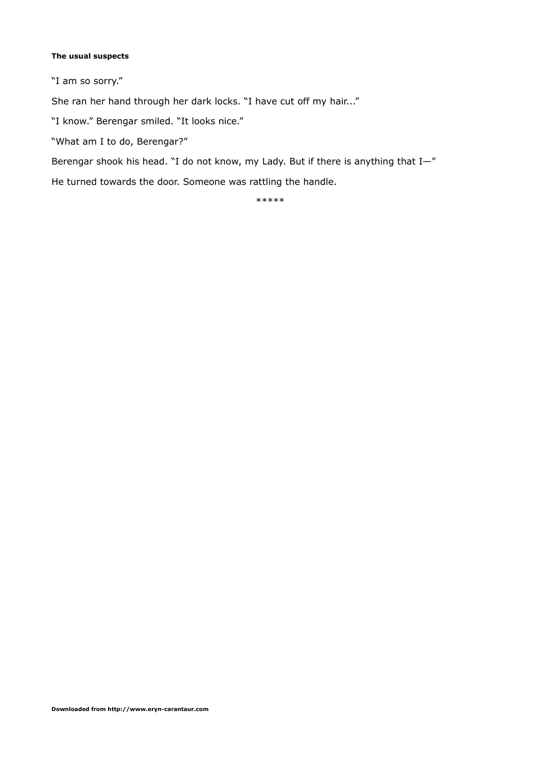**The usual suspects**

"I am so sorry."

She ran her hand through her dark locks. "I have cut off my hair..."

"I know." Berengar smiled. "It looks nice."

"What am I to do, Berengar?"

Berengar shook his head. "I do not know, my Lady. But if there is anything that I—"

He turned towards the door. Someone was rattling the handle.

*****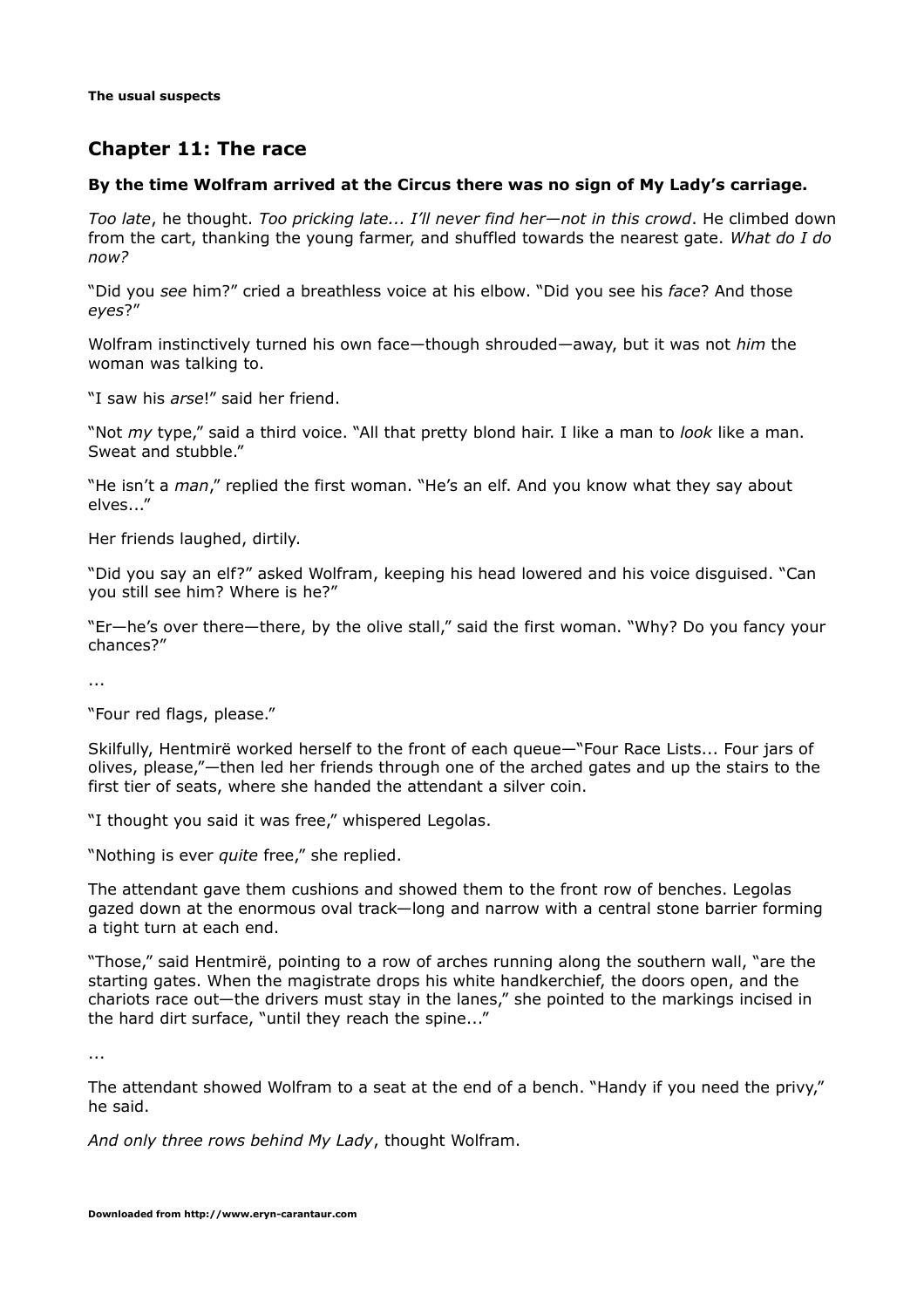## Chapter 11: The race

**By the time Wolfram arrived at the Circus there was no sign of My Lady's carriage.**

*Too late*, he thought. *Too pricking late... I'll never find her—not in this crowd*. He climbed down from the cart, thanking the young farmer, and shuffled towards the nearest gate. *What do I do now?*

"Did you *see* him?" cried a breathless voice at his elbow. "Did you see his *face*? And those *eyes*?"

Wolfram instinctively turned his own face—though shrouded—away, but it was not *him* the woman was talking to.

"I saw his *arse*!" said her friend.

"Not *my* type," said a third voice. "All that pretty blond hair. I like a man to *look* like a man. Sweat and stubble."

"He isn't a *man*," replied the first woman. "He's an elf. And you know what they say about elves..."

Her friends laughed, dirtily.

"Did you say an elf?" asked Wolfram, keeping his head lowered and his voice disguised. "Can you still see him? Where is he?"

"Er—he's over there—there, by the olive stall," said the first woman. "Why? Do you fancy your chances?"

...

"Four red flags, please."

Skilfully, Hentmirë worked herself to the front of each queue—"Four Race Lists... Four jars of olives, please,"—then led her friends through one of the arched gates and up the stairs to the first tier of seats, where she handed the attendant a silver coin.

"I thought you said it was free," whispered Legolas.

"Nothing is ever *quite* free," she replied.

The attendant gave them cushions and showed them to the front row of benches. Legolas gazed down at the enormous oval track—long and narrow with a central stone barrier forming a tight turn at each end.

"Those," said Hentmirë, pointing to a row of arches running along the southern wall, "are the starting gates. When the magistrate drops his white handkerchief, the doors open, and the chariots race out—the drivers must stay in the lanes," she pointed to the markings incised in the hard dirt surface, "until they reach the spine..."

...

The attendant showed Wolfram to a seat at the end of a bench. "Handy if you need the privy," he said.

*And only three rows behind My Lady*, thought Wolfram.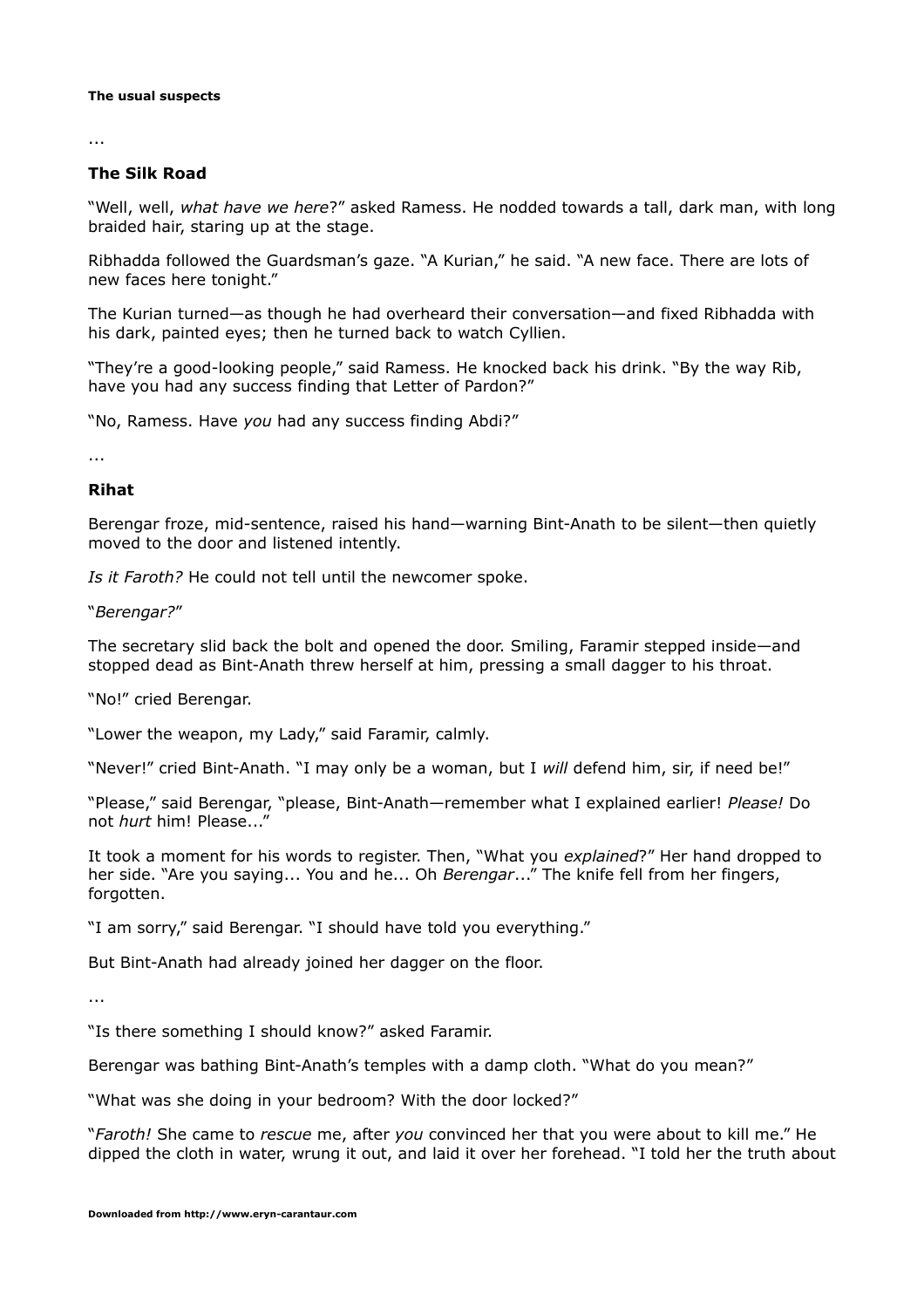**The usual suspects**

...

## The Silk Road

"Well, well, *what have we here*?" asked Ramess. He nodded towards a tall, dark man, with long braided hair, staring up at the stage.

Ribhadda followed the Guardsman's gaze. "A Kurian," he said. "A new face. There are lots of new faces here tonight."

The Kurian turned—as though he had overheard their conversation—and fixed Ribhadda with his dark, painted eyes; then he turned back to watch Cyllien.

"They're a good-looking people," said Ramess. He knocked back his drink. "By the way Rib, have you had any success finding that Letter of Pardon?"

"No, Ramess. Have *you* had any success finding Abdi?"

...

## Rihat

Berengar froze, mid-sentence, raised his hand—warning Bint-Anath to be silent—then quietly moved to the door and listened intently.

*Is it Faroth?* He could not tell until the newcomer spoke.

"*Berengar?*"

The secretary slid back the bolt and opened the door. Smiling, Faramir stepped inside—and stopped dead as Bint-Anath threw herself at him, pressing a small dagger to his throat.

"No!" cried Berengar.

"Lower the weapon, my Lady," said Faramir, calmly.

"Never!" cried Bint-Anath. "I may only be a woman, but I *will* defend him, sir, if need be!"

"Please," said Berengar, "please, Bint-Anath—remember what I explained earlier! *Please!* Do not *hurt* him! Please..."

It took a moment for his words to register. Then, "What you *explained*?" Her hand dropped to her side. "Are you saying... You and he... Oh *Berengar*..." The knife fell from her fingers, forgotten.

"I am sorry," said Berengar. "I should have told you everything."

But Bint-Anath had already joined her dagger on the floor.

...

"Is there something I should know?" asked Faramir.

Berengar was bathing Bint-Anath's temples with a damp cloth. "What do you mean?"

"What was she doing in your bedroom? With the door locked?"

"*Faroth!* She came to *rescue* me, after *you* convinced her that you were about to kill me." He dipped the cloth in water, wrung it out, and laid it over her forehead. "I told her the truth about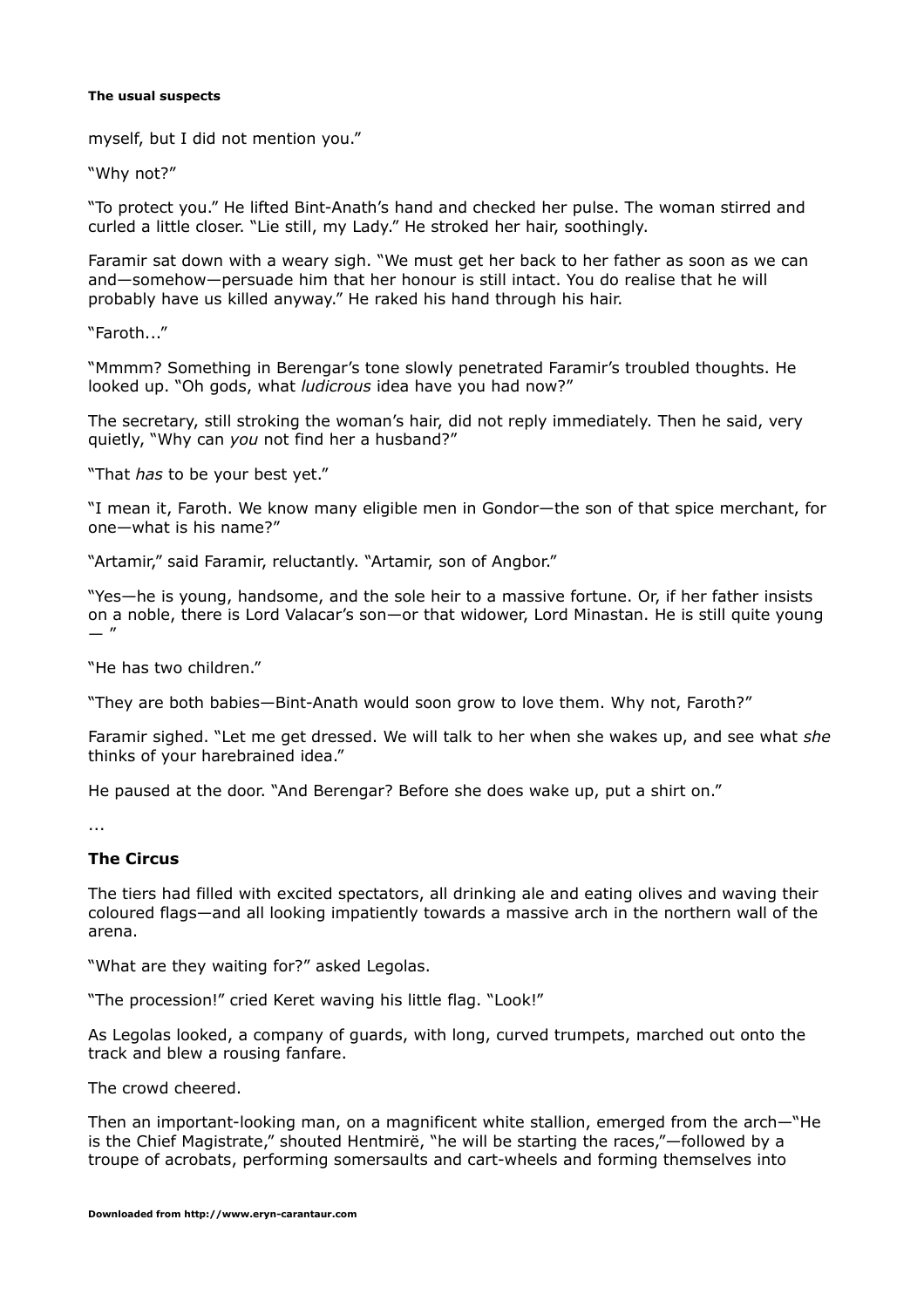myself, but I did not mention you."

"Why not?"

"To protect you." He lifted Bint-Anath's hand and checked her pulse. The woman stirred and curled a little closer. "Lie still, my Lady." He stroked her hair, soothingly.

Faramir sat down with a weary sigh. "We must get her back to her father as soon as we can and—somehow—persuade him that her honour is still intact. You do realise that he will probably have us killed anyway." He raked his hand through his hair.

"Faroth..."

"Mmmm? Something in Berengar's tone slowly penetrated Faramir's troubled thoughts. He looked up. "Oh gods, what *ludicrous* idea have you had now?"

The secretary, still stroking the woman's hair, did not reply immediately. Then he said, very quietly, "Why can *you* not find her a husband?"

"That *has* to be your best yet."

"I mean it, Faroth. We know many eligible men in Gondor—the son of that spice merchant, for one—what is his name?"

"Artamir," said Faramir, reluctantly. "Artamir, son of Angbor."

"Yes—he is young, handsome, and the sole heir to a massive fortune. Or, if her father insists on a noble, there is Lord Valacar's son—or that widower, Lord Minastan. He is still quite young— "

"He has two children."

"They are both babies—Bint-Anath would soon grow to love them. Why not, Faroth?"

Faramir sighed. "Let me get dressed. We will talk to her when she wakes up, and see what *she* thinks of your harebrained idea."

He paused at the door. "And Berengar? Before she does wake up, put a shirt on."

...

## The Circus

The tiers had filled with excited spectators, all drinking ale and eating olives and waving their coloured flags—and all looking impatiently towards a massive arch in the northern wall of the arena.

"What are they waiting for?" asked Legolas.

"The procession!" cried Keret waving his little flag. "Look!"

As Legolas looked, a company of guards, with long, curved trumpets, marched out onto the track and blew a rousing fanfare.

The crowd cheered.

Then an important-looking man, on a magnificent white stallion, emerged from the arch—"He is the Chief Magistrate," shouted Hentmirë, "he will be starting the races,"—followed by a troupe of acrobats, performing somersaults and cart-wheels and forming themselves into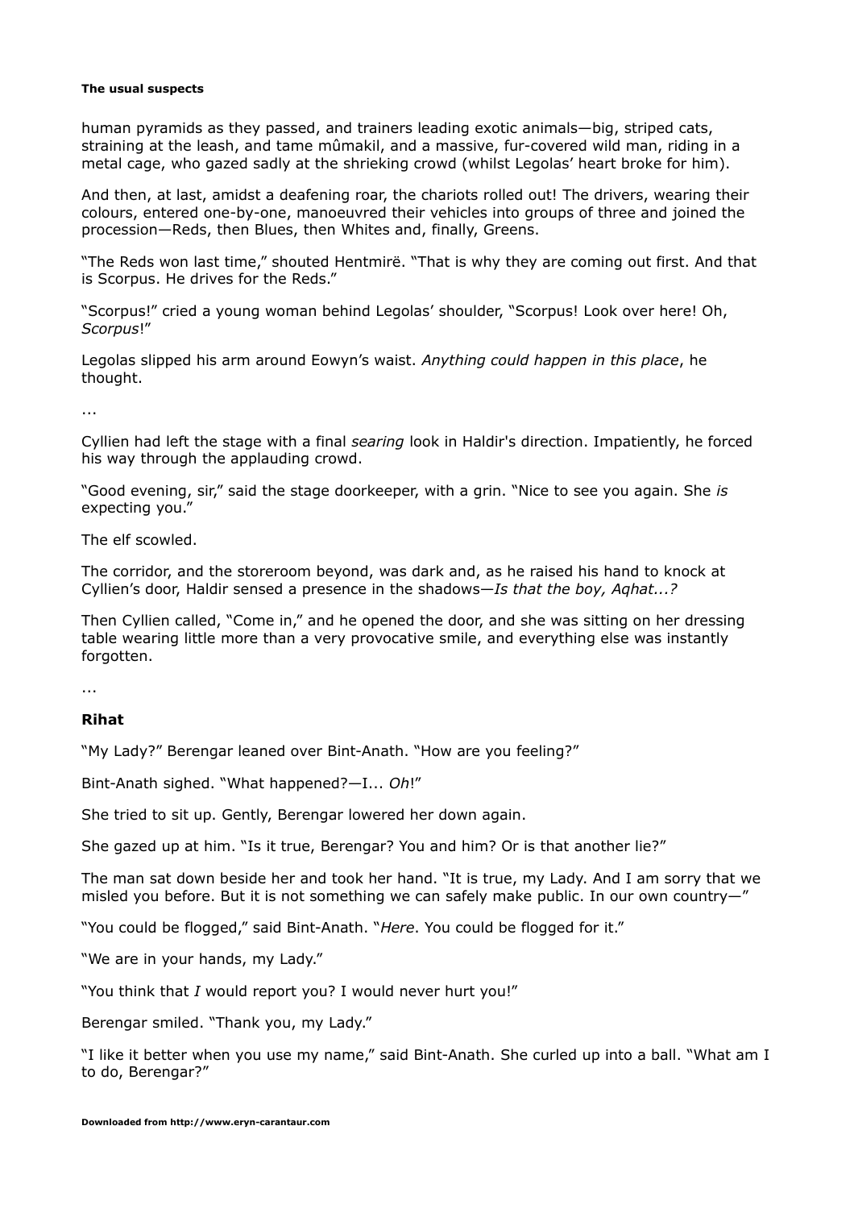human pyramids as they passed, and trainers leading exotic animals—big, striped cats, straining at the leash, and tame mûmakil, and a massive, fur-covered wild man, riding in a metal cage, who gazed sadly at the shrieking crowd (whilst Legolas' heart broke for him).

And then, at last, amidst a deafening roar, the chariots rolled out! The drivers, wearing their colours, entered one-by-one, manoeuvred their vehicles into groups of three and joined the procession—Reds, then Blues, then Whites and, finally, Greens.

"The Reds won last time," shouted Hentmirë. "That is why they are coming out first. And that is Scorpus. He drives for the Reds."

"Scorpus!" cried a young woman behind Legolas' shoulder, "Scorpus! Look over here! Oh, *Scorpus*!"

Legolas slipped his arm around Eowyn's waist. *Anything could happen in this place*, he thought.

...

Cyllien had left the stage with a final *searing* look in Haldir's direction. Impatiently, he forced his way through the applauding crowd.

"Good evening, sir," said the stage doorkeeper, with a grin. "Nice to see you again. She *is* expecting you."

The elf scowled.

The corridor, and the storeroom beyond, was dark and, as he raised his hand to knock at Cyllien's door, Haldir sensed a presence in the shadows—*Is that the boy, Aqhat...?*

Then Cyllien called, "Come in," and he opened the door, and she was sitting on her dressing table wearing little more than a very provocative smile, and everything else was instantly forgotten.

...

**Rihat**

"My Lady?" Berengar leaned over Bint-Anath. "How are you feeling?"

Bint-Anath sighed. "What happened?—I... *Oh*!"

She tried to sit up. Gently, Berengar lowered her down again.

She gazed up at him. "Is it true, Berengar? You and him? Or is that another lie?"

The man sat down beside her and took her hand. "It is true, my Lady. And I am sorry that we misled you before. But it is not something we can safely make public. In our own country—"

"You could be flogged," said Bint-Anath. "*Here*. You could be flogged for it."

"We are in your hands, my Lady."

"You think that *I* would report you? I would never hurt you!"

Berengar smiled. "Thank you, my Lady."

"I like it better when you use my name," said Bint-Anath. She curled up into a ball. "What am I to do, Berengar?"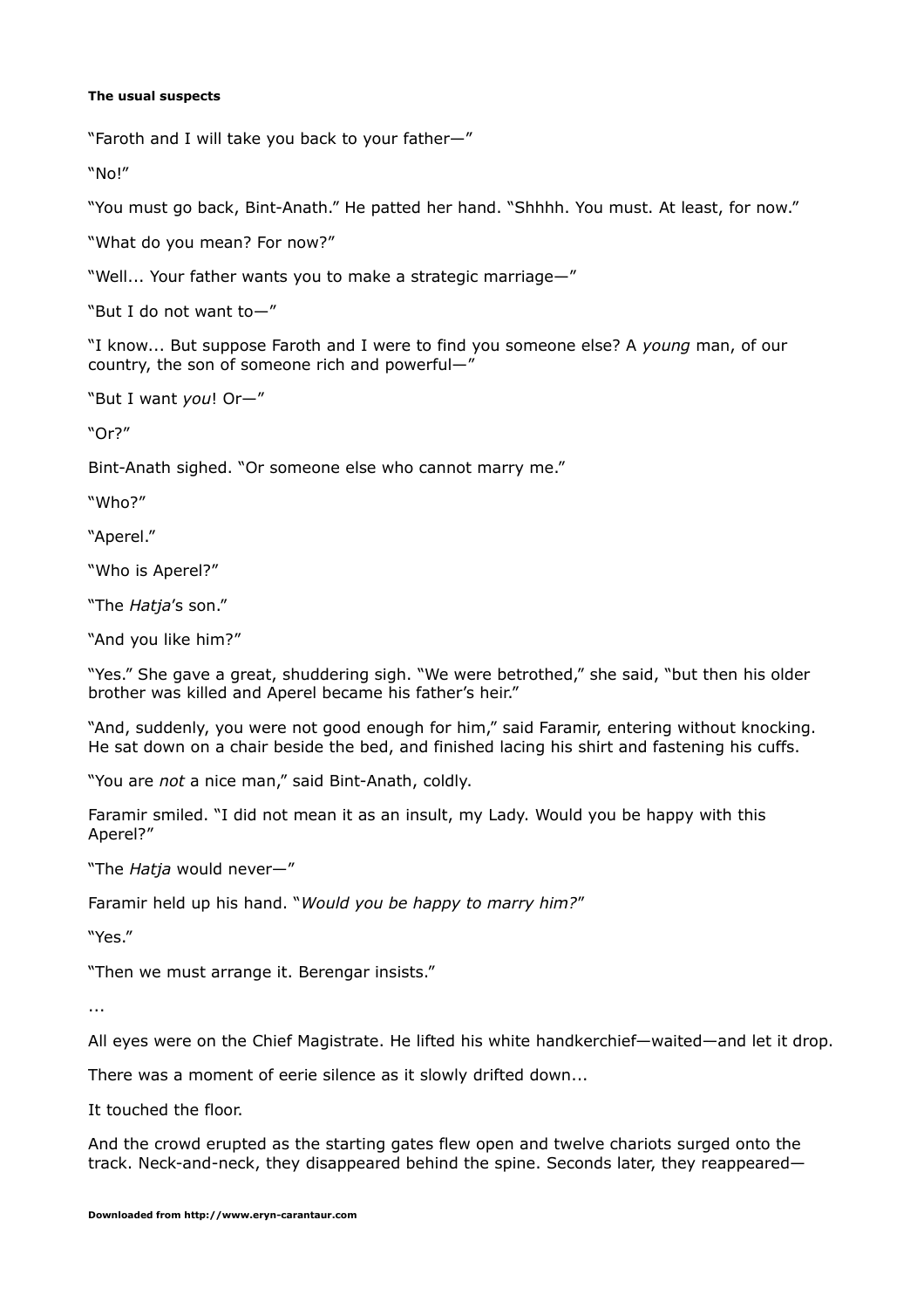**The usual suspects**

"Faroth and I will take you back to your father—"

"No!"

"You must go back, Bint-Anath." He patted her hand. "Shhhh. You must. At least, for now."

"What do you mean? For now?"

"Well... Your father wants you to make a strategic marriage—"

"But I do not want to—"

"I know... But suppose Faroth and I were to find you someone else? A *young* man, of our country, the son of someone rich and powerful—"

"But I want *you*! Or—"

"Or?"

Bint-Anath sighed. "Or someone else who cannot marry me."

"Who?"

"Aperel."

"Who is Aperel?"

"The *Hatja*'s son."

"And you like him?"

"Yes." She gave a great, shuddering sigh. "We were betrothed," she said, "but then his older brother was killed and Aperel became his father's heir."

"And, suddenly, you were not good enough for him," said Faramir, entering without knocking. He sat down on a chair beside the bed, and finished lacing his shirt and fastening his cuffs.

"You are *not* a nice man," said Bint-Anath, coldly.

Faramir smiled. "I did not mean it as an insult, my Lady. Would you be happy with this Aperel?"

"The *Hatja* would never—"

Faramir held up his hand. "*Would you be happy to marry him?*"

"Yes."

"Then we must arrange it. Berengar insists."

...

All eyes were on the Chief Magistrate. He lifted his white handkerchief—waited—and let it drop.

There was a moment of eerie silence as it slowly drifted down...

It touched the floor.

And the crowd erupted as the starting gates flew open and twelve chariots surged onto the track. Neck-and-neck, they disappeared behind the spine. Seconds later, they reappeared—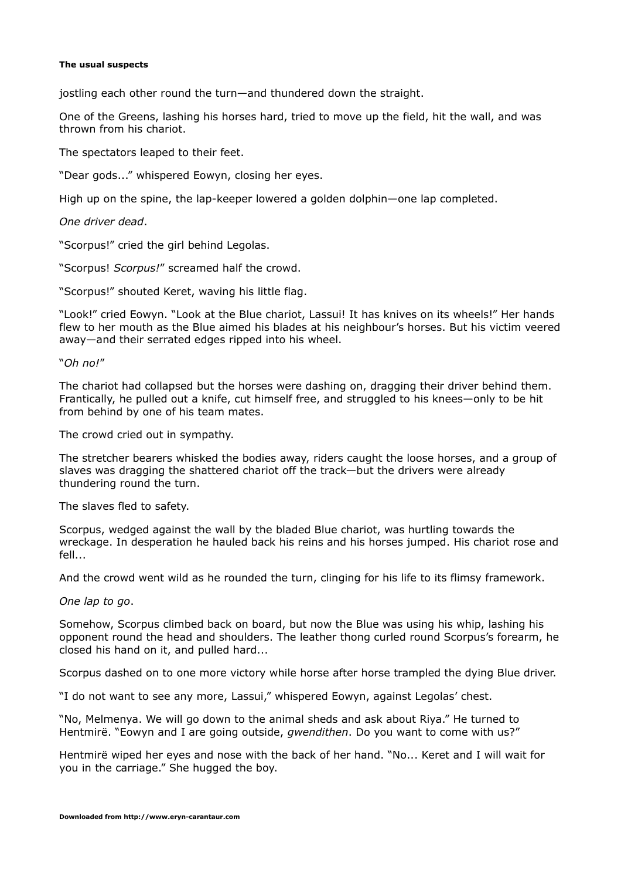jostling each other round the turn—and thundered down the straight.

One of the Greens, lashing his horses hard, tried to move up the field, hit the wall, and was thrown from his chariot.

The spectators leaped to their feet.

"Dear gods..." whispered Eowyn, closing her eyes.

High up on the spine, the lap-keeper lowered a golden dolphin—one lap completed.

*One driver dead*.

"Scorpus!" cried the girl behind Legolas.

"Scorpus! *Scorpus!*" screamed half the crowd.

"Scorpus!" shouted Keret, waving his little flag.

"Look!" cried Eowyn. "Look at the Blue chariot, Lassui! It has knives on its wheels!" Her hands flew to her mouth as the Blue aimed his blades at his neighbour's horses. But his victim veered away—and their serrated edges ripped into his wheel.

"*Oh no!*"

The chariot had collapsed but the horses were dashing on, dragging their driver behind them. Frantically, he pulled out a knife, cut himself free, and struggled to his knees—only to be hit from behind by one of his team mates.

The crowd cried out in sympathy.

The stretcher bearers whisked the bodies away, riders caught the loose horses, and a group of slaves was dragging the shattered chariot off the track—but the drivers were already thundering round the turn.

The slaves fled to safety.

Scorpus, wedged against the wall by the bladed Blue chariot, was hurtling towards the wreckage. In desperation he hauled back his reins and his horses jumped. His chariot rose and fell...

And the crowd went wild as he rounded the turn, clinging for his life to its flimsy framework.

*One lap to go*.

Somehow, Scorpus climbed back on board, but now the Blue was using his whip, lashing his opponent round the head and shoulders. The leather thong curled round Scorpus's forearm, he closed his hand on it, and pulled hard...

Scorpus dashed on to one more victory while horse after horse trampled the dying Blue driver.

"I do not want to see any more, Lassui," whispered Eowyn, against Legolas' chest.

"No, Melmenya. We will go down to the animal sheds and ask about Riya." He turned to Hentmirë. "Eowyn and I are going outside, *gwendithen*. Do you want to come with us?"

Hentmirë wiped her eyes and nose with the back of her hand. "No... Keret and I will wait for you in the carriage." She hugged the boy.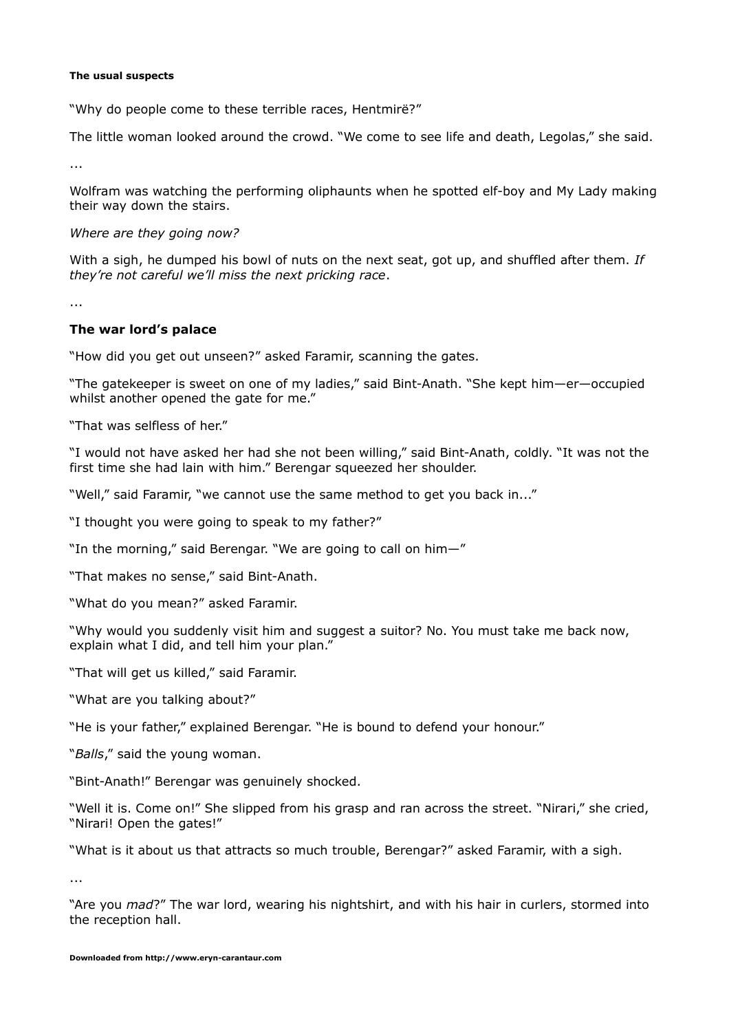**The usual suspects**

"Why do people come to these terrible races, Hentmirë?"

The little woman looked around the crowd. "We come to see life and death, Legolas," she said.

...

Wolfram was watching the performing oliphaunts when he spotted elf-boy and My Lady making their way down the stairs.

*Where are they going now?*

With a sigh, he dumped his bowl of nuts on the next seat, got up, and shuffled after them. *If they're not careful we'll miss the next pricking race*.

...

**The war lord's palace**

"How did you get out unseen?" asked Faramir, scanning the gates.

"The gatekeeper is sweet on one of my ladies," said Bint-Anath. "She kept him—er—occupied whilst another opened the gate for me."

"That was selfless of her."

"I would not have asked her had she not been willing," said Bint-Anath, coldly. "It was not the first time she had lain with him." Berengar squeezed her shoulder.

"Well," said Faramir, "we cannot use the same method to get you back in..."

"I thought you were going to speak to my father?"

"In the morning," said Berengar. "We are going to call on him—"

"That makes no sense," said Bint-Anath.

"What do you mean?" asked Faramir.

"Why would you suddenly visit him and suggest a suitor? No. You must take me back now, explain what I did, and tell him your plan."

"That will get us killed," said Faramir.

"What are you talking about?"

"He is your father," explained Berengar. "He is bound to defend your honour."

"*Balls*," said the young woman.

"Bint-Anath!" Berengar was genuinely shocked.

"Well it is. Come on!" She slipped from his grasp and ran across the street. "Nirari," she cried, "Nirari! Open the gates!"

"What is it about us that attracts so much trouble, Berengar?" asked Faramir, with a sigh.

...

"Are you *mad*?" The war lord, wearing his nightshirt, and with his hair in curlers, stormed into the reception hall.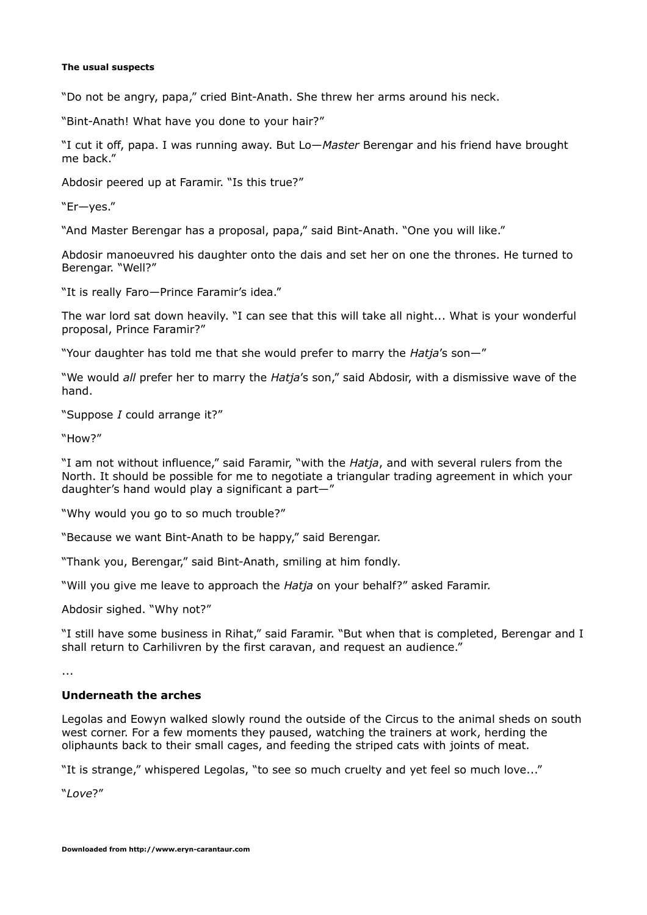**The usual suspects**

"Do not be angry, papa," cried Bint-Anath. She threw her arms around his neck.

"Bint-Anath! What have you done to your hair?"

"I cut it off, papa. I was running away. But Lo—*Master* Berengar and his friend have brought me back."

Abdosir peered up at Faramir. "Is this true?"

"Er—yes."

"And Master Berengar has a proposal, papa," said Bint-Anath. "One you will like."

Abdosir manoeuvred his daughter onto the dais and set her on one the thrones. He turned to Berengar. "Well?"

"It is really Faro—Prince Faramir's idea."

The war lord sat down heavily. "I can see that this will take all night... What is your wonderful proposal, Prince Faramir?"

"Your daughter has told me that she would prefer to marry the *Hatja*'s son—"

"We would *all* prefer her to marry the *Hatja*'s son," said Abdosir, with a dismissive wave of the hand.

"Suppose *I* could arrange it?"

"How?"

"I am not without influence," said Faramir, "with the *Hatja*, and with several rulers from the North. It should be possible for me to negotiate a triangular trading agreement in which your daughter's hand would play a significant a part—"

"Why would you go to so much trouble?"

"Because we want Bint-Anath to be happy," said Berengar.

"Thank you, Berengar," said Bint-Anath, smiling at him fondly.

"Will you give me leave to approach the *Hatja* on your behalf?" asked Faramir.

Abdosir sighed. "Why not?"

"I still have some business in Rihat," said Faramir. "But when that is completed, Berengar and I shall return to Carhilivren by the first caravan, and request an audience."

...

## Underneath the arches

Legolas and Eowyn walked slowly round the outside of the Circus to the animal sheds on south west corner. For a few moments they paused, watching the trainers at work, herding the oliphaunts back to their small cages, and feeding the striped cats with joints of meat.

"It is strange," whispered Legolas, "to see so much cruelty and yet feel so much love..."

"*Love*?"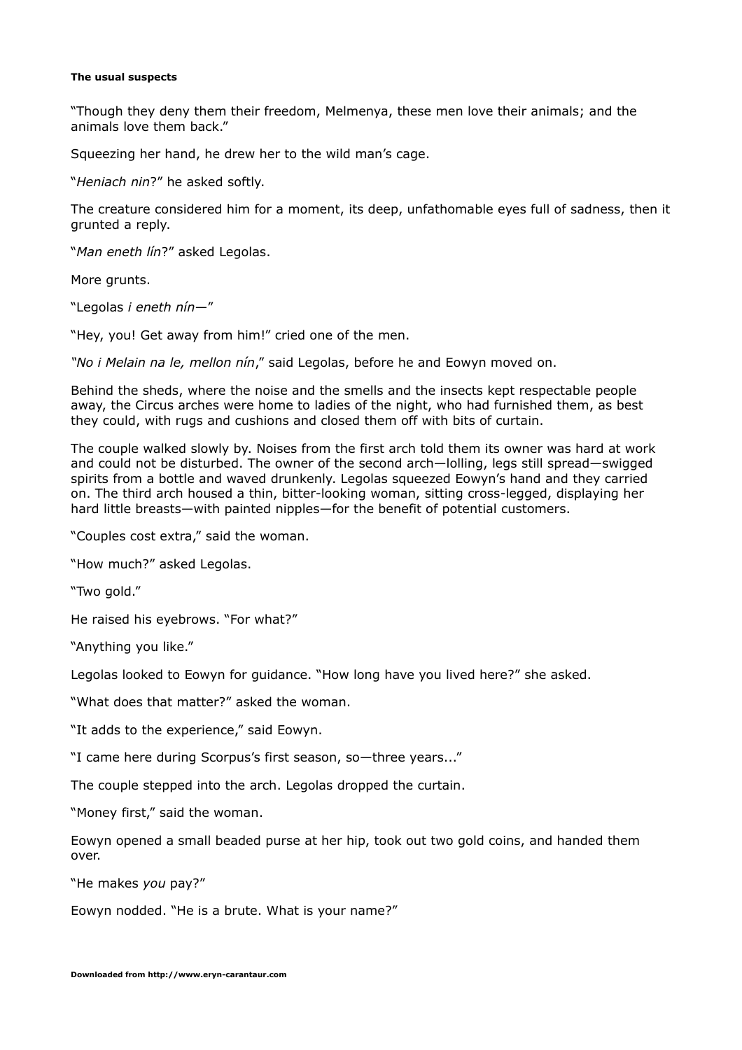**The usual suspects**

"Though they deny them their freedom, Melmenya, these men love their animals; and the animals love them back."

Squeezing her hand, he drew her to the wild man's cage.

"*Heniach nin*?" he asked softly.

The creature considered him for a moment, its deep, unfathomable eyes full of sadness, then it grunted a reply.

"*Man eneth lín*?" asked Legolas.

More grunts.

"Legolas *i eneth nín*—"

"Hey, you! Get away from him!" cried one of the men.

*"No i Melain na le, mellon nín*," said Legolas, before he and Eowyn moved on.

Behind the sheds, where the noise and the smells and the insects kept respectable people away, the Circus arches were home to ladies of the night, who had furnished them, as best they could, with rugs and cushions and closed them off with bits of curtain.

The couple walked slowly by. Noises from the first arch told them its owner was hard at work and could not be disturbed. The owner of the second arch—lolling, legs still spread—swigged spirits from a bottle and waved drunkenly. Legolas squeezed Eowyn's hand and they carried on. The third arch housed a thin, bitter-looking woman, sitting cross-legged, displaying her hard little breasts—with painted nipples—for the benefit of potential customers.

"Couples cost extra," said the woman.

"How much?" asked Legolas.

"Two gold."

He raised his eyebrows. "For what?"

"Anything you like."

Legolas looked to Eowyn for guidance. "How long have you lived here?" she asked.

"What does that matter?" asked the woman.

"It adds to the experience," said Eowyn.

"I came here during Scorpus's first season, so—three years..."

The couple stepped into the arch. Legolas dropped the curtain.

"Money first," said the woman.

Eowyn opened a small beaded purse at her hip, took out two gold coins, and handed them over.

"He makes *you* pay?"

Eowyn nodded. "He is a brute. What is your name?"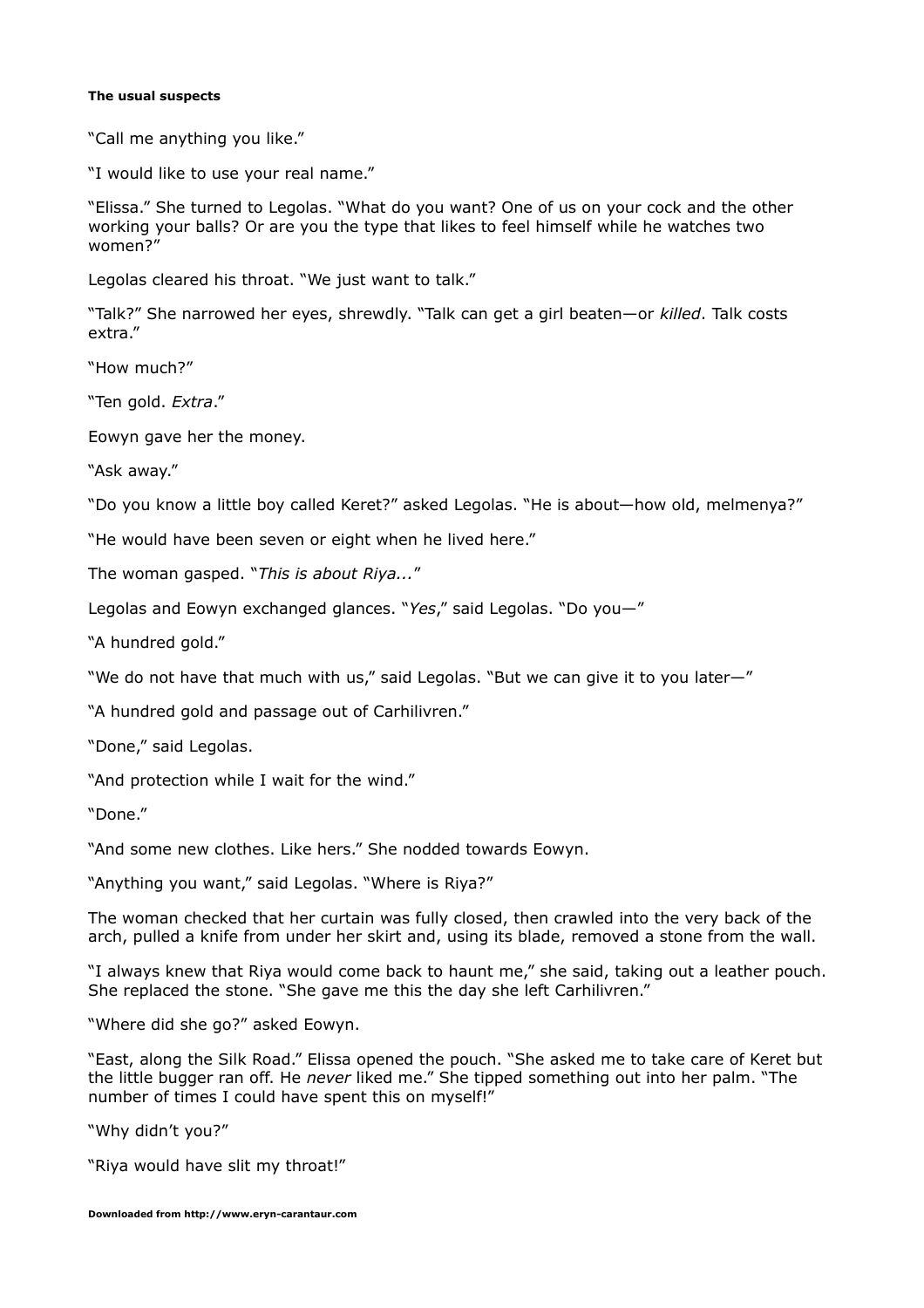**The usual suspects**

"Call me anything you like."

"I would like to use your real name."

"Elissa." She turned to Legolas. "What do you want? One of us on your cock and the other working your balls? Or are you the type that likes to feel himself while he watches two women?"

Legolas cleared his throat. "We just want to talk."

"Talk?" She narrowed her eyes, shrewdly. "Talk can get a girl beaten—or *killed*. Talk costs extra."

"How much?"

"Ten gold. *Extra*."

Eowyn gave her the money.

"Ask away."

"Do you know a little boy called Keret?" asked Legolas. "He is about—how old, melmenya?"

"He would have been seven or eight when he lived here."

The woman gasped. "*This is about Riya...*"

Legolas and Eowyn exchanged glances. "*Yes*," said Legolas. "Do you—"

"A hundred gold."

"We do not have that much with us," said Legolas. "But we can give it to you later—"

"A hundred gold and passage out of Carhilivren."

"Done," said Legolas.

"And protection while I wait for the wind."

"Done."

"And some new clothes. Like hers." She nodded towards Eowyn.

"Anything you want," said Legolas. "Where is Riya?"

The woman checked that her curtain was fully closed, then crawled into the very back of the arch, pulled a knife from under her skirt and, using its blade, removed a stone from the wall.

"I always knew that Riya would come back to haunt me," she said, taking out a leather pouch. She replaced the stone. "She gave me this the day she left Carhilivren."

"Where did she go?" asked Eowyn.

"East, along the Silk Road." Elissa opened the pouch. "She asked me to take care of Keret but the little bugger ran off. He *never* liked me." She tipped something out into her palm. "The number of times I could have spent this on myself!"

"Why didn't you?"

"Riya would have slit my throat!"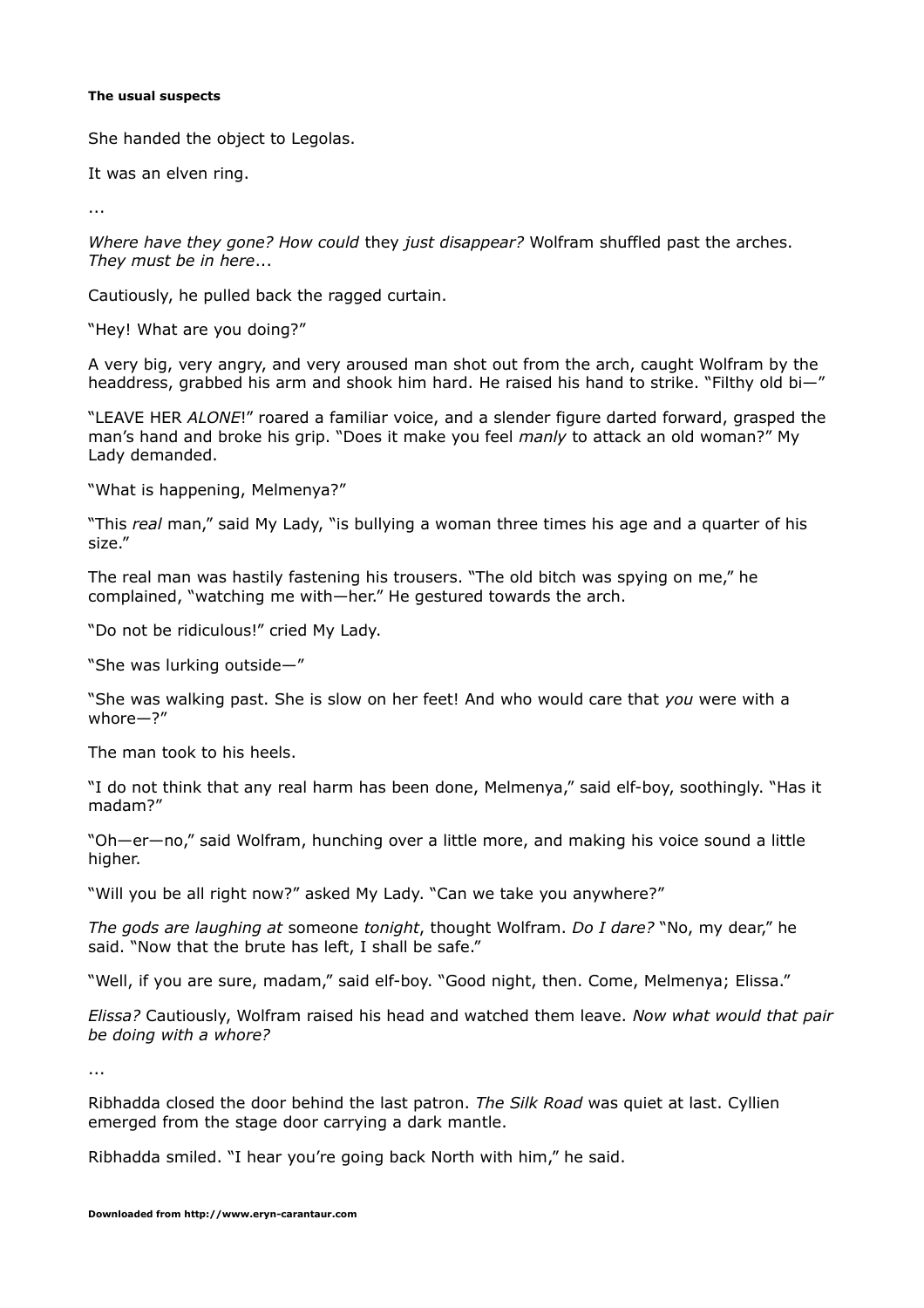**The usual suspects**

She handed the object to Legolas.

It was an elven ring.

...

*Where have they gone? How could* they *just disappear?* Wolfram shuffled past the arches. *They must be in here*...

Cautiously, he pulled back the ragged curtain.

"Hey! What are you doing?"

A very big, very angry, and very aroused man shot out from the arch, caught Wolfram by the headdress, grabbed his arm and shook him hard. He raised his hand to strike. "Filthy old bi—"

"LEAVE HER *ALONE*!" roared a familiar voice, and a slender figure darted forward, grasped the man's hand and broke his grip. "Does it make you feel *manly* to attack an old woman?" My Lady demanded.

"What is happening, Melmenya?"

"This *real* man," said My Lady, "is bullying a woman three times his age and a quarter of his size."

The real man was hastily fastening his trousers. "The old bitch was spying on me," he complained, "watching me with—her." He gestured towards the arch.

"Do not be ridiculous!" cried My Lady.

"She was lurking outside—"

"She was walking past. She is slow on her feet! And who would care that *you* were with a whore—?"

The man took to his heels.

"I do not think that any real harm has been done, Melmenya," said elf-boy, soothingly. "Has it madam?"

"Oh—er—no," said Wolfram, hunching over a little more, and making his voice sound a little higher.

"Will you be all right now?" asked My Lady. "Can we take you anywhere?"

*The gods are laughing at* someone *tonight*, thought Wolfram. *Do I dare?* "No, my dear," he said. "Now that the brute has left, I shall be safe."

"Well, if you are sure, madam," said elf-boy. "Good night, then. Come, Melmenya; Elissa."

*Elissa?* Cautiously, Wolfram raised his head and watched them leave. *Now what would that pair be doing with a whore?*

...

Ribhadda closed the door behind the last patron. *The Silk Road* was quiet at last. Cyllien emerged from the stage door carrying a dark mantle.

Ribhadda smiled. "I hear you're going back North with him," he said.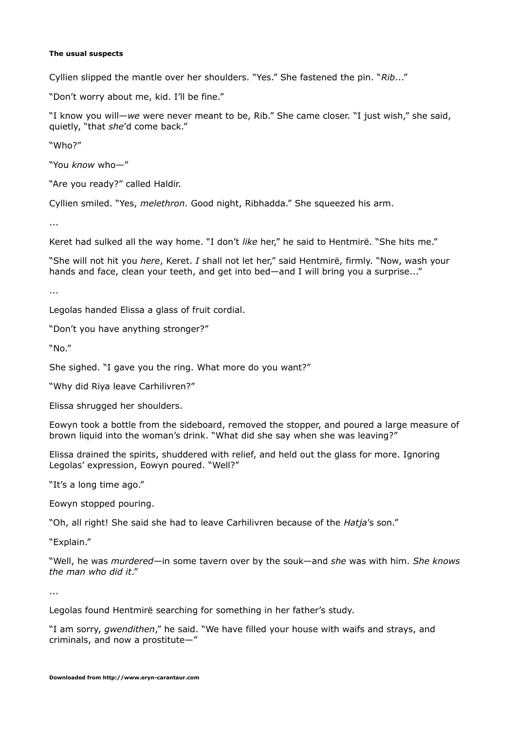**The usual suspects**

Cyllien slipped the mantle over her shoulders. "Yes." She fastened the pin. "*Rib*..."

"Don't worry about me, kid. I'll be fine."

"I know you will—*we* were never meant to be, Rib." She came closer. "I just wish," she said, quietly, "that *she*'d come back."

"Who?"

"You *know* who—"

"Are you ready?" called Haldir.

Cyllien smiled. "Yes, *melethron*. Good night, Ribhadda." She squeezed his arm.

...

Keret had sulked all the way home. "I don't *like* her," he said to Hentmirë. "She hits me."

"She will not hit you *here*, Keret. *I* shall not let her," said Hentmirë, firmly. "Now, wash your hands and face, clean your teeth, and get into bed—and I will bring you a surprise..."

...

Legolas handed Elissa a glass of fruit cordial.

"Don't you have anything stronger?"

"No."

She sighed. "I gave you the ring. What more do you want?"

"Why did Riya leave Carhilivren?"

Elissa shrugged her shoulders.

Eowyn took a bottle from the sideboard, removed the stopper, and poured a large measure of brown liquid into the woman's drink. "What did she say when she was leaving?"

Elissa drained the spirits, shuddered with relief, and held out the glass for more. Ignoring Legolas' expression, Eowyn poured. "Well?"

"It's a long time ago."

Eowyn stopped pouring.

"Oh, all right! She said she had to leave Carhilivren because of the *Hatja*'s son."

"Explain."

"Well, he was *murdered*—in some tavern over by the souk—and *she* was with him. *She knows the man who did it*."

...

Legolas found Hentmirë searching for something in her father's study.

"I am sorry, *gwendithen*," he said. "We have filled your house with waifs and strays, and criminals, and now a prostitute—"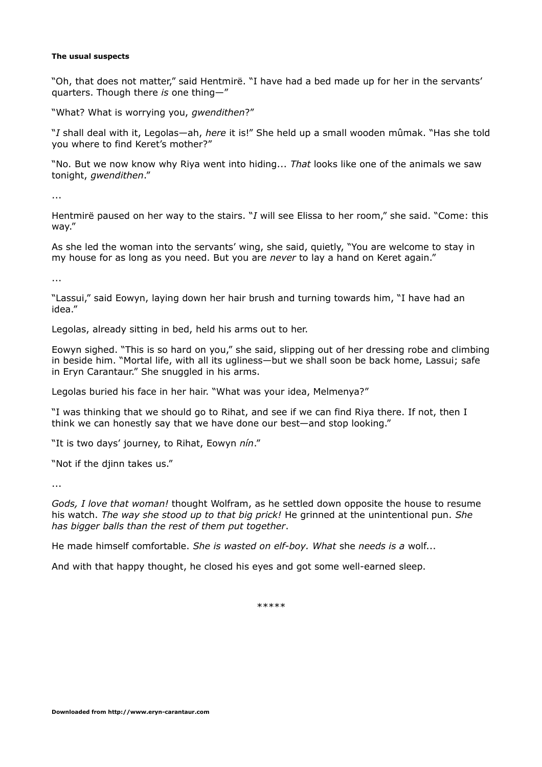"Oh, that does not matter," said Hentmirë. "I have had a bed made up for her in the servants' quarters. Though there *is* one thing—"

"What? What is worrying you, *gwendithen*?"

"*I* shall deal with it, Legolas—ah, *here* it is!" She held up a small wooden mûmak. "Has she told you where to find Keret's mother?"

"No. But we now know why Riya went into hiding... *That* looks like one of the animals we saw tonight, *gwendithen*."

...

Hentmirë paused on her way to the stairs. "*I* will see Elissa to her room," she said. "Come: this way."

As she led the woman into the servants' wing, she said, quietly, "You are welcome to stay in my house for as long as you need. But you are *never* to lay a hand on Keret again."

...

"Lassui," said Eowyn, laying down her hair brush and turning towards him, "I have had an idea."

Legolas, already sitting in bed, held his arms out to her.

Eowyn sighed. "This is so hard on you," she said, slipping out of her dressing robe and climbing in beside him. "Mortal life, with all its ugliness—but we shall soon be back home, Lassui; safe in Eryn Carantaur." She snuggled in his arms.

Legolas buried his face in her hair. "What was your idea, Melmenya?"

"I was thinking that we should go to Rihat, and see if we can find Riya there. If not, then I think we can honestly say that we have done our best—and stop looking."

"It is two days' journey, to Rihat, Eowyn *nín*."

"Not if the djinn takes us."

...

*Gods, I love that woman!* thought Wolfram, as he settled down opposite the house to resume his watch. *The way she stood up to that big prick!* He grinned at the unintentional pun. *She has bigger balls than the rest of them put together*.

He made himself comfortable. *She is wasted on elf-boy. What* she *needs is a* wolf...

And with that happy thought, he closed his eyes and got some well-earned sleep.

*****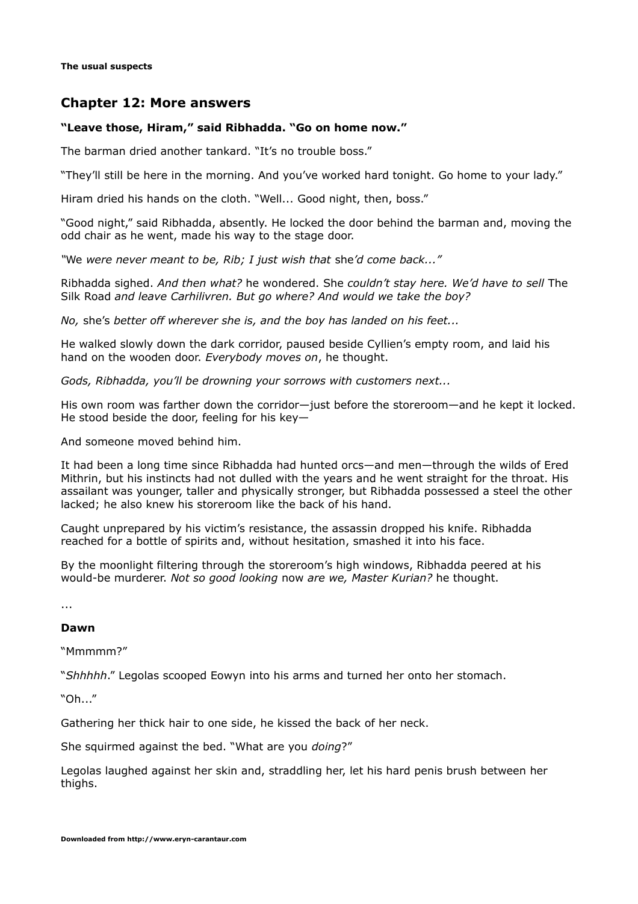**The usual suspects**

## Chapter 12: More answers

**"Leave those, Hiram," said Ribhadda. "Go on home now."**

The barman dried another tankard. "It's no trouble boss."

"They'll still be here in the morning. And you've worked hard tonight. Go home to your lady."

Hiram dried his hands on the cloth. "Well... Good night, then, boss."

"Good night," said Ribhadda, absently. He locked the door behind the barman and, moving the odd chair as he went, made his way to the stage door.

*"*We *were never meant to be, Rib; I just wish that* she*'d come back..."*

Ribhadda sighed. *And then what?* he wondered. She *couldn't stay here. We'd have to sell* The Silk Road *and leave Carhilivren. But go where? And would we take the boy?*

*No,* she's *better off wherever she is, and the boy has landed on his feet...*

He walked slowly down the dark corridor, paused beside Cyllien's empty room, and laid his hand on the wooden door. *Everybody moves on*, he thought.

*Gods, Ribhadda, you'll be drowning your sorrows with customers next...*

His own room was farther down the corridor—just before the storeroom—and he kept it locked. He stood beside the door, feeling for his key—

And someone moved behind him.

It had been a long time since Ribhadda had hunted orcs—and men—through the wilds of Ered Mithrin, but his instincts had not dulled with the years and he went straight for the throat. His assailant was younger, taller and physically stronger, but Ribhadda possessed a steel the other lacked; he also knew his storeroom like the back of his hand.

Caught unprepared by his victim's resistance, the assassin dropped his knife. Ribhadda reached for a bottle of spirits and, without hesitation, smashed it into his face.

By the moonlight filtering through the storeroom's high windows, Ribhadda peered at his would-be murderer. *Not so good looking* now *are we, Master Kurian?* he thought.

...

**Dawn**

"Mmmmm?"

"*Shhhhh*." Legolas scooped Eowyn into his arms and turned her onto her stomach.

"Oh..."

Gathering her thick hair to one side, he kissed the back of her neck.

She squirmed against the bed. "What are you *doing*?"

Legolas laughed against her skin and, straddling her, let his hard penis brush between her thighs.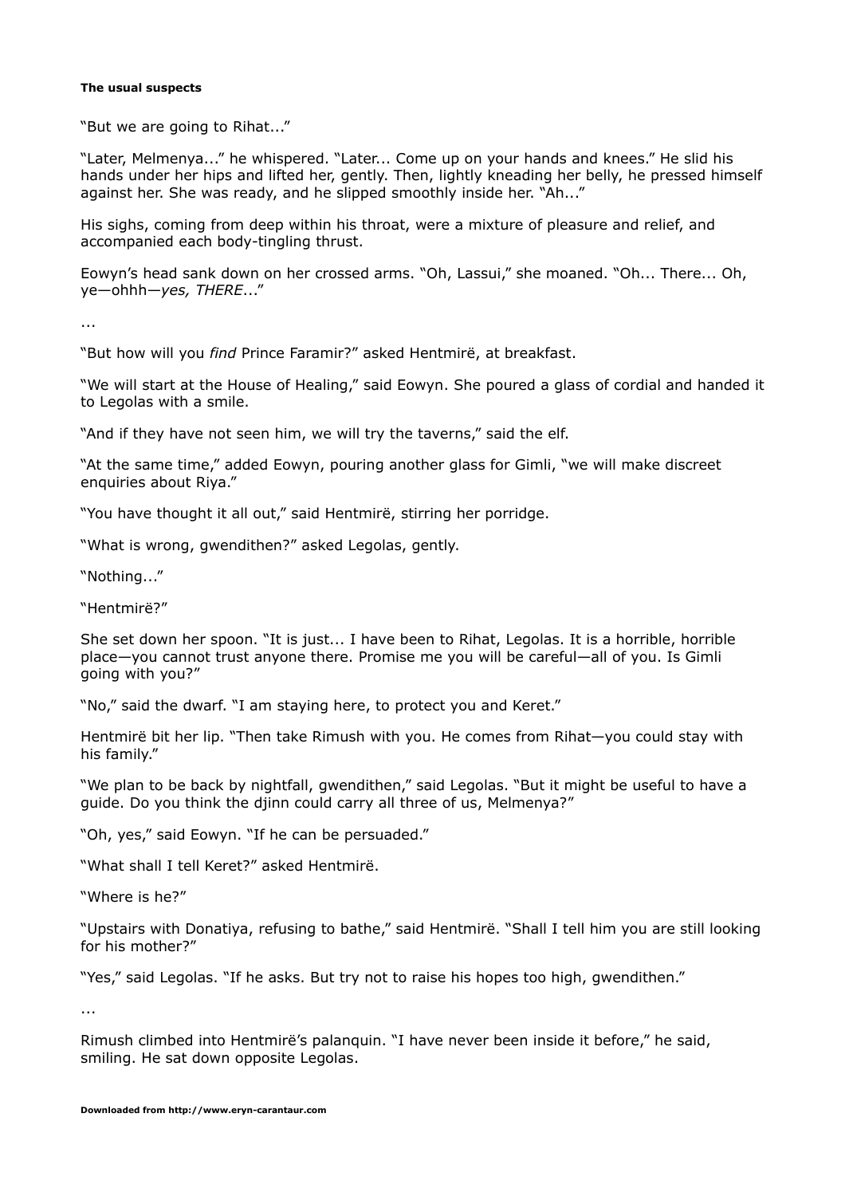**The usual suspects**

"But we are going to Rihat..."

"Later, Melmenya..." he whispered. "Later... Come up on your hands and knees." He slid his hands under her hips and lifted her, gently. Then, lightly kneading her belly, he pressed himself against her. She was ready, and he slipped smoothly inside her. "Ah..."

His sighs, coming from deep within his throat, were a mixture of pleasure and relief, and accompanied each body-tingling thrust.

Eowyn's head sank down on her crossed arms. "Oh, Lassui," she moaned. "Oh... There... Oh, ye—ohhh—*yes, THERE*..."

...

"But how will you *find* Prince Faramir?" asked Hentmirë, at breakfast.

"We will start at the House of Healing," said Eowyn. She poured a glass of cordial and handed it to Legolas with a smile.

"And if they have not seen him, we will try the taverns," said the elf.

"At the same time," added Eowyn, pouring another glass for Gimli, "we will make discreet enquiries about Riya."

"You have thought it all out," said Hentmirë, stirring her porridge.

"What is wrong, gwendithen?" asked Legolas, gently.

"Nothing..."

"Hentmirë?"

She set down her spoon. "It is just... I have been to Rihat, Legolas. It is a horrible, horrible place—you cannot trust anyone there. Promise me you will be careful—all of you. Is Gimli going with you?"

"No," said the dwarf. "I am staying here, to protect you and Keret."

Hentmirë bit her lip. "Then take Rimush with you. He comes from Rihat—you could stay with his family."

"We plan to be back by nightfall, gwendithen," said Legolas. "But it might be useful to have a guide. Do you think the djinn could carry all three of us, Melmenya?"

"Oh, yes," said Eowyn. "If he can be persuaded."

"What shall I tell Keret?" asked Hentmirë.

"Where is he?"

"Upstairs with Donatiya, refusing to bathe," said Hentmirë. "Shall I tell him you are still looking for his mother?"

"Yes," said Legolas. "If he asks. But try not to raise his hopes too high, gwendithen."

...

Rimush climbed into Hentmirë's palanquin. "I have never been inside it before," he said, smiling. He sat down opposite Legolas.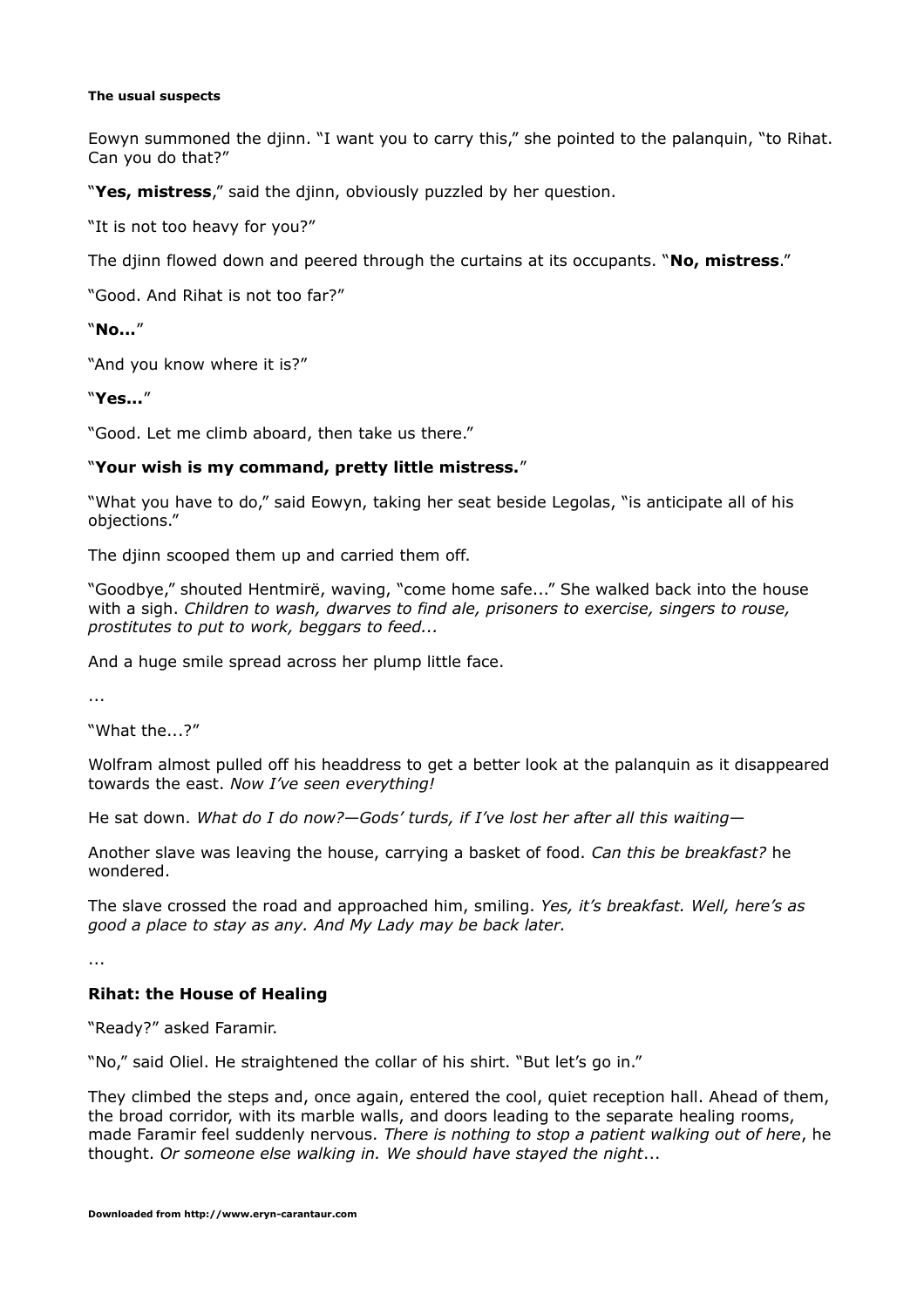Eowyn summoned the djinn. "I want you to carry this," she pointed to the palanquin, "to Rihat. Can you do that?"

"**Yes, mistress**," said the djinn, obviously puzzled by her question.

"It is not too heavy for you?"

The djinn flowed down and peered through the curtains at its occupants. "**No, mistress**."

"Good. And Rihat is not too far?"

"**No...**"

"And you know where it is?"

"**Yes...**"

"Good. Let me climb aboard, then take us there."

"**Your wish is my command, pretty little mistress.**"

"What you have to do," said Eowyn, taking her seat beside Legolas, "is anticipate all of his objections."

The djinn scooped them up and carried them off.

"Goodbye," shouted Hentmirë, waving, "come home safe..." She walked back into the house with a sigh. *Children to wash, dwarves to find ale, prisoners to exercise, singers to rouse, prostitutes to put to work, beggars to feed...*

And a huge smile spread across her plump little face.

...

"What the...?"

Wolfram almost pulled off his headdress to get a better look at the palanquin as it disappeared towards the east. *Now I've seen everything!*

He sat down. *What do I do now?—Gods' turds, if I've lost her after all this waiting—*

Another slave was leaving the house, carrying a basket of food. *Can this be breakfast?* he wondered.

The slave crossed the road and approached him, smiling. *Yes, it's breakfast. Well, here's as good a place to stay as any. And My Lady may be back later.*

...

**Rihat: the House of Healing**

"Ready?" asked Faramir.

"No," said Oliel. He straightened the collar of his shirt. "But let's go in."

They climbed the steps and, once again, entered the cool, quiet reception hall. Ahead of them, the broad corridor, with its marble walls, and doors leading to the separate healing rooms, made Faramir feel suddenly nervous. *There is nothing to stop a patient walking out of here*, he thought. *Or someone else walking in. We should have stayed the night*...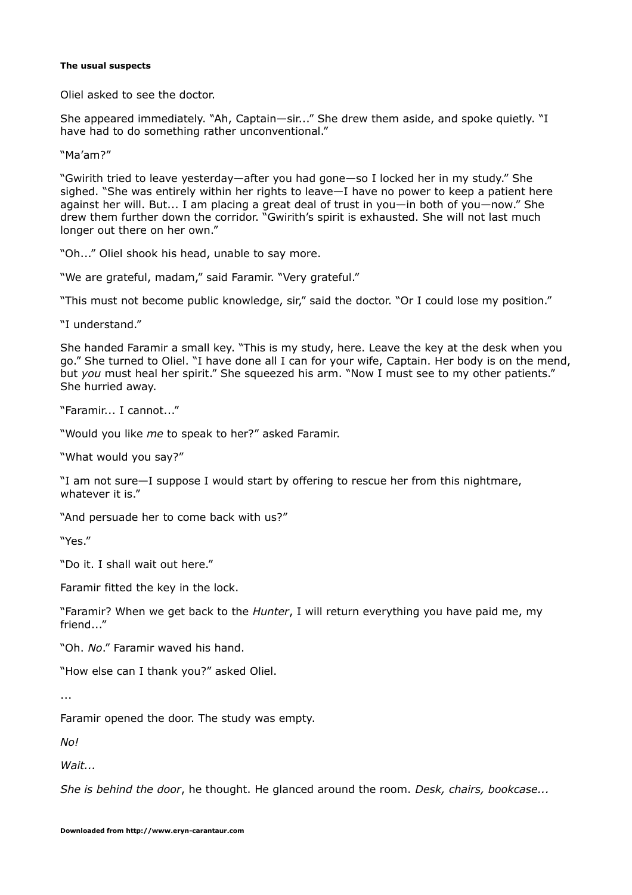**The usual suspects**

Oliel asked to see the doctor.

She appeared immediately. "Ah, Captain—sir..." She drew them aside, and spoke quietly. "I have had to do something rather unconventional."

"Ma'am?"

"Gwirith tried to leave yesterday—after you had gone—so I locked her in my study." She sighed. "She was entirely within her rights to leave—I have no power to keep a patient here against her will. But... I am placing a great deal of trust in you—in both of you—now." She drew them further down the corridor. "Gwirith's spirit is exhausted. She will not last much longer out there on her own."

"Oh..." Oliel shook his head, unable to say more.

"We are grateful, madam," said Faramir. "Very grateful."

"This must not become public knowledge, sir," said the doctor. "Or I could lose my position."

"I understand."

She handed Faramir a small key. "This is my study, here. Leave the key at the desk when you go." She turned to Oliel. "I have done all I can for your wife, Captain. Her body is on the mend, but *you* must heal her spirit." She squeezed his arm. "Now I must see to my other patients." She hurried away.

"Faramir... I cannot..."

"Would you like *me* to speak to her?" asked Faramir.

"What would you say?"

"I am not sure—I suppose I would start by offering to rescue her from this nightmare, whatever it is."

"And persuade her to come back with us?"

"Yes."

"Do it. I shall wait out here."

Faramir fitted the key in the lock.

"Faramir? When we get back to the *Hunter*, I will return everything you have paid me, my friend..."

"Oh. *No*." Faramir waved his hand.

"How else can I thank you?" asked Oliel.

...

Faramir opened the door. The study was empty.

*No!*

*Wait...*

*She is behind the door*, he thought. He glanced around the room. *Desk, chairs, bookcase...*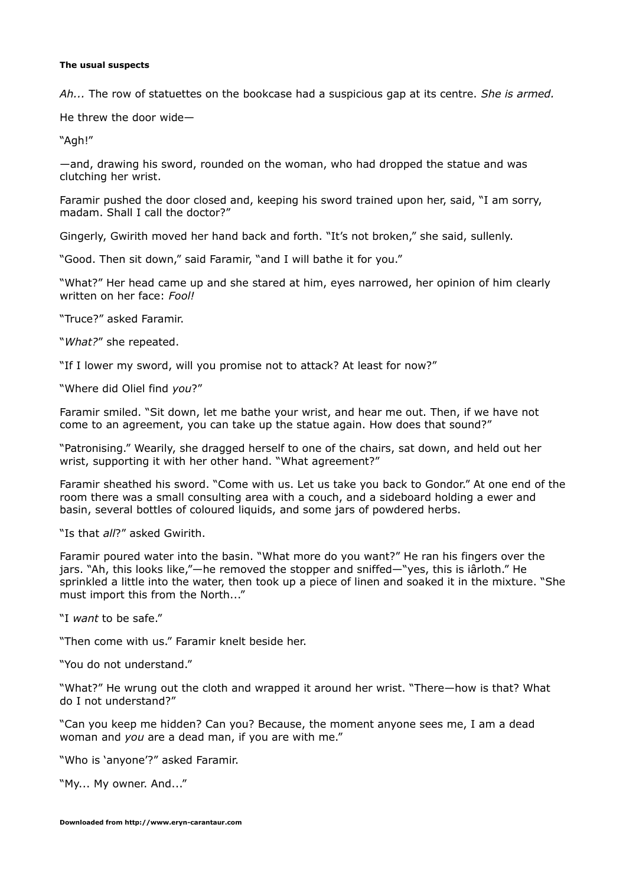**The usual suspects**

*Ah...* The row of statuettes on the bookcase had a suspicious gap at its centre. *She is armed.*

He threw the door wide—

"Agh!"

—and, drawing his sword, rounded on the woman, who had dropped the statue and was clutching her wrist.

Faramir pushed the door closed and, keeping his sword trained upon her, said, "I am sorry, madam. Shall I call the doctor?"

Gingerly, Gwirith moved her hand back and forth. "It's not broken," she said, sullenly.

"Good. Then sit down," said Faramir, "and I will bathe it for you."

"What?" Her head came up and she stared at him, eyes narrowed, her opinion of him clearly written on her face: *Fool!*

"Truce?" asked Faramir.

"*What?*" she repeated.

"If I lower my sword, will you promise not to attack? At least for now?"

"Where did Oliel find *you*?"

Faramir smiled. "Sit down, let me bathe your wrist, and hear me out. Then, if we have not come to an agreement, you can take up the statue again. How does that sound?"

"Patronising." Wearily, she dragged herself to one of the chairs, sat down, and held out her wrist, supporting it with her other hand. "What agreement?"

Faramir sheathed his sword. "Come with us. Let us take you back to Gondor." At one end of the room there was a small consulting area with a couch, and a sideboard holding a ewer and basin, several bottles of coloured liquids, and some jars of powdered herbs.

"Is that *all*?" asked Gwirith.

Faramir poured water into the basin. "What more do you want?" He ran his fingers over the jars. "Ah, this looks like,"—he removed the stopper and sniffed—"yes, this is iârloth." He sprinkled a little into the water, then took up a piece of linen and soaked it in the mixture. "She must import this from the North..."

"I *want* to be safe."

"Then come with us." Faramir knelt beside her.

"You do not understand."

"What?" He wrung out the cloth and wrapped it around her wrist. "There—how is that? What do I not understand?"

"Can you keep me hidden? Can you? Because, the moment anyone sees me, I am a dead woman and *you* are a dead man, if you are with me."

"Who is 'anyone'?" asked Faramir.

"My... My owner. And..."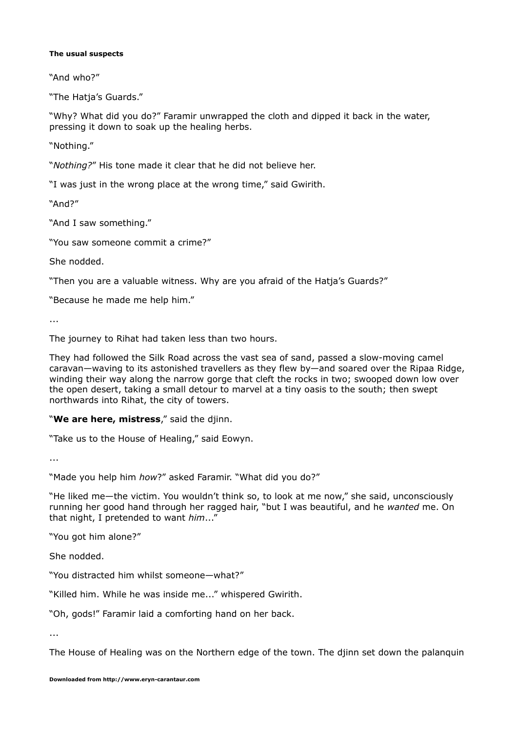**The usual suspects**

"And who?"

"The Hatja's Guards."

"Why? What did you do?" Faramir unwrapped the cloth and dipped it back in the water, pressing it down to soak up the healing herbs.

"Nothing."

"*Nothing?*" His tone made it clear that he did not believe her.

"I was just in the wrong place at the wrong time," said Gwirith.

"And?"

"And I saw something."

"You saw someone commit a crime?"

She nodded.

"Then you are a valuable witness. Why are you afraid of the Hatja's Guards?"

"Because he made me help him."

...

The journey to Rihat had taken less than two hours.

They had followed the Silk Road across the vast sea of sand, passed a slow-moving camel caravan—waving to its astonished travellers as they flew by—and soared over the Ripaa Ridge, winding their way along the narrow gorge that cleft the rocks in two; swooped down low over the open desert, taking a small detour to marvel at a tiny oasis to the south; then swept northwards into Rihat, the city of towers.

"**We are here, mistress**," said the djinn.

"Take us to the House of Healing," said Eowyn.

...

"Made you help him *how*?" asked Faramir. "What did you do?"

"He liked me—the victim. You wouldn't think so, to look at me now," she said, unconsciously running her good hand through her ragged hair, "but I was beautiful, and he *wanted* me. On that night, I pretended to want *him*..."

"You got him alone?"

She nodded.

"You distracted him whilst someone—what?"

"Killed him. While he was inside me..." whispered Gwirith.

"Oh, gods!" Faramir laid a comforting hand on her back.

...

The House of Healing was on the Northern edge of the town. The djinn set down the palanquin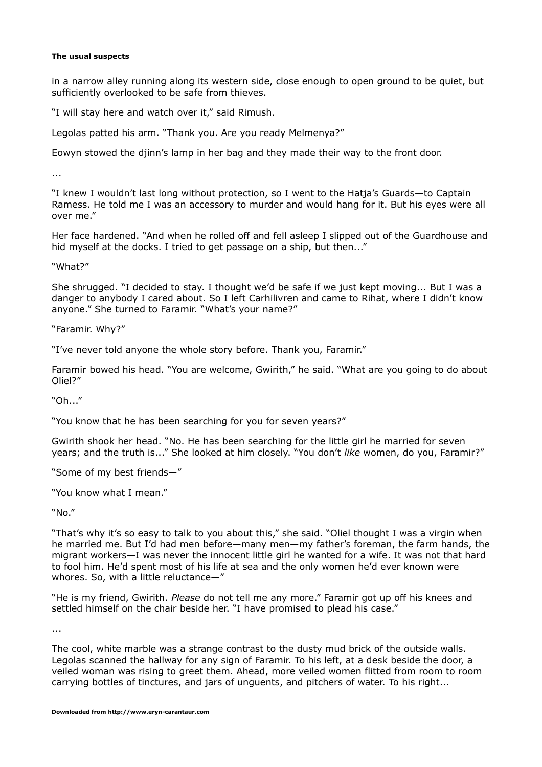in a narrow alley running along its western side, close enough to open ground to be quiet, but sufficiently overlooked to be safe from thieves.

"I will stay here and watch over it," said Rimush.

Legolas patted his arm. "Thank you. Are you ready Melmenya?"

Eowyn stowed the djinn's lamp in her bag and they made their way to the front door.

...

"I knew I wouldn't last long without protection, so I went to the Hatja's Guards—to Captain Ramess. He told me I was an accessory to murder and would hang for it. But his eyes were all over me."

Her face hardened. "And when he rolled off and fell asleep I slipped out of the Guardhouse and hid myself at the docks. I tried to get passage on a ship, but then..."

"What?"

She shrugged. "I decided to stay. I thought we'd be safe if we just kept moving... But I was a danger to anybody I cared about. So I left Carhilivren and came to Rihat, where I didn't know anyone." She turned to Faramir. "What's your name?"

"Faramir. Why?"

"I've never told anyone the whole story before. Thank you, Faramir."

Faramir bowed his head. "You are welcome, Gwirith," he said. "What are you going to do about Oliel?"

"Oh..."

"You know that he has been searching for you for seven years?"

Gwirith shook her head. "No. He has been searching for the little girl he married for seven years; and the truth is..." She looked at him closely. "You don't *like* women, do you, Faramir?"

"Some of my best friends—"

"You know what I mean."

"No."

"That's why it's so easy to talk to you about this," she said. "Oliel thought I was a virgin when he married me. But I'd had men before—many men—my father's foreman, the farm hands, the migrant workers—I was never the innocent little girl he wanted for a wife. It was not that hard to fool him. He'd spent most of his life at sea and the only women he'd ever known were whores. So, with a little reluctance—"

"He is my friend, Gwirith. *Please* do not tell me any more." Faramir got up off his knees and settled himself on the chair beside her. "I have promised to plead his case."

...

The cool, white marble was a strange contrast to the dusty mud brick of the outside walls. Legolas scanned the hallway for any sign of Faramir. To his left, at a desk beside the door, a veiled woman was rising to greet them. Ahead, more veiled women flitted from room to room carrying bottles of tinctures, and jars of unguents, and pitchers of water. To his right...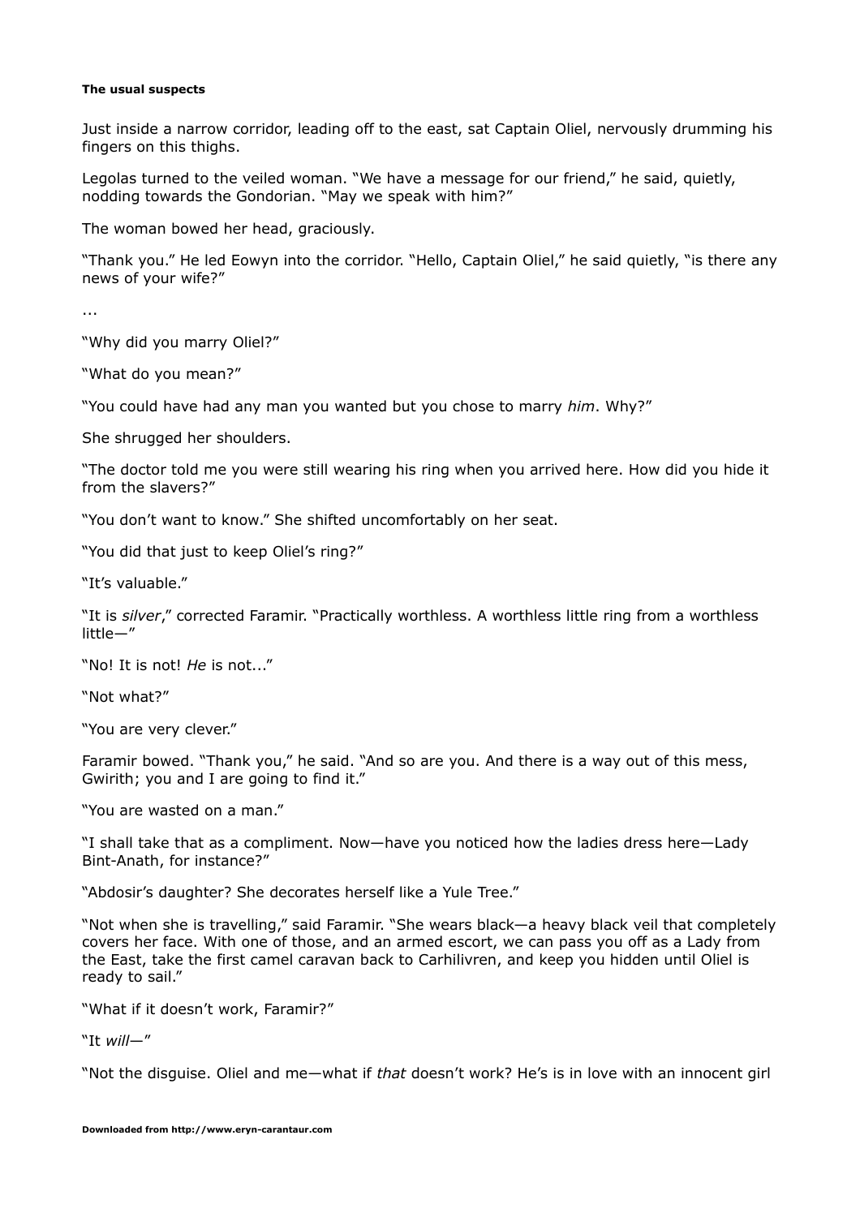**The usual suspects**

Just inside a narrow corridor, leading off to the east, sat Captain Oliel, nervously drumming his fingers on this thighs.

Legolas turned to the veiled woman. "We have a message for our friend," he said, quietly, nodding towards the Gondorian. "May we speak with him?"

The woman bowed her head, graciously.

"Thank you." He led Eowyn into the corridor. "Hello, Captain Oliel," he said quietly, "is there any news of your wife?"

...

"Why did you marry Oliel?"

"What do you mean?"

"You could have had any man you wanted but you chose to marry *him*. Why?"

She shrugged her shoulders.

"The doctor told me you were still wearing his ring when you arrived here. How did you hide it from the slavers?"

"You don't want to know." She shifted uncomfortably on her seat.

"You did that just to keep Oliel's ring?"

"It's valuable."

"It is *silver*," corrected Faramir. "Practically worthless. A worthless little ring from a worthless little—"

"No! It is not! *He* is not..."

"Not what?"

"You are very clever."

Faramir bowed. "Thank you," he said. "And so are you. And there is a way out of this mess, Gwirith; you and I are going to find it."

"You are wasted on a man."

"I shall take that as a compliment. Now—have you noticed how the ladies dress here—Lady Bint-Anath, for instance?"

"Abdosir's daughter? She decorates herself like a Yule Tree."

"Not when she is travelling," said Faramir. "She wears black—a heavy black veil that completely covers her face. With one of those, and an armed escort, we can pass you off as a Lady from the East, take the first camel caravan back to Carhilivren, and keep you hidden until Oliel is ready to sail."

"What if it doesn't work, Faramir?"

"It *will*—"

"Not the disguise. Oliel and me—what if *that* doesn't work? He's is in love with an innocent girl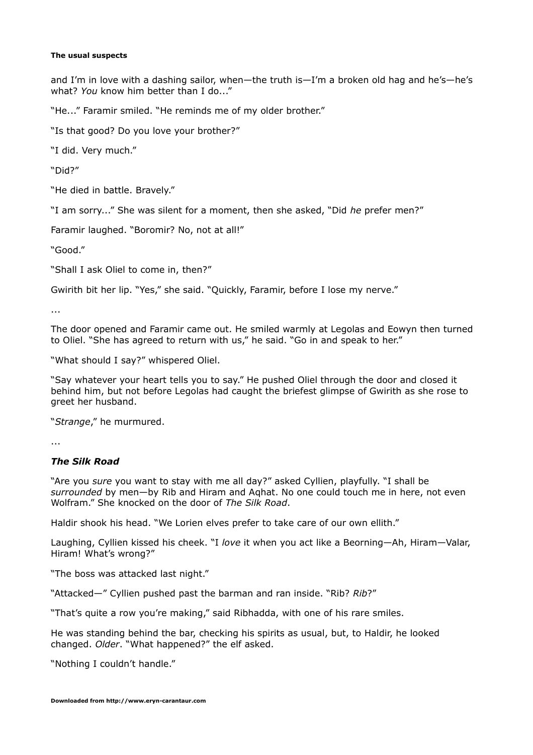and I'm in love with a dashing sailor, when—the truth is—I'm a broken old hag and he's—he's what? *You* know him better than I do..."

"He..." Faramir smiled. "He reminds me of my older brother."

"Is that good? Do you love your brother?"

"I did. Very much."

"Did?"

"He died in battle. Bravely."

"I am sorry..." She was silent for a moment, then she asked, "Did *he* prefer men?"

Faramir laughed. "Boromir? No, not at all!"

"Good."

"Shall I ask Oliel to come in, then?"

Gwirith bit her lip. "Yes," she said. "Quickly, Faramir, before I lose my nerve."

...

The door opened and Faramir came out. He smiled warmly at Legolas and Eowyn then turned to Oliel. "She has agreed to return with us," he said. "Go in and speak to her."

"What should I say?" whispered Oliel.

"Say whatever your heart tells you to say." He pushed Oliel through the door and closed it behind him, but not before Legolas had caught the briefest glimpse of Gwirith as she rose to greet her husband.

"*Strange*," he murmured.

...

### *The Silk Road*

"Are you *sure* you want to stay with me all day?" asked Cyllien, playfully. "I shall be *surrounded* by men—by Rib and Hiram and Aqhat. No one could touch me in here, not even Wolfram." She knocked on the door of *The Silk Road*.

Haldir shook his head. "We Lorien elves prefer to take care of our own ellith."

Laughing, Cyllien kissed his cheek. "I *love* it when you act like a Beorning—Ah, Hiram—Valar, Hiram! What's wrong?"

"The boss was attacked last night."

"Attacked—" Cyllien pushed past the barman and ran inside. "Rib? *Rib*?"

"That's quite a row you're making," said Ribhadda, with one of his rare smiles.

He was standing behind the bar, checking his spirits as usual, but, to Haldir, he looked changed. *Older*. "What happened?" the elf asked.

"Nothing I couldn't handle."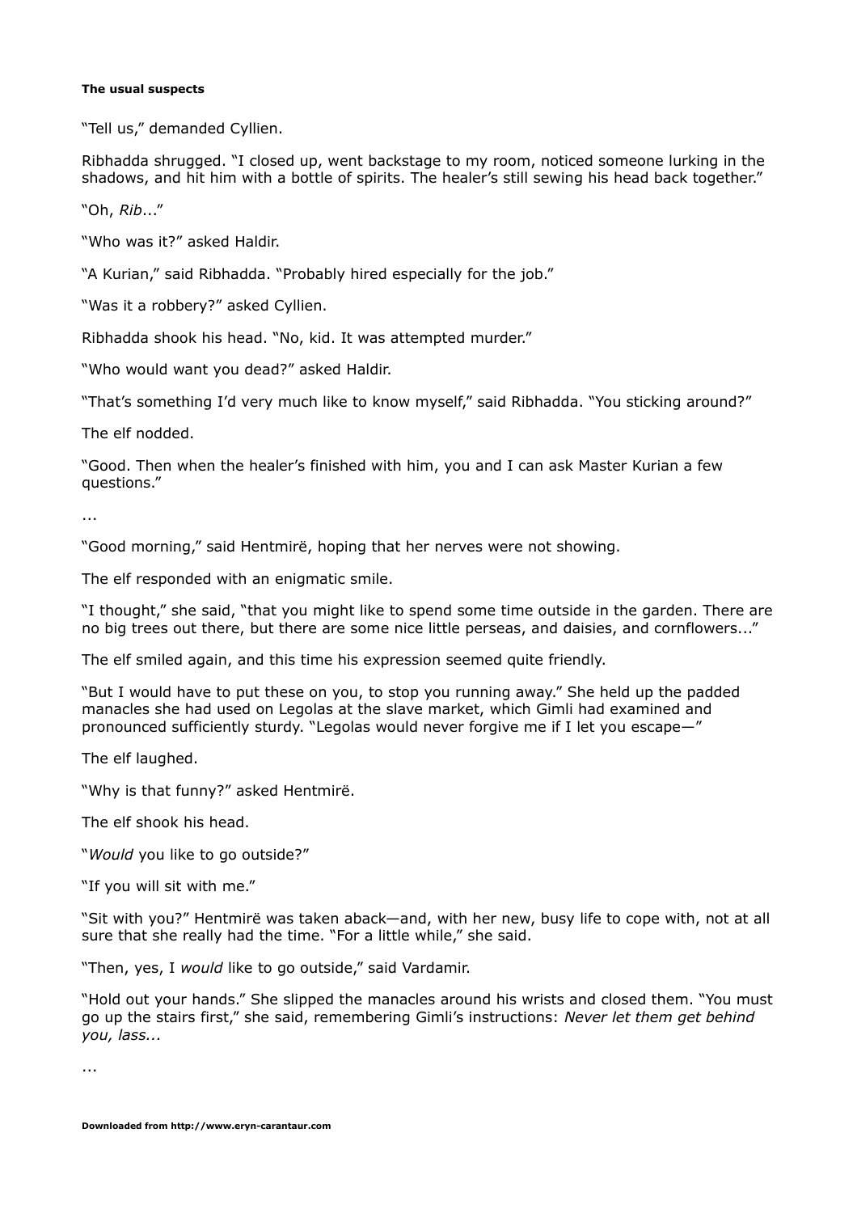**The usual suspects**

"Tell us," demanded Cyllien.

Ribhadda shrugged. "I closed up, went backstage to my room, noticed someone lurking in the shadows, and hit him with a bottle of spirits. The healer's still sewing his head back together."

"Oh, *Rib*..."

"Who was it?" asked Haldir.

"A Kurian," said Ribhadda. "Probably hired especially for the job."

"Was it a robbery?" asked Cyllien.

Ribhadda shook his head. "No, kid. It was attempted murder."

"Who would want you dead?" asked Haldir.

"That's something I'd very much like to know myself," said Ribhadda. "You sticking around?"

The elf nodded.

"Good. Then when the healer's finished with him, you and I can ask Master Kurian a few questions."

...

"Good morning," said Hentmirë, hoping that her nerves were not showing.

The elf responded with an enigmatic smile.

"I thought," she said, "that you might like to spend some time outside in the garden. There are no big trees out there, but there are some nice little perseas, and daisies, and cornflowers..."

The elf smiled again, and this time his expression seemed quite friendly.

"But I would have to put these on you, to stop you running away." She held up the padded manacles she had used on Legolas at the slave market, which Gimli had examined and pronounced sufficiently sturdy. "Legolas would never forgive me if I let you escape—"

The elf laughed.

"Why is that funny?" asked Hentmirë.

The elf shook his head.

"*Would* you like to go outside?"

"If you will sit with me."

"Sit with you?" Hentmirë was taken aback—and, with her new, busy life to cope with, not at all sure that she really had the time. "For a little while," she said.

"Then, yes, I *would* like to go outside," said Vardamir.

"Hold out your hands." She slipped the manacles around his wrists and closed them. "You must go up the stairs first," she said, remembering Gimli's instructions: *Never let them get behind you, lass...*

...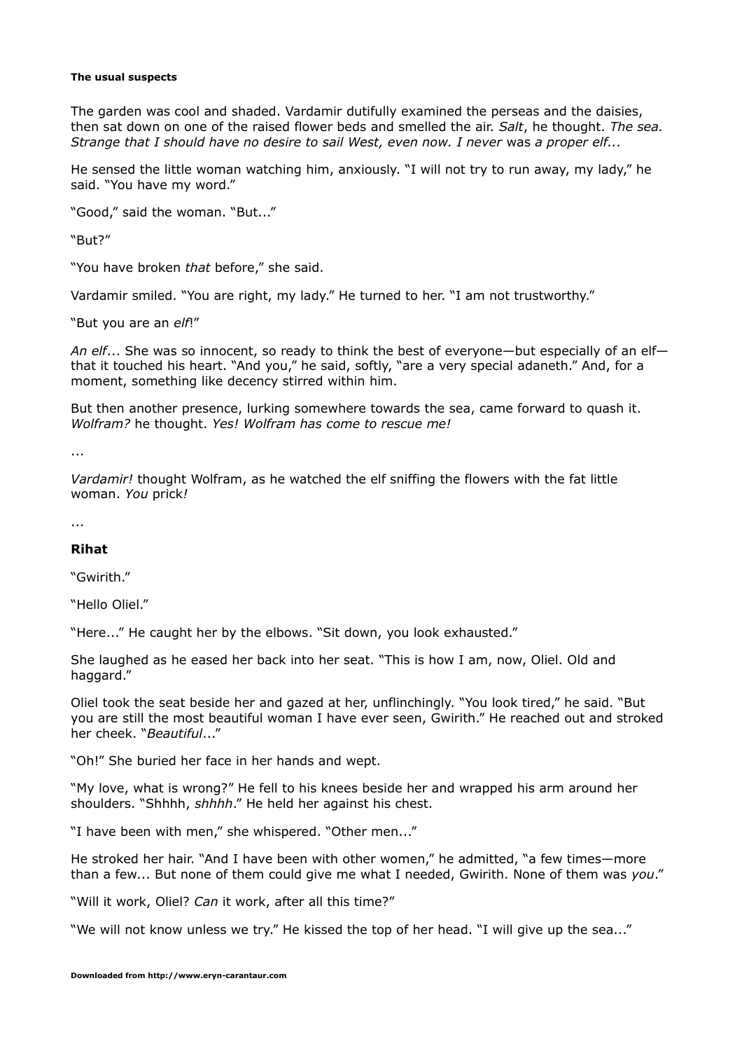**The usual suspects**

The garden was cool and shaded. Vardamir dutifully examined the perseas and the daisies, then sat down on one of the raised flower beds and smelled the air. *Salt*, he thought. *The sea. Strange that I should have no desire to sail West, even now. I never* was *a proper elf...*

He sensed the little woman watching him, anxiously. "I will not try to run away, my lady," he said. "You have my word."

"Good," said the woman. "But..."

"But?"

"You have broken *that* before," she said.

Vardamir smiled. "You are right, my lady." He turned to her. "I am not trustworthy."

"But you are an *elf*!"

*An elf*... She was so innocent, so ready to think the best of everyone—but especially of an elf—that it touched his heart. "And you," he said, softly, "are a very special adaneth." And, for a moment, something like decency stirred within him.

But then another presence, lurking somewhere towards the sea, came forward to quash it. *Wolfram?* he thought. *Yes! Wolfram has come to rescue me!*

...

*Vardamir!* thought Wolfram, as he watched the elf sniffing the flowers with the fat little woman. *You* prick*!*

...

### Rihat

"Gwirith."

"Hello Oliel."

"Here..." He caught her by the elbows. "Sit down, you look exhausted."

She laughed as he eased her back into her seat. "This is how I am, now, Oliel. Old and haggard."

Oliel took the seat beside her and gazed at her, unflinchingly. "You look tired," he said. "But you are still the most beautiful woman I have ever seen, Gwirith." He reached out and stroked her cheek. "*Beautiful*..."

"Oh!" She buried her face in her hands and wept.

"My love, what is wrong?" He fell to his knees beside her and wrapped his arm around her shoulders. "Shhhh, *shhhh*." He held her against his chest.

"I have been with men," she whispered. "Other men..."

He stroked her hair. "And I have been with other women," he admitted, "a few times—more than a few... But none of them could give me what I needed, Gwirith. None of them was *you*."

"Will it work, Oliel? *Can* it work, after all this time?"

"We will not know unless we try." He kissed the top of her head. "I will give up the sea..."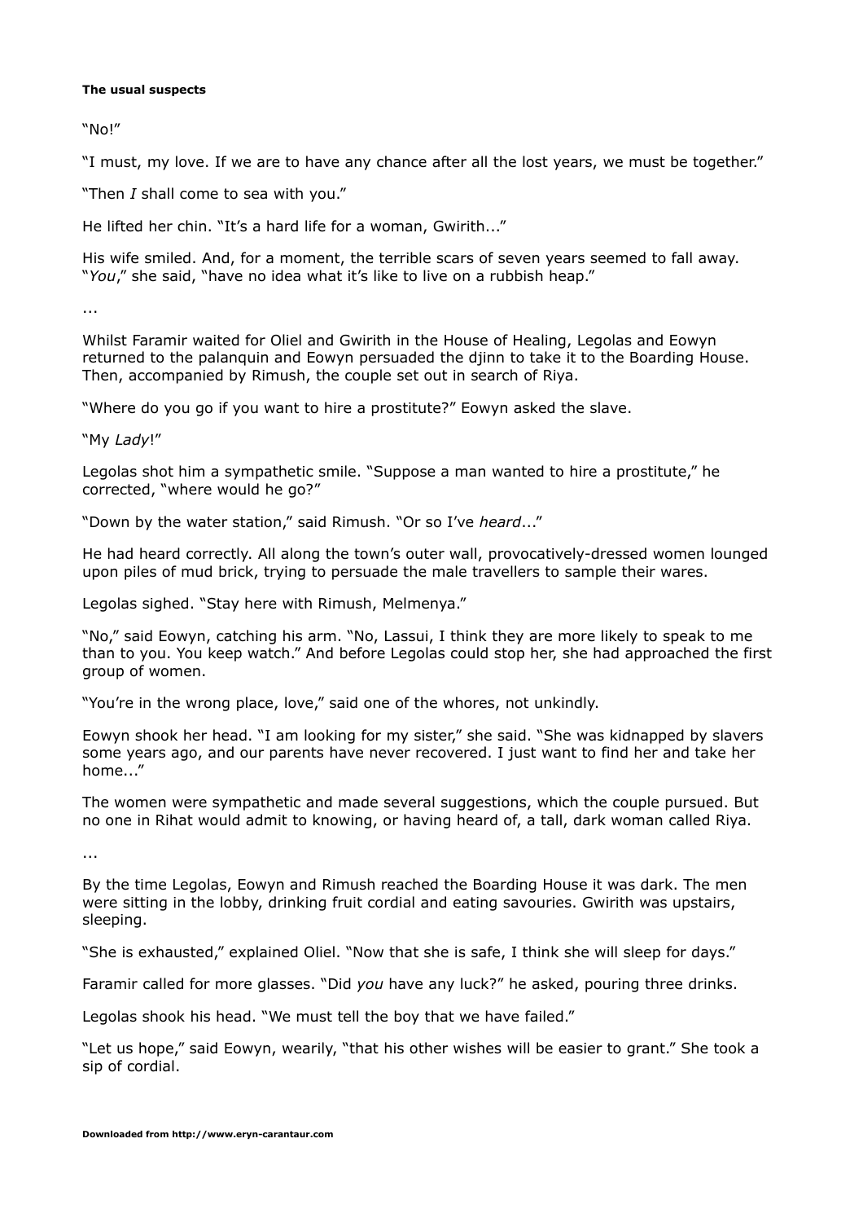**The usual suspects**

"No!"

"I must, my love. If we are to have any chance after all the lost years, we must be together."

"Then *I* shall come to sea with you."

He lifted her chin. "It's a hard life for a woman, Gwirith..."

His wife smiled. And, for a moment, the terrible scars of seven years seemed to fall away. "*You*," she said, "have no idea what it's like to live on a rubbish heap."

...

Whilst Faramir waited for Oliel and Gwirith in the House of Healing, Legolas and Eowyn returned to the palanquin and Eowyn persuaded the djinn to take it to the Boarding House. Then, accompanied by Rimush, the couple set out in search of Riya.

"Where do you go if you want to hire a prostitute?" Eowyn asked the slave.

"My *Lady*!"

Legolas shot him a sympathetic smile. "Suppose a man wanted to hire a prostitute," he corrected, "where would he go?"

"Down by the water station," said Rimush. "Or so I've *heard*..."

He had heard correctly. All along the town's outer wall, provocatively-dressed women lounged upon piles of mud brick, trying to persuade the male travellers to sample their wares.

Legolas sighed. "Stay here with Rimush, Melmenya."

"No," said Eowyn, catching his arm. "No, Lassui, I think they are more likely to speak to me than to you. You keep watch." And before Legolas could stop her, she had approached the first group of women.

"You're in the wrong place, love," said one of the whores, not unkindly.

Eowyn shook her head. "I am looking for my sister," she said. "She was kidnapped by slavers some years ago, and our parents have never recovered. I just want to find her and take her home..."

The women were sympathetic and made several suggestions, which the couple pursued. But no one in Rihat would admit to knowing, or having heard of, a tall, dark woman called Riya.

...

By the time Legolas, Eowyn and Rimush reached the Boarding House it was dark. The men were sitting in the lobby, drinking fruit cordial and eating savouries. Gwirith was upstairs, sleeping.

"She is exhausted," explained Oliel. "Now that she is safe, I think she will sleep for days."

Faramir called for more glasses. "Did *you* have any luck?" he asked, pouring three drinks.

Legolas shook his head. "We must tell the boy that we have failed."

"Let us hope," said Eowyn, wearily, "that his other wishes will be easier to grant." She took a sip of cordial.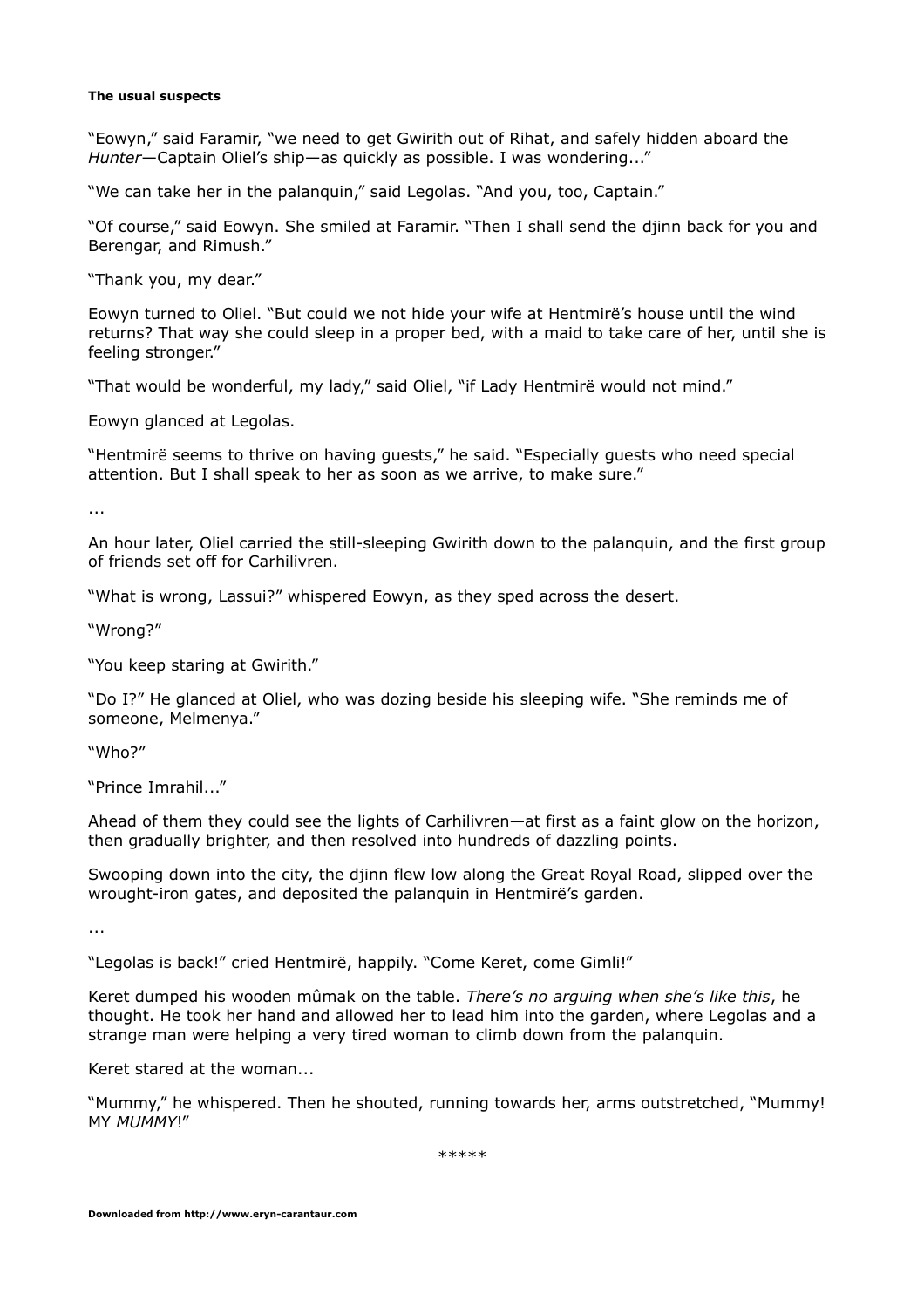**The usual suspects**

"Eowyn," said Faramir, "we need to get Gwirith out of Rihat, and safely hidden aboard the *Hunter*—Captain Oliel's ship—as quickly as possible. I was wondering..."

"We can take her in the palanquin," said Legolas. "And you, too, Captain."

"Of course," said Eowyn. She smiled at Faramir. "Then I shall send the djinn back for you and Berengar, and Rimush."

"Thank you, my dear."

Eowyn turned to Oliel. "But could we not hide your wife at Hentmirë's house until the wind returns? That way she could sleep in a proper bed, with a maid to take care of her, until she is feeling stronger."

"That would be wonderful, my lady," said Oliel, "if Lady Hentmirë would not mind."

Eowyn glanced at Legolas.

"Hentmirë seems to thrive on having guests," he said. "Especially guests who need special attention. But I shall speak to her as soon as we arrive, to make sure."

...

An hour later, Oliel carried the still-sleeping Gwirith down to the palanquin, and the first group of friends set off for Carhilivren.

"What is wrong, Lassui?" whispered Eowyn, as they sped across the desert.

"Wrong?"

"You keep staring at Gwirith."

"Do I?" He glanced at Oliel, who was dozing beside his sleeping wife. "She reminds me of someone, Melmenya."

"Who?"

"Prince Imrahil..."

Ahead of them they could see the lights of Carhilivren—at first as a faint glow on the horizon, then gradually brighter, and then resolved into hundreds of dazzling points.

Swooping down into the city, the djinn flew low along the Great Royal Road, slipped over the wrought-iron gates, and deposited the palanquin in Hentmirë's garden.

...

"Legolas is back!" cried Hentmirë, happily. "Come Keret, come Gimli!"

Keret dumped his wooden mûmak on the table. *There's no arguing when she's like this*, he thought. He took her hand and allowed her to lead him into the garden, where Legolas and a strange man were helping a very tired woman to climb down from the palanquin.

Keret stared at the woman...

"Mummy," he whispered. Then he shouted, running towards her, arms outstretched, "Mummy! MY *MUMMY*!"

*****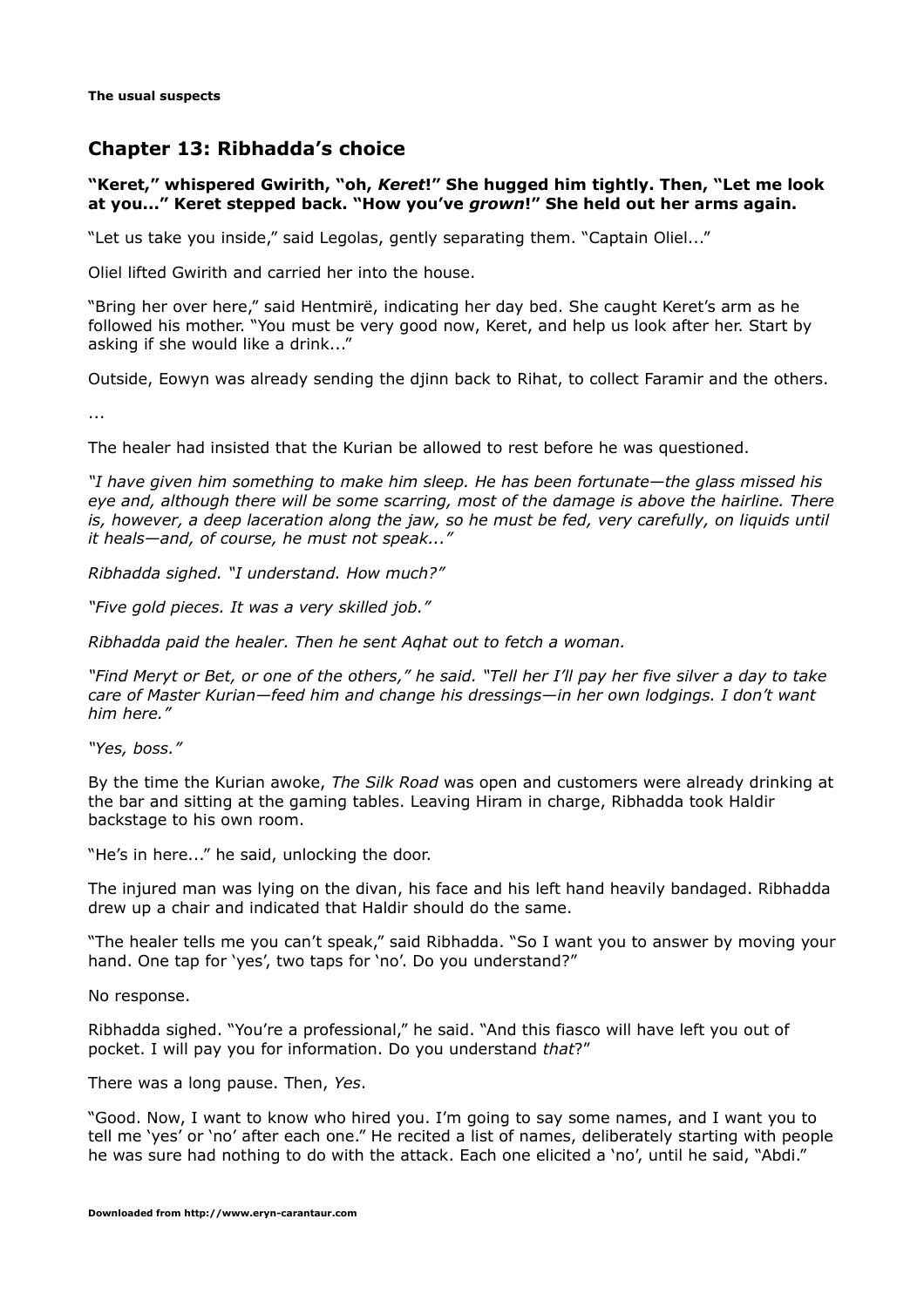## Chapter 13: Ribhadda's choice

**"Keret," whispered Gwirith, "oh, *Keret*!" She hugged him tightly. Then, "Let me look at you..." Keret stepped back. "How you've *grown*!" She held out her arms again.**

"Let us take you inside," said Legolas, gently separating them. "Captain Oliel..."

Oliel lifted Gwirith and carried her into the house.

"Bring her over here," said Hentmirë, indicating her day bed. She caught Keret's arm as he followed his mother. "You must be very good now, Keret, and help us look after her. Start by asking if she would like a drink..."

Outside, Eowyn was already sending the djinn back to Rihat, to collect Faramir and the others.

...

The healer had insisted that the Kurian be allowed to rest before he was questioned.

*"I have given him something to make him sleep. He has been fortunate—the glass missed his eye and, although there will be some scarring, most of the damage is above the hairline. There is, however, a deep laceration along the jaw, so he must be fed, very carefully, on liquids until it heals—and, of course, he must not speak..."*

*Ribhadda sighed. "I understand. How much?"*

*"Five gold pieces. It was a very skilled job."*

*Ribhadda paid the healer. Then he sent Aqhat out to fetch a woman.*

*"Find Meryt or Bet, or one of the others," he said. "Tell her I'll pay her five silver a day to take care of Master Kurian—feed him and change his dressings—in her own lodgings. I don't want him here."*

*"Yes, boss."*

By the time the Kurian awoke, *The Silk Road* was open and customers were already drinking at the bar and sitting at the gaming tables. Leaving Hiram in charge, Ribhadda took Haldir backstage to his own room.

"He's in here..." he said, unlocking the door.

The injured man was lying on the divan, his face and his left hand heavily bandaged. Ribhadda drew up a chair and indicated that Haldir should do the same.

"The healer tells me you can't speak," said Ribhadda. "So I want you to answer by moving your hand. One tap for 'yes', two taps for 'no'. Do you understand?"

No response.

Ribhadda sighed. "You're a professional," he said. "And this fiasco will have left you out of pocket. I will pay you for information. Do you understand *that*?"

There was a long pause. Then, *Yes*.

"Good. Now, I want to know who hired you. I'm going to say some names, and I want you to tell me 'yes' or 'no' after each one." He recited a list of names, deliberately starting with people he was sure had nothing to do with the attack. Each one elicited a 'no', until he said, "Abdi."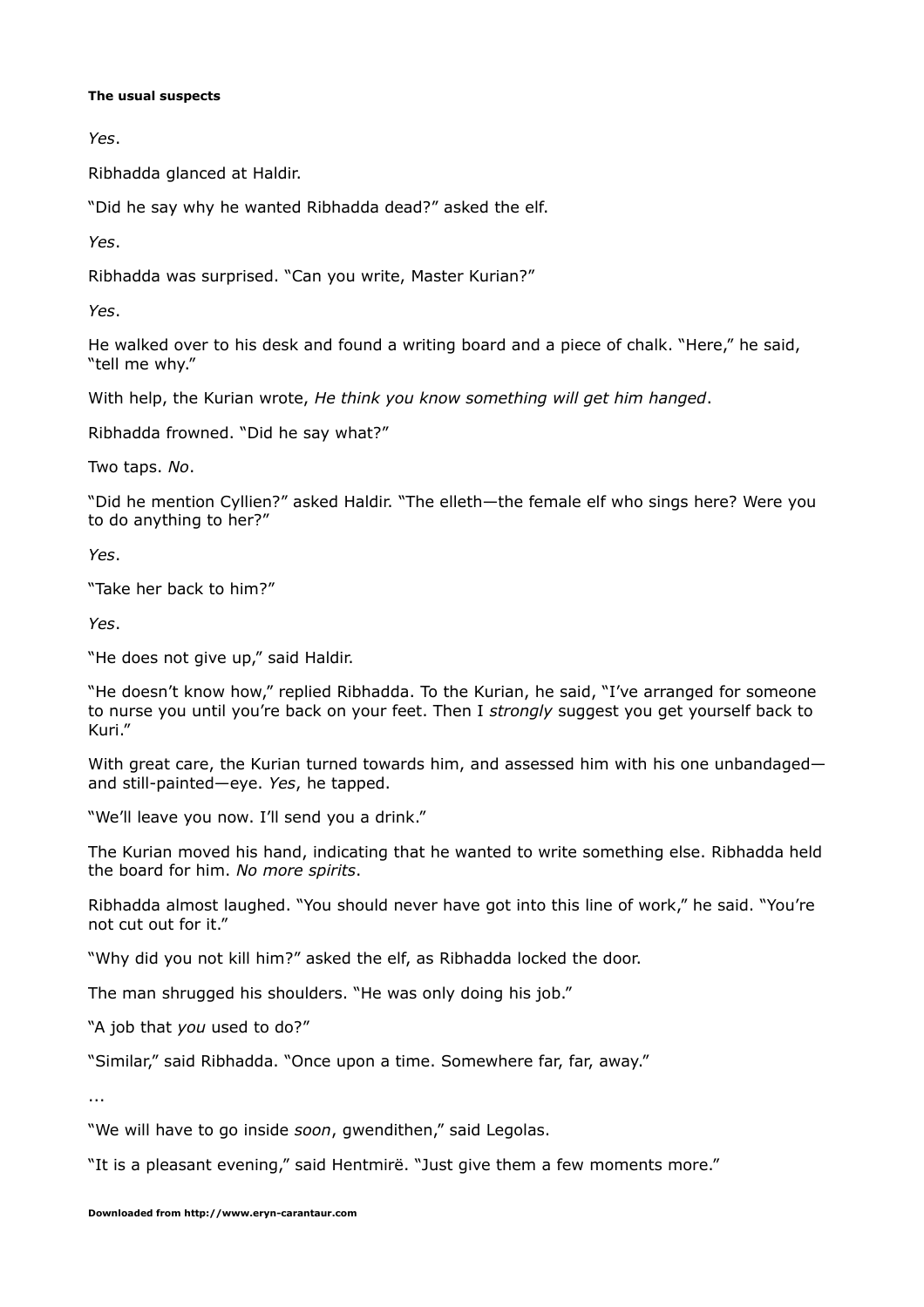*Yes*.

Ribhadda glanced at Haldir.

"Did he say why he wanted Ribhadda dead?" asked the elf.

*Yes*.

Ribhadda was surprised. "Can you write, Master Kurian?"

*Yes*.

He walked over to his desk and found a writing board and a piece of chalk. "Here," he said, "tell me why."

With help, the Kurian wrote, *He think you know something will get him hanged*.

Ribhadda frowned. "Did he say what?"

Two taps. *No*.

"Did he mention Cyllien?" asked Haldir. "The elleth—the female elf who sings here? Were you to do anything to her?"

*Yes*.

"Take her back to him?"

*Yes*.

"He does not give up," said Haldir.

"He doesn't know how," replied Ribhadda. To the Kurian, he said, "I've arranged for someone to nurse you until you're back on your feet. Then I *strongly* suggest you get yourself back to Kuri."

With great care, the Kurian turned towards him, and assessed him with his one unbandaged—and still-painted—eye. *Yes*, he tapped.

"We'll leave you now. I'll send you a drink."

The Kurian moved his hand, indicating that he wanted to write something else. Ribhadda held the board for him. *No more spirits*.

Ribhadda almost laughed. "You should never have got into this line of work," he said. "You're not cut out for it."

"Why did you not kill him?" asked the elf, as Ribhadda locked the door.

The man shrugged his shoulders. "He was only doing his job."

"A job that *you* used to do?"

"Similar," said Ribhadda. "Once upon a time. Somewhere far, far, away."

...

"We will have to go inside *soon*, gwendithen," said Legolas.

"It is a pleasant evening," said Hentmirë. "Just give them a few moments more."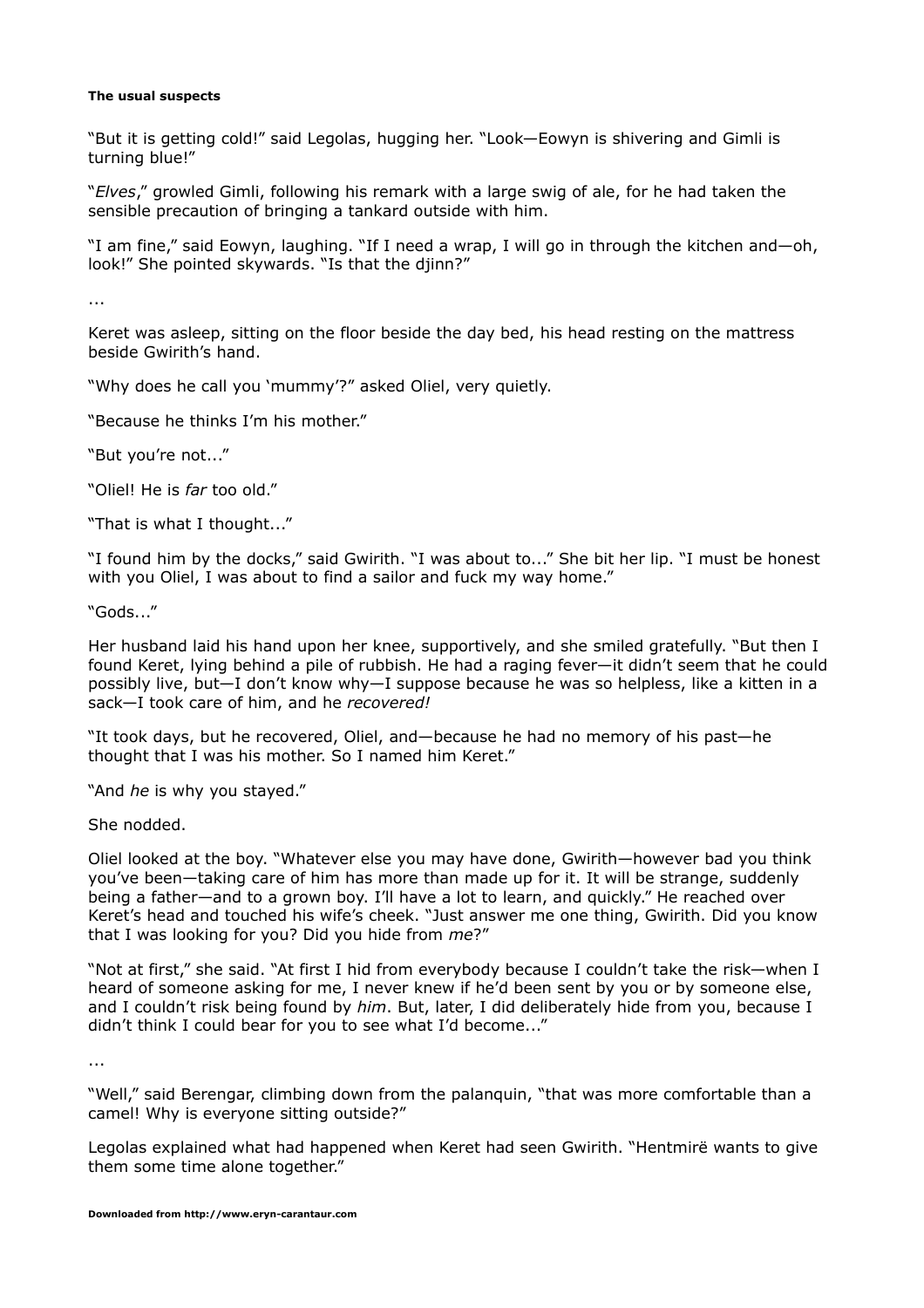**The usual suspects**

"But it is getting cold!" said Legolas, hugging her. "Look—Eowyn is shivering and Gimli is turning blue!"

"*Elves*," growled Gimli, following his remark with a large swig of ale, for he had taken the sensible precaution of bringing a tankard outside with him.

"I am fine," said Eowyn, laughing. "If I need a wrap, I will go in through the kitchen and—oh, look!" She pointed skywards. "Is that the djinn?"

...

Keret was asleep, sitting on the floor beside the day bed, his head resting on the mattress beside Gwirith's hand.

"Why does he call you 'mummy'?" asked Oliel, very quietly.

"Because he thinks I'm his mother."

"But you're not..."

"Oliel! He is *far* too old."

"That is what I thought..."

"I found him by the docks," said Gwirith. "I was about to..." She bit her lip. "I must be honest with you Oliel, I was about to find a sailor and fuck my way home."

"Gods..."

Her husband laid his hand upon her knee, supportively, and she smiled gratefully. "But then I found Keret, lying behind a pile of rubbish. He had a raging fever—it didn't seem that he could possibly live, but—I don't know why—I suppose because he was so helpless, like a kitten in a sack—I took care of him, and he *recovered!*

"It took days, but he recovered, Oliel, and—because he had no memory of his past—he thought that I was his mother. So I named him Keret."

"And *he* is why you stayed."

She nodded.

Oliel looked at the boy. "Whatever else you may have done, Gwirith—however bad you think you've been—taking care of him has more than made up for it. It will be strange, suddenly being a father—and to a grown boy. I'll have a lot to learn, and quickly." He reached over Keret's head and touched his wife's cheek. "Just answer me one thing, Gwirith. Did you know that I was looking for you? Did you hide from *me*?"

"Not at first," she said. "At first I hid from everybody because I couldn't take the risk—when I heard of someone asking for me, I never knew if he'd been sent by you or by someone else, and I couldn't risk being found by *him*. But, later, I did deliberately hide from you, because I didn't think I could bear for you to see what I'd become..."

...

"Well," said Berengar, climbing down from the palanquin, "that was more comfortable than a camel! Why is everyone sitting outside?"

Legolas explained what had happened when Keret had seen Gwirith. "Hentmirë wants to give them some time alone together."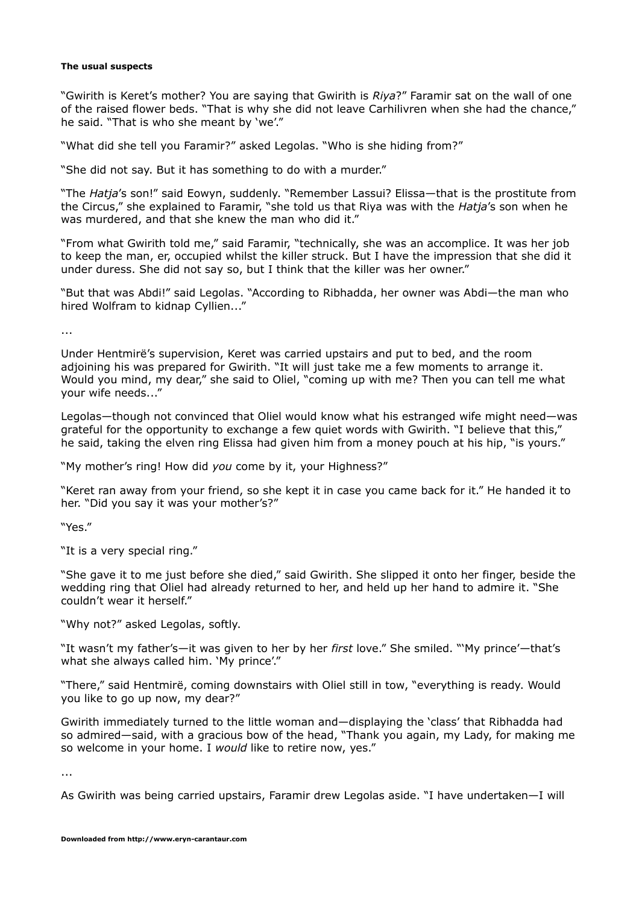#### The usual suspects

"Gwirith is Keret's mother? You are saying that Gwirith is *Riya*?" Faramir sat on the wall of one of the raised flower beds. "That is why she did not leave Carhilivren when she had the chance," he said. "That is who she meant by 'we'."

"What did she tell you Faramir?" asked Legolas. "Who is she hiding from?"

"She did not say. But it has something to do with a murder."

"The *Hatja*'s son!" said Eowyn, suddenly. "Remember Lassui? Elissa—that is the prostitute from the Circus," she explained to Faramir, "she told us that Riya was with the *Hatja*'s son when he was murdered, and that she knew the man who did it."

"From what Gwirith told me," said Faramir, "technically, she was an accomplice. It was her job to keep the man, er, occupied whilst the killer struck. But I have the impression that she did it under duress. She did not say so, but I think that the killer was her owner."

"But that was Abdi!" said Legolas. "According to Ribhadda, her owner was Abdi—the man who hired Wolfram to kidnap Cyllien..."

...

Under Hentmirë's supervision, Keret was carried upstairs and put to bed, and the room adjoining his was prepared for Gwirith. "It will just take me a few moments to arrange it. Would you mind, my dear," she said to Oliel, "coming up with me? Then you can tell me what your wife needs..."

Legolas—though not convinced that Oliel would know what his estranged wife might need—was grateful for the opportunity to exchange a few quiet words with Gwirith. "I believe that this," he said, taking the elven ring Elissa had given him from a money pouch at his hip, "is yours."

"My mother's ring! How did *you* come by it, your Highness?"

"Keret ran away from your friend, so she kept it in case you came back for it." He handed it to her. "Did you say it was your mother's?"

"Yes."

"It is a very special ring."

"She gave it to me just before she died," said Gwirith. She slipped it onto her finger, beside the wedding ring that Oliel had already returned to her, and held up her hand to admire it. "She couldn't wear it herself."

"Why not?" asked Legolas, softly.

"It wasn't my father's—it was given to her by her *first* love." She smiled. "'My prince'—that's what she always called him. 'My prince'."

"There," said Hentmirë, coming downstairs with Oliel still in tow, "everything is ready. Would you like to go up now, my dear?"

Gwirith immediately turned to the little woman and—displaying the 'class' that Ribhadda had so admired—said, with a gracious bow of the head, "Thank you again, my Lady, for making me so welcome in your home. I *would* like to retire now, yes."

...

As Gwirith was being carried upstairs, Faramir drew Legolas aside. "I have undertaken—I will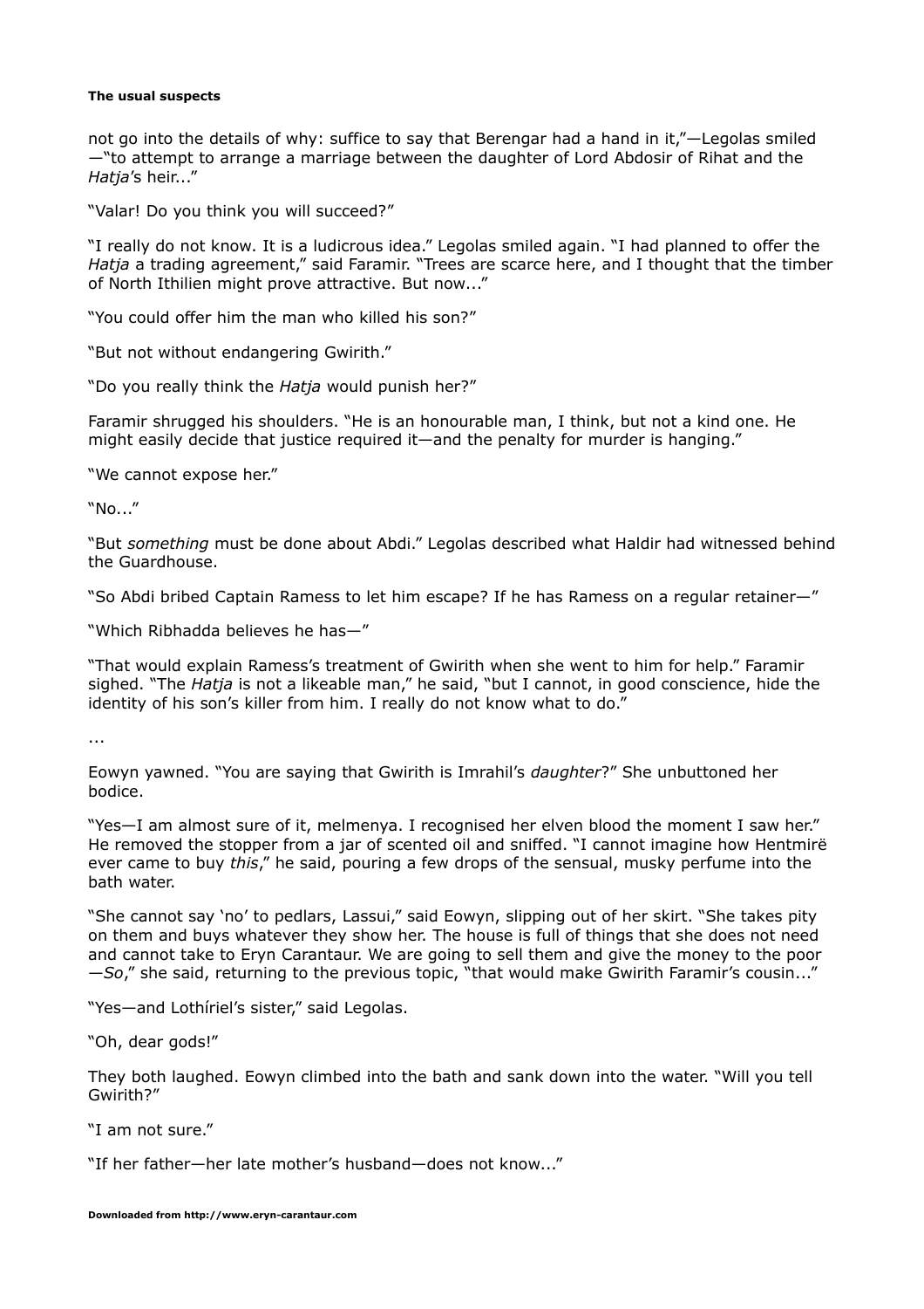not go into the details of why: suffice to say that Berengar had a hand in it,"—Legolas smiled—"to attempt to arrange a marriage between the daughter of Lord Abdosir of Rihat and the *Hatja*'s heir..."

"Valar! Do you think you will succeed?"

"I really do not know. It is a ludicrous idea." Legolas smiled again. "I had planned to offer the *Hatja* a trading agreement," said Faramir. "Trees are scarce here, and I thought that the timber of North Ithilien might prove attractive. But now..."

"You could offer him the man who killed his son?"

"But not without endangering Gwirith."

"Do you really think the *Hatja* would punish her?"

Faramir shrugged his shoulders. "He is an honourable man, I think, but not a kind one. He might easily decide that justice required it—and the penalty for murder is hanging."

"We cannot expose her."

"No..."

"But *something* must be done about Abdi." Legolas described what Haldir had witnessed behind the Guardhouse.

"So Abdi bribed Captain Ramess to let him escape? If he has Ramess on a regular retainer—"

"Which Ribhadda believes he has—"

"That would explain Ramess's treatment of Gwirith when she went to him for help." Faramir sighed. "The *Hatja* is not a likeable man," he said, "but I cannot, in good conscience, hide the identity of his son's killer from him. I really do not know what to do."

...

Eowyn yawned. "You are saying that Gwirith is Imrahil's *daughter*?" She unbuttoned her bodice.

"Yes—I am almost sure of it, melmenya. I recognised her elven blood the moment I saw her." He removed the stopper from a jar of scented oil and sniffed. "I cannot imagine how Hentmirë ever came to buy *this*," he said, pouring a few drops of the sensual, musky perfume into the bath water.

"She cannot say 'no' to pedlars, Lassui," said Eowyn, slipping out of her skirt. "She takes pity on them and buys whatever they show her. The house is full of things that she does not need and cannot take to Eryn Carantaur. We are going to sell them and give the money to the poor—*So*," she said, returning to the previous topic, "that would make Gwirith Faramir's cousin..."

"Yes—and Lothíriel's sister," said Legolas.

"Oh, dear gods!"

They both laughed. Eowyn climbed into the bath and sank down into the water. "Will you tell Gwirith?"

"I am not sure."

"If her father—her late mother's husband—does not know..."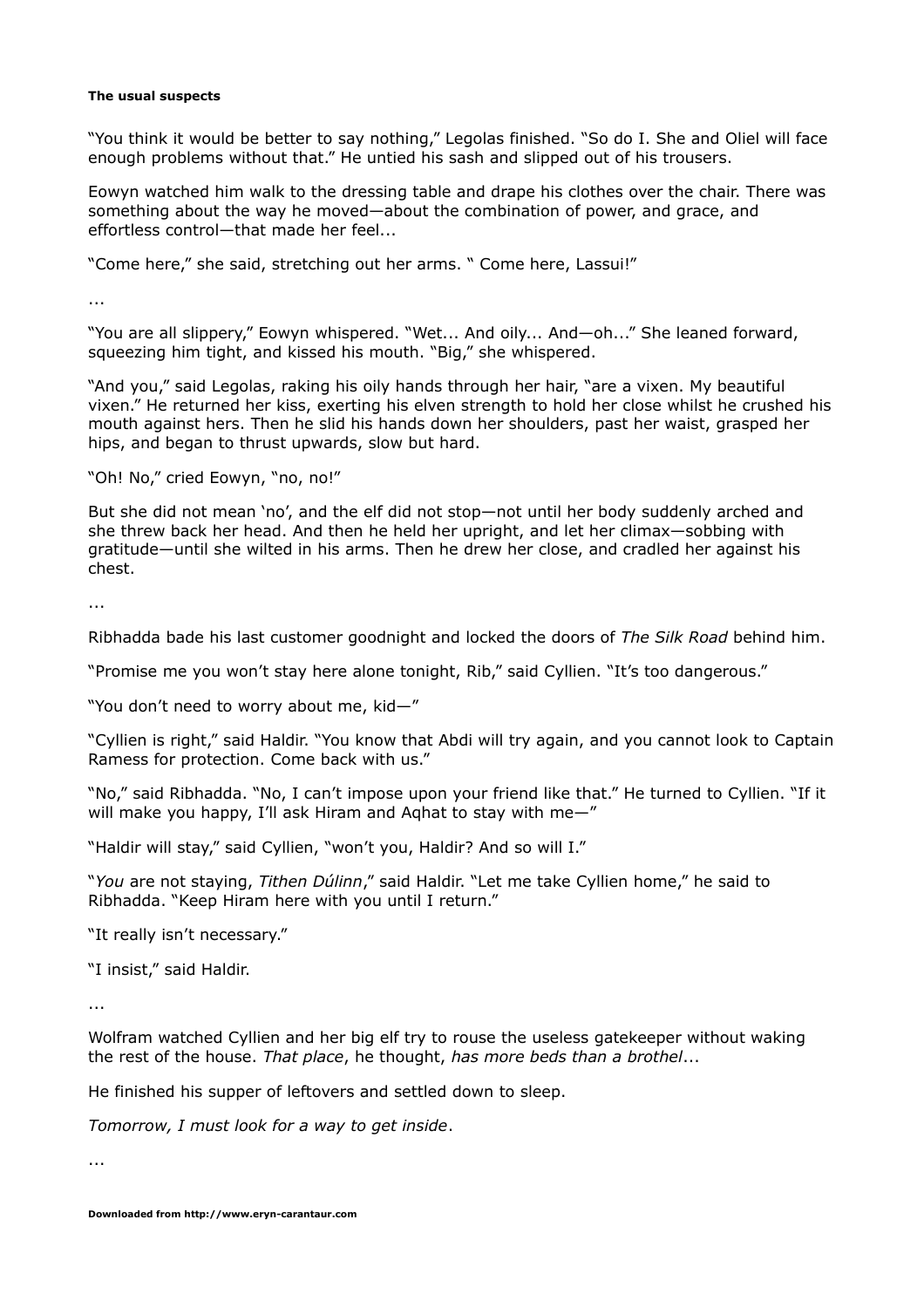**The usual suspects**

"You think it would be better to say nothing," Legolas finished. "So do I. She and Oliel will face enough problems without that." He untied his sash and slipped out of his trousers.

Eowyn watched him walk to the dressing table and drape his clothes over the chair. There was something about the way he moved—about the combination of power, and grace, and effortless control—that made her feel...

"Come here," she said, stretching out her arms. " Come here, Lassui!"

...

"You are all slippery," Eowyn whispered. "Wet... And oily... And—oh..." She leaned forward, squeezing him tight, and kissed his mouth. "Big," she whispered.

"And you," said Legolas, raking his oily hands through her hair, "are a vixen. My beautiful vixen." He returned her kiss, exerting his elven strength to hold her close whilst he crushed his mouth against hers. Then he slid his hands down her shoulders, past her waist, grasped her hips, and began to thrust upwards, slow but hard.

"Oh! No," cried Eowyn, "no, no!"

But she did not mean 'no', and the elf did not stop—not until her body suddenly arched and she threw back her head. And then he held her upright, and let her climax—sobbing with gratitude—until she wilted in his arms. Then he drew her close, and cradled her against his chest.

...

Ribhadda bade his last customer goodnight and locked the doors of *The Silk Road* behind him.

"Promise me you won't stay here alone tonight, Rib," said Cyllien. "It's too dangerous."

"You don't need to worry about me, kid—"

"Cyllien is right," said Haldir. "You know that Abdi will try again, and you cannot look to Captain Ramess for protection. Come back with us."

"No," said Ribhadda. "No, I can't impose upon your friend like that." He turned to Cyllien. "If it will make you happy, I'll ask Hiram and Aqhat to stay with me—"

"Haldir will stay," said Cyllien, "won't you, Haldir? And so will I."

"*You* are not staying, *Tithen Dúlinn*," said Haldir. "Let me take Cyllien home," he said to Ribhadda. "Keep Hiram here with you until I return."

"It really isn't necessary."

"I insist," said Haldir.

...

Wolfram watched Cyllien and her big elf try to rouse the useless gatekeeper without waking the rest of the house. *That place*, he thought, *has more beds than a brothel*...

He finished his supper of leftovers and settled down to sleep.

*Tomorrow, I must look for a way to get inside*.

...

**Downloaded from http://www.eryn-carantaur.com**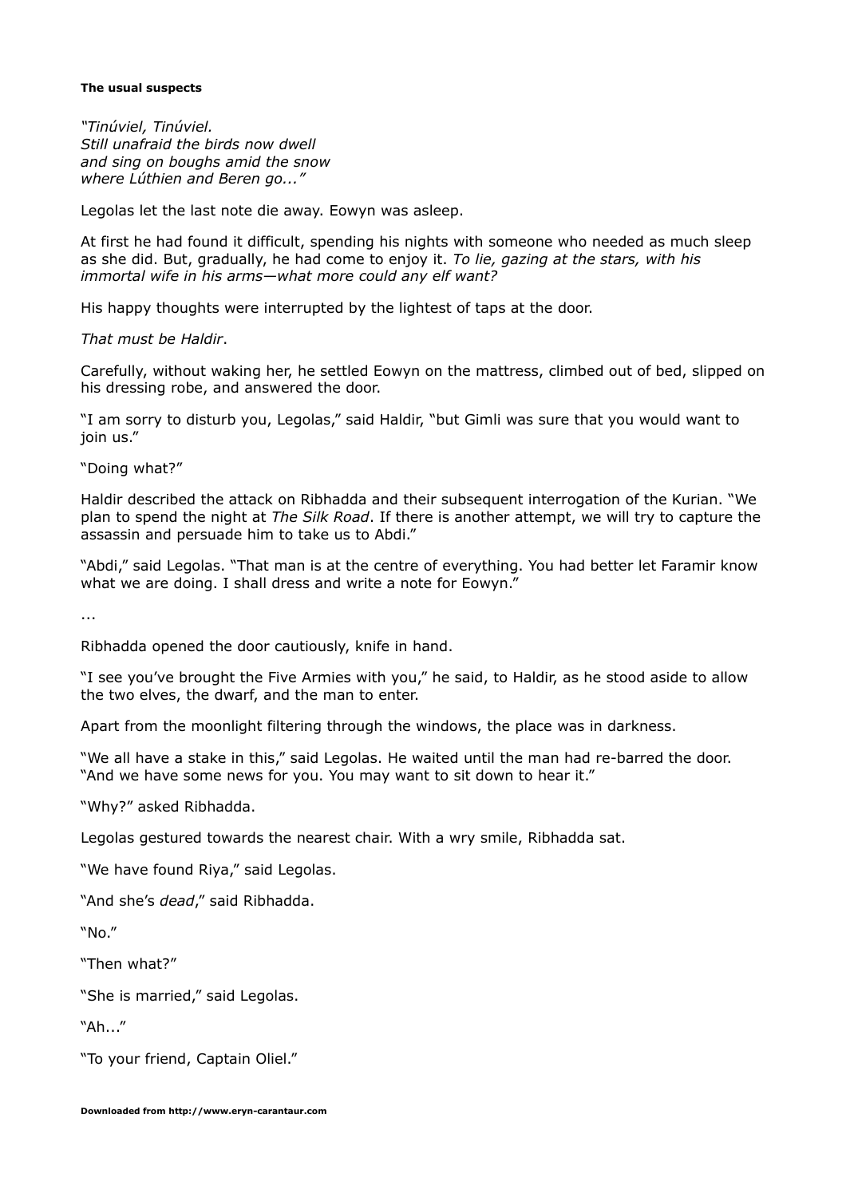**The usual suspects**

*"Tinúviel, Tinúviel.*
*Still unafraid the birds now dwell*
*and sing on boughs amid the snow*
*where Lúthien and Beren go..."*

Legolas let the last note die away. Eowyn was asleep.

At first he had found it difficult, spending his nights with someone who needed as much sleep as she did. But, gradually, he had come to enjoy it. *To lie, gazing at the stars, with his immortal wife in his arms—what more could any elf want?*

His happy thoughts were interrupted by the lightest of taps at the door.

*That must be Haldir*.

Carefully, without waking her, he settled Eowyn on the mattress, climbed out of bed, slipped on his dressing robe, and answered the door.

"I am sorry to disturb you, Legolas," said Haldir, "but Gimli was sure that you would want to join us."

"Doing what?"

Haldir described the attack on Ribhadda and their subsequent interrogation of the Kurian. "We plan to spend the night at *The Silk Road*. If there is another attempt, we will try to capture the assassin and persuade him to take us to Abdi."

"Abdi," said Legolas. "That man is at the centre of everything. You had better let Faramir know what we are doing. I shall dress and write a note for Eowyn."

...

Ribhadda opened the door cautiously, knife in hand.

"I see you've brought the Five Armies with you," he said, to Haldir, as he stood aside to allow the two elves, the dwarf, and the man to enter.

Apart from the moonlight filtering through the windows, the place was in darkness.

"We all have a stake in this," said Legolas. He waited until the man had re-barred the door. "And we have some news for you. You may want to sit down to hear it."

"Why?" asked Ribhadda.

Legolas gestured towards the nearest chair. With a wry smile, Ribhadda sat.

"We have found Riya," said Legolas.

"And she's *dead*," said Ribhadda.

"No."

"Then what?"

"She is married," said Legolas.

"Ah..."

"To your friend, Captain Oliel."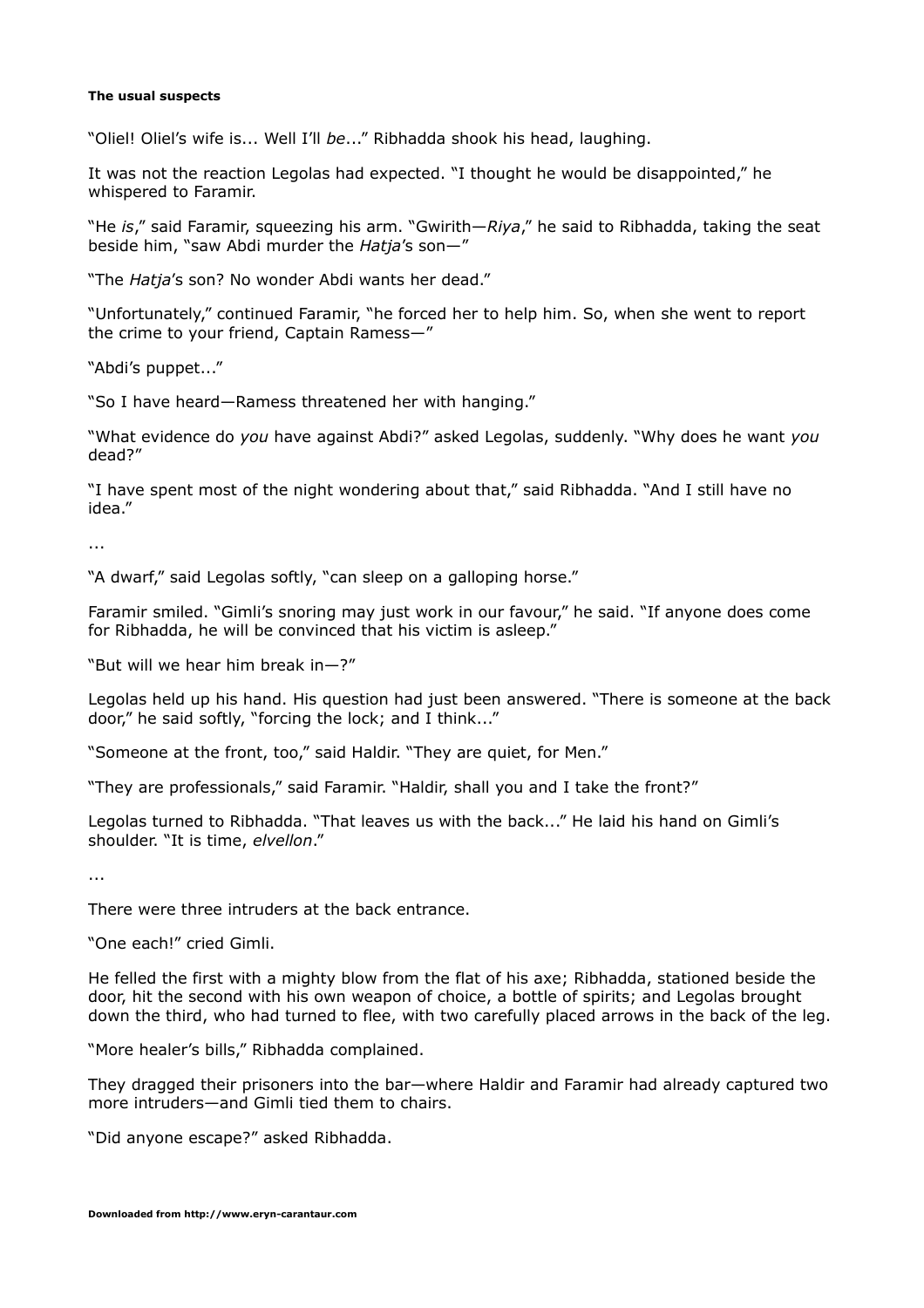**The usual suspects**

"Oliel! Oliel's wife is... Well I'll *be*..." Ribhadda shook his head, laughing.

It was not the reaction Legolas had expected. "I thought he would be disappointed," he whispered to Faramir.

"He *is*," said Faramir, squeezing his arm. "Gwirith—*Riya*," he said to Ribhadda, taking the seat beside him, "saw Abdi murder the *Hatja*'s son—"

"The *Hatja*'s son? No wonder Abdi wants her dead."

"Unfortunately," continued Faramir, "he forced her to help him. So, when she went to report the crime to your friend, Captain Ramess—"

"Abdi's puppet..."

"So I have heard—Ramess threatened her with hanging."

"What evidence do *you* have against Abdi?" asked Legolas, suddenly. "Why does he want *you* dead?"

"I have spent most of the night wondering about that," said Ribhadda. "And I still have no idea."

...

"A dwarf," said Legolas softly, "can sleep on a galloping horse."

Faramir smiled. "Gimli's snoring may just work in our favour," he said. "If anyone does come for Ribhadda, he will be convinced that his victim is asleep."

"But will we hear him break in—?"

Legolas held up his hand. His question had just been answered. "There is someone at the back door," he said softly, "forcing the lock; and I think..."

"Someone at the front, too," said Haldir. "They are quiet, for Men."

"They are professionals," said Faramir. "Haldir, shall you and I take the front?"

Legolas turned to Ribhadda. "That leaves us with the back..." He laid his hand on Gimli's shoulder. "It is time, *elvellon*."

...

There were three intruders at the back entrance.

"One each!" cried Gimli.

He felled the first with a mighty blow from the flat of his axe; Ribhadda, stationed beside the door, hit the second with his own weapon of choice, a bottle of spirits; and Legolas brought down the third, who had turned to flee, with two carefully placed arrows in the back of the leg.

"More healer's bills," Ribhadda complained.

They dragged their prisoners into the bar—where Haldir and Faramir had already captured two more intruders—and Gimli tied them to chairs.

"Did anyone escape?" asked Ribhadda.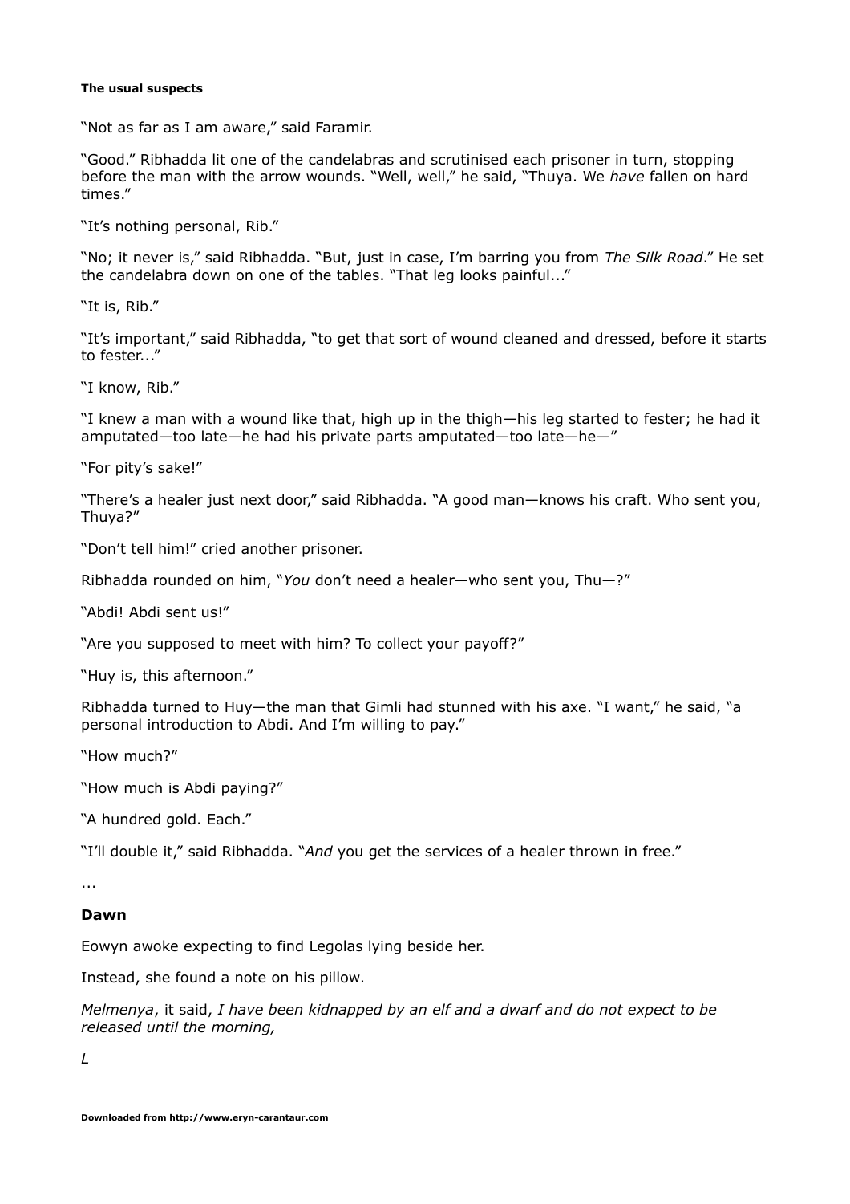**The usual suspects**

"Not as far as I am aware," said Faramir.

"Good." Ribhadda lit one of the candelabras and scrutinised each prisoner in turn, stopping before the man with the arrow wounds. "Well, well," he said, "Thuya. We *have* fallen on hard times."

"It's nothing personal, Rib."

"No; it never is," said Ribhadda. "But, just in case, I'm barring you from *The Silk Road*." He set the candelabra down on one of the tables. "That leg looks painful..."

"It is, Rib."

"It's important," said Ribhadda, "to get that sort of wound cleaned and dressed, before it starts to fester..."

"I know, Rib."

"I knew a man with a wound like that, high up in the thigh—his leg started to fester; he had it amputated—too late—he had his private parts amputated—too late—he—"

"For pity's sake!"

"There's a healer just next door," said Ribhadda. "A good man—knows his craft. Who sent you, Thuya?"

"Don't tell him!" cried another prisoner.

Ribhadda rounded on him, "*You* don't need a healer—who sent you, Thu—?"

"Abdi! Abdi sent us!"

"Are you supposed to meet with him? To collect your payoff?"

"Huy is, this afternoon."

Ribhadda turned to Huy—the man that Gimli had stunned with his axe. "I want," he said, "a personal introduction to Abdi. And I'm willing to pay."

"How much?"

"How much is Abdi paying?"

"A hundred gold. Each."

"I'll double it," said Ribhadda. "*And* you get the services of a healer thrown in free."

...

**Dawn**

Eowyn awoke expecting to find Legolas lying beside her.

Instead, she found a note on his pillow.

*Melmenya*, it said, *I have been kidnapped by an elf and a dwarf and do not expect to be released until the morning,*

*L*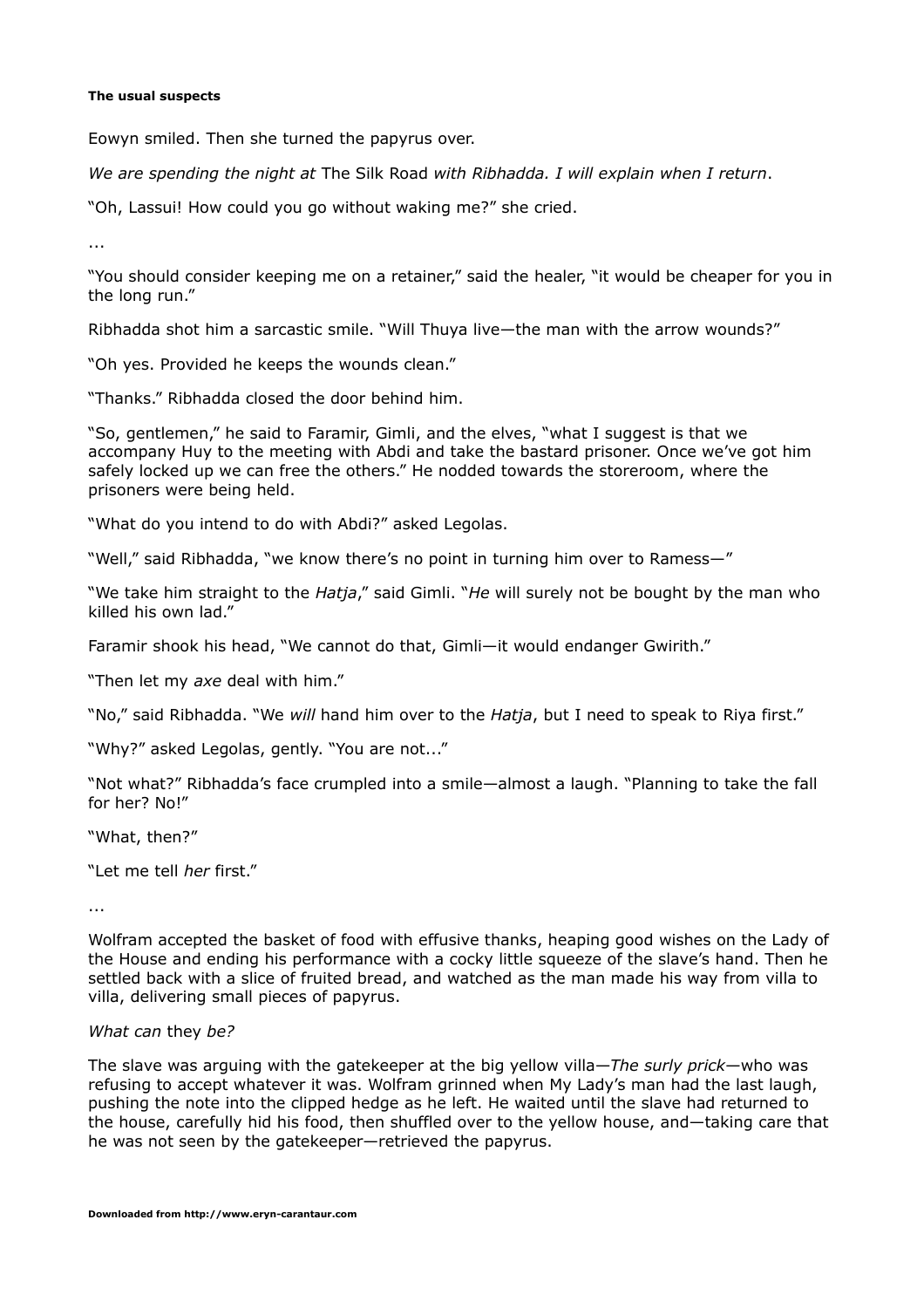**The usual suspects**

Eowyn smiled. Then she turned the papyrus over.

*We are spending the night at* The Silk Road *with Ribhadda. I will explain when I return*.

"Oh, Lassui! How could you go without waking me?" she cried.

...

"You should consider keeping me on a retainer," said the healer, "it would be cheaper for you in the long run."

Ribhadda shot him a sarcastic smile. "Will Thuya live—the man with the arrow wounds?"

"Oh yes. Provided he keeps the wounds clean."

"Thanks." Ribhadda closed the door behind him.

"So, gentlemen," he said to Faramir, Gimli, and the elves, "what I suggest is that we accompany Huy to the meeting with Abdi and take the bastard prisoner. Once we've got him safely locked up we can free the others." He nodded towards the storeroom, where the prisoners were being held.

"What do you intend to do with Abdi?" asked Legolas.

"Well," said Ribhadda, "we know there's no point in turning him over to Ramess—"

"We take him straight to the *Hatja*," said Gimli. "*He* will surely not be bought by the man who killed his own lad."

Faramir shook his head, "We cannot do that, Gimli—it would endanger Gwirith."

"Then let my *axe* deal with him."

"No," said Ribhadda. "We *will* hand him over to the *Hatja*, but I need to speak to Riya first."

"Why?" asked Legolas, gently. "You are not..."

"Not what?" Ribhadda's face crumpled into a smile—almost a laugh. "Planning to take the fall for her? No!"

"What, then?"

"Let me tell *her* first."

...

Wolfram accepted the basket of food with effusive thanks, heaping good wishes on the Lady of the House and ending his performance with a cocky little squeeze of the slave's hand. Then he settled back with a slice of fruited bread, and watched as the man made his way from villa to villa, delivering small pieces of papyrus.

*What can* they *be?*

The slave was arguing with the gatekeeper at the big yellow villa—*The surly prick*—who was refusing to accept whatever it was. Wolfram grinned when My Lady's man had the last laugh, pushing the note into the clipped hedge as he left. He waited until the slave had returned to the house, carefully hid his food, then shuffled over to the yellow house, and—taking care that he was not seen by the gatekeeper—retrieved the papyrus.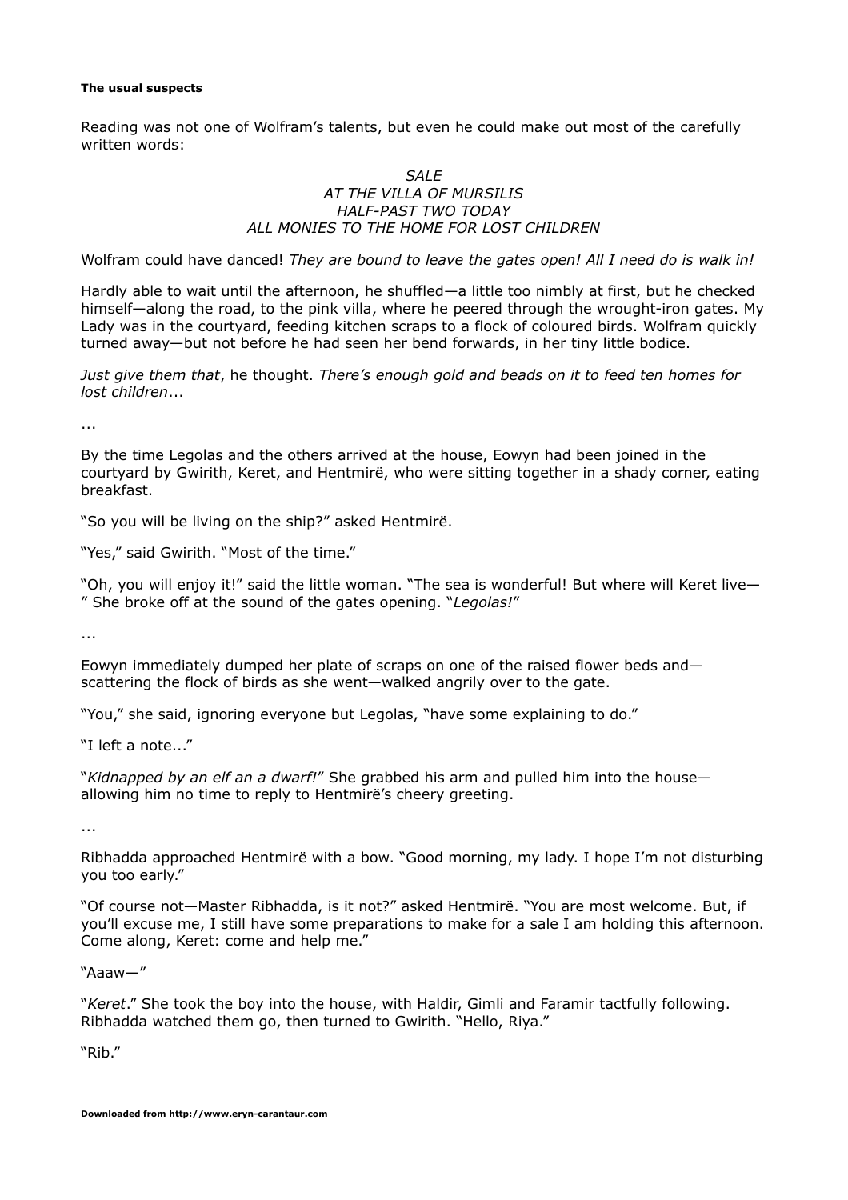**The usual suspects**

Reading was not one of Wolfram's talents, but even he could make out most of the carefully written words:

*SALE*
*AT THE VILLA OF MURSILIS*
*HALF-PAST TWO TODAY*
*ALL MONIES TO THE HOME FOR LOST CHILDREN*

Wolfram could have danced! *They are bound to leave the gates open! All I need do is walk in!*

Hardly able to wait until the afternoon, he shuffled—a little too nimbly at first, but he checked himself—along the road, to the pink villa, where he peered through the wrought-iron gates. My Lady was in the courtyard, feeding kitchen scraps to a flock of coloured birds. Wolfram quickly turned away—but not before he had seen her bend forwards, in her tiny little bodice.

*Just give them that*, he thought. *There's enough gold and beads on it to feed ten homes for lost children*...

...

By the time Legolas and the others arrived at the house, Eowyn had been joined in the courtyard by Gwirith, Keret, and Hentmirë, who were sitting together in a shady corner, eating breakfast.

"So you will be living on the ship?" asked Hentmirë.

"Yes," said Gwirith. "Most of the time."

"Oh, you will enjoy it!" said the little woman. "The sea is wonderful! But where will Keret live—" She broke off at the sound of the gates opening. "*Legolas!*"

...

Eowyn immediately dumped her plate of scraps on one of the raised flower beds and—scattering the flock of birds as she went—walked angrily over to the gate.

"You," she said, ignoring everyone but Legolas, "have some explaining to do."

"I left a note..."

"*Kidnapped by an elf an a dwarf!*" She grabbed his arm and pulled him into the house—allowing him no time to reply to Hentmirë's cheery greeting.

...

Ribhadda approached Hentmirë with a bow. "Good morning, my lady. I hope I'm not disturbing you too early."

"Of course not—Master Ribhadda, is it not?" asked Hentmirë. "You are most welcome. But, if you'll excuse me, I still have some preparations to make for a sale I am holding this afternoon. Come along, Keret: come and help me."

"Aaaw—"

"*Keret*." She took the boy into the house, with Haldir, Gimli and Faramir tactfully following. Ribhadda watched them go, then turned to Gwirith. "Hello, Riya."

"Rib."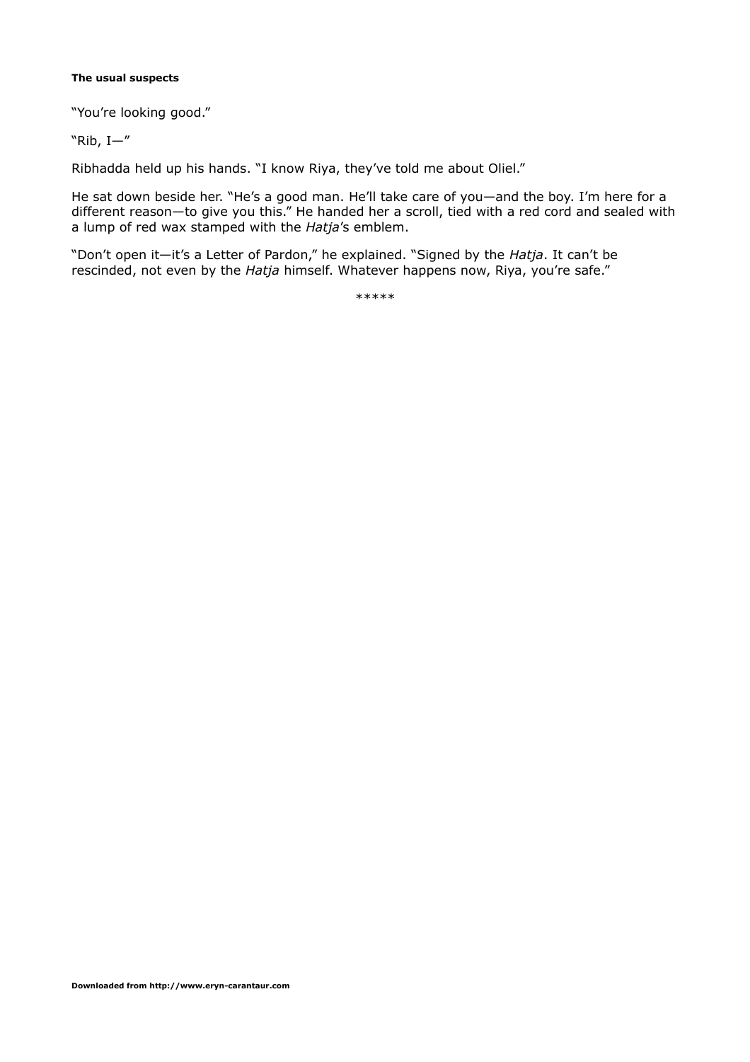**The usual suspects**

"You're looking good."

"Rib, I—"

Ribhadda held up his hands. "I know Riya, they've told me about Oliel."

He sat down beside her. "He's a good man. He'll take care of you—and the boy. I'm here for a different reason—to give you this." He handed her a scroll, tied with a red cord and sealed with a lump of red wax stamped with the *Hatja*'s emblem.

"Don't open it—it's a Letter of Pardon," he explained. "Signed by the *Hatja*. It can't be rescinded, not even by the *Hatja* himself. Whatever happens now, Riya, you're safe."

\*\*\*\*\*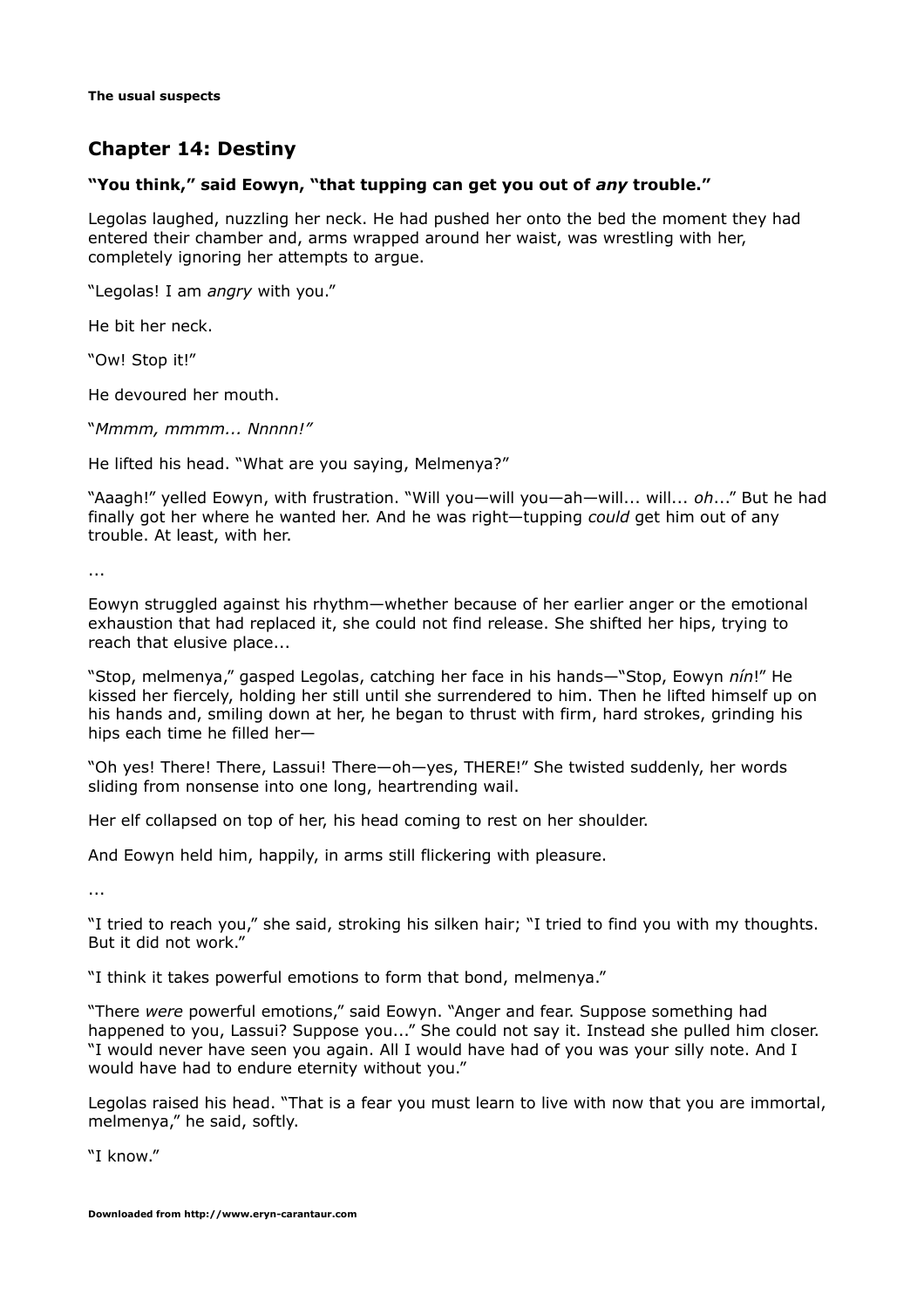## Chapter 14: Destiny

**"You think," said Eowyn, "that tupping can get you out of *any* trouble."**

Legolas laughed, nuzzling her neck. He had pushed her onto the bed the moment they had entered their chamber and, arms wrapped around her waist, was wrestling with her, completely ignoring her attempts to argue.

"Legolas! I am *angry* with you."

He bit her neck.

"Ow! Stop it!"

He devoured her mouth.

"*Mmmm, mmmm... Nnnnn!"*

He lifted his head. "What are you saying, Melmenya?"

"Aaagh!" yelled Eowyn, with frustration. "Will you—will you—ah—will... will... *oh*..." But he had finally got her where he wanted her. And he was right—tupping *could* get him out of any trouble. At least, with her.

...

Eowyn struggled against his rhythm—whether because of her earlier anger or the emotional exhaustion that had replaced it, she could not find release. She shifted her hips, trying to reach that elusive place...

"Stop, melmenya," gasped Legolas, catching her face in his hands—"Stop, Eowyn *nín*!" He kissed her fiercely, holding her still until she surrendered to him. Then he lifted himself up on his hands and, smiling down at her, he began to thrust with firm, hard strokes, grinding his hips each time he filled her—

"Oh yes! There! There, Lassui! There—oh—yes, THERE!" She twisted suddenly, her words sliding from nonsense into one long, heartrending wail.

Her elf collapsed on top of her, his head coming to rest on her shoulder.

And Eowyn held him, happily, in arms still flickering with pleasure.

...

"I tried to reach you," she said, stroking his silken hair; "I tried to find you with my thoughts. But it did not work."

"I think it takes powerful emotions to form that bond, melmenya."

"There *were* powerful emotions," said Eowyn. "Anger and fear. Suppose something had happened to you, Lassui? Suppose you..." She could not say it. Instead she pulled him closer. "I would never have seen you again. All I would have had of you was your silly note. And I would have had to endure eternity without you."

Legolas raised his head. "That is a fear you must learn to live with now that you are immortal, melmenya," he said, softly.

"I know."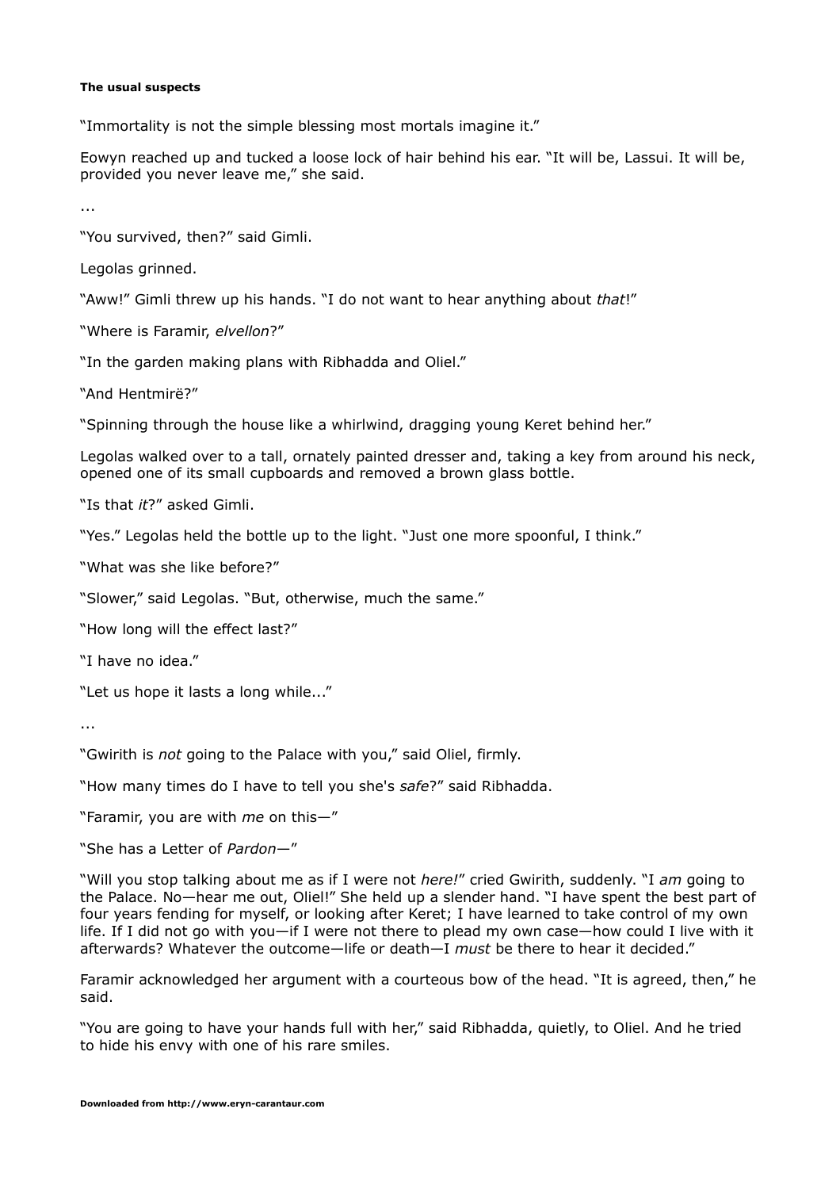**The usual suspects**

"Immortality is not the simple blessing most mortals imagine it."

Eowyn reached up and tucked a loose lock of hair behind his ear. "It will be, Lassui. It will be, provided you never leave me," she said.

...

"You survived, then?" said Gimli.

Legolas grinned.

"Aww!" Gimli threw up his hands. "I do not want to hear anything about *that*!"

"Where is Faramir, *elvellon*?"

"In the garden making plans with Ribhadda and Oliel."

"And Hentmirë?"

"Spinning through the house like a whirlwind, dragging young Keret behind her."

Legolas walked over to a tall, ornately painted dresser and, taking a key from around his neck, opened one of its small cupboards and removed a brown glass bottle.

"Is that *it*?" asked Gimli.

"Yes." Legolas held the bottle up to the light. "Just one more spoonful, I think."

"What was she like before?"

"Slower," said Legolas. "But, otherwise, much the same."

"How long will the effect last?"

"I have no idea."

"Let us hope it lasts a long while..."

...

"Gwirith is *not* going to the Palace with you," said Oliel, firmly.

"How many times do I have to tell you she's *safe*?" said Ribhadda.

"Faramir, you are with *me* on this—"

"She has a Letter of *Pardon*—"

"Will you stop talking about me as if I were not *here!*" cried Gwirith, suddenly. "I *am* going to the Palace. No—hear me out, Oliel!" She held up a slender hand. "I have spent the best part of four years fending for myself, or looking after Keret; I have learned to take control of my own life. If I did not go with you—if I were not there to plead my own case—how could I live with it afterwards? Whatever the outcome—life or death—I *must* be there to hear it decided."

Faramir acknowledged her argument with a courteous bow of the head. "It is agreed, then," he said.

"You are going to have your hands full with her," said Ribhadda, quietly, to Oliel. And he tried to hide his envy with one of his rare smiles.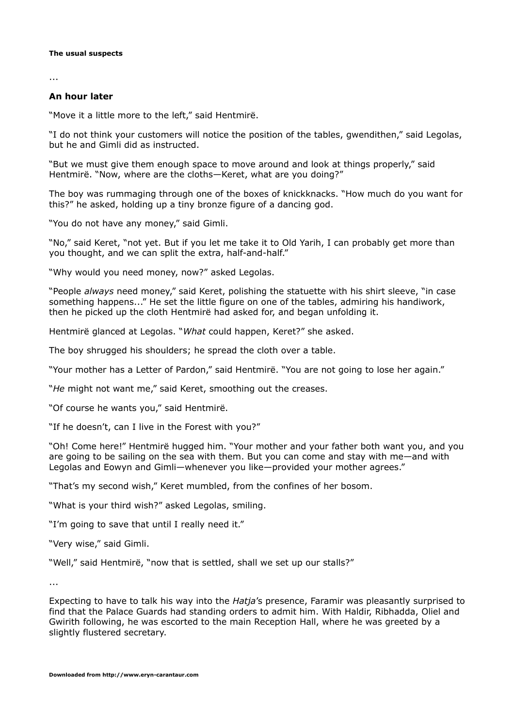**The usual suspects**

...

**An hour later**

"Move it a little more to the left," said Hentmirë.

"I do not think your customers will notice the position of the tables, gwendithen," said Legolas, but he and Gimli did as instructed.

"But we must give them enough space to move around and look at things properly," said Hentmirë. "Now, where are the cloths—Keret, what are you doing?"

The boy was rummaging through one of the boxes of knickknacks. "How much do you want for this?" he asked, holding up a tiny bronze figure of a dancing god.

"You do not have any money," said Gimli.

"No," said Keret, "not yet. But if you let me take it to Old Yarih, I can probably get more than you thought, and we can split the extra, half-and-half."

"Why would you need money, now?" asked Legolas.

"People *always* need money," said Keret, polishing the statuette with his shirt sleeve, "in case something happens..." He set the little figure on one of the tables, admiring his handiwork, then he picked up the cloth Hentmirë had asked for, and began unfolding it.

Hentmirë glanced at Legolas. "*What* could happen, Keret?" she asked.

The boy shrugged his shoulders; he spread the cloth over a table.

"Your mother has a Letter of Pardon," said Hentmirë. "You are not going to lose her again."

"*He* might not want me," said Keret, smoothing out the creases.

"Of course he wants you," said Hentmirë.

"If he doesn't, can I live in the Forest with you?"

"Oh! Come here!" Hentmirë hugged him. "Your mother and your father both want you, and you are going to be sailing on the sea with them. But you can come and stay with me—and with Legolas and Eowyn and Gimli—whenever you like—provided your mother agrees."

"That's my second wish," Keret mumbled, from the confines of her bosom.

"What is your third wish?" asked Legolas, smiling.

"I'm going to save that until I really need it."

"Very wise," said Gimli.

"Well," said Hentmirë, "now that is settled, shall we set up our stalls?"

...

Expecting to have to talk his way into the *Hatja*'s presence, Faramir was pleasantly surprised to find that the Palace Guards had standing orders to admit him. With Haldir, Ribhadda, Oliel and Gwirith following, he was escorted to the main Reception Hall, where he was greeted by a slightly flustered secretary.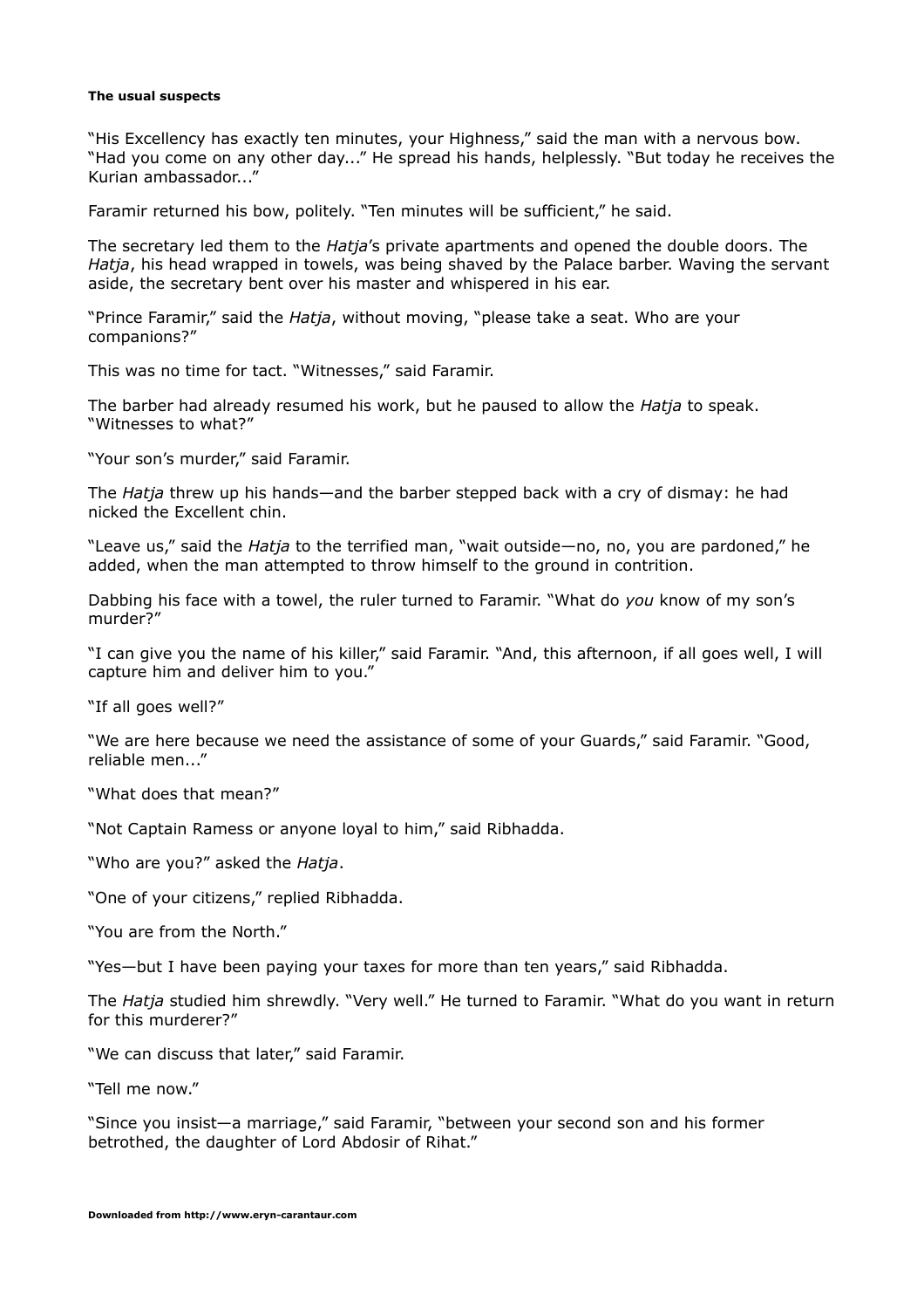#### **The usual suspects**

"His Excellency has exactly ten minutes, your Highness," said the man with a nervous bow. "Had you come on any other day..." He spread his hands, helplessly. "But today he receives the Kurian ambassador..."

Faramir returned his bow, politely. "Ten minutes will be sufficient," he said.

The secretary led them to the *Hatja*'s private apartments and opened the double doors. The *Hatja*, his head wrapped in towels, was being shaved by the Palace barber. Waving the servant aside, the secretary bent over his master and whispered in his ear.

"Prince Faramir," said the *Hatja*, without moving, "please take a seat. Who are your companions?"

This was no time for tact. "Witnesses," said Faramir.

The barber had already resumed his work, but he paused to allow the *Hatja* to speak. "Witnesses to what?"

"Your son's murder," said Faramir.

The *Hatja* threw up his hands—and the barber stepped back with a cry of dismay: he had nicked the Excellent chin.

"Leave us," said the *Hatja* to the terrified man, "wait outside—no, no, you are pardoned," he added, when the man attempted to throw himself to the ground in contrition.

Dabbing his face with a towel, the ruler turned to Faramir. "What do *you* know of my son's murder?"

"I can give you the name of his killer," said Faramir. "And, this afternoon, if all goes well, I will capture him and deliver him to you."

"If all goes well?"

"We are here because we need the assistance of some of your Guards," said Faramir. "Good, reliable men..."

"What does that mean?"

"Not Captain Ramess or anyone loyal to him," said Ribhadda.

"Who are you?" asked the *Hatja*.

"One of your citizens," replied Ribhadda.

"You are from the North."

"Yes—but I have been paying your taxes for more than ten years," said Ribhadda.

The *Hatja* studied him shrewdly. "Very well." He turned to Faramir. "What do you want in return for this murderer?"

"We can discuss that later," said Faramir.

"Tell me now."

"Since you insist—a marriage," said Faramir, "between your second son and his former betrothed, the daughter of Lord Abdosir of Rihat."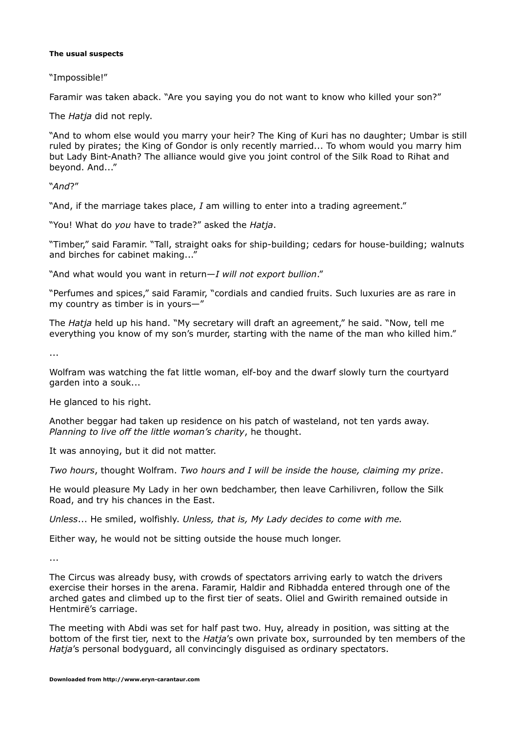**The usual suspects**

"Impossible!"

Faramir was taken aback. "Are you saying you do not want to know who killed your son?"

The *Hatja* did not reply.

"And to whom else would you marry your heir? The King of Kuri has no daughter; Umbar is still ruled by pirates; the King of Gondor is only recently married... To whom would you marry him but Lady Bint-Anath? The alliance would give you joint control of the Silk Road to Rihat and beyond. And..."

"*And*?"

"And, if the marriage takes place, *I* am willing to enter into a trading agreement."

"You! What do *you* have to trade?" asked the *Hatja*.

"Timber," said Faramir. "Tall, straight oaks for ship-building; cedars for house-building; walnuts and birches for cabinet making..."

"And what would you want in return—*I will not export bullion*."

"Perfumes and spices," said Faramir, "cordials and candied fruits. Such luxuries are as rare in my country as timber is in yours—"

The *Hatja* held up his hand. "My secretary will draft an agreement," he said. "Now, tell me everything you know of my son's murder, starting with the name of the man who killed him."

...

Wolfram was watching the fat little woman, elf-boy and the dwarf slowly turn the courtyard garden into a souk...

He glanced to his right.

Another beggar had taken up residence on his patch of wasteland, not ten yards away. *Planning to live off the little woman's charity*, he thought.

It was annoying, but it did not matter.

*Two hours*, thought Wolfram. *Two hours and I will be inside the house, claiming my prize*.

He would pleasure My Lady in her own bedchamber, then leave Carhilivren, follow the Silk Road, and try his chances in the East.

*Unless*... He smiled, wolfishly. *Unless, that is, My Lady decides to come with me.*

Either way, he would not be sitting outside the house much longer.

...

The Circus was already busy, with crowds of spectators arriving early to watch the drivers exercise their horses in the arena. Faramir, Haldir and Ribhadda entered through one of the arched gates and climbed up to the first tier of seats. Oliel and Gwirith remained outside in Hentmirë's carriage.

The meeting with Abdi was set for half past two. Huy, already in position, was sitting at the bottom of the first tier, next to the *Hatja*'s own private box, surrounded by ten members of the *Hatja*'s personal bodyguard, all convincingly disguised as ordinary spectators.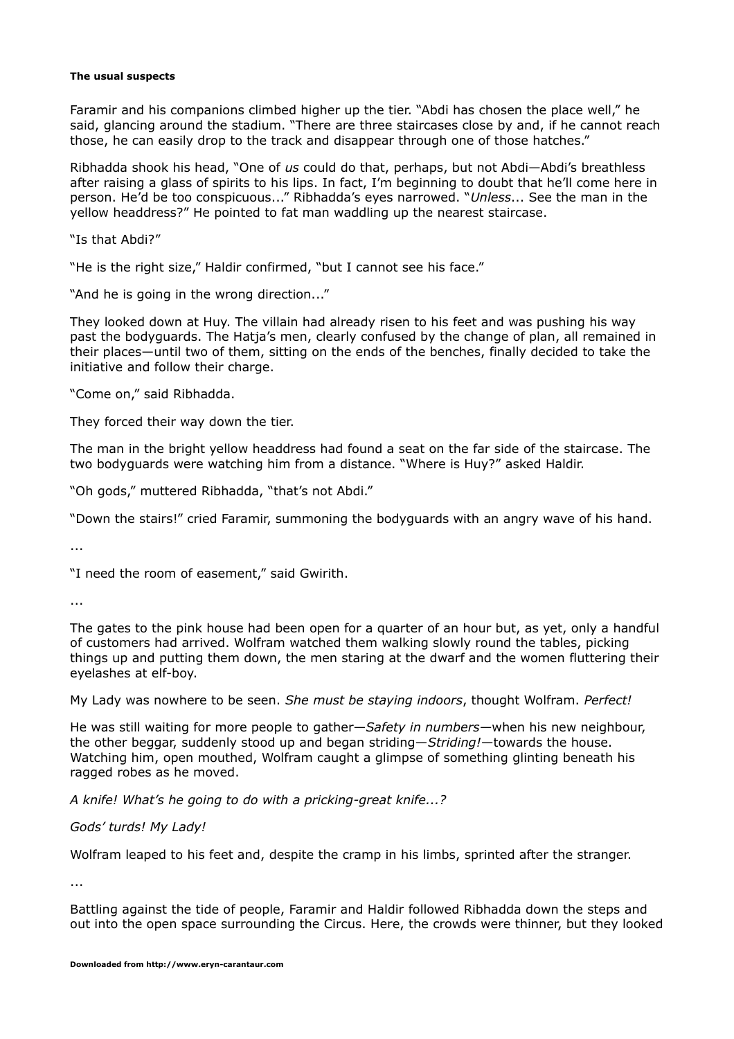**The usual suspects**

Faramir and his companions climbed higher up the tier. "Abdi has chosen the place well," he said, glancing around the stadium. "There are three staircases close by and, if he cannot reach those, he can easily drop to the track and disappear through one of those hatches."

Ribhadda shook his head, "One of *us* could do that, perhaps, but not Abdi—Abdi's breathless after raising a glass of spirits to his lips. In fact, I'm beginning to doubt that he'll come here in person. He'd be too conspicuous..." Ribhadda's eyes narrowed. "*Unless*... See the man in the yellow headdress?" He pointed to fat man waddling up the nearest staircase.

"Is that Abdi?"

"He is the right size," Haldir confirmed, "but I cannot see his face."

"And he is going in the wrong direction..."

They looked down at Huy. The villain had already risen to his feet and was pushing his way past the bodyguards. The Hatja's men, clearly confused by the change of plan, all remained in their places—until two of them, sitting on the ends of the benches, finally decided to take the initiative and follow their charge.

"Come on," said Ribhadda.

They forced their way down the tier.

The man in the bright yellow headdress had found a seat on the far side of the staircase. The two bodyguards were watching him from a distance. "Where is Huy?" asked Haldir.

"Oh gods," muttered Ribhadda, "that's not Abdi."

"Down the stairs!" cried Faramir, summoning the bodyguards with an angry wave of his hand.

...

"I need the room of easement," said Gwirith.

...

The gates to the pink house had been open for a quarter of an hour but, as yet, only a handful of customers had arrived. Wolfram watched them walking slowly round the tables, picking things up and putting them down, the men staring at the dwarf and the women fluttering their eyelashes at elf-boy.

My Lady was nowhere to be seen. *She must be staying indoors*, thought Wolfram. *Perfect!*

He was still waiting for more people to gather—*Safety in numbers*—when his new neighbour, the other beggar, suddenly stood up and began striding—*Striding!*—towards the house. Watching him, open mouthed, Wolfram caught a glimpse of something glinting beneath his ragged robes as he moved.

*A knife! What's he going to do with a pricking-great knife...?*

*Gods' turds! My Lady!*

Wolfram leaped to his feet and, despite the cramp in his limbs, sprinted after the stranger.

...

Battling against the tide of people, Faramir and Haldir followed Ribhadda down the steps and out into the open space surrounding the Circus. Here, the crowds were thinner, but they looked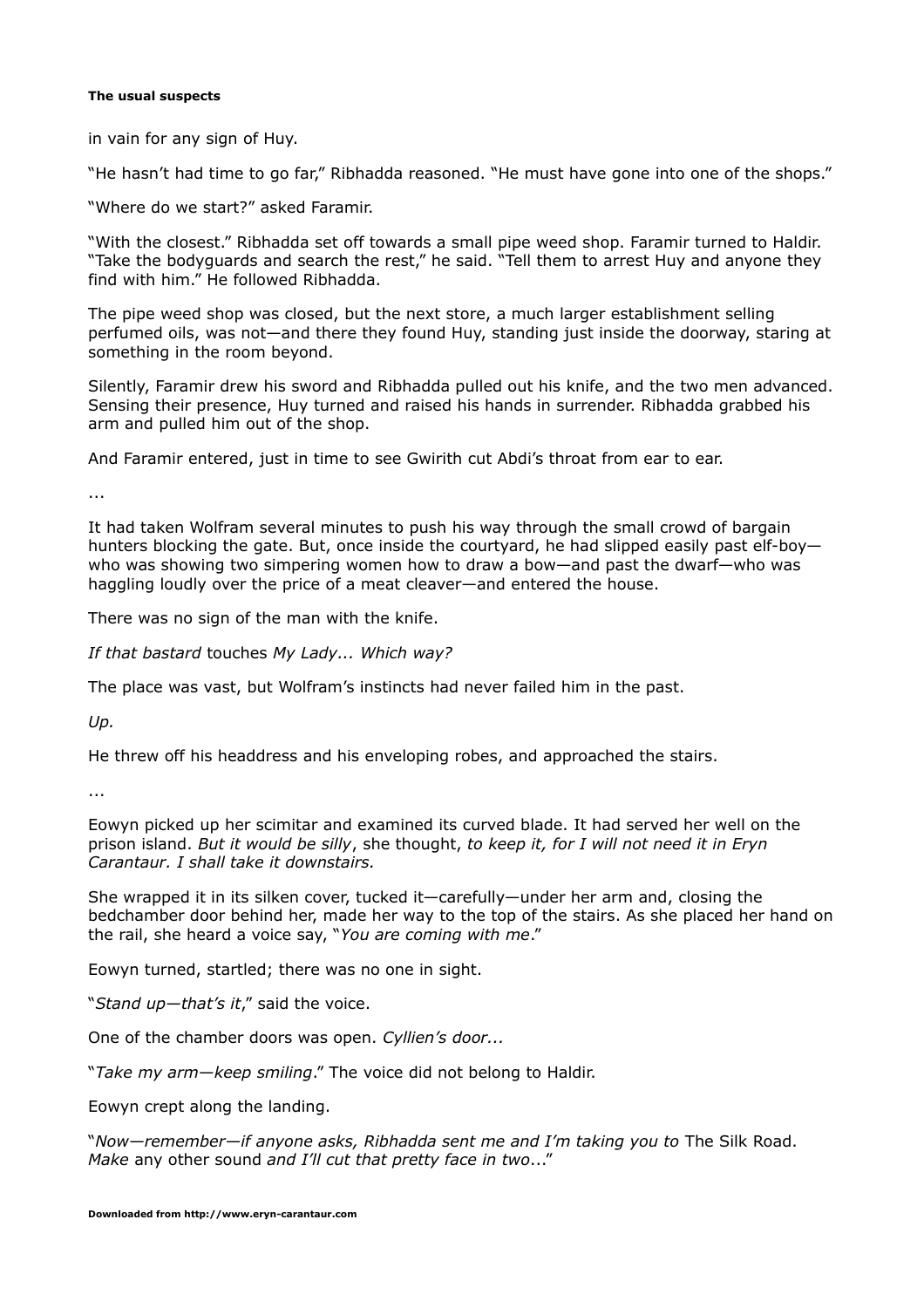in vain for any sign of Huy.

"He hasn't had time to go far," Ribhadda reasoned. "He must have gone into one of the shops."

"Where do we start?" asked Faramir.

"With the closest." Ribhadda set off towards a small pipe weed shop. Faramir turned to Haldir. "Take the bodyguards and search the rest," he said. "Tell them to arrest Huy and anyone they find with him." He followed Ribhadda.

The pipe weed shop was closed, but the next store, a much larger establishment selling perfumed oils, was not—and there they found Huy, standing just inside the doorway, staring at something in the room beyond.

Silently, Faramir drew his sword and Ribhadda pulled out his knife, and the two men advanced. Sensing their presence, Huy turned and raised his hands in surrender. Ribhadda grabbed his arm and pulled him out of the shop.

And Faramir entered, just in time to see Gwirith cut Abdi's throat from ear to ear.

...

It had taken Wolfram several minutes to push his way through the small crowd of bargain hunters blocking the gate. But, once inside the courtyard, he had slipped easily past elf-boy—who was showing two simpering women how to draw a bow—and past the dwarf—who was haggling loudly over the price of a meat cleaver—and entered the house.

There was no sign of the man with the knife.

*If that bastard* touches *My Lady... Which way?*

The place was vast, but Wolfram's instincts had never failed him in the past.

*Up.*

He threw off his headdress and his enveloping robes, and approached the stairs.

...

Eowyn picked up her scimitar and examined its curved blade. It had served her well on the prison island. *But it would be silly*, she thought, *to keep it, for I will not need it in Eryn Carantaur. I shall take it downstairs.*

She wrapped it in its silken cover, tucked it—carefully—under her arm and, closing the bedchamber door behind her, made her way to the top of the stairs. As she placed her hand on the rail, she heard a voice say, "*You are coming with me*."

Eowyn turned, startled; there was no one in sight.

"*Stand up—that's it*," said the voice.

One of the chamber doors was open. *Cyllien's door...*

"*Take my arm—keep smiling*." The voice did not belong to Haldir.

Eowyn crept along the landing.

"*Now—remember—if anyone asks, Ribhadda sent me and I'm taking you to* The Silk Road. *Make* any other sound *and I'll cut that pretty face in two*..."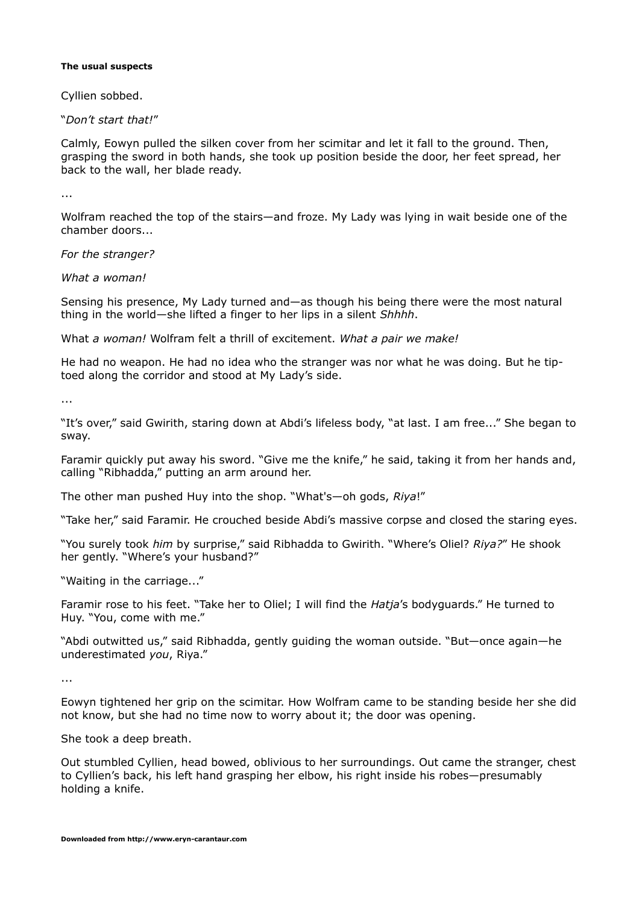**The usual suspects**

Cyllien sobbed.

"*Don't start that!*"

Calmly, Eowyn pulled the silken cover from her scimitar and let it fall to the ground. Then, grasping the sword in both hands, she took up position beside the door, her feet spread, her back to the wall, her blade ready.

...

Wolfram reached the top of the stairs—and froze. My Lady was lying in wait beside one of the chamber doors...

*For the stranger?*

*What a woman!*

Sensing his presence, My Lady turned and—as though his being there were the most natural thing in the world—she lifted a finger to her lips in a silent *Shhhh*.

What *a woman!* Wolfram felt a thrill of excitement. *What a pair we make!*

He had no weapon. He had no idea who the stranger was nor what he was doing. But he tip-toed along the corridor and stood at My Lady's side.

...

"It's over," said Gwirith, staring down at Abdi's lifeless body, "at last. I am free..." She began to sway.

Faramir quickly put away his sword. "Give me the knife," he said, taking it from her hands and, calling "Ribhadda," putting an arm around her.

The other man pushed Huy into the shop. "What's—oh gods, *Riya*!"

"Take her," said Faramir. He crouched beside Abdi's massive corpse and closed the staring eyes.

"You surely took *him* by surprise," said Ribhadda to Gwirith. "Where's Oliel? *Riya?*" He shook her gently. "Where's your husband?"

"Waiting in the carriage..."

Faramir rose to his feet. "Take her to Oliel; I will find the *Hatja*'s bodyguards." He turned to Huy. "You, come with me."

"Abdi outwitted us," said Ribhadda, gently guiding the woman outside. "But—once again—he underestimated *you*, Riya."

...

Eowyn tightened her grip on the scimitar. How Wolfram came to be standing beside her she did not know, but she had no time now to worry about it; the door was opening.

She took a deep breath.

Out stumbled Cyllien, head bowed, oblivious to her surroundings. Out came the stranger, chest to Cyllien's back, his left hand grasping her elbow, his right inside his robes—presumably holding a knife.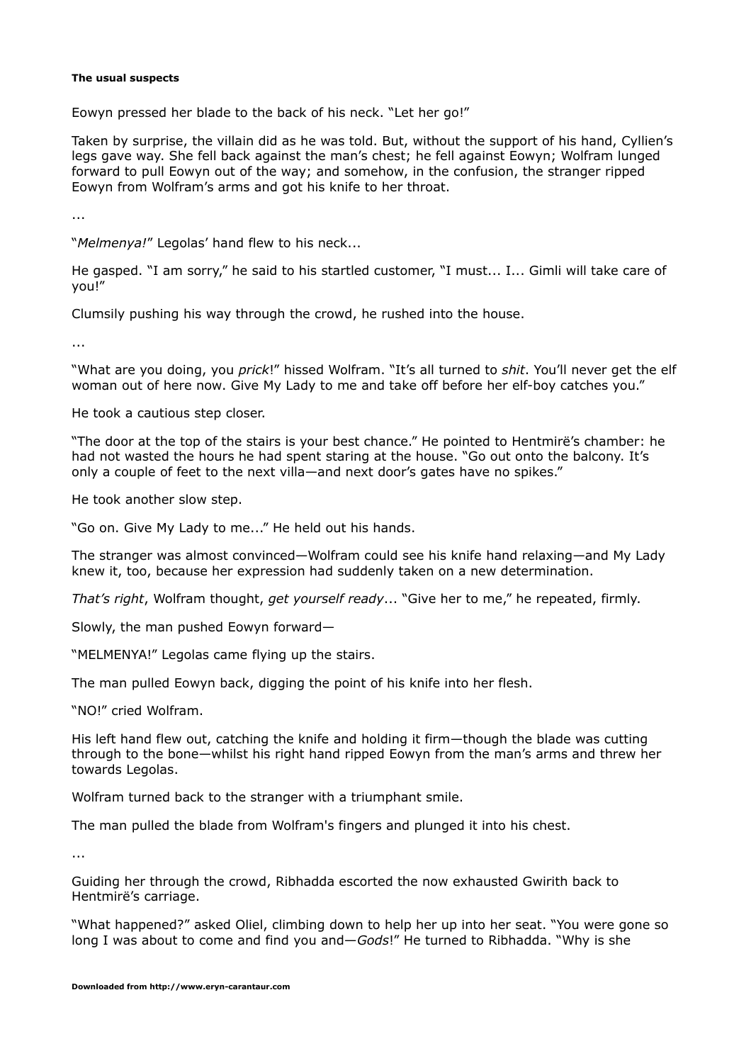**The usual suspects**

Eowyn pressed her blade to the back of his neck. "Let her go!"

Taken by surprise, the villain did as he was told. But, without the support of his hand, Cyllien's legs gave way. She fell back against the man's chest; he fell against Eowyn; Wolfram lunged forward to pull Eowyn out of the way; and somehow, in the confusion, the stranger ripped Eowyn from Wolfram's arms and got his knife to her throat.

...

"*Melmenya!*" Legolas' hand flew to his neck...

He gasped. "I am sorry," he said to his startled customer, "I must... I... Gimli will take care of you!"

Clumsily pushing his way through the crowd, he rushed into the house.

...

"What are you doing, you *prick*!" hissed Wolfram. "It's all turned to *shit*. You'll never get the elf woman out of here now. Give My Lady to me and take off before her elf-boy catches you."

He took a cautious step closer.

"The door at the top of the stairs is your best chance." He pointed to Hentmirë's chamber: he had not wasted the hours he had spent staring at the house. "Go out onto the balcony. It's only a couple of feet to the next villa—and next door's gates have no spikes."

He took another slow step.

"Go on. Give My Lady to me..." He held out his hands.

The stranger was almost convinced—Wolfram could see his knife hand relaxing—and My Lady knew it, too, because her expression had suddenly taken on a new determination.

*That's right*, Wolfram thought, *get yourself ready*... "Give her to me," he repeated, firmly.

Slowly, the man pushed Eowyn forward—

"MELMENYA!" Legolas came flying up the stairs.

The man pulled Eowyn back, digging the point of his knife into her flesh.

"NO!" cried Wolfram.

His left hand flew out, catching the knife and holding it firm—though the blade was cutting through to the bone—whilst his right hand ripped Eowyn from the man's arms and threw her towards Legolas.

Wolfram turned back to the stranger with a triumphant smile.

The man pulled the blade from Wolfram's fingers and plunged it into his chest.

...

Guiding her through the crowd, Ribhadda escorted the now exhausted Gwirith back to Hentmirë's carriage.

"What happened?" asked Oliel, climbing down to help her up into her seat. "You were gone so long I was about to come and find you and—*Gods*!" He turned to Ribhadda. "Why is she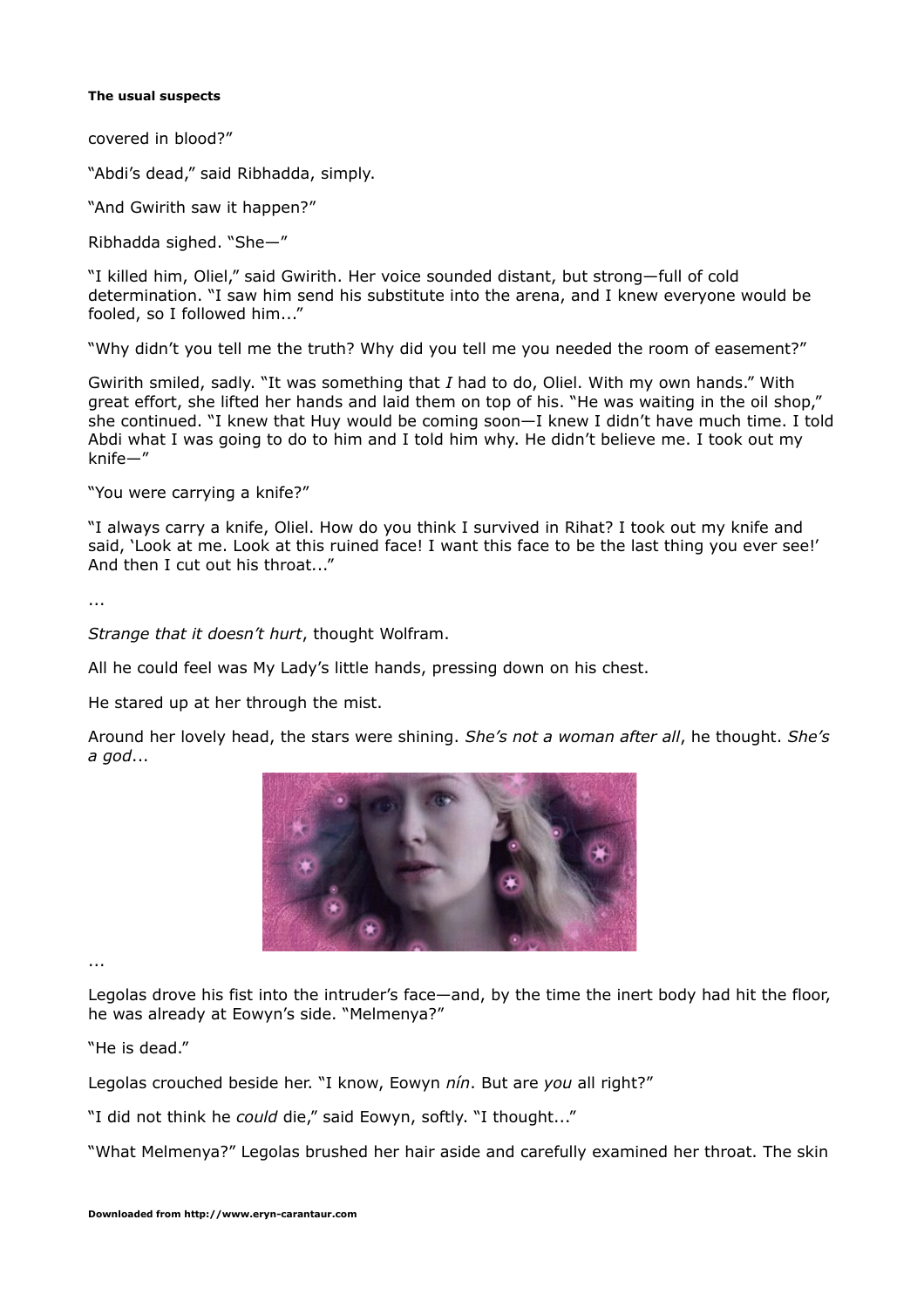covered in blood?"

"Abdi's dead," said Ribhadda, simply.

"And Gwirith saw it happen?"

Ribhadda sighed. "She—"

"I killed him, Oliel," said Gwirith. Her voice sounded distant, but strong—full of cold determination. "I saw him send his substitute into the arena, and I knew everyone would be fooled, so I followed him..."

"Why didn't you tell me the truth? Why did you tell me you needed the room of easement?"

Gwirith smiled, sadly. "It was something that *I* had to do, Oliel. With my own hands." With great effort, she lifted her hands and laid them on top of his. "He was waiting in the oil shop," she continued. "I knew that Huy would be coming soon—I knew I didn't have much time. I told Abdi what I was going to do to him and I told him why. He didn't believe me. I took out my knife—"

"You were carrying a knife?"

"I always carry a knife, Oliel. How do you think I survived in Rihat? I took out my knife and said, 'Look at me. Look at this ruined face! I want this face to be the last thing you ever see!' And then I cut out his throat..."

...

*Strange that it doesn't hurt*, thought Wolfram.

All he could feel was My Lady's little hands, pressing down on his chest.

He stared up at her through the mist.

Around her lovely head, the stars were shining. *She's not a woman after all*, he thought. *She's a god*...

...

Legolas drove his fist into the intruder's face—and, by the time the inert body had hit the floor, he was already at Eowyn's side. "Melmenya?"

"He is dead."

Legolas crouched beside her. "I know, Eowyn *nín*. But are *you* all right?"

"I did not think he *could* die," said Eowyn, softly. "I thought..."

"What Melmenya?" Legolas brushed her hair aside and carefully examined her throat. The skin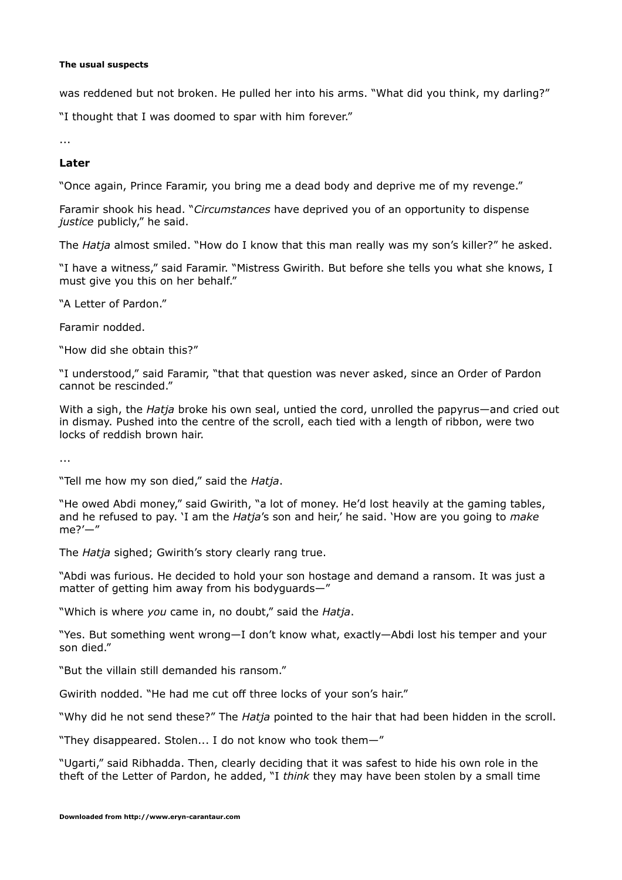was reddened but not broken. He pulled her into his arms. "What did you think, my darling?"

"I thought that I was doomed to spar with him forever."

...

**Later**

"Once again, Prince Faramir, you bring me a dead body and deprive me of my revenge."

Faramir shook his head. "*Circumstances* have deprived you of an opportunity to dispense *justice* publicly," he said.

The *Hatja* almost smiled. "How do I know that this man really was my son's killer?" he asked.

"I have a witness," said Faramir. "Mistress Gwirith. But before she tells you what she knows, I must give you this on her behalf."

"A Letter of Pardon."

Faramir nodded.

"How did she obtain this?"

"I understood," said Faramir, "that that question was never asked, since an Order of Pardon cannot be rescinded."

With a sigh, the *Hatja* broke his own seal, untied the cord, unrolled the papyrus—and cried out in dismay. Pushed into the centre of the scroll, each tied with a length of ribbon, were two locks of reddish brown hair.

...

"Tell me how my son died," said the *Hatja*.

"He owed Abdi money," said Gwirith, "a lot of money. He'd lost heavily at the gaming tables, and he refused to pay. 'I am the *Hatja*'s son and heir,' he said. 'How are you going to *make* me?'—"

The *Hatja* sighed; Gwirith's story clearly rang true.

"Abdi was furious. He decided to hold your son hostage and demand a ransom. It was just a matter of getting him away from his bodyguards—"

"Which is where *you* came in, no doubt," said the *Hatja*.

"Yes. But something went wrong—I don't know what, exactly—Abdi lost his temper and your son died."

"But the villain still demanded his ransom."

Gwirith nodded. "He had me cut off three locks of your son's hair."

"Why did he not send these?" The *Hatja* pointed to the hair that had been hidden in the scroll.

"They disappeared. Stolen... I do not know who took them—"

"Ugarti," said Ribhadda. Then, clearly deciding that it was safest to hide his own role in the theft of the Letter of Pardon, he added, "I *think* they may have been stolen by a small time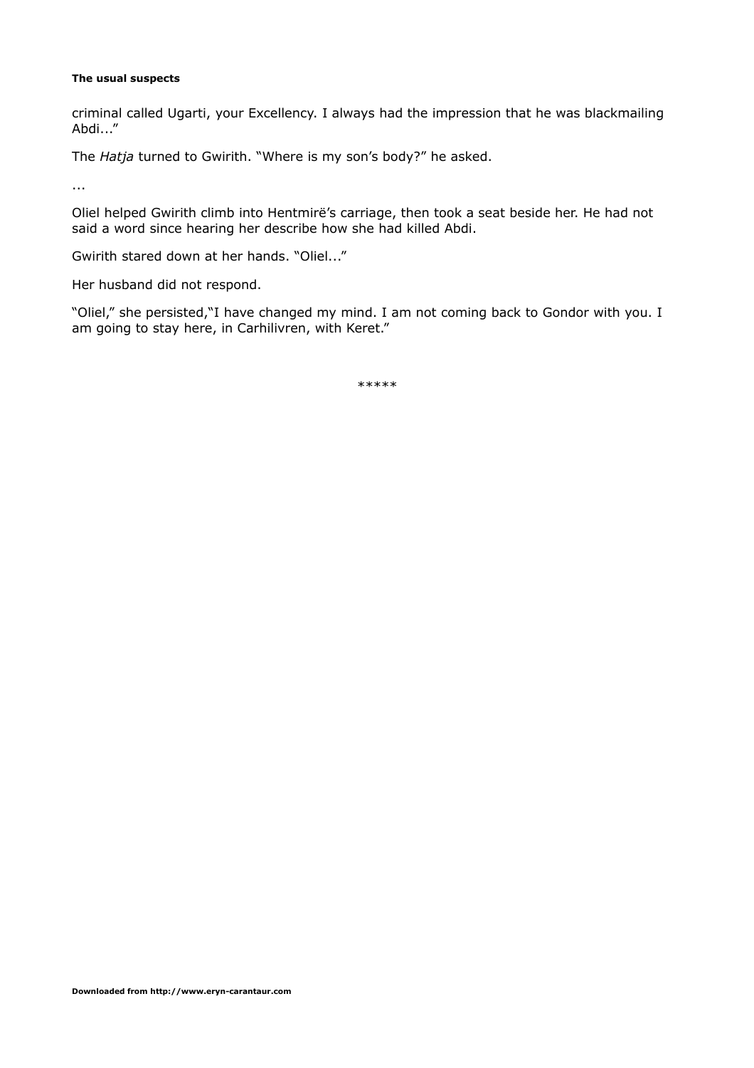criminal called Ugarti, your Excellency. I always had the impression that he was blackmailing Abdi..."

The *Hatja* turned to Gwirith. "Where is my son's body?" he asked.

...

Oliel helped Gwirith climb into Hentmirë's carriage, then took a seat beside her. He had not said a word since hearing her describe how she had killed Abdi.

Gwirith stared down at her hands. "Oliel..."

Her husband did not respond.

"Oliel," she persisted,"I have changed my mind. I am not coming back to Gondor with you. I am going to stay here, in Carhilivren, with Keret."

*****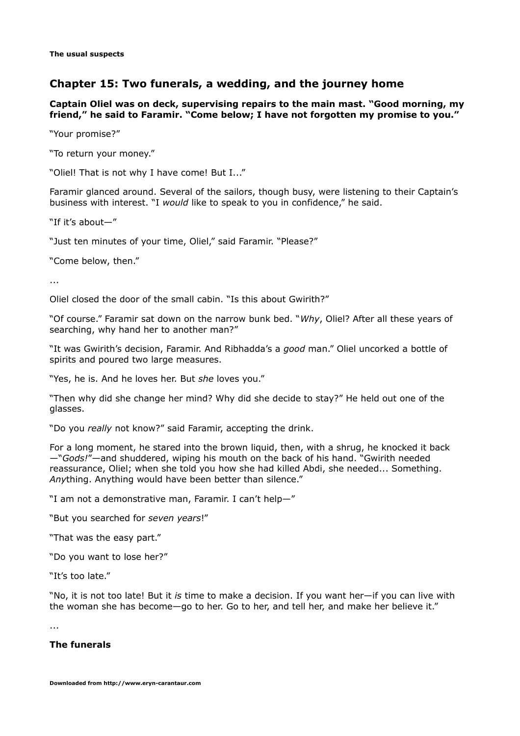## Chapter 15: Two funerals, a wedding, and the journey home

**Captain Oliel was on deck, supervising repairs to the main mast. "Good morning, my friend," he said to Faramir. "Come below; I have not forgotten my promise to you."**

"Your promise?"

"To return your money."

"Oliel! That is not why I have come! But I..."

Faramir glanced around. Several of the sailors, though busy, were listening to their Captain's business with interest. "I *would* like to speak to you in confidence," he said.

"If it's about—"

"Just ten minutes of your time, Oliel," said Faramir. "Please?"

"Come below, then."

...

Oliel closed the door of the small cabin. "Is this about Gwirith?"

"Of course." Faramir sat down on the narrow bunk bed. "*Why*, Oliel? After all these years of searching, why hand her to another man?"

"It was Gwirith's decision, Faramir. And Ribhadda's a *good* man." Oliel uncorked a bottle of spirits and poured two large measures.

"Yes, he is. And he loves her. But *she* loves you."

"Then why did she change her mind? Why did she decide to stay?" He held out one of the glasses.

"Do you *really* not know?" said Faramir, accepting the drink.

For a long moment, he stared into the brown liquid, then, with a shrug, he knocked it back —"*Gods!*"—and shuddered, wiping his mouth on the back of his hand. "Gwirith needed reassurance, Oliel; when she told you how she had killed Abdi, she needed... Something. *Any*thing. Anything would have been better than silence."

"I am not a demonstrative man, Faramir. I can't help—"

"But you searched for *seven years*!"

"That was the easy part."

"Do you want to lose her?"

"It's too late."

"No, it is not too late! But it *is* time to make a decision. If you want her—if you can live with the woman she has become—go to her. Go to her, and tell her, and make her believe it."

...

**The funerals**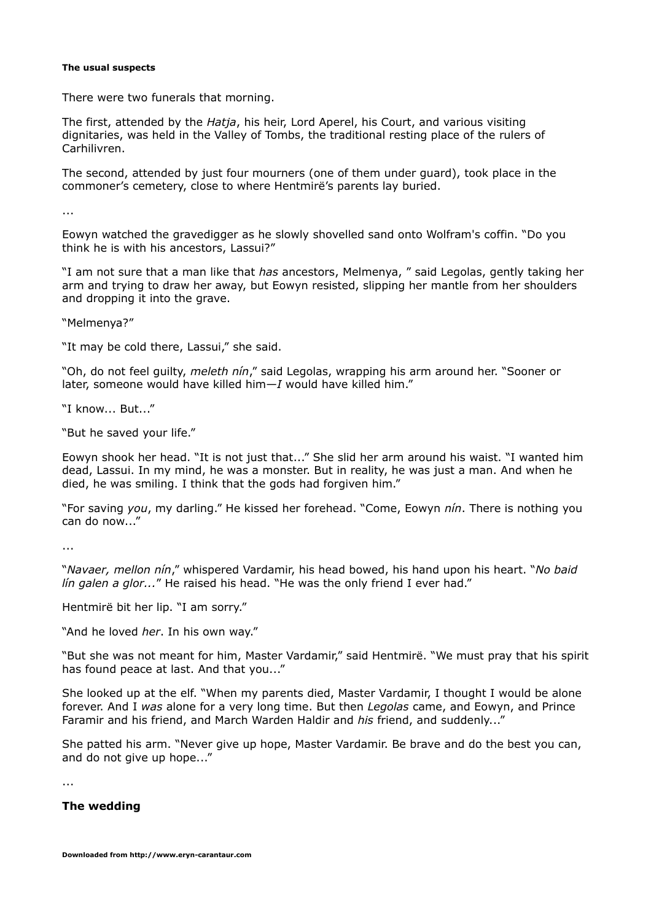**The usual suspects**

There were two funerals that morning.

The first, attended by the *Hatja*, his heir, Lord Aperel, his Court, and various visiting dignitaries, was held in the Valley of Tombs, the traditional resting place of the rulers of Carhilivren.

The second, attended by just four mourners (one of them under guard), took place in the commoner's cemetery, close to where Hentmirë's parents lay buried.

...

Eowyn watched the gravedigger as he slowly shovelled sand onto Wolfram's coffin. "Do you think he is with his ancestors, Lassui?"

"I am not sure that a man like that *has* ancestors, Melmenya, " said Legolas, gently taking her arm and trying to draw her away, but Eowyn resisted, slipping her mantle from her shoulders and dropping it into the grave.

"Melmenya?"

"It may be cold there, Lassui," she said.

"Oh, do not feel guilty, *meleth nín*," said Legolas, wrapping his arm around her. "Sooner or later, someone would have killed him—*I* would have killed him."

"I know... But..."

"But he saved your life."

Eowyn shook her head. "It is not just that..." She slid her arm around his waist. "I wanted him dead, Lassui. In my mind, he was a monster. But in reality, he was just a man. And when he died, he was smiling. I think that the gods had forgiven him."

"For saving *you*, my darling." He kissed her forehead. "Come, Eowyn *nín*. There is nothing you can do now..."

...

"*Navaer, mellon nín*," whispered Vardamir, his head bowed, his hand upon his heart. "*No baid lín galen a glor...*" He raised his head. "He was the only friend I ever had."

Hentmirë bit her lip. "I am sorry."

"And he loved *her*. In his own way."

"But she was not meant for him, Master Vardamir," said Hentmirë. "We must pray that his spirit has found peace at last. And that you..."

She looked up at the elf. "When my parents died, Master Vardamir, I thought I would be alone forever. And I *was* alone for a very long time. But then *Legolas* came, and Eowyn, and Prince Faramir and his friend, and March Warden Haldir and *his* friend, and suddenly..."

She patted his arm. "Never give up hope, Master Vardamir. Be brave and do the best you can, and do not give up hope..."

...

**The wedding**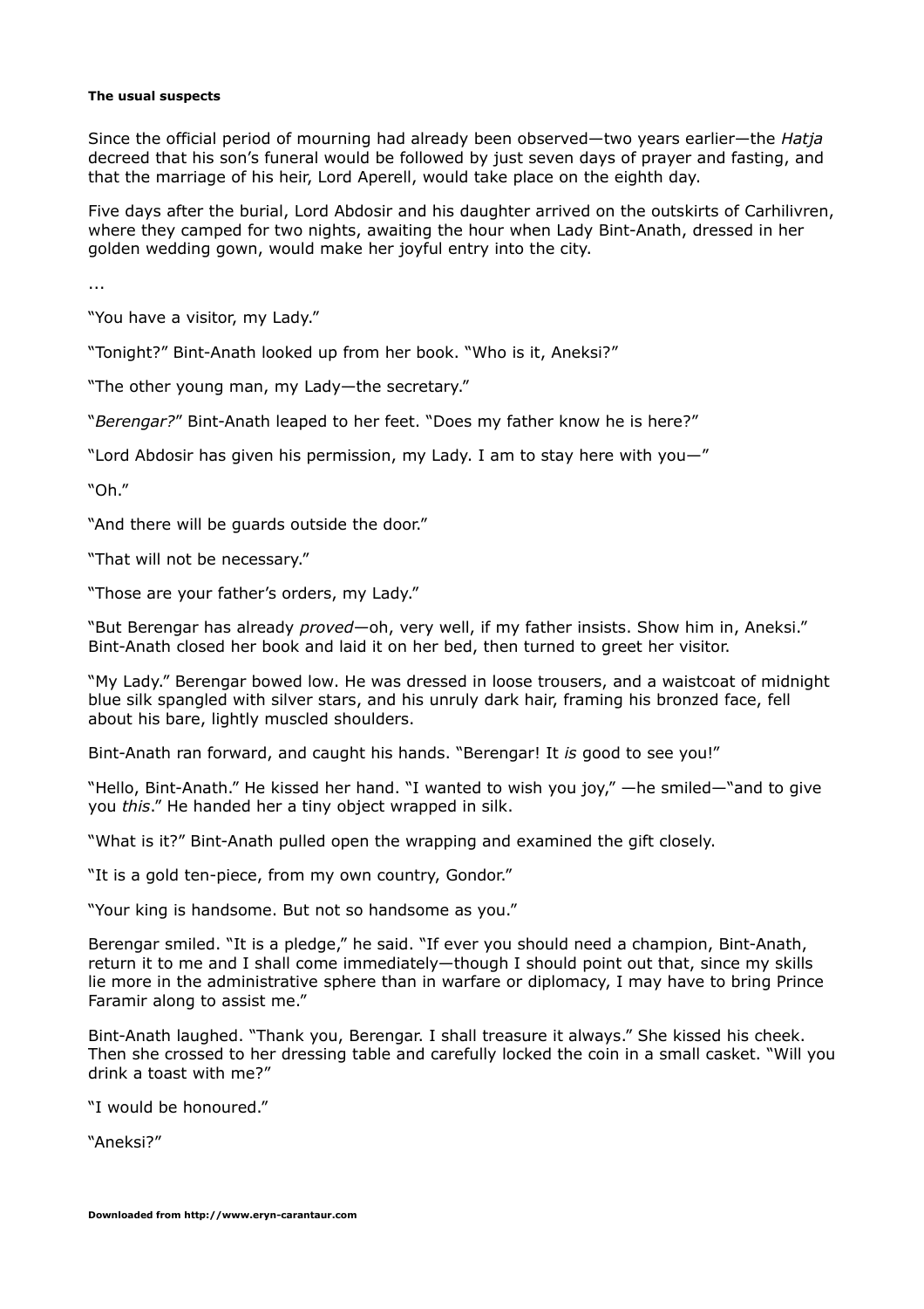#### The usual suspects

Since the official period of mourning had already been observed—two years earlier—the *Hatja* decreed that his son's funeral would be followed by just seven days of prayer and fasting, and that the marriage of his heir, Lord Aperell, would take place on the eighth day.

Five days after the burial, Lord Abdosir and his daughter arrived on the outskirts of Carhilivren, where they camped for two nights, awaiting the hour when Lady Bint-Anath, dressed in her golden wedding gown, would make her joyful entry into the city.

...

"You have a visitor, my Lady."

"Tonight?" Bint-Anath looked up from her book. "Who is it, Aneksi?"

"The other young man, my Lady—the secretary."

"*Berengar?*" Bint-Anath leaped to her feet. "Does my father know he is here?"

"Lord Abdosir has given his permission, my Lady. I am to stay here with you—"

"Oh."

"And there will be guards outside the door."

"That will not be necessary."

"Those are your father's orders, my Lady."

"But Berengar has already *proved*—oh, very well, if my father insists. Show him in, Aneksi." Bint-Anath closed her book and laid it on her bed, then turned to greet her visitor.

"My Lady." Berengar bowed low. He was dressed in loose trousers, and a waistcoat of midnight blue silk spangled with silver stars, and his unruly dark hair, framing his bronzed face, fell about his bare, lightly muscled shoulders.

Bint-Anath ran forward, and caught his hands. "Berengar! It *is* good to see you!"

"Hello, Bint-Anath." He kissed her hand. "I wanted to wish you joy," —he smiled—"and to give you *this*." He handed her a tiny object wrapped in silk.

"What is it?" Bint-Anath pulled open the wrapping and examined the gift closely.

"It is a gold ten-piece, from my own country, Gondor."

"Your king is handsome. But not so handsome as you."

Berengar smiled. "It is a pledge," he said. "If ever you should need a champion, Bint-Anath, return it to me and I shall come immediately—though I should point out that, since my skills lie more in the administrative sphere than in warfare or diplomacy, I may have to bring Prince Faramir along to assist me."

Bint-Anath laughed. "Thank you, Berengar. I shall treasure it always." She kissed his cheek. Then she crossed to her dressing table and carefully locked the coin in a small casket. "Will you drink a toast with me?"

"I would be honoured."

"Aneksi?"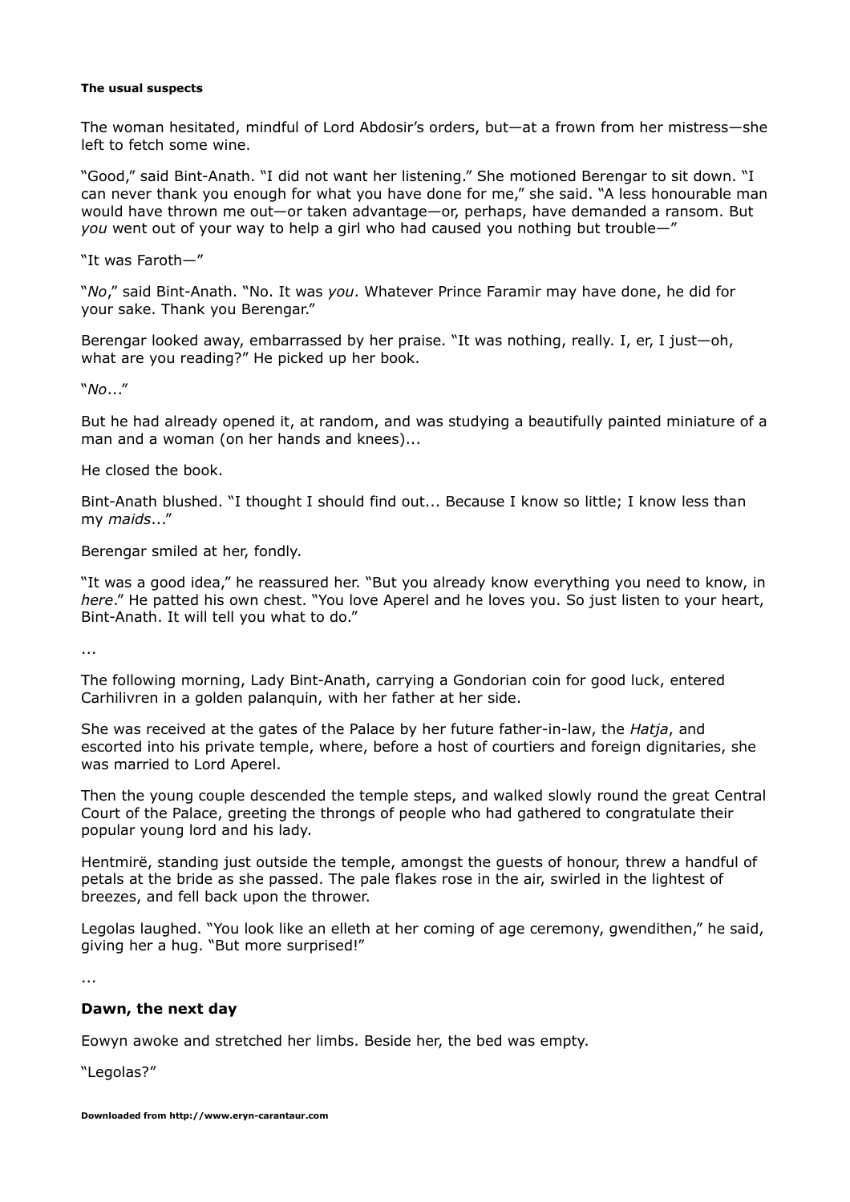The woman hesitated, mindful of Lord Abdosir's orders, but—at a frown from her mistress—she left to fetch some wine.

"Good," said Bint-Anath. "I did not want her listening." She motioned Berengar to sit down. "I can never thank you enough for what you have done for me," she said. "A less honourable man would have thrown me out—or taken advantage—or, perhaps, have demanded a ransom. But *you* went out of your way to help a girl who had caused you nothing but trouble—"

"It was Faroth—"

"*No*," said Bint-Anath. "No. It was *you*. Whatever Prince Faramir may have done, he did for your sake. Thank you Berengar."

Berengar looked away, embarrassed by her praise. "It was nothing, really. I, er, I just—oh, what are you reading?" He picked up her book.

"*No*..."

But he had already opened it, at random, and was studying a beautifully painted miniature of a man and a woman (on her hands and knees)...

He closed the book.

Bint-Anath blushed. "I thought I should find out... Because I know so little; I know less than my *maids*..."

Berengar smiled at her, fondly.

"It was a good idea," he reassured her. "But you already know everything you need to know, in *here*." He patted his own chest. "You love Aperel and he loves you. So just listen to your heart, Bint-Anath. It will tell you what to do."

...

The following morning, Lady Bint-Anath, carrying a Gondorian coin for good luck, entered Carhilivren in a golden palanquin, with her father at her side.

She was received at the gates of the Palace by her future father-in-law, the *Hatja*, and escorted into his private temple, where, before a host of courtiers and foreign dignitaries, she was married to Lord Aperel.

Then the young couple descended the temple steps, and walked slowly round the great Central Court of the Palace, greeting the throngs of people who had gathered to congratulate their popular young lord and his lady.

Hentmirë, standing just outside the temple, amongst the guests of honour, threw a handful of petals at the bride as she passed. The pale flakes rose in the air, swirled in the lightest of breezes, and fell back upon the thrower.

Legolas laughed. "You look like an elleth at her coming of age ceremony, gwendithen," he said, giving her a hug. "But more surprised!"

...

## Dawn, the next day

Eowyn awoke and stretched her limbs. Beside her, the bed was empty.

"Legolas?"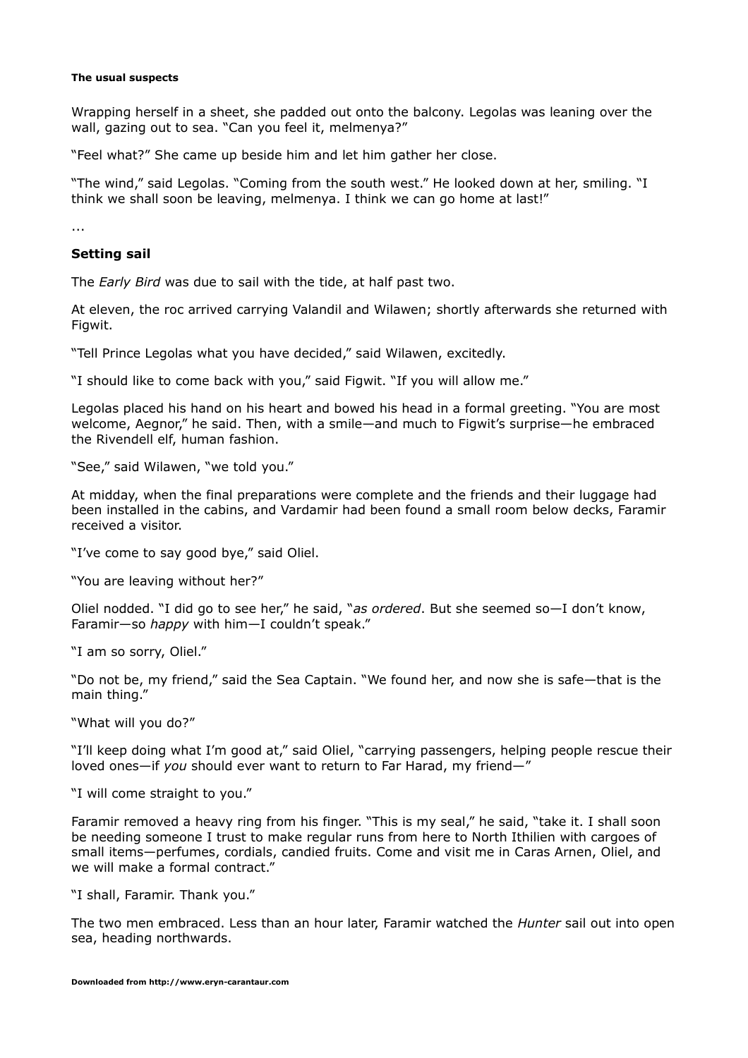Wrapping herself in a sheet, she padded out onto the balcony. Legolas was leaning over the wall, gazing out to sea. "Can you feel it, melmenya?"

"Feel what?" She came up beside him and let him gather her close.

"The wind," said Legolas. "Coming from the south west." He looked down at her, smiling. "I think we shall soon be leaving, melmenya. I think we can go home at last!"

...

## Setting sail

The *Early Bird* was due to sail with the tide, at half past two.

At eleven, the roc arrived carrying Valandil and Wilawen; shortly afterwards she returned with Figwit.

"Tell Prince Legolas what you have decided," said Wilawen, excitedly.

"I should like to come back with you," said Figwit. "If you will allow me."

Legolas placed his hand on his heart and bowed his head in a formal greeting. "You are most welcome, Aegnor," he said. Then, with a smile—and much to Figwit's surprise—he embraced the Rivendell elf, human fashion.

"See," said Wilawen, "we told you."

At midday, when the final preparations were complete and the friends and their luggage had been installed in the cabins, and Vardamir had been found a small room below decks, Faramir received a visitor.

"I've come to say good bye," said Oliel.

"You are leaving without her?"

Oliel nodded. "I did go to see her," he said, "*as ordered*. But she seemed so—I don't know, Faramir—so *happy* with him—I couldn't speak."

"I am so sorry, Oliel."

"Do not be, my friend," said the Sea Captain. "We found her, and now she is safe—that is the main thing."

"What will you do?"

"I'll keep doing what I'm good at," said Oliel, "carrying passengers, helping people rescue their loved ones—if *you* should ever want to return to Far Harad, my friend—"

"I will come straight to you."

Faramir removed a heavy ring from his finger. "This is my seal," he said, "take it. I shall soon be needing someone I trust to make regular runs from here to North Ithilien with cargoes of small items—perfumes, cordials, candied fruits. Come and visit me in Caras Arnen, Oliel, and we will make a formal contract."

"I shall, Faramir. Thank you."

The two men embraced. Less than an hour later, Faramir watched the *Hunter* sail out into open sea, heading northwards.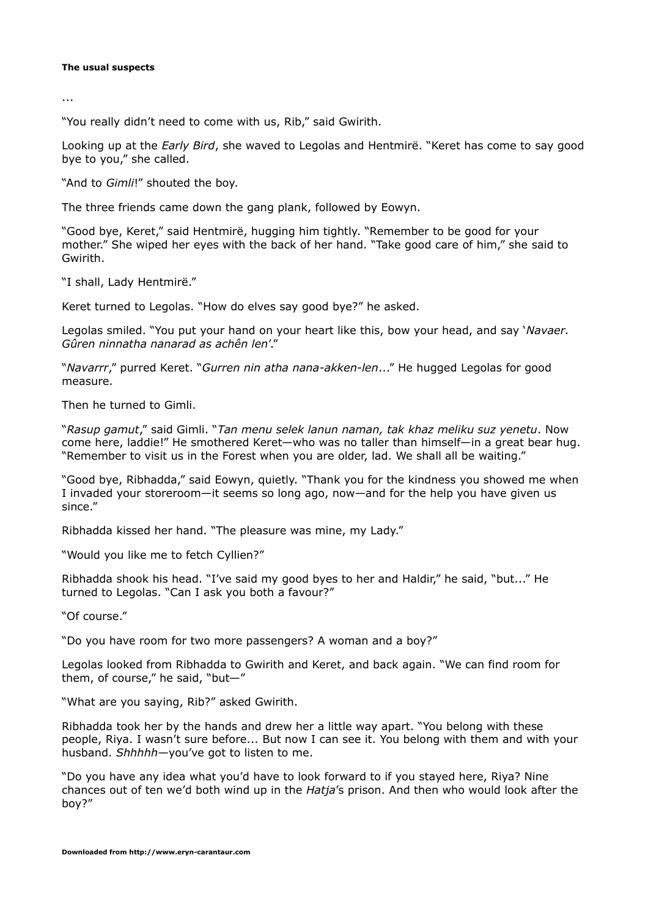**The usual suspects**

...

"You really didn't need to come with us, Rib," said Gwirith.

Looking up at the *Early Bird*, she waved to Legolas and Hentmirë. "Keret has come to say good bye to you," she called.

"And to *Gimli*!" shouted the boy.

The three friends came down the gang plank, followed by Eowyn.

"Good bye, Keret," said Hentmirë, hugging him tightly. "Remember to be good for your mother." She wiped her eyes with the back of her hand. "Take good care of him," she said to Gwirith.

"I shall, Lady Hentmirë."

Keret turned to Legolas. "How do elves say good bye?" he asked.

Legolas smiled. "You put your hand on your heart like this, bow your head, and say '*Navaer. Gûren ninnatha nanarad as achên len*'."

"*Navarrr*," purred Keret. "*Gurren nin atha nana-akken-len*..." He hugged Legolas for good measure.

Then he turned to Gimli.

"*Rasup gamut*," said Gimli. "*Tan menu selek lanun naman, tak khaz meliku suz yenetu*. Now come here, laddie!" He smothered Keret—who was no taller than himself—in a great bear hug. "Remember to visit us in the Forest when you are older, lad. We shall all be waiting."

"Good bye, Ribhadda," said Eowyn, quietly. "Thank you for the kindness you showed me when I invaded your storeroom—it seems so long ago, now—and for the help you have given us since."

Ribhadda kissed her hand. "The pleasure was mine, my Lady."

"Would you like me to fetch Cyllien?"

Ribhadda shook his head. "I've said my good byes to her and Haldir," he said, "but..." He turned to Legolas. "Can I ask you both a favour?"

"Of course."

"Do you have room for two more passengers? A woman and a boy?"

Legolas looked from Ribhadda to Gwirith and Keret, and back again. "We can find room for them, of course," he said, "but—"

"What are you saying, Rib?" asked Gwirith.

Ribhadda took her by the hands and drew her a little way apart. "You belong with these people, Riya. I wasn't sure before... But now I can see it. You belong with them and with your husband. *Shhhhh*—you've got to listen to me.

"Do you have any idea what you'd have to look forward to if you stayed here, Riya? Nine chances out of ten we'd both wind up in the *Hatja*'s prison. And then who would look after the boy?"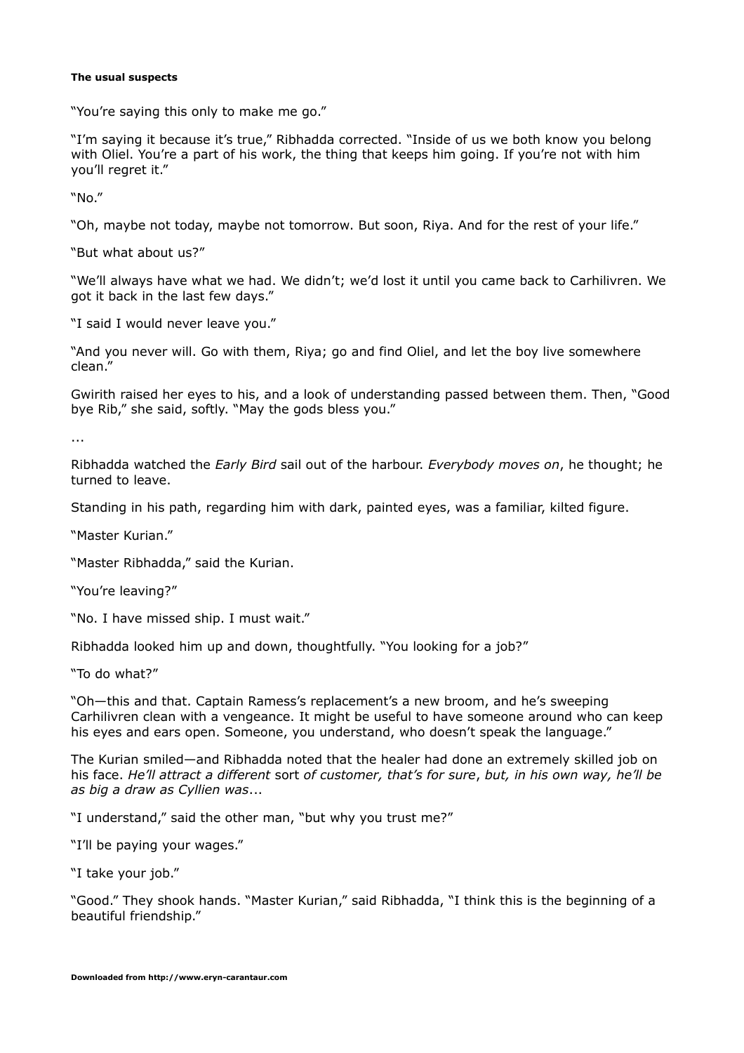**The usual suspects**

"You're saying this only to make me go."

"I'm saying it because it's true," Ribhadda corrected. "Inside of us we both know you belong with Oliel. You're a part of his work, the thing that keeps him going. If you're not with him you'll regret it."

"No."

"Oh, maybe not today, maybe not tomorrow. But soon, Riya. And for the rest of your life."

"But what about us?"

"We'll always have what we had. We didn't; we'd lost it until you came back to Carhilivren. We got it back in the last few days."

"I said I would never leave you."

"And you never will. Go with them, Riya; go and find Oliel, and let the boy live somewhere clean."

Gwirith raised her eyes to his, and a look of understanding passed between them. Then, "Good bye Rib," she said, softly. "May the gods bless you."

...

Ribhadda watched the *Early Bird* sail out of the harbour. *Everybody moves on*, he thought; he turned to leave.

Standing in his path, regarding him with dark, painted eyes, was a familiar, kilted figure.

"Master Kurian."

"Master Ribhadda," said the Kurian.

"You're leaving?"

"No. I have missed ship. I must wait."

Ribhadda looked him up and down, thoughtfully. "You looking for a job?"

"To do what?"

"Oh—this and that. Captain Ramess's replacement's a new broom, and he's sweeping Carhilivren clean with a vengeance. It might be useful to have someone around who can keep his eyes and ears open. Someone, you understand, who doesn't speak the language."

The Kurian smiled—and Ribhadda noted that the healer had done an extremely skilled job on his face. *He'll attract a different* sort *of customer, that's for sure*, *but, in his own way, he'll be as big a draw as Cyllien was*...

"I understand," said the other man, "but why you trust me?"

"I'll be paying your wages."

"I take your job."

"Good." They shook hands. "Master Kurian," said Ribhadda, "I think this is the beginning of a beautiful friendship."

**Downloaded from http://www.eryn-carantaur.com**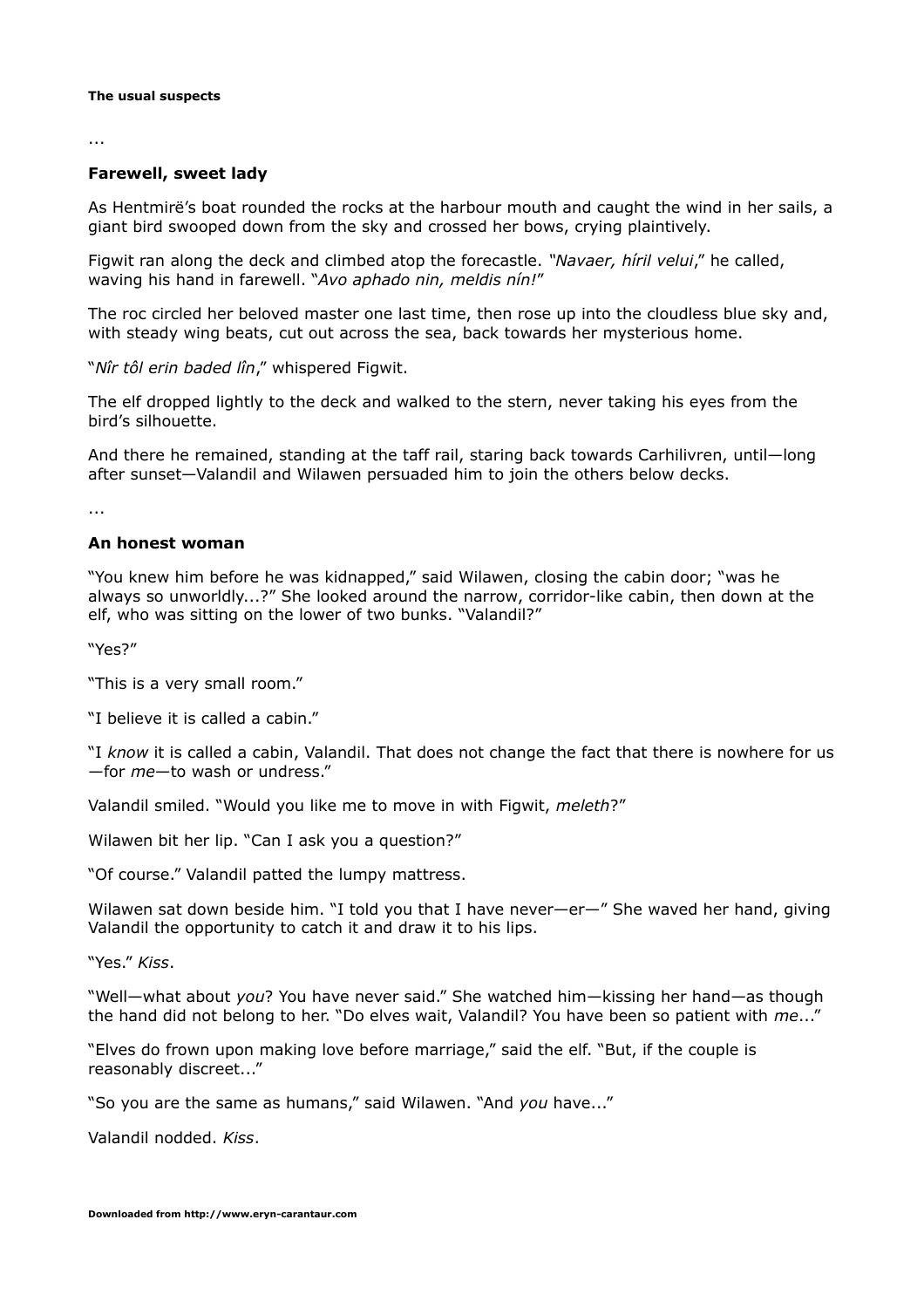**The usual suspects**

...

### Farewell, sweet lady

As Hentmirë's boat rounded the rocks at the harbour mouth and caught the wind in her sails, a giant bird swooped down from the sky and crossed her bows, crying plaintively.

Figwit ran along the deck and climbed atop the forecastle. *"Navaer, híril velui*," he called, waving his hand in farewell. "*Avo aphado nin, meldis nín!*"

The roc circled her beloved master one last time, then rose up into the cloudless blue sky and, with steady wing beats, cut out across the sea, back towards her mysterious home.

"*Nîr tôl erin baded lîn*," whispered Figwit.

The elf dropped lightly to the deck and walked to the stern, never taking his eyes from the bird's silhouette.

And there he remained, standing at the taff rail, staring back towards Carhilivren, until—long after sunset—Valandil and Wilawen persuaded him to join the others below decks.

...

### An honest woman

"You knew him before he was kidnapped," said Wilawen, closing the cabin door; "was he always so unworldly...?" She looked around the narrow, corridor-like cabin, then down at the elf, who was sitting on the lower of two bunks. "Valandil?"

"Yes?"

"This is a very small room."

"I believe it is called a cabin."

"I *know* it is called a cabin, Valandil. That does not change the fact that there is nowhere for us—for *me*—to wash or undress."

Valandil smiled. "Would you like me to move in with Figwit, *meleth*?"

Wilawen bit her lip. "Can I ask you a question?"

"Of course." Valandil patted the lumpy mattress.

Wilawen sat down beside him. "I told you that I have never—er—" She waved her hand, giving Valandil the opportunity to catch it and draw it to his lips.

"Yes." *Kiss*.

"Well—what about *you*? You have never said." She watched him—kissing her hand—as though the hand did not belong to her. "Do elves wait, Valandil? You have been so patient with *me*..."

"Elves do frown upon making love before marriage," said the elf. "But, if the couple is reasonably discreet..."

"So you are the same as humans," said Wilawen. "And *you* have..."

Valandil nodded. *Kiss*.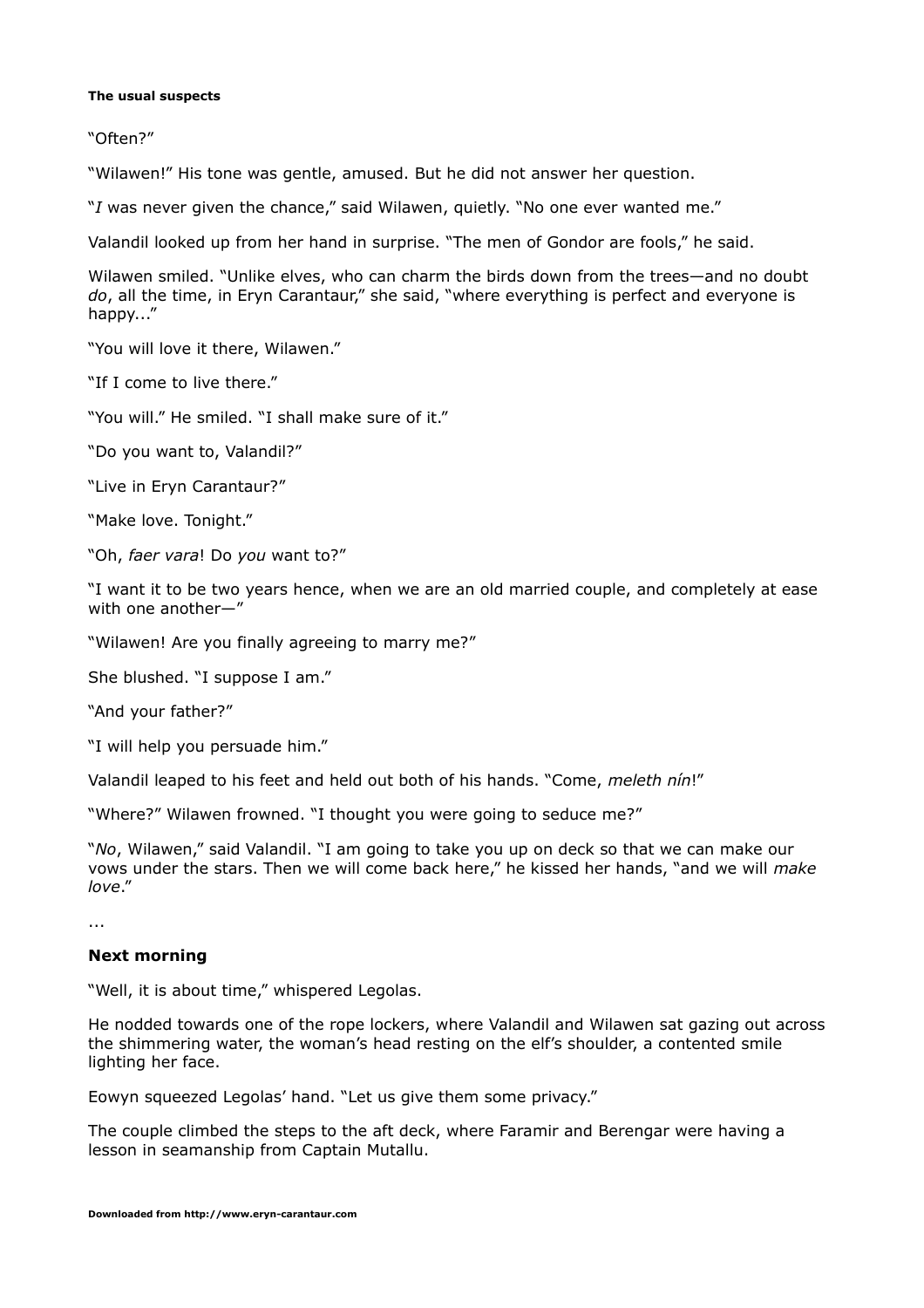"Often?"

"Wilawen!" His tone was gentle, amused. But he did not answer her question.

"*I* was never given the chance," said Wilawen, quietly. "No one ever wanted me."

Valandil looked up from her hand in surprise. "The men of Gondor are fools," he said.

Wilawen smiled. "Unlike elves, who can charm the birds down from the trees—and no doubt *do*, all the time, in Eryn Carantaur," she said, "where everything is perfect and everyone is happy..."

"You will love it there, Wilawen."

"If I come to live there."

"You will." He smiled. "I shall make sure of it."

"Do you want to, Valandil?"

"Live in Eryn Carantaur?"

"Make love. Tonight."

"Oh, *faer vara*! Do *you* want to?"

"I want it to be two years hence, when we are an old married couple, and completely at ease with one another—"

"Wilawen! Are you finally agreeing to marry me?"

She blushed. "I suppose I am."

"And your father?"

"I will help you persuade him."

Valandil leaped to his feet and held out both of his hands. "Come, *meleth nín*!"

"Where?" Wilawen frowned. "I thought you were going to seduce me?"

"*No*, Wilawen," said Valandil. "I am going to take you up on deck so that we can make our vows under the stars. Then we will come back here," he kissed her hands, "and we will *make love*."

...

### Next morning

"Well, it is about time," whispered Legolas.

He nodded towards one of the rope lockers, where Valandil and Wilawen sat gazing out across the shimmering water, the woman's head resting on the elf's shoulder, a contented smile lighting her face.

Eowyn squeezed Legolas' hand. "Let us give them some privacy."

The couple climbed the steps to the aft deck, where Faramir and Berengar were having a lesson in seamanship from Captain Mutallu.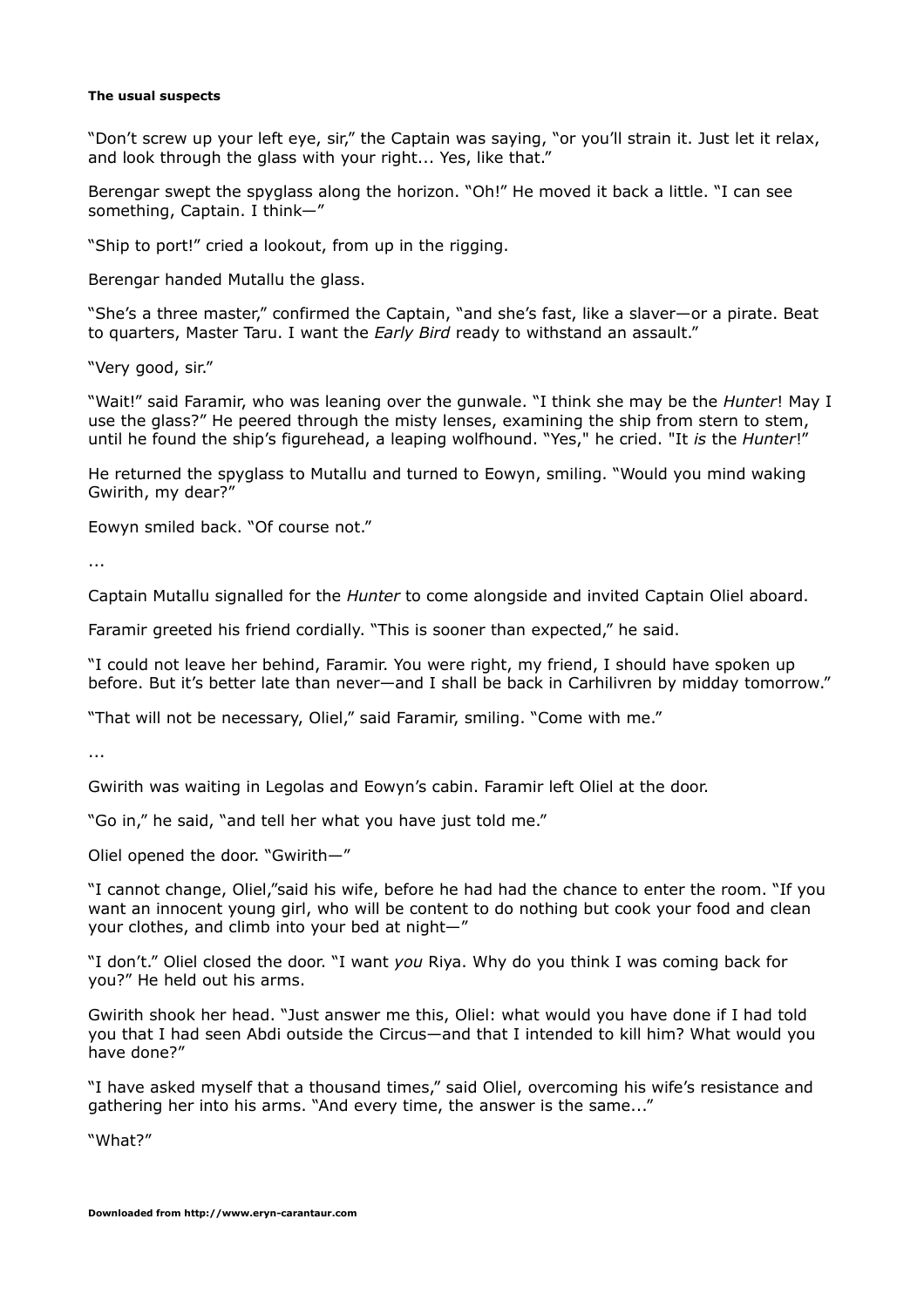**The usual suspects**

"Don't screw up your left eye, sir," the Captain was saying, "or you'll strain it. Just let it relax, and look through the glass with your right... Yes, like that."

Berengar swept the spyglass along the horizon. "Oh!" He moved it back a little. "I can see something, Captain. I think—"

"Ship to port!" cried a lookout, from up in the rigging.

Berengar handed Mutallu the glass.

"She's a three master," confirmed the Captain, "and she's fast, like a slaver—or a pirate. Beat to quarters, Master Taru. I want the *Early Bird* ready to withstand an assault."

"Very good, sir."

"Wait!" said Faramir, who was leaning over the gunwale. "I think she may be the *Hunter*! May I use the glass?" He peered through the misty lenses, examining the ship from stern to stem, until he found the ship's figurehead, a leaping wolfhound. "Yes," he cried. "It *is* the *Hunter*!"

He returned the spyglass to Mutallu and turned to Eowyn, smiling. "Would you mind waking Gwirith, my dear?"

Eowyn smiled back. "Of course not."

...

Captain Mutallu signalled for the *Hunter* to come alongside and invited Captain Oliel aboard.

Faramir greeted his friend cordially. "This is sooner than expected," he said.

"I could not leave her behind, Faramir. You were right, my friend, I should have spoken up before. But it's better late than never—and I shall be back in Carhilivren by midday tomorrow."

"That will not be necessary, Oliel," said Faramir, smiling. "Come with me."

...

Gwirith was waiting in Legolas and Eowyn's cabin. Faramir left Oliel at the door.

"Go in," he said, "and tell her what you have just told me."

Oliel opened the door. "Gwirith—"

"I cannot change, Oliel,"said his wife, before he had had the chance to enter the room. "If you want an innocent young girl, who will be content to do nothing but cook your food and clean your clothes, and climb into your bed at night—"

"I don't." Oliel closed the door. "I want *you* Riya. Why do you think I was coming back for you?" He held out his arms.

Gwirith shook her head. "Just answer me this, Oliel: what would you have done if I had told you that I had seen Abdi outside the Circus—and that I intended to kill him? What would you have done?"

"I have asked myself that a thousand times," said Oliel, overcoming his wife's resistance and gathering her into his arms. "And every time, the answer is the same..."

"What?"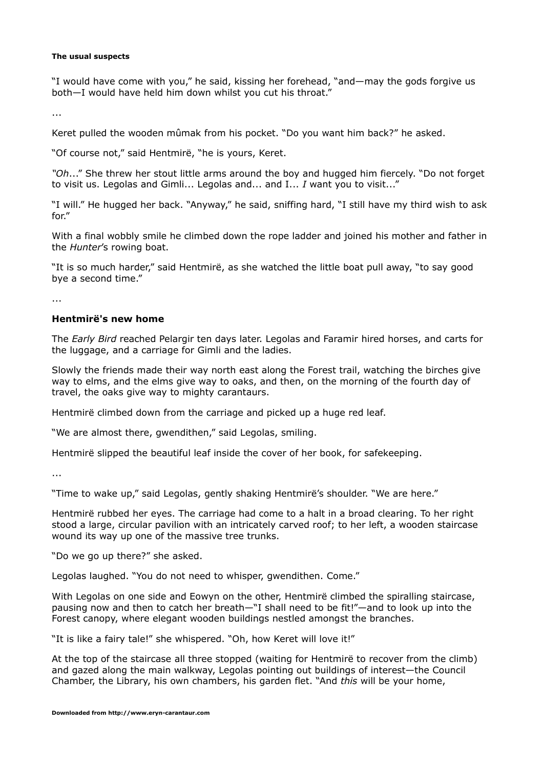**The usual suspects**

"I would have come with you," he said, kissing her forehead, "and—may the gods forgive us both—I would have held him down whilst you cut his throat."

...

Keret pulled the wooden mûmak from his pocket. "Do you want him back?" he asked.

"Of course not," said Hentmirë, "he is yours, Keret.

*"Oh*..." She threw her stout little arms around the boy and hugged him fiercely. "Do not forget to visit us. Legolas and Gimli... Legolas and... and I... *I* want you to visit..."

"I will." He hugged her back. "Anyway," he said, sniffing hard, "I still have my third wish to ask for."

With a final wobbly smile he climbed down the rope ladder and joined his mother and father in the *Hunter*'s rowing boat.

"It is so much harder," said Hentmirë, as she watched the little boat pull away, "to say good bye a second time."

...

### Hentmirë's new home

The *Early Bird* reached Pelargir ten days later. Legolas and Faramir hired horses, and carts for the luggage, and a carriage for Gimli and the ladies.

Slowly the friends made their way north east along the Forest trail, watching the birches give way to elms, and the elms give way to oaks, and then, on the morning of the fourth day of travel, the oaks give way to mighty carantaurs.

Hentmirë climbed down from the carriage and picked up a huge red leaf.

"We are almost there, gwendithen," said Legolas, smiling.

Hentmirë slipped the beautiful leaf inside the cover of her book, for safekeeping.

...

"Time to wake up," said Legolas, gently shaking Hentmirë's shoulder. "We are here."

Hentmirë rubbed her eyes. The carriage had come to a halt in a broad clearing. To her right stood a large, circular pavilion with an intricately carved roof; to her left, a wooden staircase wound its way up one of the massive tree trunks.

"Do we go up there?" she asked.

Legolas laughed. "You do not need to whisper, gwendithen. Come."

With Legolas on one side and Eowyn on the other, Hentmirë climbed the spiralling staircase, pausing now and then to catch her breath—"I shall need to be fit!"—and to look up into the Forest canopy, where elegant wooden buildings nestled amongst the branches.

"It is like a fairy tale!" she whispered. "Oh, how Keret will love it!"

At the top of the staircase all three stopped (waiting for Hentmirë to recover from the climb) and gazed along the main walkway, Legolas pointing out buildings of interest—the Council Chamber, the Library, his own chambers, his garden flet. "And *this* will be your home,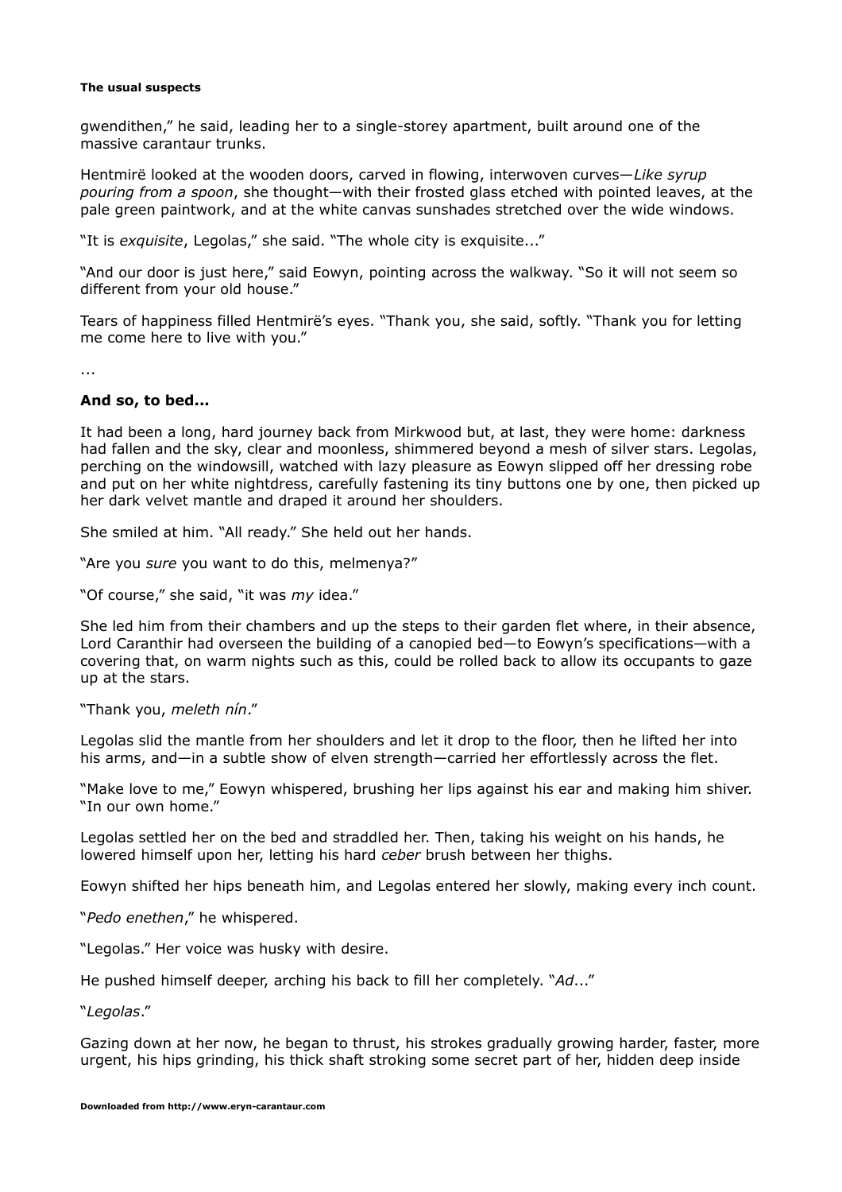gwendithen," he said, leading her to a single-storey apartment, built around one of the massive carantaur trunks.

Hentmirë looked at the wooden doors, carved in flowing, interwoven curves—*Like syrup pouring from a spoon*, she thought—with their frosted glass etched with pointed leaves, at the pale green paintwork, and at the white canvas sunshades stretched over the wide windows.

"It is *exquisite*, Legolas," she said. "The whole city is exquisite..."

"And our door is just here," said Eowyn, pointing across the walkway. "So it will not seem so different from your old house."

Tears of happiness filled Hentmirë's eyes. "Thank you, she said, softly. "Thank you for letting me come here to live with you."

...

**And so, to bed...**

It had been a long, hard journey back from Mirkwood but, at last, they were home: darkness had fallen and the sky, clear and moonless, shimmered beyond a mesh of silver stars. Legolas, perching on the windowsill, watched with lazy pleasure as Eowyn slipped off her dressing robe and put on her white nightdress, carefully fastening its tiny buttons one by one, then picked up her dark velvet mantle and draped it around her shoulders.

She smiled at him. "All ready." She held out her hands.

"Are you *sure* you want to do this, melmenya?"

"Of course," she said, "it was *my* idea."

She led him from their chambers and up the steps to their garden flet where, in their absence, Lord Caranthir had overseen the building of a canopied bed—to Eowyn's specifications—with a covering that, on warm nights such as this, could be rolled back to allow its occupants to gaze up at the stars.

"Thank you, *meleth nín*."

Legolas slid the mantle from her shoulders and let it drop to the floor, then he lifted her into his arms, and—in a subtle show of elven strength—carried her effortlessly across the flet.

"Make love to me," Eowyn whispered, brushing her lips against his ear and making him shiver. "In our own home."

Legolas settled her on the bed and straddled her. Then, taking his weight on his hands, he lowered himself upon her, letting his hard *ceber* brush between her thighs.

Eowyn shifted her hips beneath him, and Legolas entered her slowly, making every inch count.

"*Pedo enethen*," he whispered.

"Legolas." Her voice was husky with desire.

He pushed himself deeper, arching his back to fill her completely. "*Ad*..."

"*Legolas*."

Gazing down at her now, he began to thrust, his strokes gradually growing harder, faster, more urgent, his hips grinding, his thick shaft stroking some secret part of her, hidden deep inside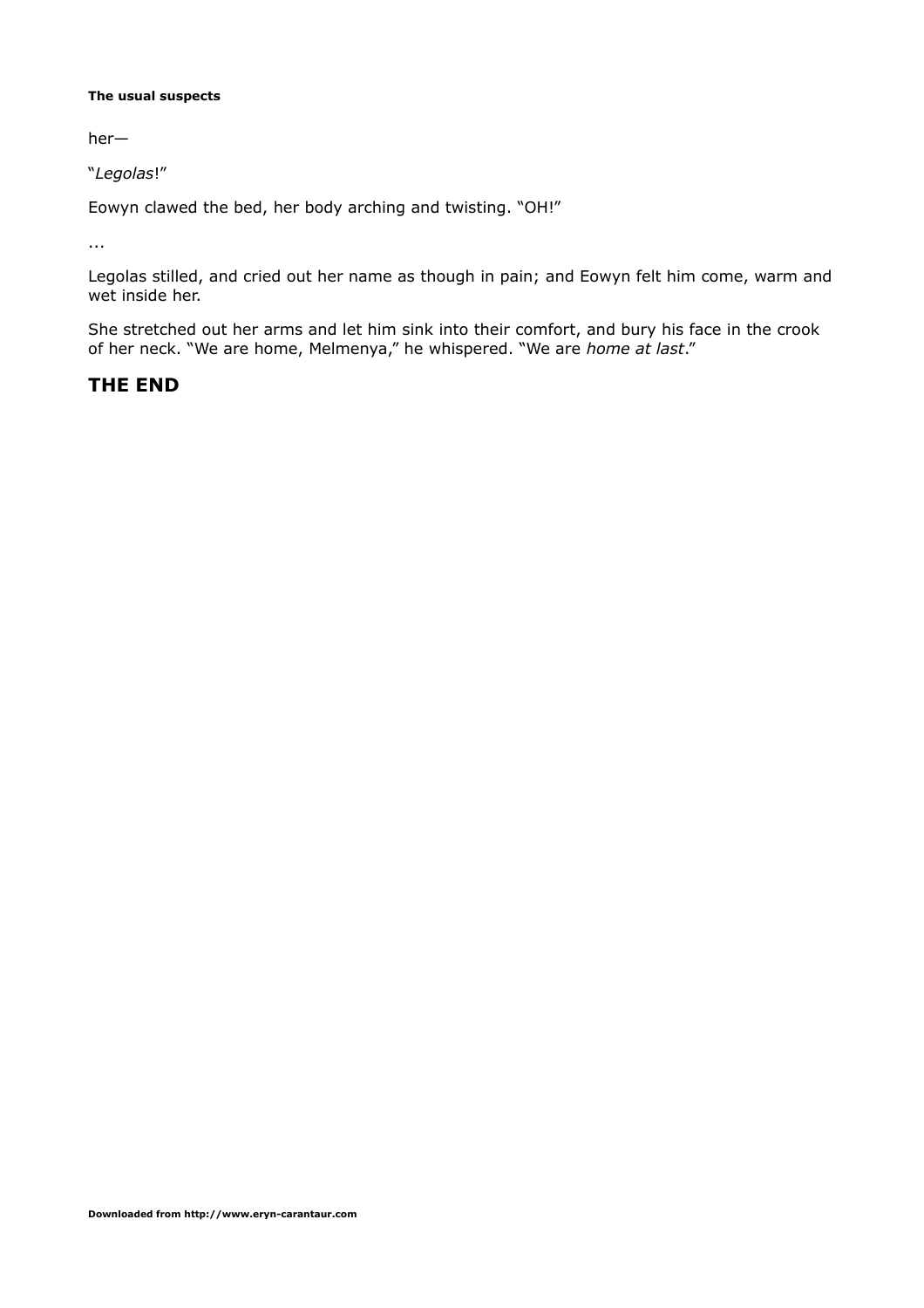her—

"*Legolas*!"

Eowyn clawed the bed, her body arching and twisting. "OH!"

...

Legolas stilled, and cried out her name as though in pain; and Eowyn felt him come, warm and wet inside her.

She stretched out her arms and let him sink into their comfort, and bury his face in the crook of her neck. "We are home, Melmenya," he whispered. "We are *home at last*."

## THE END